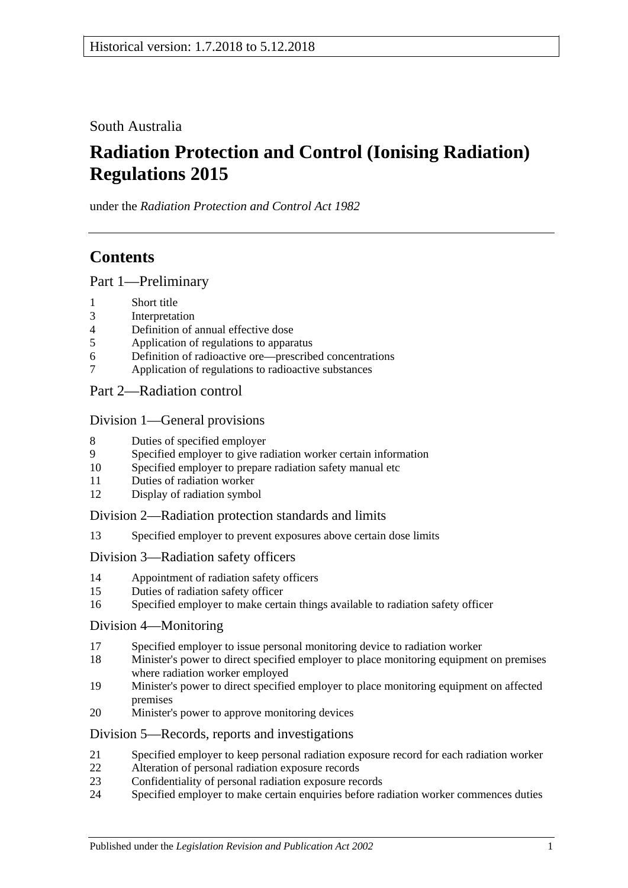Historical version: 1.7.2018 to 5.12.2018

South Australia

# Radiation Protection and Control (Ionising Radiation) Regulations 2015

under the *Radiation Protection and Control Act 1982*

## Contents

### Part 1—Preliminary

1 Short title
3 Interpretation
4 Definition of annual effective dose
5 Application of regulations to apparatus
6 Definition of radioactive ore—prescribed concentrations
7 Application of regulations to radioactive substances

### Part 2—Radiation control

#### Division 1—General provisions

8 Duties of specified employer
9 Specified employer to give radiation worker certain information
10 Specified employer to prepare radiation safety manual etc
11 Duties of radiation worker
12 Display of radiation symbol

#### Division 2—Radiation protection standards and limits

13 Specified employer to prevent exposures above certain dose limits

#### Division 3—Radiation safety officers

14 Appointment of radiation safety officers
15 Duties of radiation safety officer
16 Specified employer to make certain things available to radiation safety officer

#### Division 4—Monitoring

17 Specified employer to issue personal monitoring device to radiation worker
18 Minister's power to direct specified employer to place monitoring equipment on premises where radiation worker employed
19 Minister's power to direct specified employer to place monitoring equipment on affected premises
20 Minister's power to approve monitoring devices

#### Division 5—Records, reports and investigations

21 Specified employer to keep personal radiation exposure record for each radiation worker
22 Alteration of personal radiation exposure records
23 Confidentiality of personal radiation exposure records
24 Specified employer to make certain enquiries before radiation worker commences duties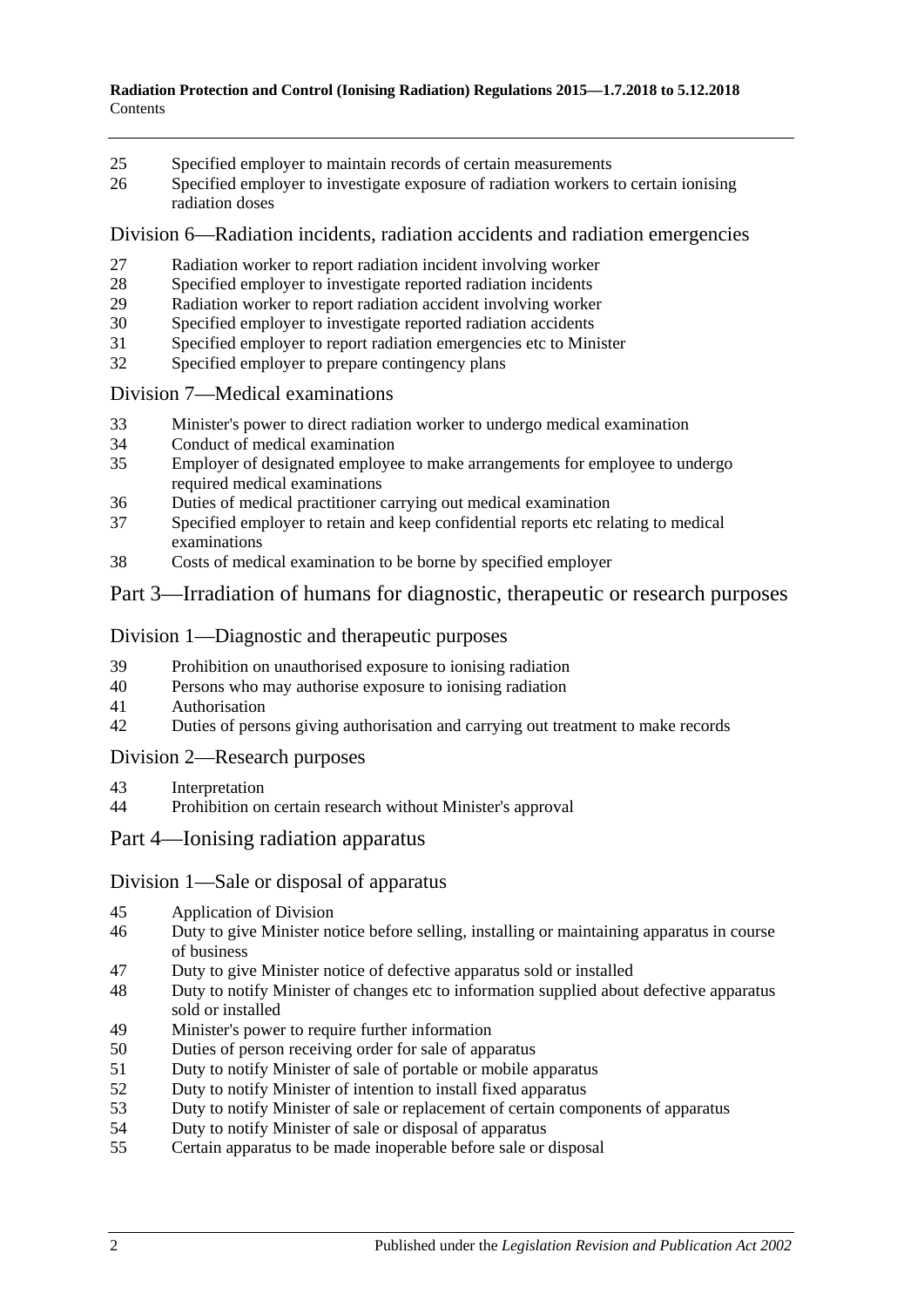25 Specified employer to maintain records of certain measurements
26 Specified employer to investigate exposure of radiation workers to certain ionising radiation doses

## Division 6—Radiation incidents, radiation accidents and radiation emergencies

27 Radiation worker to report radiation incident involving worker
28 Specified employer to investigate reported radiation incidents
29 Radiation worker to report radiation accident involving worker
30 Specified employer to investigate reported radiation accidents
31 Specified employer to report radiation emergencies etc to Minister
32 Specified employer to prepare contingency plans

## Division 7—Medical examinations

33 Minister's power to direct radiation worker to undergo medical examination
34 Conduct of medical examination
35 Employer of designated employee to make arrangements for employee to undergo required medical examinations
36 Duties of medical practitioner carrying out medical examination
37 Specified employer to retain and keep confidential reports etc relating to medical examinations
38 Costs of medical examination to be borne by specified employer

# Part 3—Irradiation of humans for diagnostic, therapeutic or research purposes

## Division 1—Diagnostic and therapeutic purposes

39 Prohibition on unauthorised exposure to ionising radiation
40 Persons who may authorise exposure to ionising radiation
41 Authorisation
42 Duties of persons giving authorisation and carrying out treatment to make records

## Division 2—Research purposes

43 Interpretation
44 Prohibition on certain research without Minister's approval

# Part 4—Ionising radiation apparatus

## Division 1—Sale or disposal of apparatus

45 Application of Division
46 Duty to give Minister notice before selling, installing or maintaining apparatus in course of business
47 Duty to give Minister notice of defective apparatus sold or installed
48 Duty to notify Minister of changes etc to information supplied about defective apparatus sold or installed
49 Minister's power to require further information
50 Duties of person receiving order for sale of apparatus
51 Duty to notify Minister of sale of portable or mobile apparatus
52 Duty to notify Minister of intention to install fixed apparatus
53 Duty to notify Minister of sale or replacement of certain components of apparatus
54 Duty to notify Minister of sale or disposal of apparatus
55 Certain apparatus to be made inoperable before sale or disposal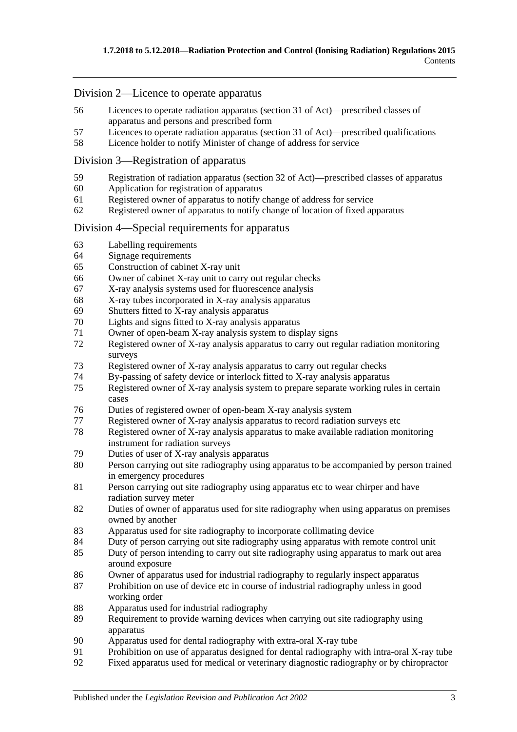## Division 2—Licence to operate apparatus

56 Licences to operate radiation apparatus (section 31 of Act)—prescribed classes of apparatus and persons and prescribed form
57 Licences to operate radiation apparatus (section 31 of Act)—prescribed qualifications
58 Licence holder to notify Minister of change of address for service

## Division 3—Registration of apparatus

59 Registration of radiation apparatus (section 32 of Act)—prescribed classes of apparatus
60 Application for registration of apparatus
61 Registered owner of apparatus to notify change of address for service
62 Registered owner of apparatus to notify change of location of fixed apparatus

## Division 4—Special requirements for apparatus

63 Labelling requirements
64 Signage requirements
65 Construction of cabinet X-ray unit
66 Owner of cabinet X-ray unit to carry out regular checks
67 X-ray analysis systems used for fluorescence analysis
68 X-ray tubes incorporated in X-ray analysis apparatus
69 Shutters fitted to X-ray analysis apparatus
70 Lights and signs fitted to X-ray analysis apparatus
71 Owner of open-beam X-ray analysis system to display signs
72 Registered owner of X-ray analysis apparatus to carry out regular radiation monitoring surveys
73 Registered owner of X-ray analysis apparatus to carry out regular checks
74 By-passing of safety device or interlock fitted to X-ray analysis apparatus
75 Registered owner of X-ray analysis system to prepare separate working rules in certain cases
76 Duties of registered owner of open-beam X-ray analysis system
77 Registered owner of X-ray analysis apparatus to record radiation surveys etc
78 Registered owner of X-ray analysis apparatus to make available radiation monitoring instrument for radiation surveys
79 Duties of user of X-ray analysis apparatus
80 Person carrying out site radiography using apparatus to be accompanied by person trained in emergency procedures
81 Person carrying out site radiography using apparatus etc to wear chirper and have radiation survey meter
82 Duties of owner of apparatus used for site radiography when using apparatus on premises owned by another
83 Apparatus used for site radiography to incorporate collimating device
84 Duty of person carrying out site radiography using apparatus with remote control unit
85 Duty of person intending to carry out site radiography using apparatus to mark out area around exposure
86 Owner of apparatus used for industrial radiography to regularly inspect apparatus
87 Prohibition on use of device etc in course of industrial radiography unless in good working order
88 Apparatus used for industrial radiography
89 Requirement to provide warning devices when carrying out site radiography using apparatus
90 Apparatus used for dental radiography with extra-oral X-ray tube
91 Prohibition on use of apparatus designed for dental radiography with intra-oral X-ray tube
92 Fixed apparatus used for medical or veterinary diagnostic radiography or by chiropractor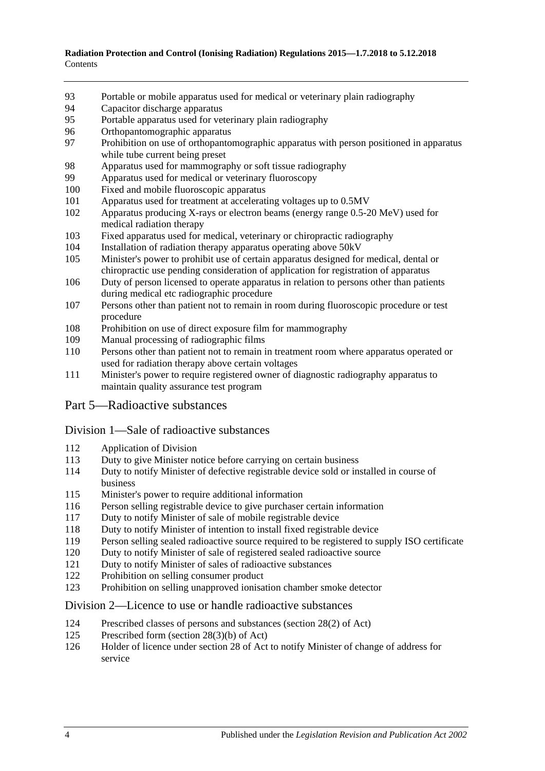93 Portable or mobile apparatus used for medical or veterinary plain radiography
94 Capacitor discharge apparatus
95 Portable apparatus used for veterinary plain radiography
96 Orthopantomographic apparatus
97 Prohibition on use of orthopantomographic apparatus with person positioned in apparatus while tube current being preset
98 Apparatus used for mammography or soft tissue radiography
99 Apparatus used for medical or veterinary fluoroscopy
100 Fixed and mobile fluoroscopic apparatus
101 Apparatus used for treatment at accelerating voltages up to 0.5MV
102 Apparatus producing X-rays or electron beams (energy range 0.5-20 MeV) used for medical radiation therapy
103 Fixed apparatus used for medical, veterinary or chiropractic radiography
104 Installation of radiation therapy apparatus operating above 50kV
105 Minister's power to prohibit use of certain apparatus designed for medical, dental or chiropractic use pending consideration of application for registration of apparatus
106 Duty of person licensed to operate apparatus in relation to persons other than patients during medical etc radiographic procedure
107 Persons other than patient not to remain in room during fluoroscopic procedure or test procedure
108 Prohibition on use of direct exposure film for mammography
109 Manual processing of radiographic films
110 Persons other than patient not to remain in treatment room where apparatus operated or used for radiation therapy above certain voltages
111 Minister's power to require registered owner of diagnostic radiography apparatus to maintain quality assurance test program

## Part 5—Radioactive substances

### Division 1—Sale of radioactive substances

112 Application of Division
113 Duty to give Minister notice before carrying on certain business
114 Duty to notify Minister of defective registrable device sold or installed in course of business
115 Minister's power to require additional information
116 Person selling registrable device to give purchaser certain information
117 Duty to notify Minister of sale of mobile registrable device
118 Duty to notify Minister of intention to install fixed registrable device
119 Person selling sealed radioactive source required to be registered to supply ISO certificate
120 Duty to notify Minister of sale of registered sealed radioactive source
121 Duty to notify Minister of sales of radioactive substances
122 Prohibition on selling consumer product
123 Prohibition on selling unapproved ionisation chamber smoke detector

### Division 2—Licence to use or handle radioactive substances

124 Prescribed classes of persons and substances (section 28(2) of Act)
125 Prescribed form (section 28(3)(b) of Act)
126 Holder of licence under section 28 of Act to notify Minister of change of address for service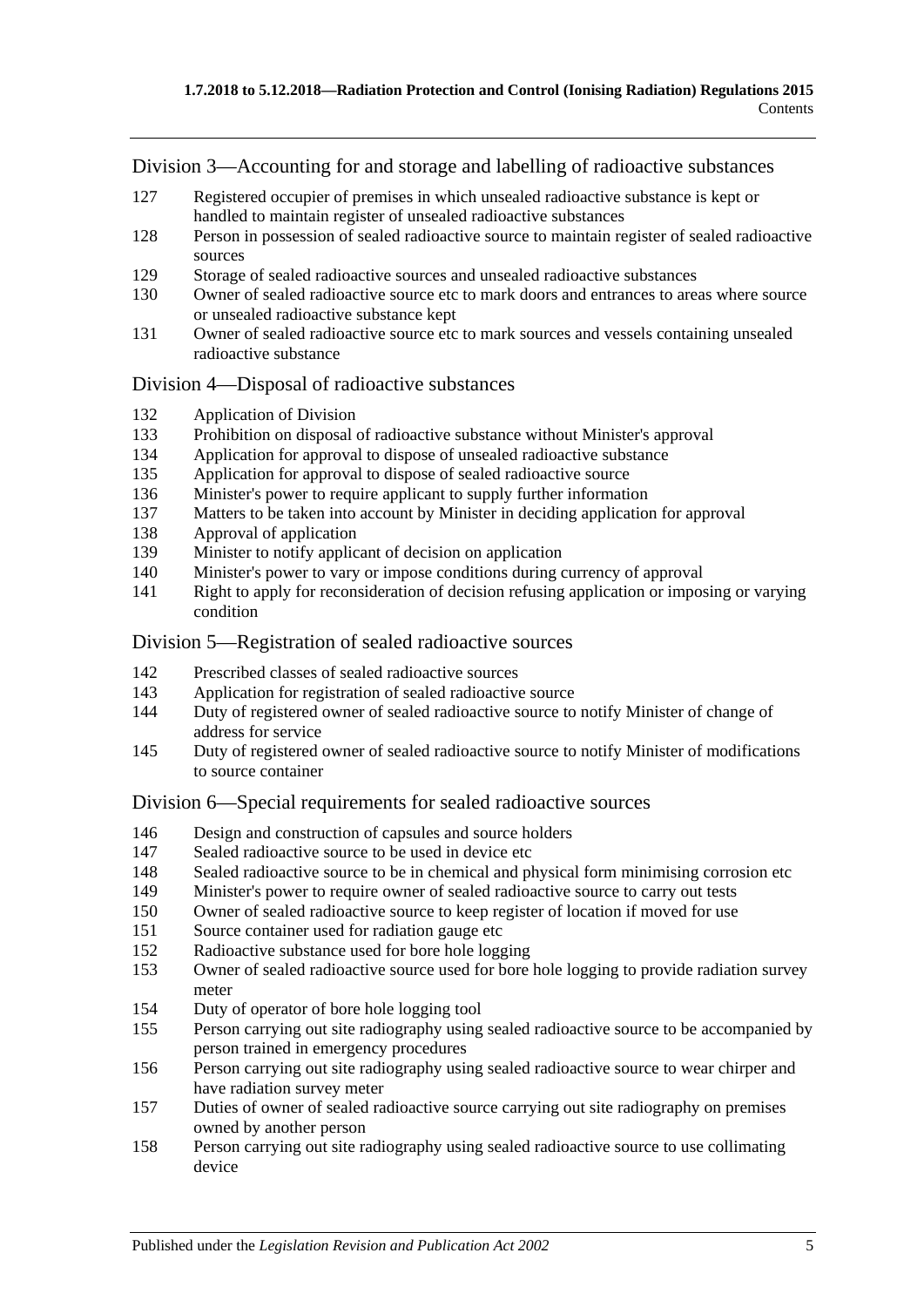## Division 3—Accounting for and storage and labelling of radioactive substances

127 Registered occupier of premises in which unsealed radioactive substance is kept or handled to maintain register of unsealed radioactive substances

128 Person in possession of sealed radioactive source to maintain register of sealed radioactive sources

129 Storage of sealed radioactive sources and unsealed radioactive substances

130 Owner of sealed radioactive source etc to mark doors and entrances to areas where source or unsealed radioactive substance kept

131 Owner of sealed radioactive source etc to mark sources and vessels containing unsealed radioactive substance

## Division 4—Disposal of radioactive substances

132 Application of Division

133 Prohibition on disposal of radioactive substance without Minister's approval

134 Application for approval to dispose of unsealed radioactive substance

135 Application for approval to dispose of sealed radioactive source

136 Minister's power to require applicant to supply further information

137 Matters to be taken into account by Minister in deciding application for approval

138 Approval of application

139 Minister to notify applicant of decision on application

140 Minister's power to vary or impose conditions during currency of approval

141 Right to apply for reconsideration of decision refusing application or imposing or varying condition

## Division 5—Registration of sealed radioactive sources

142 Prescribed classes of sealed radioactive sources

143 Application for registration of sealed radioactive source

144 Duty of registered owner of sealed radioactive source to notify Minister of change of address for service

145 Duty of registered owner of sealed radioactive source to notify Minister of modifications to source container

## Division 6—Special requirements for sealed radioactive sources

146 Design and construction of capsules and source holders

147 Sealed radioactive source to be used in device etc

148 Sealed radioactive source to be in chemical and physical form minimising corrosion etc

149 Minister's power to require owner of sealed radioactive source to carry out tests

150 Owner of sealed radioactive source to keep register of location if moved for use

151 Source container used for radiation gauge etc

152 Radioactive substance used for bore hole logging

153 Owner of sealed radioactive source used for bore hole logging to provide radiation survey meter

154 Duty of operator of bore hole logging tool

155 Person carrying out site radiography using sealed radioactive source to be accompanied by person trained in emergency procedures

156 Person carrying out site radiography using sealed radioactive source to wear chirper and have radiation survey meter

157 Duties of owner of sealed radioactive source carrying out site radiography on premises owned by another person

158 Person carrying out site radiography using sealed radioactive source to use collimating device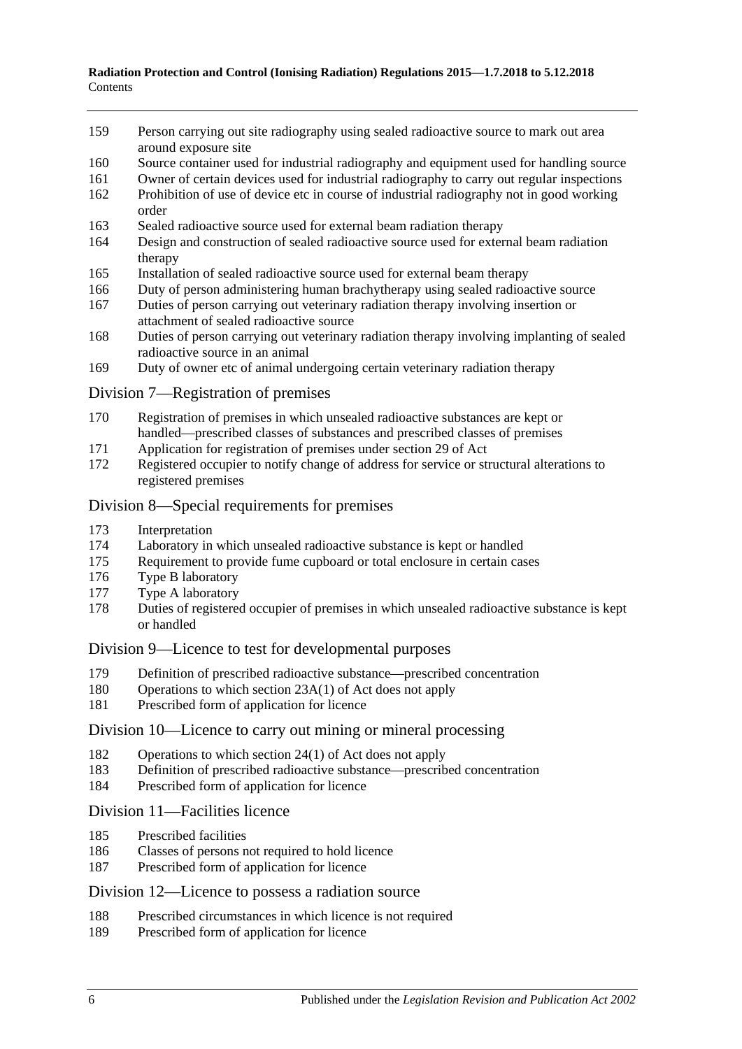159 Person carrying out site radiography using sealed radioactive source to mark out area around exposure site
160 Source container used for industrial radiography and equipment used for handling source
161 Owner of certain devices used for industrial radiography to carry out regular inspections
162 Prohibition of use of device etc in course of industrial radiography not in good working order
163 Sealed radioactive source used for external beam radiation therapy
164 Design and construction of sealed radioactive source used for external beam radiation therapy
165 Installation of sealed radioactive source used for external beam therapy
166 Duty of person administering human brachytherapy using sealed radioactive source
167 Duties of person carrying out veterinary radiation therapy involving insertion or attachment of sealed radioactive source
168 Duties of person carrying out veterinary radiation therapy involving implanting of sealed radioactive source in an animal
169 Duty of owner etc of animal undergoing certain veterinary radiation therapy

## Division 7—Registration of premises

170 Registration of premises in which unsealed radioactive substances are kept or handled—prescribed classes of substances and prescribed classes of premises
171 Application for registration of premises under section 29 of Act
172 Registered occupier to notify change of address for service or structural alterations to registered premises

## Division 8—Special requirements for premises

173 Interpretation
174 Laboratory in which unsealed radioactive substance is kept or handled
175 Requirement to provide fume cupboard or total enclosure in certain cases
176 Type B laboratory
177 Type A laboratory
178 Duties of registered occupier of premises in which unsealed radioactive substance is kept or handled

## Division 9—Licence to test for developmental purposes

179 Definition of prescribed radioactive substance—prescribed concentration
180 Operations to which section 23A(1) of Act does not apply
181 Prescribed form of application for licence

## Division 10—Licence to carry out mining or mineral processing

182 Operations to which section 24(1) of Act does not apply
183 Definition of prescribed radioactive substance—prescribed concentration
184 Prescribed form of application for licence

## Division 11—Facilities licence

185 Prescribed facilities
186 Classes of persons not required to hold licence
187 Prescribed form of application for licence

## Division 12—Licence to possess a radiation source

188 Prescribed circumstances in which licence is not required
189 Prescribed form of application for licence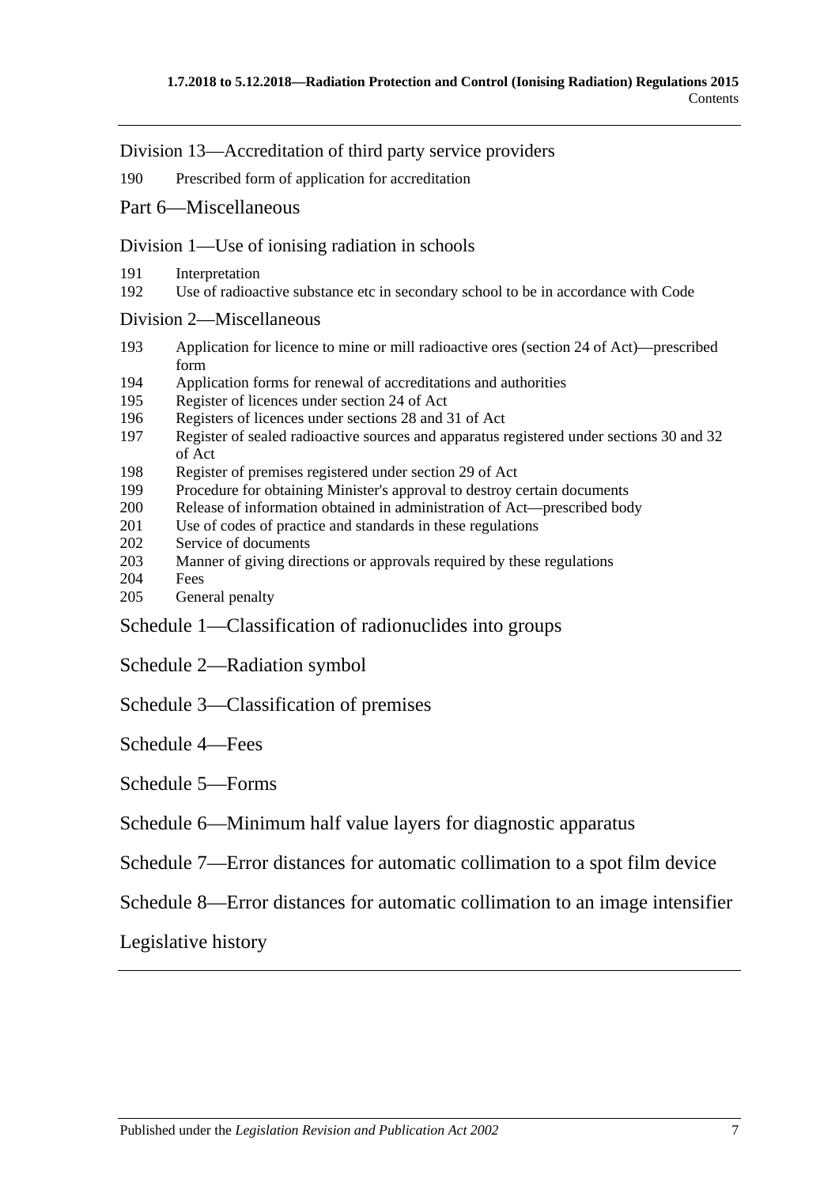Division 13—Accreditation of third party service providers

190 Prescribed form of application for accreditation

Part 6—Miscellaneous

Division 1—Use of ionising radiation in schools

191 Interpretation
192 Use of radioactive substance etc in secondary school to be in accordance with Code

Division 2—Miscellaneous

193 Application for licence to mine or mill radioactive ores (section 24 of Act)—prescribed form
194 Application forms for renewal of accreditations and authorities
195 Register of licences under section 24 of Act
196 Registers of licences under sections 28 and 31 of Act
197 Register of sealed radioactive sources and apparatus registered under sections 30 and 32 of Act
198 Register of premises registered under section 29 of Act
199 Procedure for obtaining Minister's approval to destroy certain documents
200 Release of information obtained in administration of Act—prescribed body
201 Use of codes of practice and standards in these regulations
202 Service of documents
203 Manner of giving directions or approvals required by these regulations
204 Fees
205 General penalty

Schedule 1—Classification of radionuclides into groups

Schedule 2—Radiation symbol

Schedule 3—Classification of premises

Schedule 4—Fees

Schedule 5—Forms

Schedule 6—Minimum half value layers for diagnostic apparatus

Schedule 7—Error distances for automatic collimation to a spot film device

Schedule 8—Error distances for automatic collimation to an image intensifier

Legislative history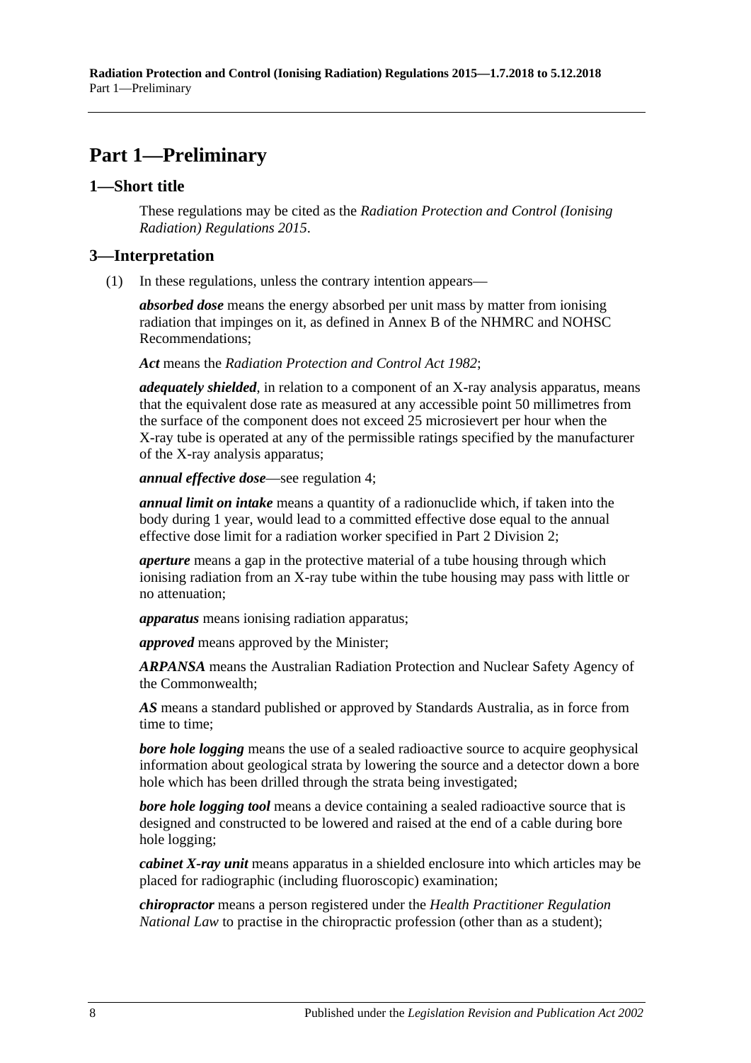# Part 1—Preliminary

## 1—Short title

These regulations may be cited as the *Radiation Protection and Control (Ionising Radiation) Regulations 2015*.

## 3—Interpretation

(1) In these regulations, unless the contrary intention appears—

***absorbed dose*** means the energy absorbed per unit mass by matter from ionising radiation that impinges on it, as defined in Annex B of the NHMRC and NOHSC Recommendations;

***Act*** means the *Radiation Protection and Control Act 1982*;

***adequately shielded***, in relation to a component of an X-ray analysis apparatus, means that the equivalent dose rate as measured at any accessible point 50 millimetres from the surface of the component does not exceed 25 microsievert per hour when the X-ray tube is operated at any of the permissible ratings specified by the manufacturer of the X-ray analysis apparatus;

***annual effective dose***—see regulation 4;

***annual limit on intake*** means a quantity of a radionuclide which, if taken into the body during 1 year, would lead to a committed effective dose equal to the annual effective dose limit for a radiation worker specified in Part 2 Division 2;

***aperture*** means a gap in the protective material of a tube housing through which ionising radiation from an X-ray tube within the tube housing may pass with little or no attenuation;

***apparatus*** means ionising radiation apparatus;

***approved*** means approved by the Minister;

***ARPANSA*** means the Australian Radiation Protection and Nuclear Safety Agency of the Commonwealth;

***AS*** means a standard published or approved by Standards Australia, as in force from time to time;

***bore hole logging*** means the use of a sealed radioactive source to acquire geophysical information about geological strata by lowering the source and a detector down a bore hole which has been drilled through the strata being investigated;

***bore hole logging tool*** means a device containing a sealed radioactive source that is designed and constructed to be lowered and raised at the end of a cable during bore hole logging;

***cabinet X-ray unit*** means apparatus in a shielded enclosure into which articles may be placed for radiographic (including fluoroscopic) examination;

***chiropractor*** means a person registered under the *Health Practitioner Regulation National Law* to practise in the chiropractic profession (other than as a student);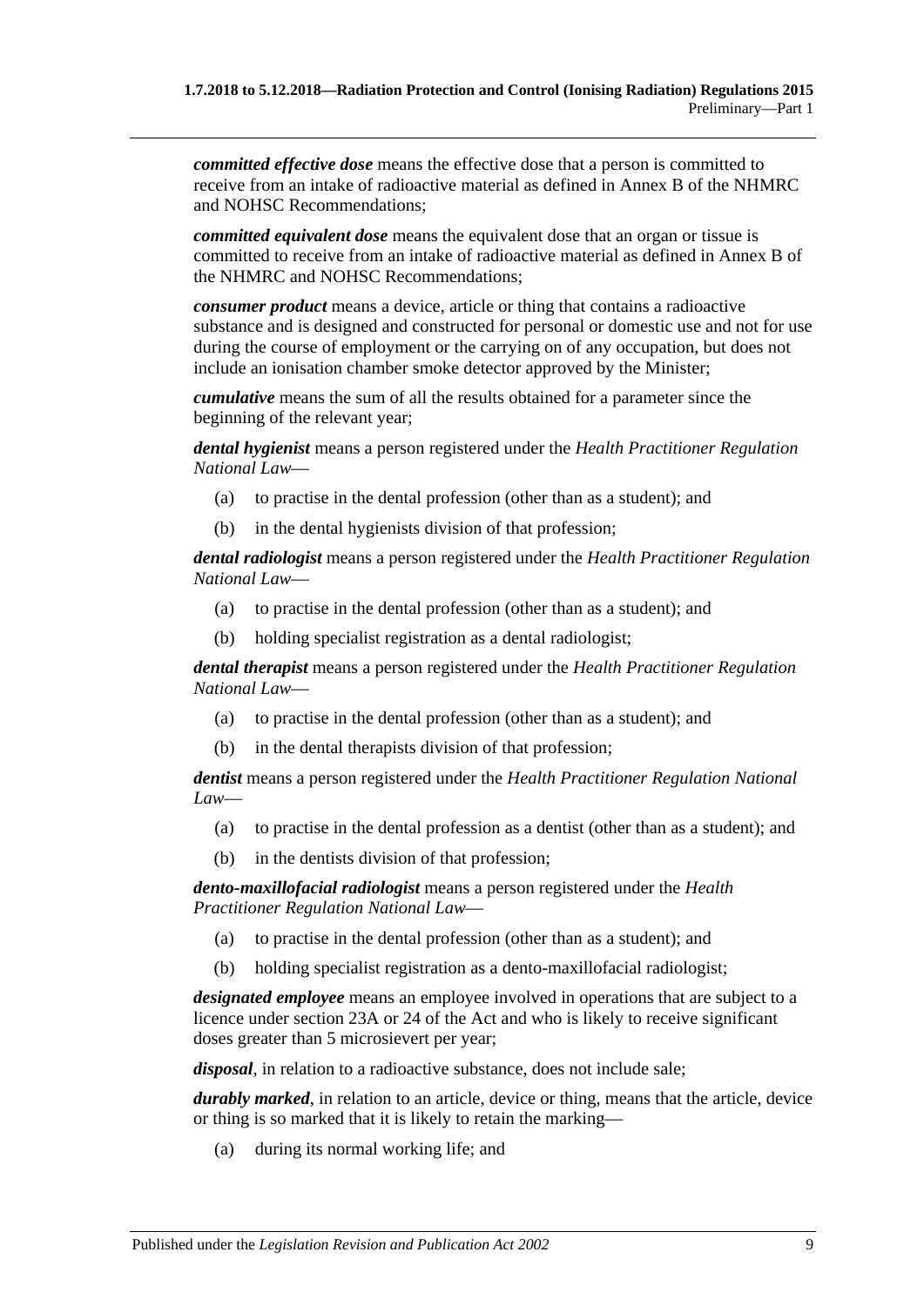***committed effective dose*** means the effective dose that a person is committed to receive from an intake of radioactive material as defined in Annex B of the NHMRC and NOHSC Recommendations;

***committed equivalent dose*** means the equivalent dose that an organ or tissue is committed to receive from an intake of radioactive material as defined in Annex B of the NHMRC and NOHSC Recommendations;

***consumer product*** means a device, article or thing that contains a radioactive substance and is designed and constructed for personal or domestic use and not for use during the course of employment or the carrying on of any occupation, but does not include an ionisation chamber smoke detector approved by the Minister;

***cumulative*** means the sum of all the results obtained for a parameter since the beginning of the relevant year;

***dental hygienist*** means a person registered under the *Health Practitioner Regulation National Law*—

(a) to practise in the dental profession (other than as a student); and

(b) in the dental hygienists division of that profession;

***dental radiologist*** means a person registered under the *Health Practitioner Regulation National Law*—

(a) to practise in the dental profession (other than as a student); and

(b) holding specialist registration as a dental radiologist;

***dental therapist*** means a person registered under the *Health Practitioner Regulation National Law*—

(a) to practise in the dental profession (other than as a student); and

(b) in the dental therapists division of that profession;

***dentist*** means a person registered under the *Health Practitioner Regulation National Law*—

(a) to practise in the dental profession as a dentist (other than as a student); and

(b) in the dentists division of that profession;

***dento-maxillofacial radiologist*** means a person registered under the *Health Practitioner Regulation National Law*—

(a) to practise in the dental profession (other than as a student); and

(b) holding specialist registration as a dento-maxillofacial radiologist;

***designated employee*** means an employee involved in operations that are subject to a licence under section 23A or 24 of the Act and who is likely to receive significant doses greater than 5 microsievert per year;

***disposal***, in relation to a radioactive substance, does not include sale;

***durably marked***, in relation to an article, device or thing, means that the article, device or thing is so marked that it is likely to retain the marking—

(a) during its normal working life; and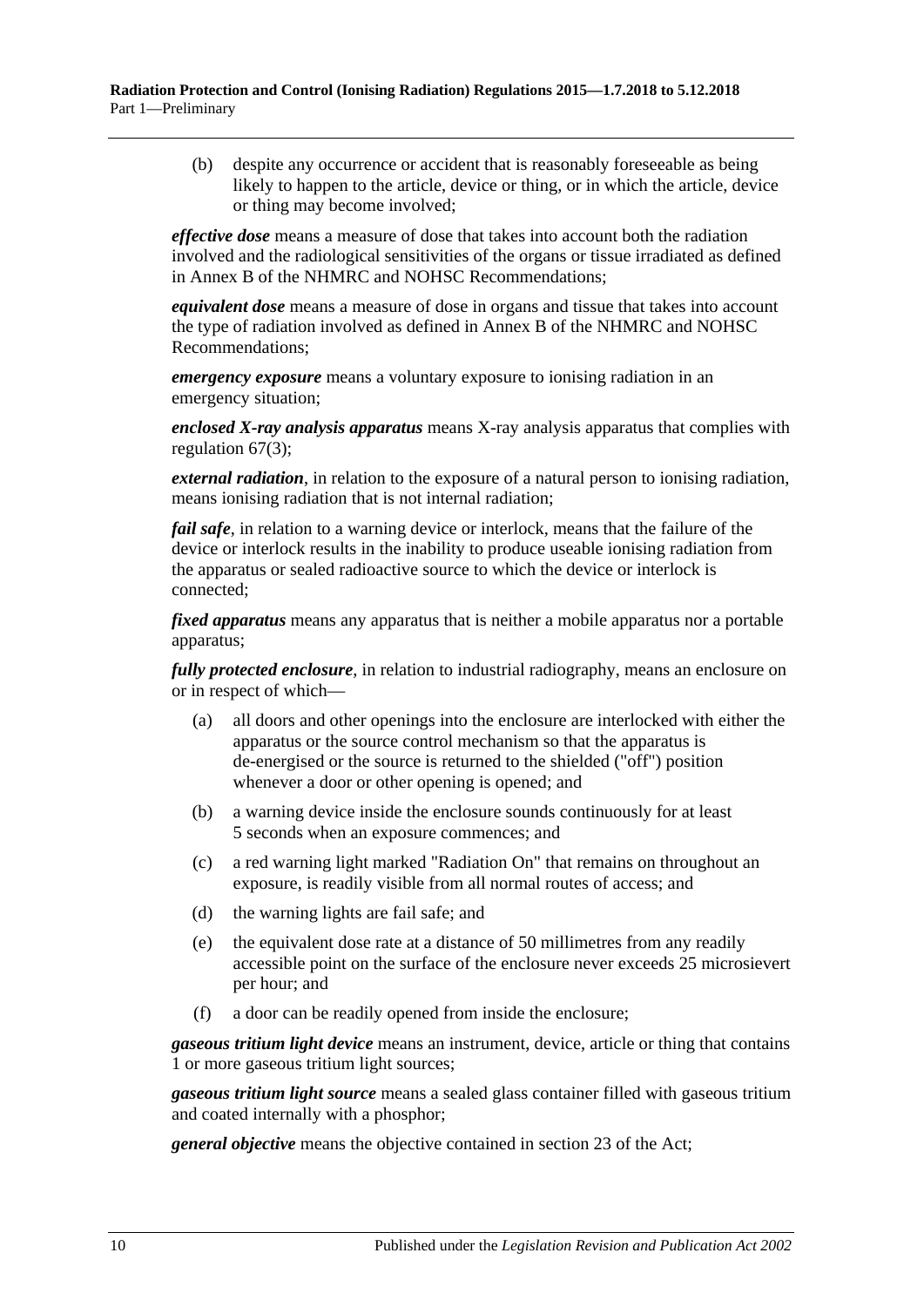(b) despite any occurrence or accident that is reasonably foreseeable as being likely to happen to the article, device or thing, or in which the article, device or thing may become involved;

***effective dose*** means a measure of dose that takes into account both the radiation involved and the radiological sensitivities of the organs or tissue irradiated as defined in Annex B of the NHMRC and NOHSC Recommendations;

***equivalent dose*** means a measure of dose in organs and tissue that takes into account the type of radiation involved as defined in Annex B of the NHMRC and NOHSC Recommendations;

***emergency exposure*** means a voluntary exposure to ionising radiation in an emergency situation;

***enclosed X-ray analysis apparatus*** means X-ray analysis apparatus that complies with regulation 67(3);

***external radiation***, in relation to the exposure of a natural person to ionising radiation, means ionising radiation that is not internal radiation;

***fail safe***, in relation to a warning device or interlock, means that the failure of the device or interlock results in the inability to produce useable ionising radiation from the apparatus or sealed radioactive source to which the device or interlock is connected;

***fixed apparatus*** means any apparatus that is neither a mobile apparatus nor a portable apparatus;

***fully protected enclosure***, in relation to industrial radiography, means an enclosure on or in respect of which—

(a) all doors and other openings into the enclosure are interlocked with either the apparatus or the source control mechanism so that the apparatus is de-energised or the source is returned to the shielded ("off") position whenever a door or other opening is opened; and

(b) a warning device inside the enclosure sounds continuously for at least 5 seconds when an exposure commences; and

(c) a red warning light marked "Radiation On" that remains on throughout an exposure, is readily visible from all normal routes of access; and

(d) the warning lights are fail safe; and

(e) the equivalent dose rate at a distance of 50 millimetres from any readily accessible point on the surface of the enclosure never exceeds 25 microsievert per hour; and

(f) a door can be readily opened from inside the enclosure;

***gaseous tritium light device*** means an instrument, device, article or thing that contains 1 or more gaseous tritium light sources;

***gaseous tritium light source*** means a sealed glass container filled with gaseous tritium and coated internally with a phosphor;

***general objective*** means the objective contained in section 23 of the Act;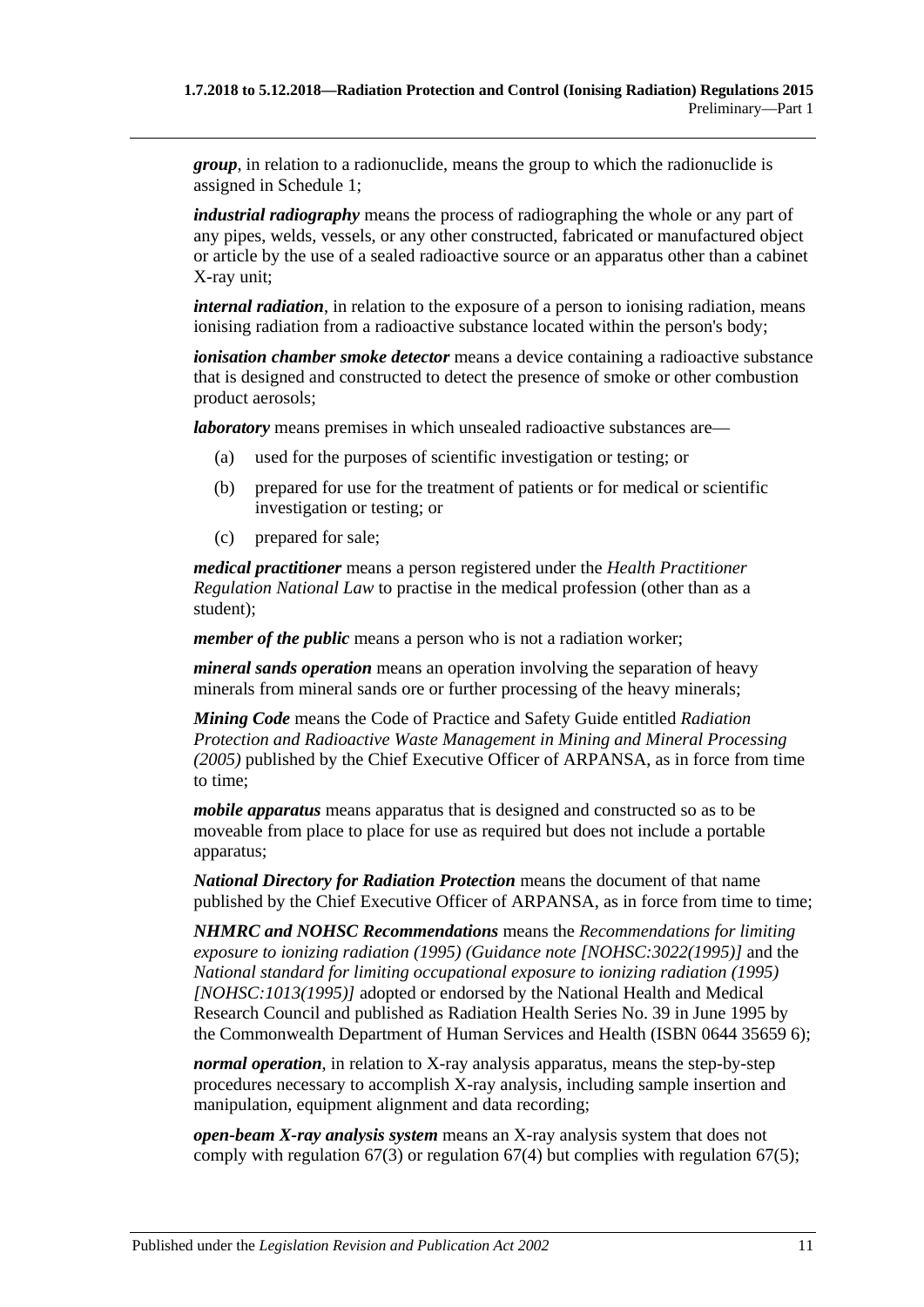***group***, in relation to a radionuclide, means the group to which the radionuclide is assigned in Schedule 1;

***industrial radiography*** means the process of radiographing the whole or any part of any pipes, welds, vessels, or any other constructed, fabricated or manufactured object or article by the use of a sealed radioactive source or an apparatus other than a cabinet X-ray unit;

***internal radiation***, in relation to the exposure of a person to ionising radiation, means ionising radiation from a radioactive substance located within the person's body;

***ionisation chamber smoke detector*** means a device containing a radioactive substance that is designed and constructed to detect the presence of smoke or other combustion product aerosols;

***laboratory*** means premises in which unsealed radioactive substances are—

- (a) used for the purposes of scientific investigation or testing; or
- (b) prepared for use for the treatment of patients or for medical or scientific investigation or testing; or
- (c) prepared for sale;

***medical practitioner*** means a person registered under the *Health Practitioner Regulation National Law* to practise in the medical profession (other than as a student);

***member of the public*** means a person who is not a radiation worker;

***mineral sands operation*** means an operation involving the separation of heavy minerals from mineral sands ore or further processing of the heavy minerals;

***Mining Code*** means the Code of Practice and Safety Guide entitled *Radiation Protection and Radioactive Waste Management in Mining and Mineral Processing (2005)* published by the Chief Executive Officer of ARPANSA, as in force from time to time;

***mobile apparatus*** means apparatus that is designed and constructed so as to be moveable from place to place for use as required but does not include a portable apparatus;

***National Directory for Radiation Protection*** means the document of that name published by the Chief Executive Officer of ARPANSA, as in force from time to time;

***NHMRC and NOHSC Recommendations*** means the *Recommendations for limiting exposure to ionizing radiation (1995) (Guidance note [NOHSC:3022(1995)]* and the *National standard for limiting occupational exposure to ionizing radiation (1995) [NOHSC:1013(1995)]* adopted or endorsed by the National Health and Medical Research Council and published as Radiation Health Series No. 39 in June 1995 by the Commonwealth Department of Human Services and Health (ISBN 0644 35659 6);

***normal operation***, in relation to X-ray analysis apparatus, means the step-by-step procedures necessary to accomplish X-ray analysis, including sample insertion and manipulation, equipment alignment and data recording;

***open-beam X-ray analysis system*** means an X-ray analysis system that does not comply with regulation 67(3) or regulation 67(4) but complies with regulation 67(5);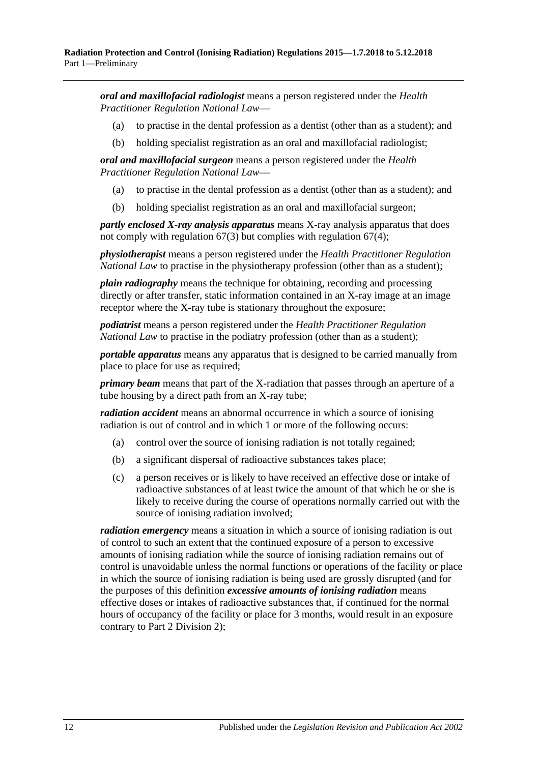***oral and maxillofacial radiologist*** means a person registered under the *Health Practitioner Regulation National Law*—

(a) to practise in the dental profession as a dentist (other than as a student); and

(b) holding specialist registration as an oral and maxillofacial radiologist;

***oral and maxillofacial surgeon*** means a person registered under the *Health Practitioner Regulation National Law*—

(a) to practise in the dental profession as a dentist (other than as a student); and

(b) holding specialist registration as an oral and maxillofacial surgeon;

***partly enclosed X-ray analysis apparatus*** means X-ray analysis apparatus that does not comply with regulation 67(3) but complies with regulation 67(4);

***physiotherapist*** means a person registered under the *Health Practitioner Regulation National Law* to practise in the physiotherapy profession (other than as a student);

***plain radiography*** means the technique for obtaining, recording and processing directly or after transfer, static information contained in an X-ray image at an image receptor where the X-ray tube is stationary throughout the exposure;

***podiatrist*** means a person registered under the *Health Practitioner Regulation National Law* to practise in the podiatry profession (other than as a student);

***portable apparatus*** means any apparatus that is designed to be carried manually from place to place for use as required;

***primary beam*** means that part of the X-radiation that passes through an aperture of a tube housing by a direct path from an X-ray tube;

***radiation accident*** means an abnormal occurrence in which a source of ionising radiation is out of control and in which 1 or more of the following occurs:

(a) control over the source of ionising radiation is not totally regained;

(b) a significant dispersal of radioactive substances takes place;

(c) a person receives or is likely to have received an effective dose or intake of radioactive substances of at least twice the amount of that which he or she is likely to receive during the course of operations normally carried out with the source of ionising radiation involved;

***radiation emergency*** means a situation in which a source of ionising radiation is out of control to such an extent that the continued exposure of a person to excessive amounts of ionising radiation while the source of ionising radiation remains out of control is unavoidable unless the normal functions or operations of the facility or place in which the source of ionising radiation is being used are grossly disrupted (and for the purposes of this definition ***excessive amounts of ionising radiation*** means effective doses or intakes of radioactive substances that, if continued for the normal hours of occupancy of the facility or place for 3 months, would result in an exposure contrary to Part 2 Division 2);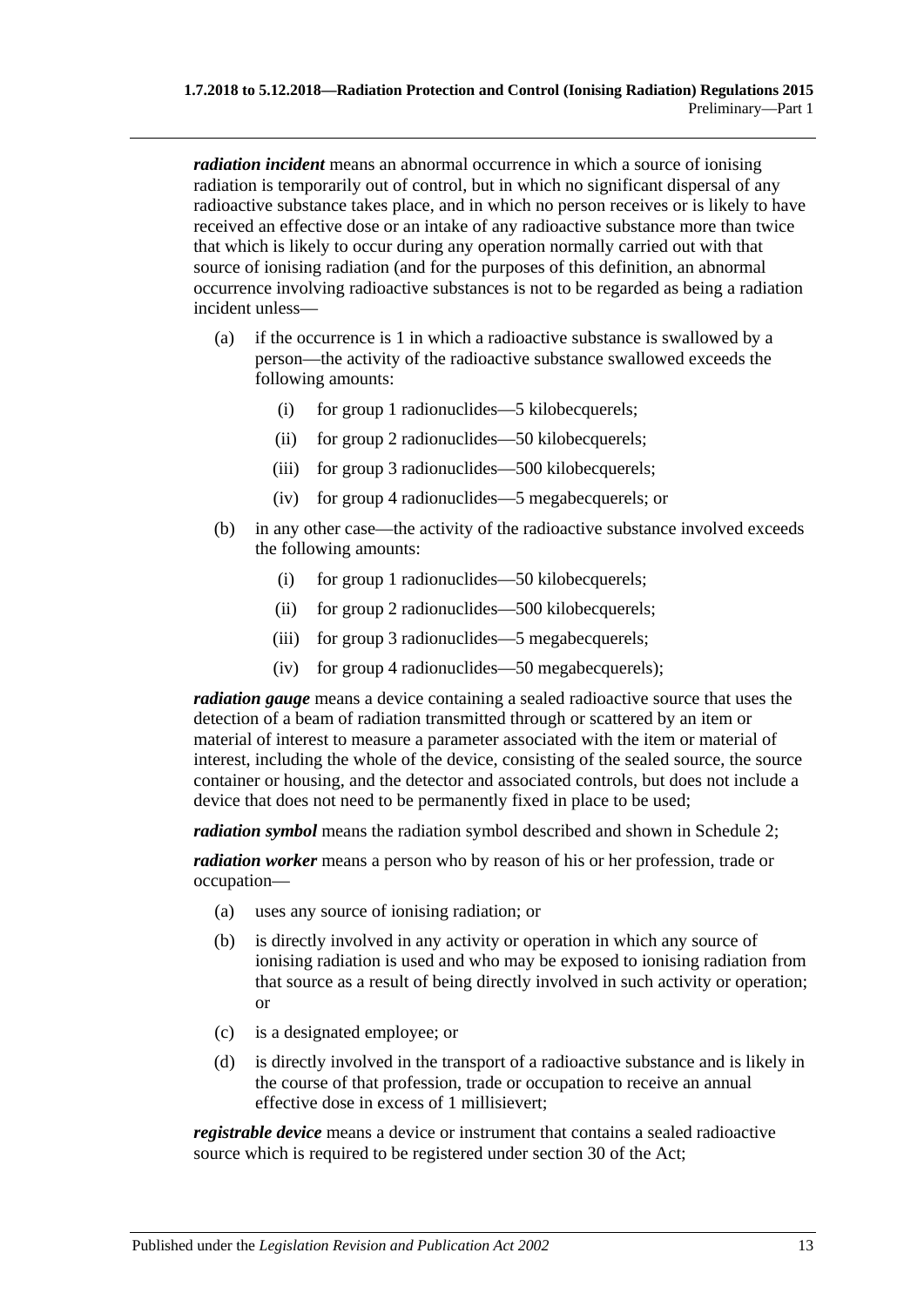***radiation incident*** means an abnormal occurrence in which a source of ionising radiation is temporarily out of control, but in which no significant dispersal of any radioactive substance takes place, and in which no person receives or is likely to have received an effective dose or an intake of any radioactive substance more than twice that which is likely to occur during any operation normally carried out with that source of ionising radiation (and for the purposes of this definition, an abnormal occurrence involving radioactive substances is not to be regarded as being a radiation incident unless—

- (a) if the occurrence is 1 in which a radioactive substance is swallowed by a person—the activity of the radioactive substance swallowed exceeds the following amounts:
  - (i) for group 1 radionuclides—5 kilobecquerels;
  - (ii) for group 2 radionuclides—50 kilobecquerels;
  - (iii) for group 3 radionuclides—500 kilobecquerels;
  - (iv) for group 4 radionuclides—5 megabecquerels; or
- (b) in any other case—the activity of the radioactive substance involved exceeds the following amounts:
  - (i) for group 1 radionuclides—50 kilobecquerels;
  - (ii) for group 2 radionuclides—500 kilobecquerels;
  - (iii) for group 3 radionuclides—5 megabecquerels;
  - (iv) for group 4 radionuclides—50 megabecquerels);

***radiation gauge*** means a device containing a sealed radioactive source that uses the detection of a beam of radiation transmitted through or scattered by an item or material of interest to measure a parameter associated with the item or material of interest, including the whole of the device, consisting of the sealed source, the source container or housing, and the detector and associated controls, but does not include a device that does not need to be permanently fixed in place to be used;

***radiation symbol*** means the radiation symbol described and shown in Schedule 2;

***radiation worker*** means a person who by reason of his or her profession, trade or occupation—

- (a) uses any source of ionising radiation; or
- (b) is directly involved in any activity or operation in which any source of ionising radiation is used and who may be exposed to ionising radiation from that source as a result of being directly involved in such activity or operation; or
- (c) is a designated employee; or
- (d) is directly involved in the transport of a radioactive substance and is likely in the course of that profession, trade or occupation to receive an annual effective dose in excess of 1 millisievert;

***registrable device*** means a device or instrument that contains a sealed radioactive source which is required to be registered under section 30 of the Act;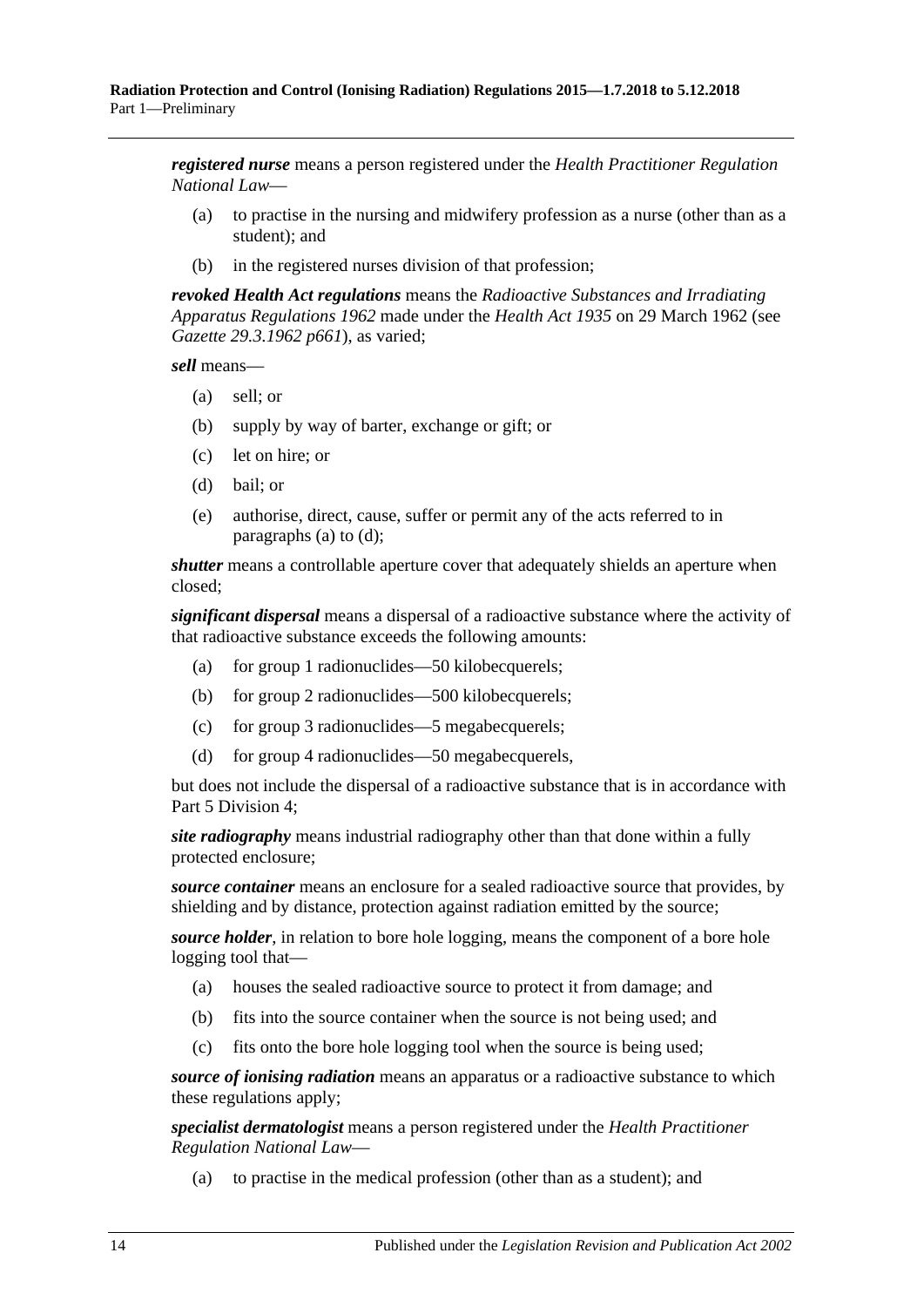***registered nurse*** means a person registered under the *Health Practitioner Regulation National Law*—

(a) to practise in the nursing and midwifery profession as a nurse (other than as a student); and

(b) in the registered nurses division of that profession;

***revoked Health Act regulations*** means the *Radioactive Substances and Irradiating Apparatus Regulations 1962* made under the *Health Act 1935* on 29 March 1962 (see *Gazette 29.3.1962 p661*), as varied;

***sell*** means—

(a) sell; or

(b) supply by way of barter, exchange or gift; or

(c) let on hire; or

(d) bail; or

(e) authorise, direct, cause, suffer or permit any of the acts referred to in paragraphs (a) to (d);

***shutter*** means a controllable aperture cover that adequately shields an aperture when closed;

***significant dispersal*** means a dispersal of a radioactive substance where the activity of that radioactive substance exceeds the following amounts:

(a) for group 1 radionuclides—50 kilobecquerels;

(b) for group 2 radionuclides—500 kilobecquerels;

(c) for group 3 radionuclides—5 megabecquerels;

(d) for group 4 radionuclides—50 megabecquerels,

but does not include the dispersal of a radioactive substance that is in accordance with Part 5 Division 4;

***site radiography*** means industrial radiography other than that done within a fully protected enclosure;

***source container*** means an enclosure for a sealed radioactive source that provides, by shielding and by distance, protection against radiation emitted by the source;

***source holder***, in relation to bore hole logging, means the component of a bore hole logging tool that—

(a) houses the sealed radioactive source to protect it from damage; and

(b) fits into the source container when the source is not being used; and

(c) fits onto the bore hole logging tool when the source is being used;

***source of ionising radiation*** means an apparatus or a radioactive substance to which these regulations apply;

***specialist dermatologist*** means a person registered under the *Health Practitioner Regulation National Law*—

(a) to practise in the medical profession (other than as a student); and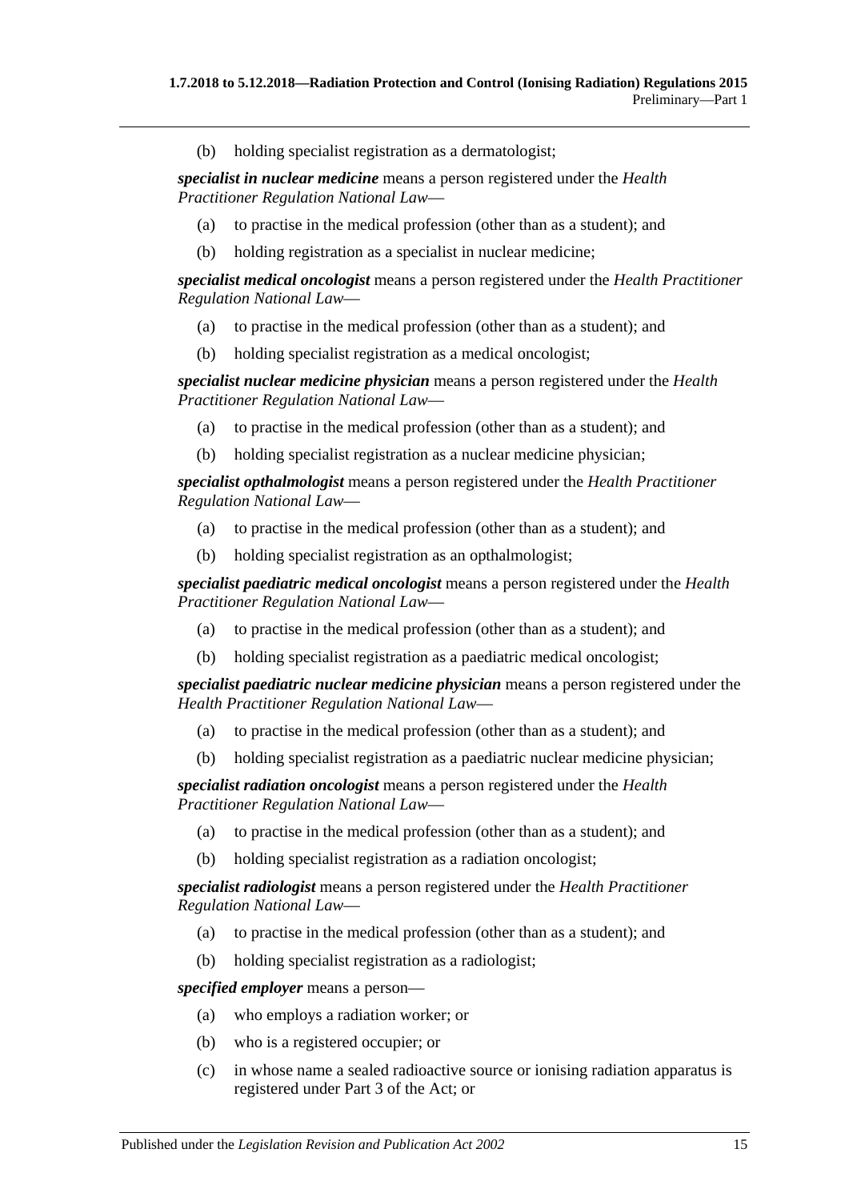(b) holding specialist registration as a dermatologist;

***specialist in nuclear medicine*** means a person registered under the *Health Practitioner Regulation National Law*—

(a) to practise in the medical profession (other than as a student); and

(b) holding registration as a specialist in nuclear medicine;

***specialist medical oncologist*** means a person registered under the *Health Practitioner Regulation National Law*—

(a) to practise in the medical profession (other than as a student); and

(b) holding specialist registration as a medical oncologist;

***specialist nuclear medicine physician*** means a person registered under the *Health Practitioner Regulation National Law*—

(a) to practise in the medical profession (other than as a student); and

(b) holding specialist registration as a nuclear medicine physician;

***specialist opthalmologist*** means a person registered under the *Health Practitioner Regulation National Law*—

(a) to practise in the medical profession (other than as a student); and

(b) holding specialist registration as an opthalmologist;

***specialist paediatric medical oncologist*** means a person registered under the *Health Practitioner Regulation National Law*—

(a) to practise in the medical profession (other than as a student); and

(b) holding specialist registration as a paediatric medical oncologist;

***specialist paediatric nuclear medicine physician*** means a person registered under the *Health Practitioner Regulation National Law*—

(a) to practise in the medical profession (other than as a student); and

(b) holding specialist registration as a paediatric nuclear medicine physician;

***specialist radiation oncologist*** means a person registered under the *Health Practitioner Regulation National Law*—

(a) to practise in the medical profession (other than as a student); and

(b) holding specialist registration as a radiation oncologist;

***specialist radiologist*** means a person registered under the *Health Practitioner Regulation National Law*—

(a) to practise in the medical profession (other than as a student); and

(b) holding specialist registration as a radiologist;

***specified employer*** means a person—

(a) who employs a radiation worker; or

(b) who is a registered occupier; or

(c) in whose name a sealed radioactive source or ionising radiation apparatus is registered under Part 3 of the Act; or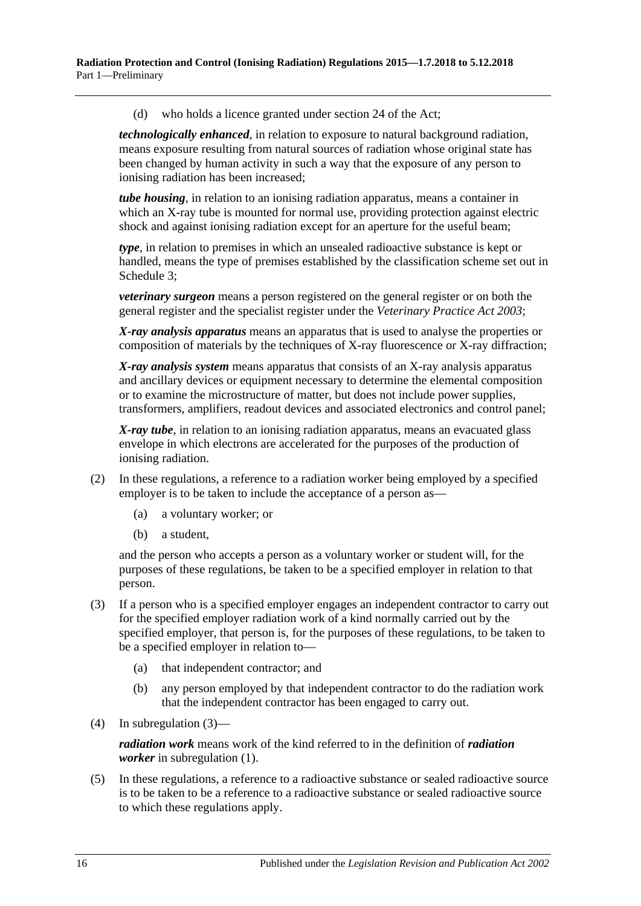(d) who holds a licence granted under section 24 of the Act;

***technologically enhanced***, in relation to exposure to natural background radiation, means exposure resulting from natural sources of radiation whose original state has been changed by human activity in such a way that the exposure of any person to ionising radiation has been increased;

***tube housing***, in relation to an ionising radiation apparatus, means a container in which an X-ray tube is mounted for normal use, providing protection against electric shock and against ionising radiation except for an aperture for the useful beam;

***type***, in relation to premises in which an unsealed radioactive substance is kept or handled, means the type of premises established by the classification scheme set out in Schedule 3;

***veterinary surgeon*** means a person registered on the general register or on both the general register and the specialist register under the *Veterinary Practice Act 2003*;

***X-ray analysis apparatus*** means an apparatus that is used to analyse the properties or composition of materials by the techniques of X-ray fluorescence or X-ray diffraction;

***X-ray analysis system*** means apparatus that consists of an X-ray analysis apparatus and ancillary devices or equipment necessary to determine the elemental composition or to examine the microstructure of matter, but does not include power supplies, transformers, amplifiers, readout devices and associated electronics and control panel;

***X-ray tube***, in relation to an ionising radiation apparatus, means an evacuated glass envelope in which electrons are accelerated for the purposes of the production of ionising radiation.

(2) In these regulations, a reference to a radiation worker being employed by a specified employer is to be taken to include the acceptance of a person as—

(a) a voluntary worker; or

(b) a student,

and the person who accepts a person as a voluntary worker or student will, for the purposes of these regulations, be taken to be a specified employer in relation to that person.

(3) If a person who is a specified employer engages an independent contractor to carry out for the specified employer radiation work of a kind normally carried out by the specified employer, that person is, for the purposes of these regulations, to be taken to be a specified employer in relation to—

(a) that independent contractor; and

(b) any person employed by that independent contractor to do the radiation work that the independent contractor has been engaged to carry out.

(4) In subregulation (3)—

***radiation work*** means work of the kind referred to in the definition of ***radiation worker*** in subregulation (1).

(5) In these regulations, a reference to a radioactive substance or sealed radioactive source is to be taken to be a reference to a radioactive substance or sealed radioactive source to which these regulations apply.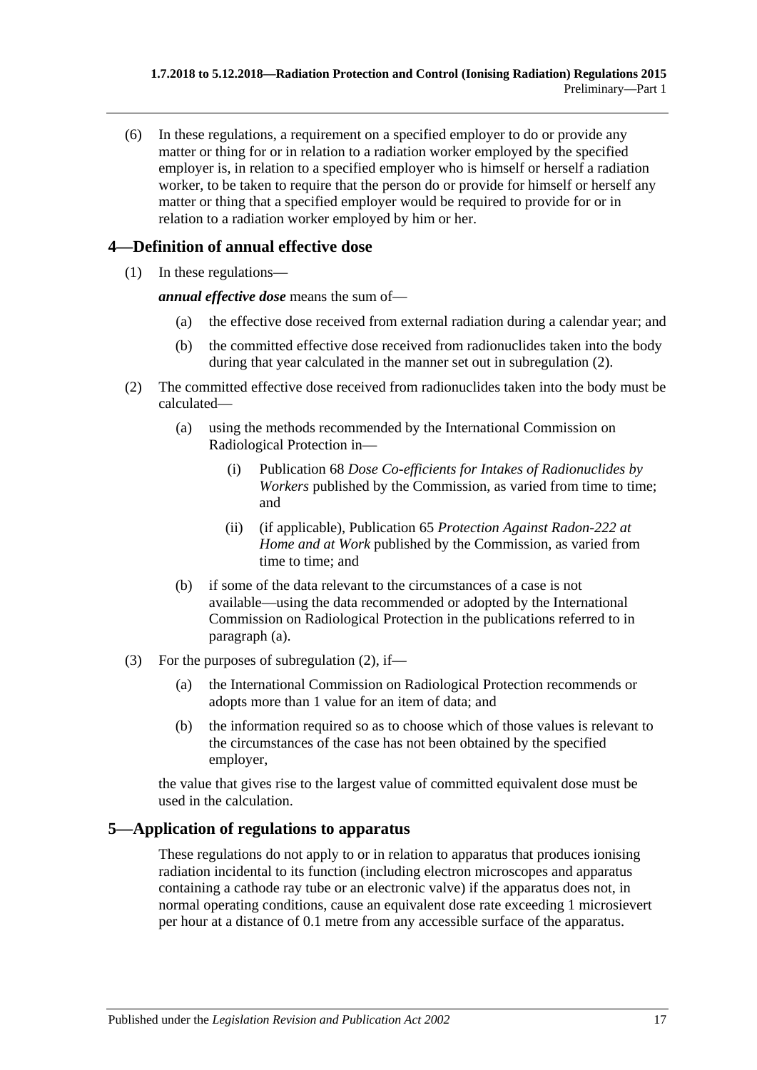(6) In these regulations, a requirement on a specified employer to do or provide any matter or thing for or in relation to a radiation worker employed by the specified employer is, in relation to a specified employer who is himself or herself a radiation worker, to be taken to require that the person do or provide for himself or herself any matter or thing that a specified employer would be required to provide for or in relation to a radiation worker employed by him or her.

## 4—Definition of annual effective dose

(1) In these regulations—

***annual effective dose*** means the sum of—

(a) the effective dose received from external radiation during a calendar year; and

(b) the committed effective dose received from radionuclides taken into the body during that year calculated in the manner set out in subregulation (2).

(2) The committed effective dose received from radionuclides taken into the body must be calculated—

(a) using the methods recommended by the International Commission on Radiological Protection in—

(i) Publication 68 *Dose Co-efficients for Intakes of Radionuclides by Workers* published by the Commission, as varied from time to time; and

(ii) (if applicable), Publication 65 *Protection Against Radon-222 at Home and at Work* published by the Commission, as varied from time to time; and

(b) if some of the data relevant to the circumstances of a case is not available—using the data recommended or adopted by the International Commission on Radiological Protection in the publications referred to in paragraph (a).

(3) For the purposes of subregulation (2), if—

(a) the International Commission on Radiological Protection recommends or adopts more than 1 value for an item of data; and

(b) the information required so as to choose which of those values is relevant to the circumstances of the case has not been obtained by the specified employer,

the value that gives rise to the largest value of committed equivalent dose must be used in the calculation.

## 5—Application of regulations to apparatus

These regulations do not apply to or in relation to apparatus that produces ionising radiation incidental to its function (including electron microscopes and apparatus containing a cathode ray tube or an electronic valve) if the apparatus does not, in normal operating conditions, cause an equivalent dose rate exceeding 1 microsievert per hour at a distance of 0.1 metre from any accessible surface of the apparatus.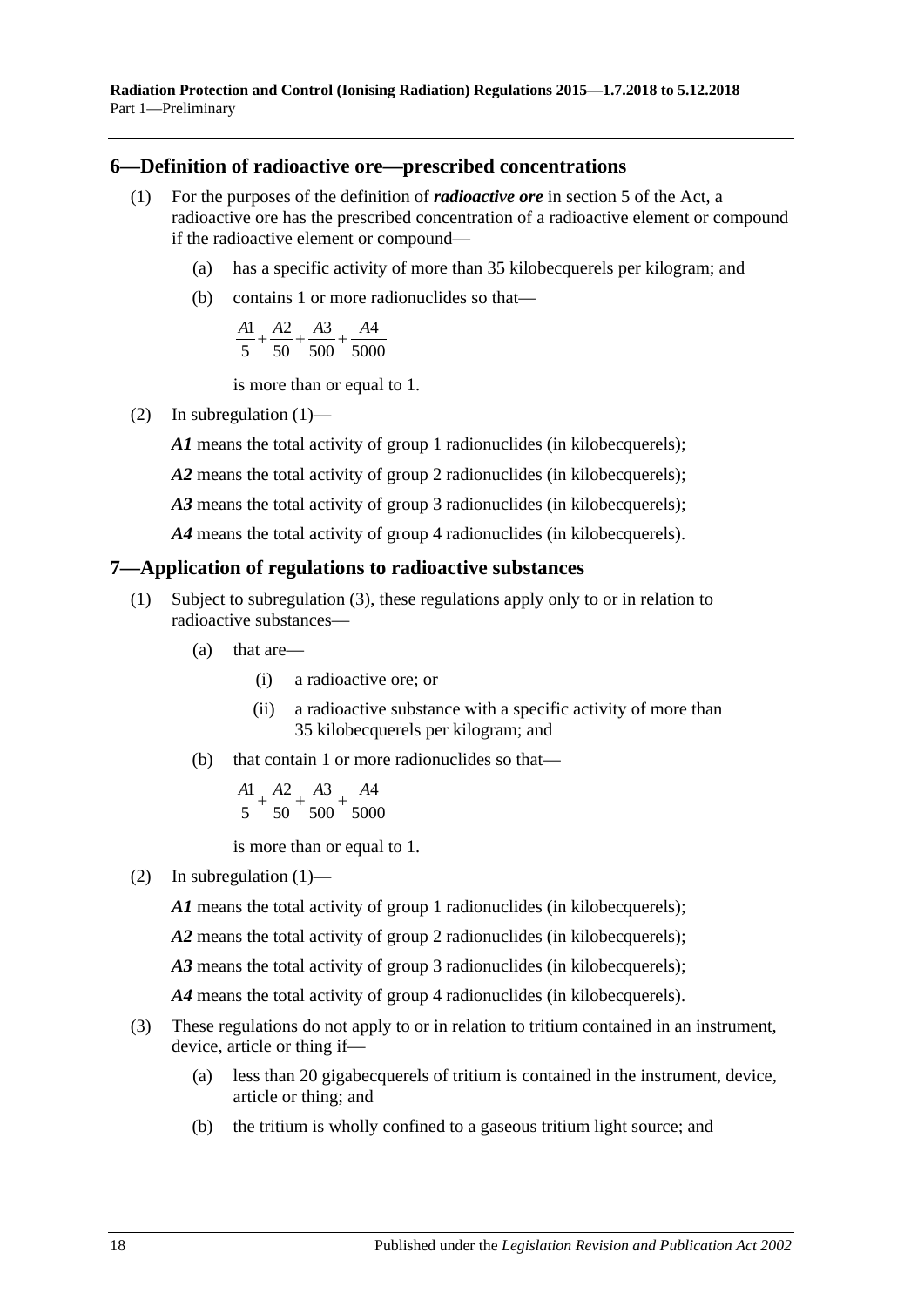## 6—Definition of radioactive ore—prescribed concentrations

(1) For the purposes of the definition of ***radioactive ore*** in section 5 of the Act, a radioactive ore has the prescribed concentration of a radioactive element or compound if the radioactive element or compound—

(a) has a specific activity of more than 35 kilobecquerels per kilogram; and

(b) contains 1 or more radionuclides so that—

$$\frac{A1}{5}+\frac{A2}{50}+\frac{A3}{500}+\frac{A4}{5000}$$

is more than or equal to 1.

(2) In subregulation (1)—

***A1*** means the total activity of group 1 radionuclides (in kilobecquerels);

***A2*** means the total activity of group 2 radionuclides (in kilobecquerels);

***A3*** means the total activity of group 3 radionuclides (in kilobecquerels);

***A4*** means the total activity of group 4 radionuclides (in kilobecquerels).

## 7—Application of regulations to radioactive substances

(1) Subject to subregulation (3), these regulations apply only to or in relation to radioactive substances—

(a) that are—

(i) a radioactive ore; or

(ii) a radioactive substance with a specific activity of more than 35 kilobecquerels per kilogram; and

(b) that contain 1 or more radionuclides so that—

$$\frac{A1}{5}+\frac{A2}{50}+\frac{A3}{500}+\frac{A4}{5000}$$

is more than or equal to 1.

(2) In subregulation (1)—

***A1*** means the total activity of group 1 radionuclides (in kilobecquerels);

***A2*** means the total activity of group 2 radionuclides (in kilobecquerels);

***A3*** means the total activity of group 3 radionuclides (in kilobecquerels);

***A4*** means the total activity of group 4 radionuclides (in kilobecquerels).

(3) These regulations do not apply to or in relation to tritium contained in an instrument, device, article or thing if—

(a) less than 20 gigabecquerels of tritium is contained in the instrument, device, article or thing; and

(b) the tritium is wholly confined to a gaseous tritium light source; and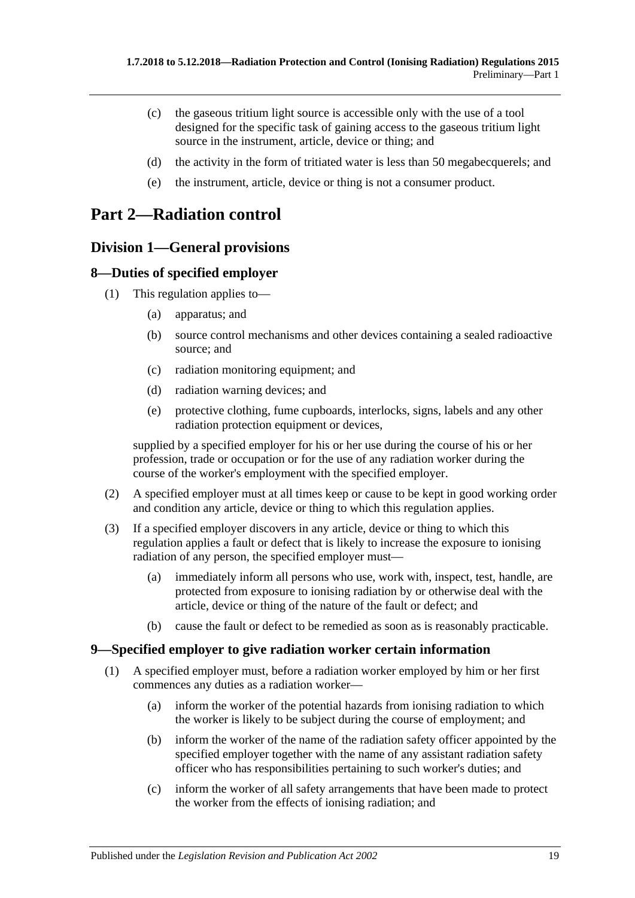(c) the gaseous tritium light source is accessible only with the use of a tool designed for the specific task of gaining access to the gaseous tritium light source in the instrument, article, device or thing; and

(d) the activity in the form of tritiated water is less than 50 megabecquerels; and

(e) the instrument, article, device or thing is not a consumer product.

# Part 2—Radiation control

## Division 1—General provisions

### 8—Duties of specified employer

(1) This regulation applies to—

(a) apparatus; and

(b) source control mechanisms and other devices containing a sealed radioactive source; and

(c) radiation monitoring equipment; and

(d) radiation warning devices; and

(e) protective clothing, fume cupboards, interlocks, signs, labels and any other radiation protection equipment or devices,

supplied by a specified employer for his or her use during the course of his or her profession, trade or occupation or for the use of any radiation worker during the course of the worker's employment with the specified employer.

(2) A specified employer must at all times keep or cause to be kept in good working order and condition any article, device or thing to which this regulation applies.

(3) If a specified employer discovers in any article, device or thing to which this regulation applies a fault or defect that is likely to increase the exposure to ionising radiation of any person, the specified employer must—

(a) immediately inform all persons who use, work with, inspect, test, handle, are protected from exposure to ionising radiation by or otherwise deal with the article, device or thing of the nature of the fault or defect; and

(b) cause the fault or defect to be remedied as soon as is reasonably practicable.

### 9—Specified employer to give radiation worker certain information

(1) A specified employer must, before a radiation worker employed by him or her first commences any duties as a radiation worker—

(a) inform the worker of the potential hazards from ionising radiation to which the worker is likely to be subject during the course of employment; and

(b) inform the worker of the name of the radiation safety officer appointed by the specified employer together with the name of any assistant radiation safety officer who has responsibilities pertaining to such worker's duties; and

(c) inform the worker of all safety arrangements that have been made to protect the worker from the effects of ionising radiation; and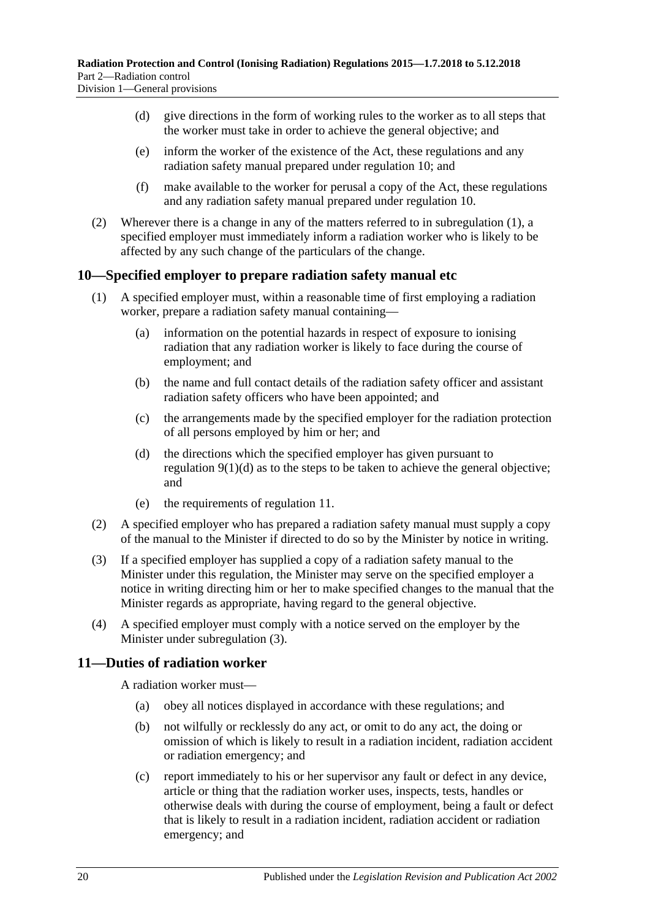(d) give directions in the form of working rules to the worker as to all steps that the worker must take in order to achieve the general objective; and

(e) inform the worker of the existence of the Act, these regulations and any radiation safety manual prepared under regulation 10; and

(f) make available to the worker for perusal a copy of the Act, these regulations and any radiation safety manual prepared under regulation 10.

(2) Wherever there is a change in any of the matters referred to in subregulation (1), a specified employer must immediately inform a radiation worker who is likely to be affected by any such change of the particulars of the change.

## 10—Specified employer to prepare radiation safety manual etc

(1) A specified employer must, within a reasonable time of first employing a radiation worker, prepare a radiation safety manual containing—

(a) information on the potential hazards in respect of exposure to ionising radiation that any radiation worker is likely to face during the course of employment; and

(b) the name and full contact details of the radiation safety officer and assistant radiation safety officers who have been appointed; and

(c) the arrangements made by the specified employer for the radiation protection of all persons employed by him or her; and

(d) the directions which the specified employer has given pursuant to regulation 9(1)(d) as to the steps to be taken to achieve the general objective; and

(e) the requirements of regulation 11.

(2) A specified employer who has prepared a radiation safety manual must supply a copy of the manual to the Minister if directed to do so by the Minister by notice in writing.

(3) If a specified employer has supplied a copy of a radiation safety manual to the Minister under this regulation, the Minister may serve on the specified employer a notice in writing directing him or her to make specified changes to the manual that the Minister regards as appropriate, having regard to the general objective.

(4) A specified employer must comply with a notice served on the employer by the Minister under subregulation (3).

## 11—Duties of radiation worker

A radiation worker must—

(a) obey all notices displayed in accordance with these regulations; and

(b) not wilfully or recklessly do any act, or omit to do any act, the doing or omission of which is likely to result in a radiation incident, radiation accident or radiation emergency; and

(c) report immediately to his or her supervisor any fault or defect in any device, article or thing that the radiation worker uses, inspects, tests, handles or otherwise deals with during the course of employment, being a fault or defect that is likely to result in a radiation incident, radiation accident or radiation emergency; and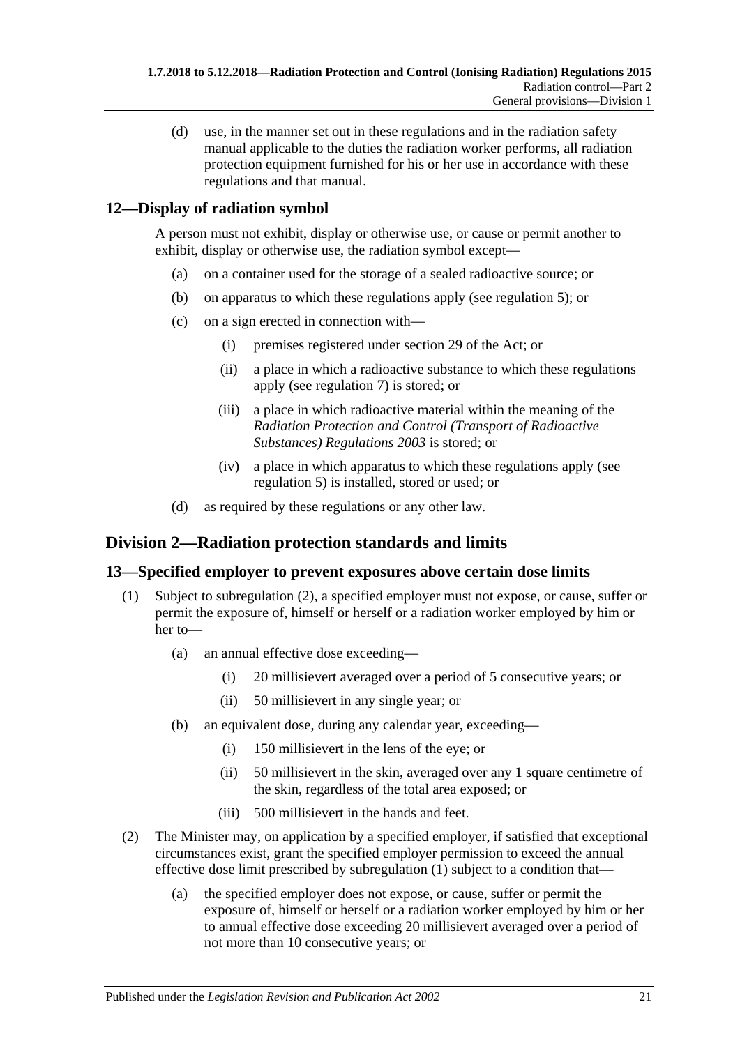(d) use, in the manner set out in these regulations and in the radiation safety manual applicable to the duties the radiation worker performs, all radiation protection equipment furnished for his or her use in accordance with these regulations and that manual.

## 12—Display of radiation symbol

A person must not exhibit, display or otherwise use, or cause or permit another to exhibit, display or otherwise use, the radiation symbol except—

(a) on a container used for the storage of a sealed radioactive source; or

(b) on apparatus to which these regulations apply (see regulation 5); or

(c) on a sign erected in connection with—

(i) premises registered under section 29 of the Act; or

(ii) a place in which a radioactive substance to which these regulations apply (see regulation 7) is stored; or

(iii) a place in which radioactive material within the meaning of the *Radiation Protection and Control (Transport of Radioactive Substances) Regulations 2003* is stored; or

(iv) a place in which apparatus to which these regulations apply (see regulation 5) is installed, stored or used; or

(d) as required by these regulations or any other law.

# Division 2—Radiation protection standards and limits

## 13—Specified employer to prevent exposures above certain dose limits

(1) Subject to subregulation (2), a specified employer must not expose, or cause, suffer or permit the exposure of, himself or herself or a radiation worker employed by him or her to—

(a) an annual effective dose exceeding—

(i) 20 millisievert averaged over a period of 5 consecutive years; or

(ii) 50 millisievert in any single year; or

(b) an equivalent dose, during any calendar year, exceeding—

(i) 150 millisievert in the lens of the eye; or

(ii) 50 millisievert in the skin, averaged over any 1 square centimetre of the skin, regardless of the total area exposed; or

(iii) 500 millisievert in the hands and feet.

(2) The Minister may, on application by a specified employer, if satisfied that exceptional circumstances exist, grant the specified employer permission to exceed the annual effective dose limit prescribed by subregulation (1) subject to a condition that—

(a) the specified employer does not expose, or cause, suffer or permit the exposure of, himself or herself or a radiation worker employed by him or her to annual effective dose exceeding 20 millisievert averaged over a period of not more than 10 consecutive years; or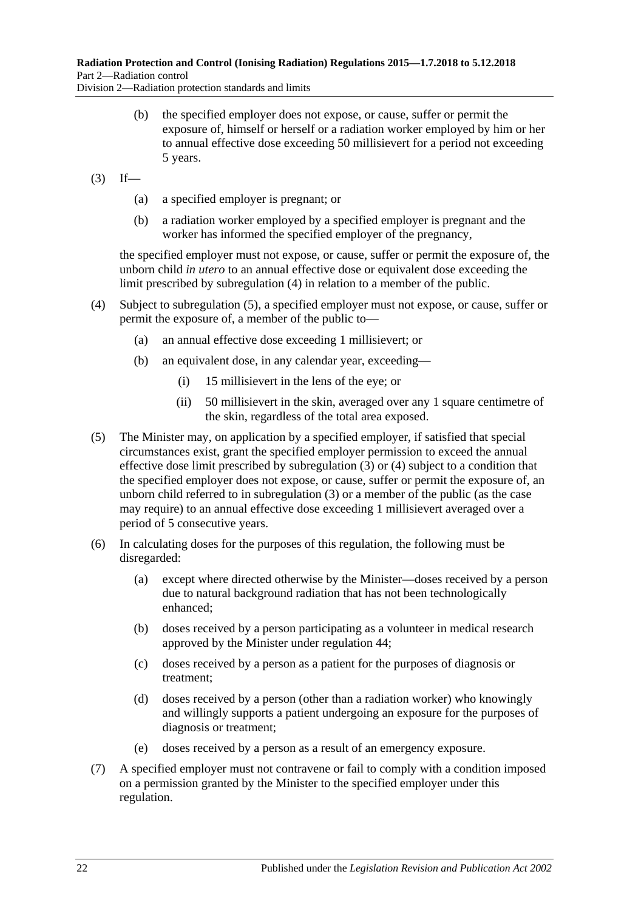(b) the specified employer does not expose, or cause, suffer or permit the exposure of, himself or herself or a radiation worker employed by him or her to annual effective dose exceeding 50 millisievert for a period not exceeding 5 years.

(3) If—

(a) a specified employer is pregnant; or

(b) a radiation worker employed by a specified employer is pregnant and the worker has informed the specified employer of the pregnancy,

the specified employer must not expose, or cause, suffer or permit the exposure of, the unborn child *in utero* to an annual effective dose or equivalent dose exceeding the limit prescribed by subregulation (4) in relation to a member of the public.

(4) Subject to subregulation (5), a specified employer must not expose, or cause, suffer or permit the exposure of, a member of the public to—

(a) an annual effective dose exceeding 1 millisievert; or

(b) an equivalent dose, in any calendar year, exceeding—

(i) 15 millisievert in the lens of the eye; or

(ii) 50 millisievert in the skin, averaged over any 1 square centimetre of the skin, regardless of the total area exposed.

(5) The Minister may, on application by a specified employer, if satisfied that special circumstances exist, grant the specified employer permission to exceed the annual effective dose limit prescribed by subregulation (3) or (4) subject to a condition that the specified employer does not expose, or cause, suffer or permit the exposure of, an unborn child referred to in subregulation (3) or a member of the public (as the case may require) to an annual effective dose exceeding 1 millisievert averaged over a period of 5 consecutive years.

(6) In calculating doses for the purposes of this regulation, the following must be disregarded:

(a) except where directed otherwise by the Minister—doses received by a person due to natural background radiation that has not been technologically enhanced;

(b) doses received by a person participating as a volunteer in medical research approved by the Minister under regulation 44;

(c) doses received by a person as a patient for the purposes of diagnosis or treatment;

(d) doses received by a person (other than a radiation worker) who knowingly and willingly supports a patient undergoing an exposure for the purposes of diagnosis or treatment;

(e) doses received by a person as a result of an emergency exposure.

(7) A specified employer must not contravene or fail to comply with a condition imposed on a permission granted by the Minister to the specified employer under this regulation.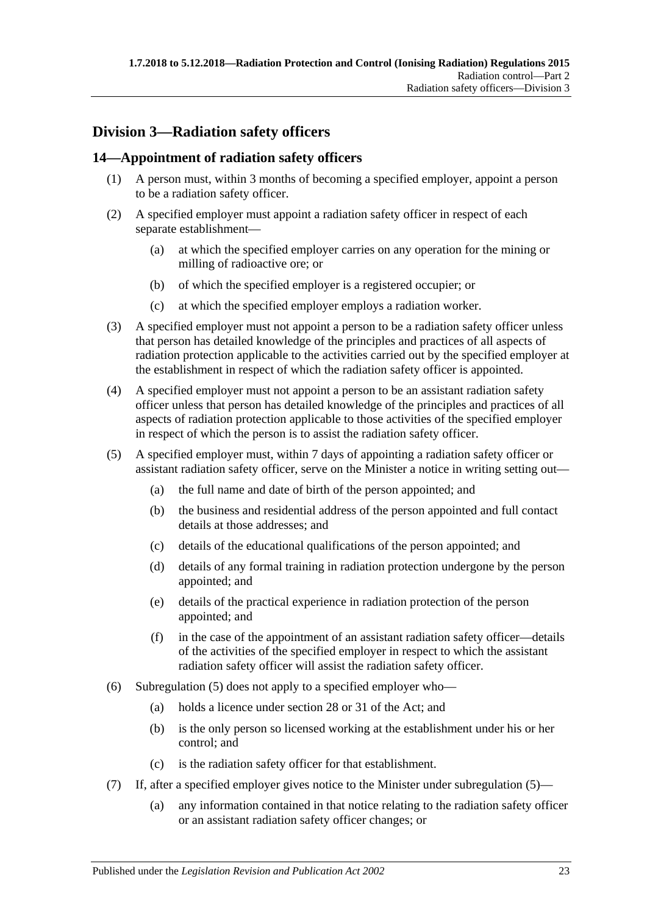## Division 3—Radiation safety officers

### 14—Appointment of radiation safety officers

(1) A person must, within 3 months of becoming a specified employer, appoint a person to be a radiation safety officer.

(2) A specified employer must appoint a radiation safety officer in respect of each separate establishment—

(a) at which the specified employer carries on any operation for the mining or milling of radioactive ore; or

(b) of which the specified employer is a registered occupier; or

(c) at which the specified employer employs a radiation worker.

(3) A specified employer must not appoint a person to be a radiation safety officer unless that person has detailed knowledge of the principles and practices of all aspects of radiation protection applicable to the activities carried out by the specified employer at the establishment in respect of which the radiation safety officer is appointed.

(4) A specified employer must not appoint a person to be an assistant radiation safety officer unless that person has detailed knowledge of the principles and practices of all aspects of radiation protection applicable to those activities of the specified employer in respect of which the person is to assist the radiation safety officer.

(5) A specified employer must, within 7 days of appointing a radiation safety officer or assistant radiation safety officer, serve on the Minister a notice in writing setting out—

(a) the full name and date of birth of the person appointed; and

(b) the business and residential address of the person appointed and full contact details at those addresses; and

(c) details of the educational qualifications of the person appointed; and

(d) details of any formal training in radiation protection undergone by the person appointed; and

(e) details of the practical experience in radiation protection of the person appointed; and

(f) in the case of the appointment of an assistant radiation safety officer—details of the activities of the specified employer in respect to which the assistant radiation safety officer will assist the radiation safety officer.

(6) Subregulation (5) does not apply to a specified employer who—

(a) holds a licence under section 28 or 31 of the Act; and

(b) is the only person so licensed working at the establishment under his or her control; and

(c) is the radiation safety officer for that establishment.

(7) If, after a specified employer gives notice to the Minister under subregulation (5)—

(a) any information contained in that notice relating to the radiation safety officer or an assistant radiation safety officer changes; or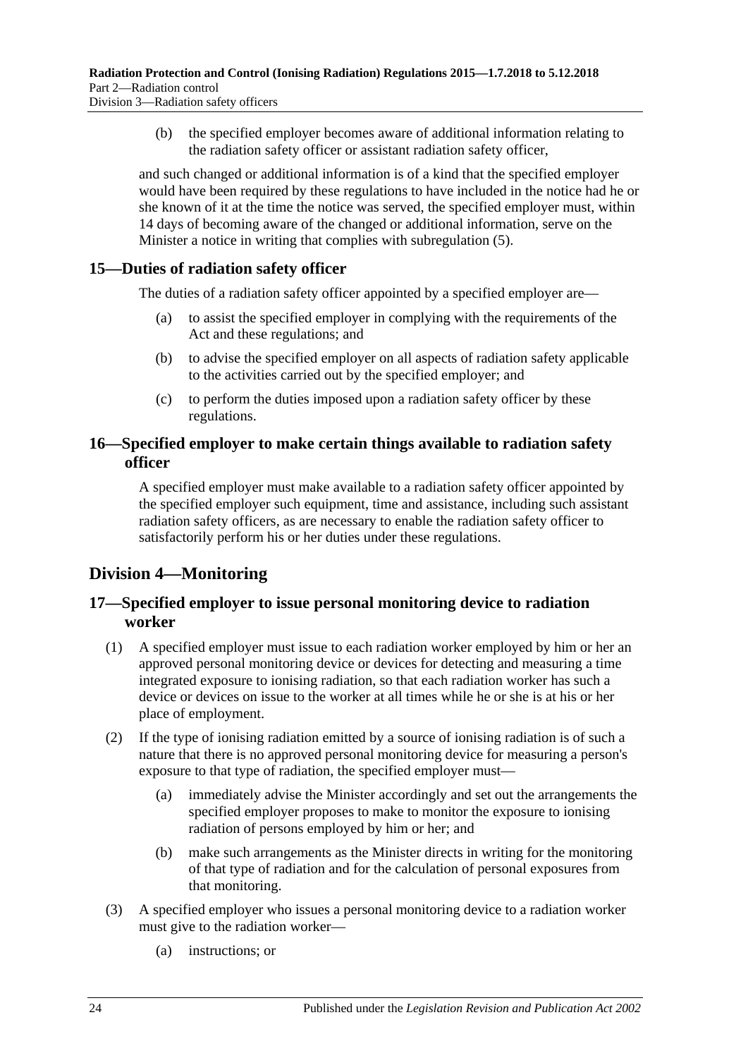(b) the specified employer becomes aware of additional information relating to the radiation safety officer or assistant radiation safety officer,

and such changed or additional information is of a kind that the specified employer would have been required by these regulations to have included in the notice had he or she known of it at the time the notice was served, the specified employer must, within 14 days of becoming aware of the changed or additional information, serve on the Minister a notice in writing that complies with subregulation (5).

### 15—Duties of radiation safety officer

The duties of a radiation safety officer appointed by a specified employer are—

(a) to assist the specified employer in complying with the requirements of the Act and these regulations; and

(b) to advise the specified employer on all aspects of radiation safety applicable to the activities carried out by the specified employer; and

(c) to perform the duties imposed upon a radiation safety officer by these regulations.

### 16—Specified employer to make certain things available to radiation safety officer

A specified employer must make available to a radiation safety officer appointed by the specified employer such equipment, time and assistance, including such assistant radiation safety officers, as are necessary to enable the radiation safety officer to satisfactorily perform his or her duties under these regulations.

## Division 4—Monitoring

### 17—Specified employer to issue personal monitoring device to radiation worker

(1) A specified employer must issue to each radiation worker employed by him or her an approved personal monitoring device or devices for detecting and measuring a time integrated exposure to ionising radiation, so that each radiation worker has such a device or devices on issue to the worker at all times while he or she is at his or her place of employment.

(2) If the type of ionising radiation emitted by a source of ionising radiation is of such a nature that there is no approved personal monitoring device for measuring a person's exposure to that type of radiation, the specified employer must—

(a) immediately advise the Minister accordingly and set out the arrangements the specified employer proposes to make to monitor the exposure to ionising radiation of persons employed by him or her; and

(b) make such arrangements as the Minister directs in writing for the monitoring of that type of radiation and for the calculation of personal exposures from that monitoring.

(3) A specified employer who issues a personal monitoring device to a radiation worker must give to the radiation worker—

(a) instructions; or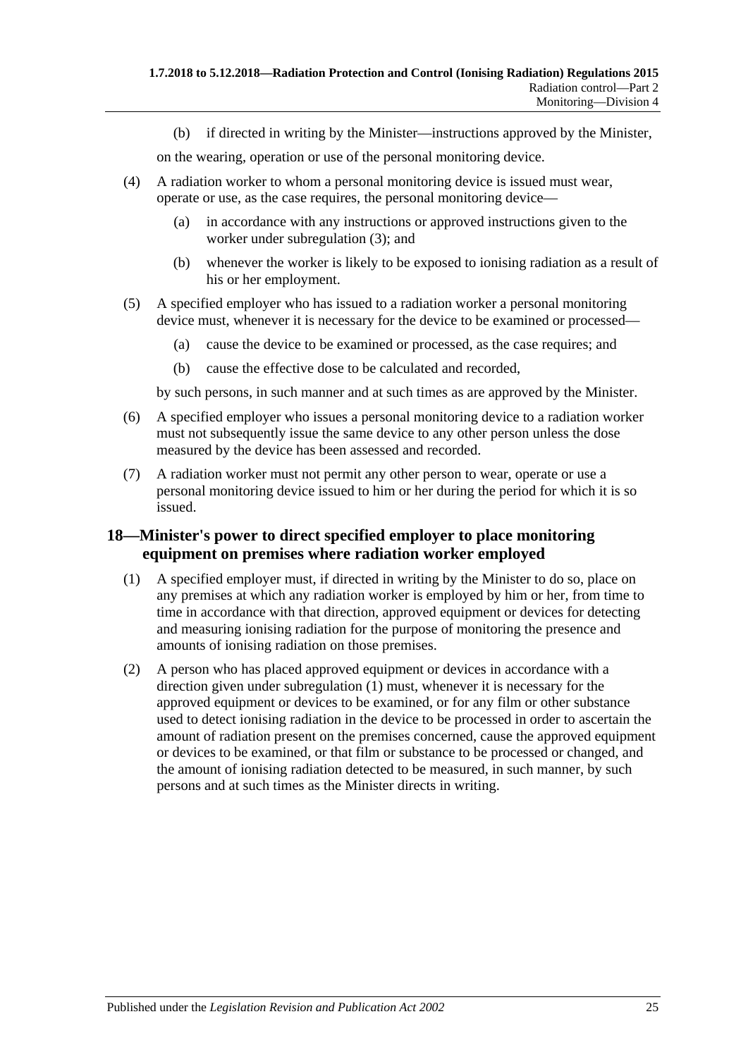(b) if directed in writing by the Minister—instructions approved by the Minister,

on the wearing, operation or use of the personal monitoring device.

(4) A radiation worker to whom a personal monitoring device is issued must wear, operate or use, as the case requires, the personal monitoring device—

(a) in accordance with any instructions or approved instructions given to the worker under subregulation (3); and

(b) whenever the worker is likely to be exposed to ionising radiation as a result of his or her employment.

(5) A specified employer who has issued to a radiation worker a personal monitoring device must, whenever it is necessary for the device to be examined or processed—

(a) cause the device to be examined or processed, as the case requires; and

(b) cause the effective dose to be calculated and recorded,

by such persons, in such manner and at such times as are approved by the Minister.

(6) A specified employer who issues a personal monitoring device to a radiation worker must not subsequently issue the same device to any other person unless the dose measured by the device has been assessed and recorded.

(7) A radiation worker must not permit any other person to wear, operate or use a personal monitoring device issued to him or her during the period for which it is so issued.

## 18—Minister's power to direct specified employer to place monitoring equipment on premises where radiation worker employed

(1) A specified employer must, if directed in writing by the Minister to do so, place on any premises at which any radiation worker is employed by him or her, from time to time in accordance with that direction, approved equipment or devices for detecting and measuring ionising radiation for the purpose of monitoring the presence and amounts of ionising radiation on those premises.

(2) A person who has placed approved equipment or devices in accordance with a direction given under subregulation (1) must, whenever it is necessary for the approved equipment or devices to be examined, or for any film or other substance used to detect ionising radiation in the device to be processed in order to ascertain the amount of radiation present on the premises concerned, cause the approved equipment or devices to be examined, or that film or substance to be processed or changed, and the amount of ionising radiation detected to be measured, in such manner, by such persons and at such times as the Minister directs in writing.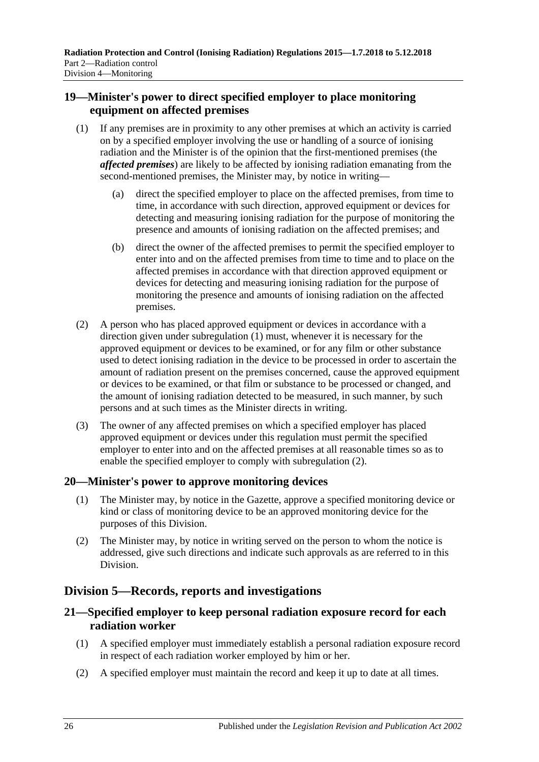## 19—Minister's power to direct specified employer to place monitoring equipment on affected premises

(1) If any premises are in proximity to any other premises at which an activity is carried on by a specified employer involving the use or handling of a source of ionising radiation and the Minister is of the opinion that the first-mentioned premises (the ***affected premises***) are likely to be affected by ionising radiation emanating from the second-mentioned premises, the Minister may, by notice in writing—

(a) direct the specified employer to place on the affected premises, from time to time, in accordance with such direction, approved equipment or devices for detecting and measuring ionising radiation for the purpose of monitoring the presence and amounts of ionising radiation on the affected premises; and

(b) direct the owner of the affected premises to permit the specified employer to enter into and on the affected premises from time to time and to place on the affected premises in accordance with that direction approved equipment or devices for detecting and measuring ionising radiation for the purpose of monitoring the presence and amounts of ionising radiation on the affected premises.

(2) A person who has placed approved equipment or devices in accordance with a direction given under subregulation (1) must, whenever it is necessary for the approved equipment or devices to be examined, or for any film or other substance used to detect ionising radiation in the device to be processed in order to ascertain the amount of radiation present on the premises concerned, cause the approved equipment or devices to be examined, or that film or substance to be processed or changed, and the amount of ionising radiation detected to be measured, in such manner, by such persons and at such times as the Minister directs in writing.

(3) The owner of any affected premises on which a specified employer has placed approved equipment or devices under this regulation must permit the specified employer to enter into and on the affected premises at all reasonable times so as to enable the specified employer to comply with subregulation (2).

## 20—Minister's power to approve monitoring devices

(1) The Minister may, by notice in the Gazette, approve a specified monitoring device or kind or class of monitoring device to be an approved monitoring device for the purposes of this Division.

(2) The Minister may, by notice in writing served on the person to whom the notice is addressed, give such directions and indicate such approvals as are referred to in this Division.

# Division 5—Records, reports and investigations

## 21—Specified employer to keep personal radiation exposure record for each radiation worker

(1) A specified employer must immediately establish a personal radiation exposure record in respect of each radiation worker employed by him or her.

(2) A specified employer must maintain the record and keep it up to date at all times.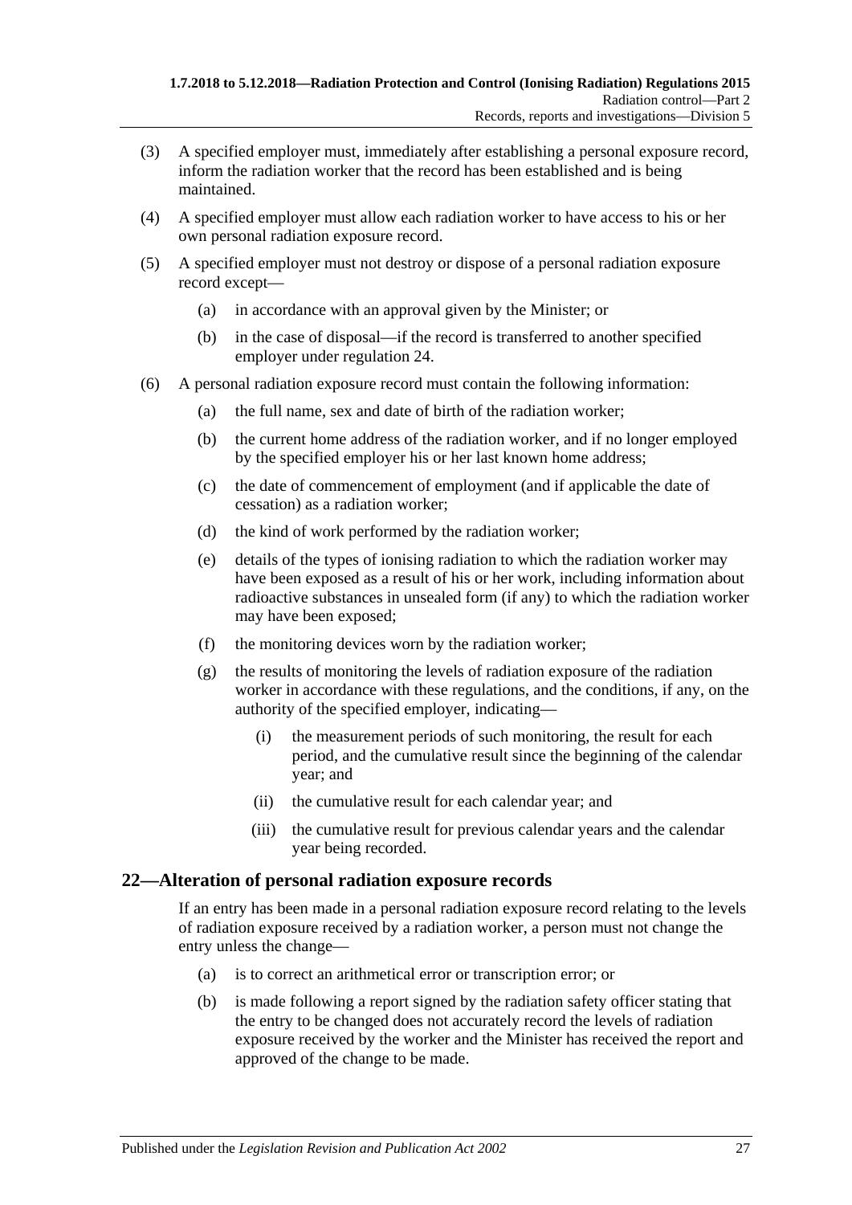(3) A specified employer must, immediately after establishing a personal exposure record, inform the radiation worker that the record has been established and is being maintained.

(4) A specified employer must allow each radiation worker to have access to his or her own personal radiation exposure record.

(5) A specified employer must not destroy or dispose of a personal radiation exposure record except—

(a) in accordance with an approval given by the Minister; or

(b) in the case of disposal—if the record is transferred to another specified employer under regulation 24.

(6) A personal radiation exposure record must contain the following information:

(a) the full name, sex and date of birth of the radiation worker;

(b) the current home address of the radiation worker, and if no longer employed by the specified employer his or her last known home address;

(c) the date of commencement of employment (and if applicable the date of cessation) as a radiation worker;

(d) the kind of work performed by the radiation worker;

(e) details of the types of ionising radiation to which the radiation worker may have been exposed as a result of his or her work, including information about radioactive substances in unsealed form (if any) to which the radiation worker may have been exposed;

(f) the monitoring devices worn by the radiation worker;

(g) the results of monitoring the levels of radiation exposure of the radiation worker in accordance with these regulations, and the conditions, if any, on the authority of the specified employer, indicating—

(i) the measurement periods of such monitoring, the result for each period, and the cumulative result since the beginning of the calendar year; and

(ii) the cumulative result for each calendar year; and

(iii) the cumulative result for previous calendar years and the calendar year being recorded.

## 22—Alteration of personal radiation exposure records

If an entry has been made in a personal radiation exposure record relating to the levels of radiation exposure received by a radiation worker, a person must not change the entry unless the change—

(a) is to correct an arithmetical error or transcription error; or

(b) is made following a report signed by the radiation safety officer stating that the entry to be changed does not accurately record the levels of radiation exposure received by the worker and the Minister has received the report and approved of the change to be made.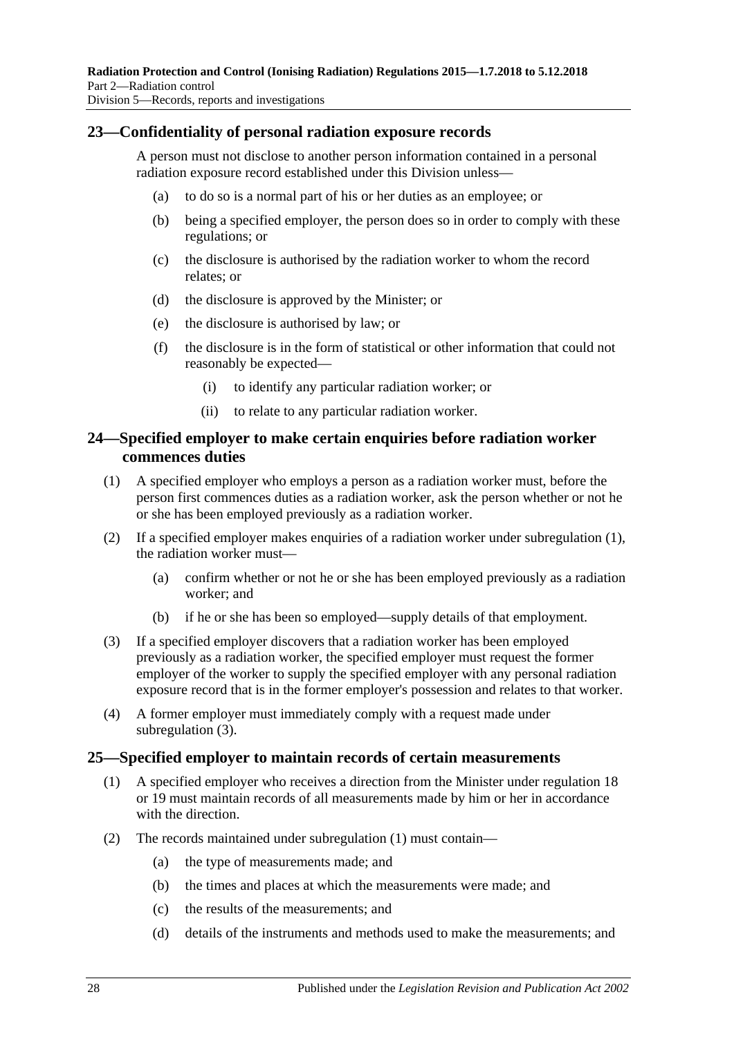## 23—Confidentiality of personal radiation exposure records

A person must not disclose to another person information contained in a personal radiation exposure record established under this Division unless—

- (a) to do so is a normal part of his or her duties as an employee; or
- (b) being a specified employer, the person does so in order to comply with these regulations; or
- (c) the disclosure is authorised by the radiation worker to whom the record relates; or
- (d) the disclosure is approved by the Minister; or
- (e) the disclosure is authorised by law; or
- (f) the disclosure is in the form of statistical or other information that could not reasonably be expected—
  - (i) to identify any particular radiation worker; or
  - (ii) to relate to any particular radiation worker.

## 24—Specified employer to make certain enquiries before radiation worker commences duties

(1) A specified employer who employs a person as a radiation worker must, before the person first commences duties as a radiation worker, ask the person whether or not he or she has been employed previously as a radiation worker.

(2) If a specified employer makes enquiries of a radiation worker under subregulation (1), the radiation worker must—

- (a) confirm whether or not he or she has been employed previously as a radiation worker; and
- (b) if he or she has been so employed—supply details of that employment.

(3) If a specified employer discovers that a radiation worker has been employed previously as a radiation worker, the specified employer must request the former employer of the worker to supply the specified employer with any personal radiation exposure record that is in the former employer's possession and relates to that worker.

(4) A former employer must immediately comply with a request made under subregulation (3).

## 25—Specified employer to maintain records of certain measurements

(1) A specified employer who receives a direction from the Minister under regulation 18 or 19 must maintain records of all measurements made by him or her in accordance with the direction.

(2) The records maintained under subregulation (1) must contain—

- (a) the type of measurements made; and
- (b) the times and places at which the measurements were made; and
- (c) the results of the measurements; and
- (d) details of the instruments and methods used to make the measurements; and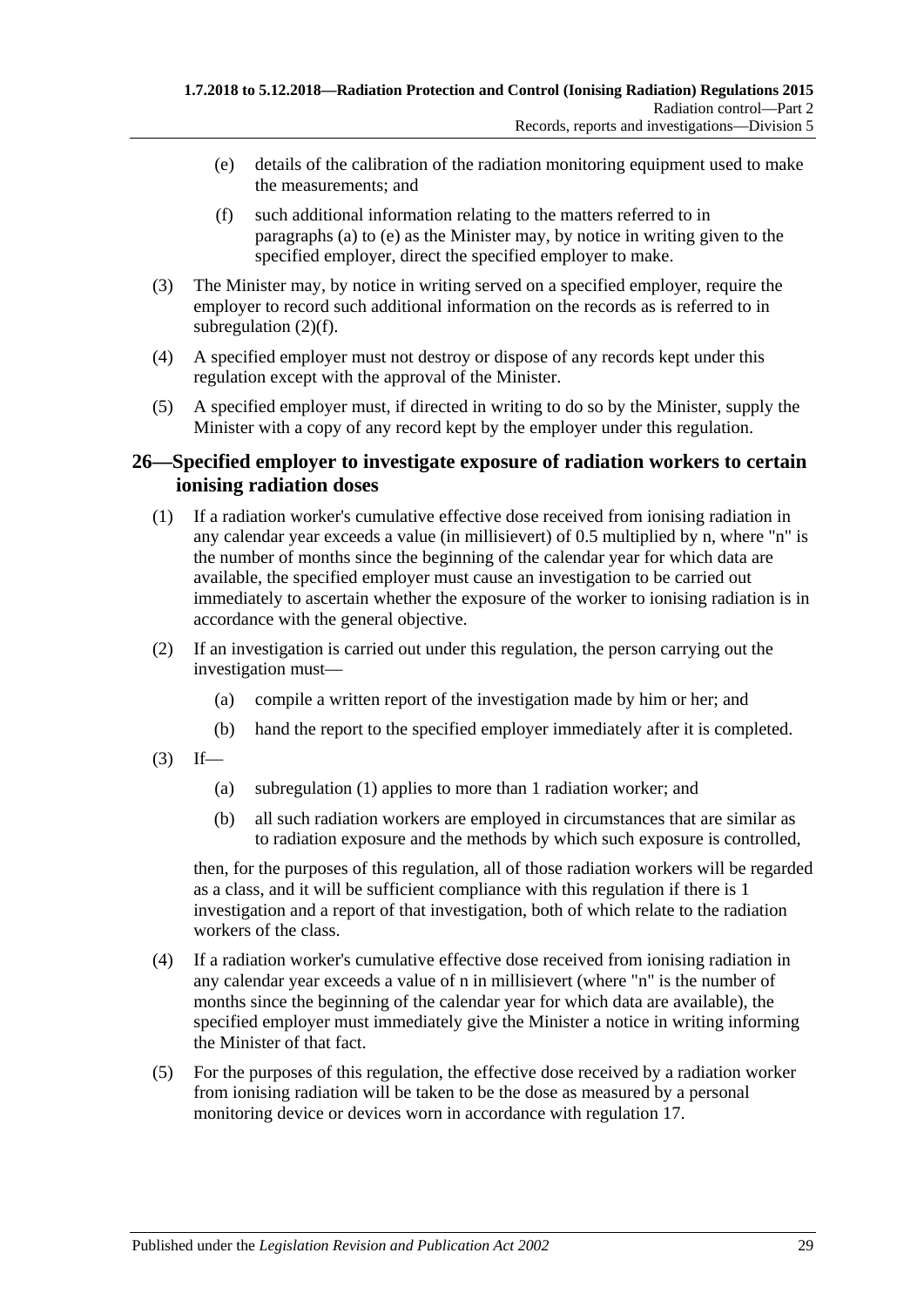(e) details of the calibration of the radiation monitoring equipment used to make the measurements; and

(f) such additional information relating to the matters referred to in paragraphs (a) to (e) as the Minister may, by notice in writing given to the specified employer, direct the specified employer to make.

(3) The Minister may, by notice in writing served on a specified employer, require the employer to record such additional information on the records as is referred to in subregulation (2)(f).

(4) A specified employer must not destroy or dispose of any records kept under this regulation except with the approval of the Minister.

(5) A specified employer must, if directed in writing to do so by the Minister, supply the Minister with a copy of any record kept by the employer under this regulation.

## 26—Specified employer to investigate exposure of radiation workers to certain ionising radiation doses

(1) If a radiation worker's cumulative effective dose received from ionising radiation in any calendar year exceeds a value (in millisievert) of 0.5 multiplied by n, where "n" is the number of months since the beginning of the calendar year for which data are available, the specified employer must cause an investigation to be carried out immediately to ascertain whether the exposure of the worker to ionising radiation is in accordance with the general objective.

(2) If an investigation is carried out under this regulation, the person carrying out the investigation must—

(a) compile a written report of the investigation made by him or her; and

(b) hand the report to the specified employer immediately after it is completed.

(3) If—

(a) subregulation (1) applies to more than 1 radiation worker; and

(b) all such radiation workers are employed in circumstances that are similar as to radiation exposure and the methods by which such exposure is controlled,

then, for the purposes of this regulation, all of those radiation workers will be regarded as a class, and it will be sufficient compliance with this regulation if there is 1 investigation and a report of that investigation, both of which relate to the radiation workers of the class.

(4) If a radiation worker's cumulative effective dose received from ionising radiation in any calendar year exceeds a value of n in millisievert (where "n" is the number of months since the beginning of the calendar year for which data are available), the specified employer must immediately give the Minister a notice in writing informing the Minister of that fact.

(5) For the purposes of this regulation, the effective dose received by a radiation worker from ionising radiation will be taken to be the dose as measured by a personal monitoring device or devices worn in accordance with regulation 17.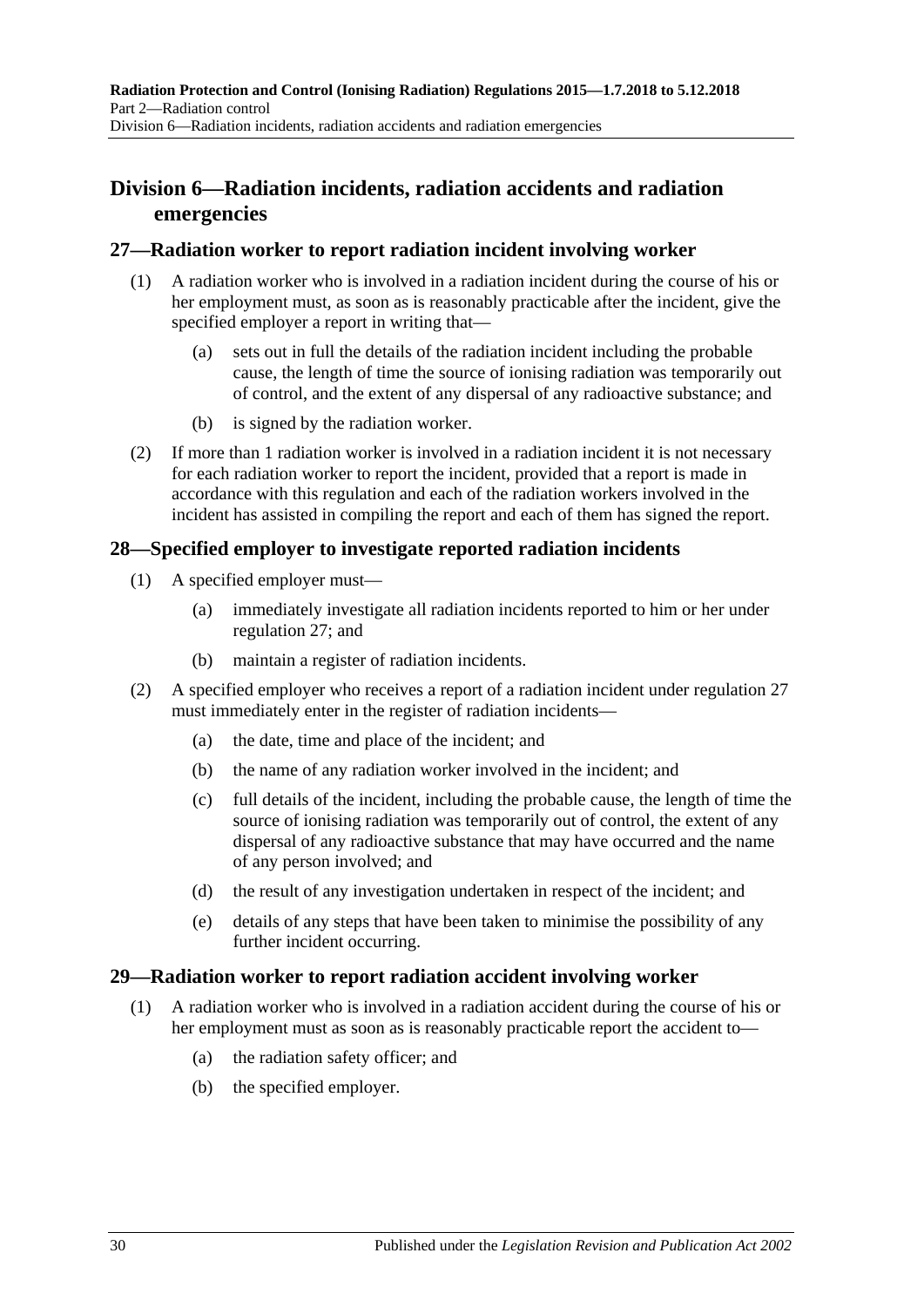## Division 6—Radiation incidents, radiation accidents and radiation emergencies

### 27—Radiation worker to report radiation incident involving worker

(1) A radiation worker who is involved in a radiation incident during the course of his or her employment must, as soon as is reasonably practicable after the incident, give the specified employer a report in writing that—

(a) sets out in full the details of the radiation incident including the probable cause, the length of time the source of ionising radiation was temporarily out of control, and the extent of any dispersal of any radioactive substance; and

(b) is signed by the radiation worker.

(2) If more than 1 radiation worker is involved in a radiation incident it is not necessary for each radiation worker to report the incident, provided that a report is made in accordance with this regulation and each of the radiation workers involved in the incident has assisted in compiling the report and each of them has signed the report.

### 28—Specified employer to investigate reported radiation incidents

(1) A specified employer must—

(a) immediately investigate all radiation incidents reported to him or her under regulation 27; and

(b) maintain a register of radiation incidents.

(2) A specified employer who receives a report of a radiation incident under regulation 27 must immediately enter in the register of radiation incidents—

(a) the date, time and place of the incident; and

(b) the name of any radiation worker involved in the incident; and

(c) full details of the incident, including the probable cause, the length of time the source of ionising radiation was temporarily out of control, the extent of any dispersal of any radioactive substance that may have occurred and the name of any person involved; and

(d) the result of any investigation undertaken in respect of the incident; and

(e) details of any steps that have been taken to minimise the possibility of any further incident occurring.

### 29—Radiation worker to report radiation accident involving worker

(1) A radiation worker who is involved in a radiation accident during the course of his or her employment must as soon as is reasonably practicable report the accident to—

(a) the radiation safety officer; and

(b) the specified employer.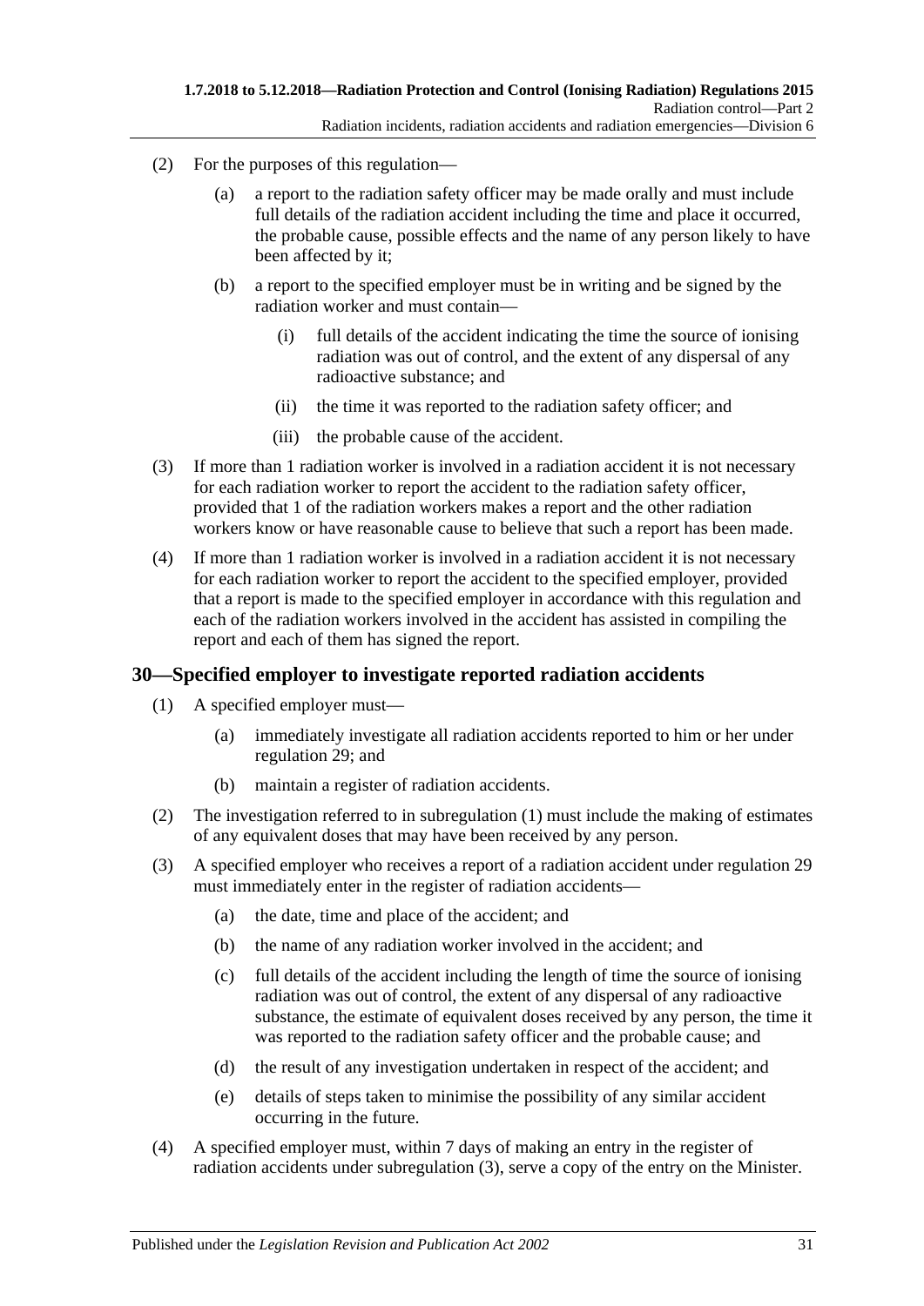(2) For the purposes of this regulation—

(a) a report to the radiation safety officer may be made orally and must include full details of the radiation accident including the time and place it occurred, the probable cause, possible effects and the name of any person likely to have been affected by it;

(b) a report to the specified employer must be in writing and be signed by the radiation worker and must contain—

(i) full details of the accident indicating the time the source of ionising radiation was out of control, and the extent of any dispersal of any radioactive substance; and

(ii) the time it was reported to the radiation safety officer; and

(iii) the probable cause of the accident.

(3) If more than 1 radiation worker is involved in a radiation accident it is not necessary for each radiation worker to report the accident to the radiation safety officer, provided that 1 of the radiation workers makes a report and the other radiation workers know or have reasonable cause to believe that such a report has been made.

(4) If more than 1 radiation worker is involved in a radiation accident it is not necessary for each radiation worker to report the accident to the specified employer, provided that a report is made to the specified employer in accordance with this regulation and each of the radiation workers involved in the accident has assisted in compiling the report and each of them has signed the report.

## 30—Specified employer to investigate reported radiation accidents

(1) A specified employer must—

(a) immediately investigate all radiation accidents reported to him or her under regulation 29; and

(b) maintain a register of radiation accidents.

(2) The investigation referred to in subregulation (1) must include the making of estimates of any equivalent doses that may have been received by any person.

(3) A specified employer who receives a report of a radiation accident under regulation 29 must immediately enter in the register of radiation accidents—

(a) the date, time and place of the accident; and

(b) the name of any radiation worker involved in the accident; and

(c) full details of the accident including the length of time the source of ionising radiation was out of control, the extent of any dispersal of any radioactive substance, the estimate of equivalent doses received by any person, the time it was reported to the radiation safety officer and the probable cause; and

(d) the result of any investigation undertaken in respect of the accident; and

(e) details of steps taken to minimise the possibility of any similar accident occurring in the future.

(4) A specified employer must, within 7 days of making an entry in the register of radiation accidents under subregulation (3), serve a copy of the entry on the Minister.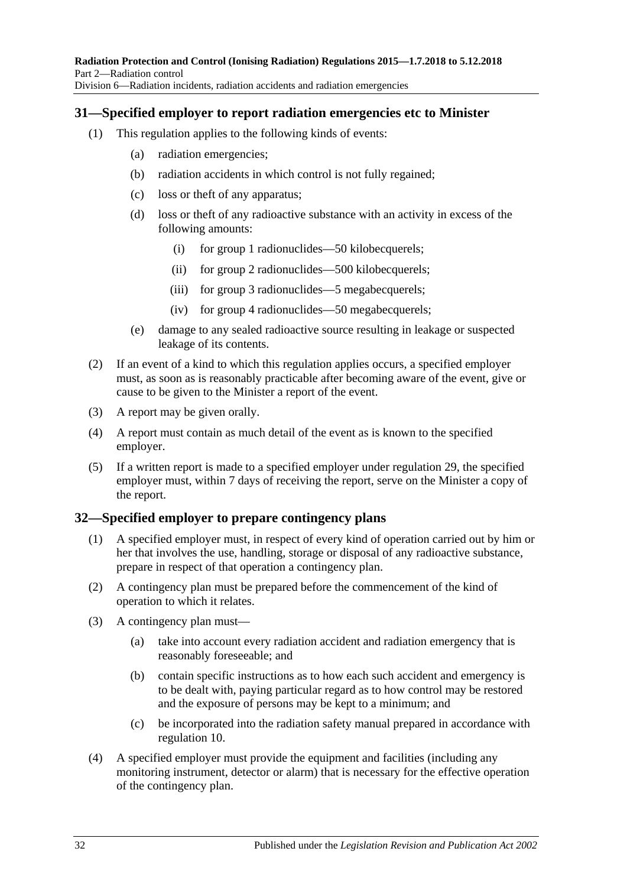## 31—Specified employer to report radiation emergencies etc to Minister

(1) This regulation applies to the following kinds of events:

(a) radiation emergencies;

(b) radiation accidents in which control is not fully regained;

(c) loss or theft of any apparatus;

(d) loss or theft of any radioactive substance with an activity in excess of the following amounts:

(i) for group 1 radionuclides—50 kilobecquerels;

(ii) for group 2 radionuclides—500 kilobecquerels;

(iii) for group 3 radionuclides—5 megabecquerels;

(iv) for group 4 radionuclides—50 megabecquerels;

(e) damage to any sealed radioactive source resulting in leakage or suspected leakage of its contents.

(2) If an event of a kind to which this regulation applies occurs, a specified employer must, as soon as is reasonably practicable after becoming aware of the event, give or cause to be given to the Minister a report of the event.

(3) A report may be given orally.

(4) A report must contain as much detail of the event as is known to the specified employer.

(5) If a written report is made to a specified employer under regulation 29, the specified employer must, within 7 days of receiving the report, serve on the Minister a copy of the report.

## 32—Specified employer to prepare contingency plans

(1) A specified employer must, in respect of every kind of operation carried out by him or her that involves the use, handling, storage or disposal of any radioactive substance, prepare in respect of that operation a contingency plan.

(2) A contingency plan must be prepared before the commencement of the kind of operation to which it relates.

(3) A contingency plan must—

(a) take into account every radiation accident and radiation emergency that is reasonably foreseeable; and

(b) contain specific instructions as to how each such accident and emergency is to be dealt with, paying particular regard as to how control may be restored and the exposure of persons may be kept to a minimum; and

(c) be incorporated into the radiation safety manual prepared in accordance with regulation 10.

(4) A specified employer must provide the equipment and facilities (including any monitoring instrument, detector or alarm) that is necessary for the effective operation of the contingency plan.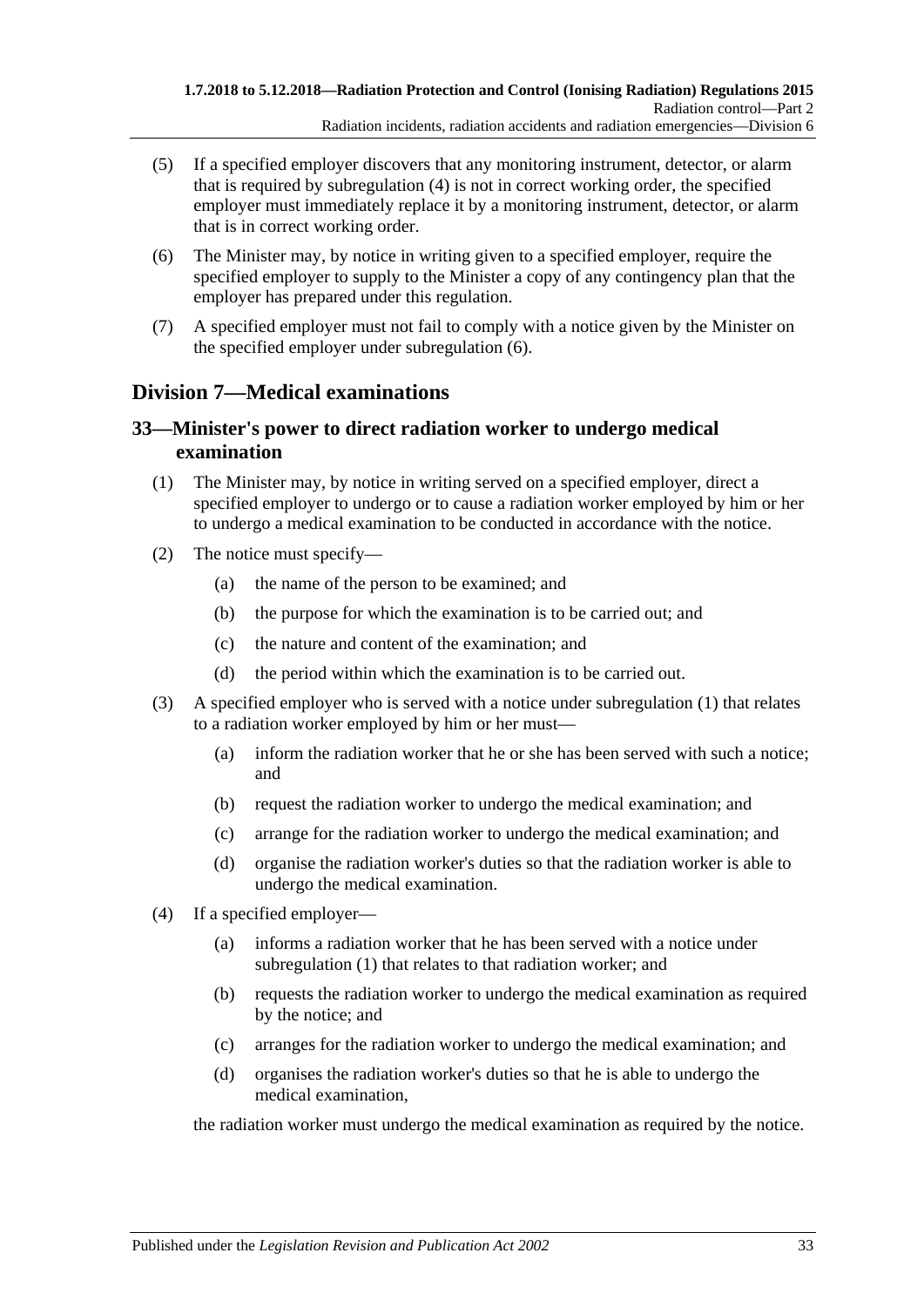(5) If a specified employer discovers that any monitoring instrument, detector, or alarm that is required by subregulation (4) is not in correct working order, the specified employer must immediately replace it by a monitoring instrument, detector, or alarm that is in correct working order.

(6) The Minister may, by notice in writing given to a specified employer, require the specified employer to supply to the Minister a copy of any contingency plan that the employer has prepared under this regulation.

(7) A specified employer must not fail to comply with a notice given by the Minister on the specified employer under subregulation (6).

## Division 7—Medical examinations

### 33—Minister's power to direct radiation worker to undergo medical examination

(1) The Minister may, by notice in writing served on a specified employer, direct a specified employer to undergo or to cause a radiation worker employed by him or her to undergo a medical examination to be conducted in accordance with the notice.

(2) The notice must specify—

(a) the name of the person to be examined; and

(b) the purpose for which the examination is to be carried out; and

(c) the nature and content of the examination; and

(d) the period within which the examination is to be carried out.

(3) A specified employer who is served with a notice under subregulation (1) that relates to a radiation worker employed by him or her must—

(a) inform the radiation worker that he or she has been served with such a notice; and

(b) request the radiation worker to undergo the medical examination; and

(c) arrange for the radiation worker to undergo the medical examination; and

(d) organise the radiation worker's duties so that the radiation worker is able to undergo the medical examination.

(4) If a specified employer—

(a) informs a radiation worker that he has been served with a notice under subregulation (1) that relates to that radiation worker; and

(b) requests the radiation worker to undergo the medical examination as required by the notice; and

(c) arranges for the radiation worker to undergo the medical examination; and

(d) organises the radiation worker's duties so that he is able to undergo the medical examination,

the radiation worker must undergo the medical examination as required by the notice.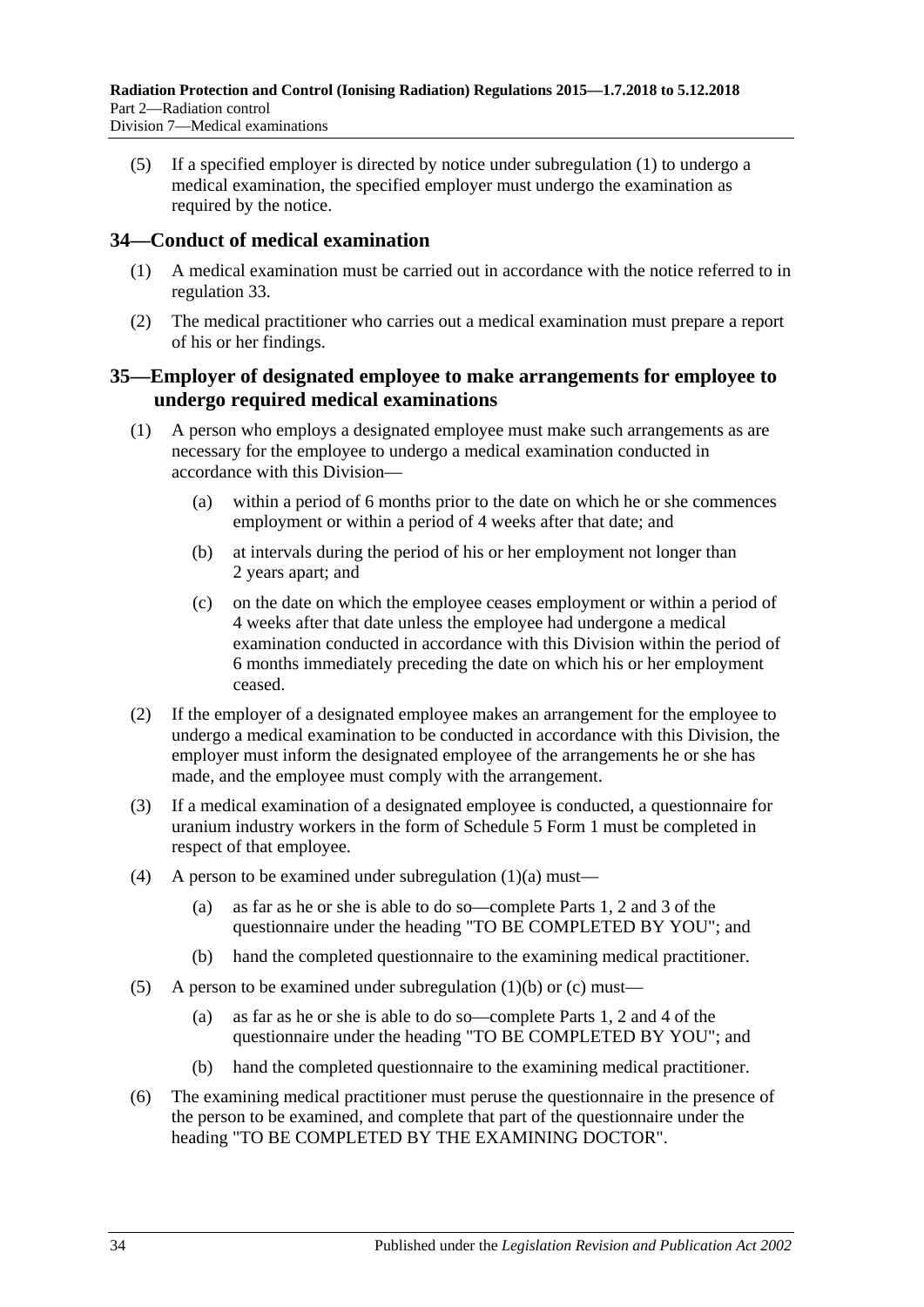(5) If a specified employer is directed by notice under subregulation (1) to undergo a medical examination, the specified employer must undergo the examination as required by the notice.

## 34—Conduct of medical examination

(1) A medical examination must be carried out in accordance with the notice referred to in regulation 33.

(2) The medical practitioner who carries out a medical examination must prepare a report of his or her findings.

## 35—Employer of designated employee to make arrangements for employee to undergo required medical examinations

(1) A person who employs a designated employee must make such arrangements as are necessary for the employee to undergo a medical examination conducted in accordance with this Division—

(a) within a period of 6 months prior to the date on which he or she commences employment or within a period of 4 weeks after that date; and

(b) at intervals during the period of his or her employment not longer than 2 years apart; and

(c) on the date on which the employee ceases employment or within a period of 4 weeks after that date unless the employee had undergone a medical examination conducted in accordance with this Division within the period of 6 months immediately preceding the date on which his or her employment ceased.

(2) If the employer of a designated employee makes an arrangement for the employee to undergo a medical examination to be conducted in accordance with this Division, the employer must inform the designated employee of the arrangements he or she has made, and the employee must comply with the arrangement.

(3) If a medical examination of a designated employee is conducted, a questionnaire for uranium industry workers in the form of Schedule 5 Form 1 must be completed in respect of that employee.

(4) A person to be examined under subregulation (1)(a) must—

(a) as far as he or she is able to do so—complete Parts 1, 2 and 3 of the questionnaire under the heading "TO BE COMPLETED BY YOU"; and

(b) hand the completed questionnaire to the examining medical practitioner.

(5) A person to be examined under subregulation (1)(b) or (c) must—

(a) as far as he or she is able to do so—complete Parts 1, 2 and 4 of the questionnaire under the heading "TO BE COMPLETED BY YOU"; and

(b) hand the completed questionnaire to the examining medical practitioner.

(6) The examining medical practitioner must peruse the questionnaire in the presence of the person to be examined, and complete that part of the questionnaire under the heading "TO BE COMPLETED BY THE EXAMINING DOCTOR".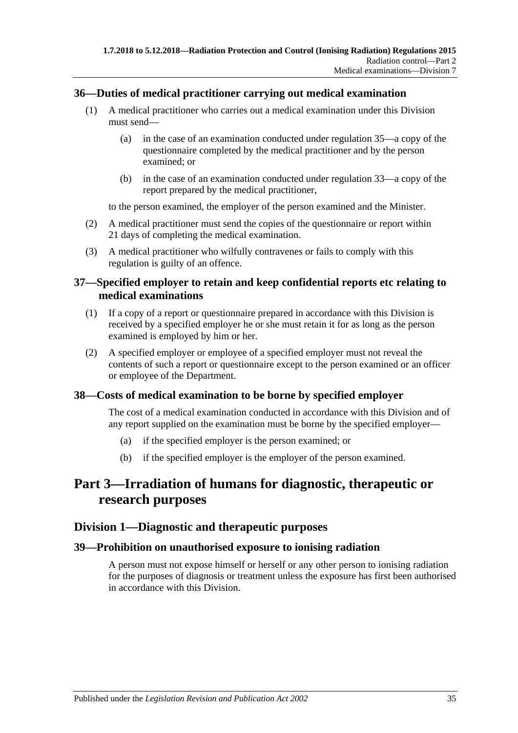## 36—Duties of medical practitioner carrying out medical examination

(1) A medical practitioner who carries out a medical examination under this Division must send—

(a) in the case of an examination conducted under regulation 35—a copy of the questionnaire completed by the medical practitioner and by the person examined; or

(b) in the case of an examination conducted under regulation 33—a copy of the report prepared by the medical practitioner,

to the person examined, the employer of the person examined and the Minister.

(2) A medical practitioner must send the copies of the questionnaire or report within 21 days of completing the medical examination.

(3) A medical practitioner who wilfully contravenes or fails to comply with this regulation is guilty of an offence.

## 37—Specified employer to retain and keep confidential reports etc relating to medical examinations

(1) If a copy of a report or questionnaire prepared in accordance with this Division is received by a specified employer he or she must retain it for as long as the person examined is employed by him or her.

(2) A specified employer or employee of a specified employer must not reveal the contents of such a report or questionnaire except to the person examined or an officer or employee of the Department.

## 38—Costs of medical examination to be borne by specified employer

The cost of a medical examination conducted in accordance with this Division and of any report supplied on the examination must be borne by the specified employer—

(a) if the specified employer is the person examined; or

(b) if the specified employer is the employer of the person examined.

# Part 3—Irradiation of humans for diagnostic, therapeutic or research purposes

## Division 1—Diagnostic and therapeutic purposes

## 39—Prohibition on unauthorised exposure to ionising radiation

A person must not expose himself or herself or any other person to ionising radiation for the purposes of diagnosis or treatment unless the exposure has first been authorised in accordance with this Division.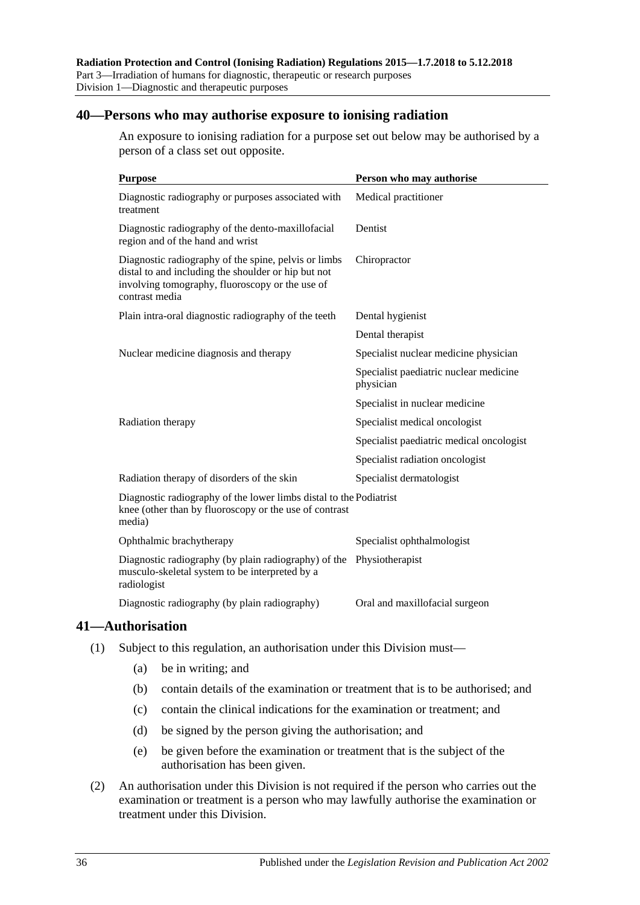## 40—Persons who may authorise exposure to ionising radiation

An exposure to ionising radiation for a purpose set out below may be authorised by a person of a class set out opposite.

| Purpose | Person who may authorise |
|---|---|
| Diagnostic radiography or purposes associated with treatment | Medical practitioner |
| Diagnostic radiography of the dento-maxillofacial region and of the hand and wrist | Dentist |
| Diagnostic radiography of the spine, pelvis or limbs distal to and including the shoulder or hip but not involving tomography, fluoroscopy or the use of contrast media | Chiropractor |
| Plain intra-oral diagnostic radiography of the teeth | Dental hygienist |
| | Dental therapist |
| Nuclear medicine diagnosis and therapy | Specialist nuclear medicine physician |
| | Specialist paediatric nuclear medicine physician |
| | Specialist in nuclear medicine |
| Radiation therapy | Specialist medical oncologist |
| | Specialist paediatric medical oncologist |
| | Specialist radiation oncologist |
| Radiation therapy of disorders of the skin | Specialist dermatologist |
| Diagnostic radiography of the lower limbs distal to the knee (other than by fluoroscopy or the use of contrast media) | Podiatrist |
| Ophthalmic brachytherapy | Specialist ophthalmologist |
| Diagnostic radiography (by plain radiography) of the musculo-skeletal system to be interpreted by a radiologist | Physiotherapist |
| Diagnostic radiography (by plain radiography) | Oral and maxillofacial surgeon |

## 41—Authorisation

(1) Subject to this regulation, an authorisation under this Division must—

- (a) be in writing; and
- (b) contain details of the examination or treatment that is to be authorised; and
- (c) contain the clinical indications for the examination or treatment; and
- (d) be signed by the person giving the authorisation; and
- (e) be given before the examination or treatment that is the subject of the authorisation has been given.

(2) An authorisation under this Division is not required if the person who carries out the examination or treatment is a person who may lawfully authorise the examination or treatment under this Division.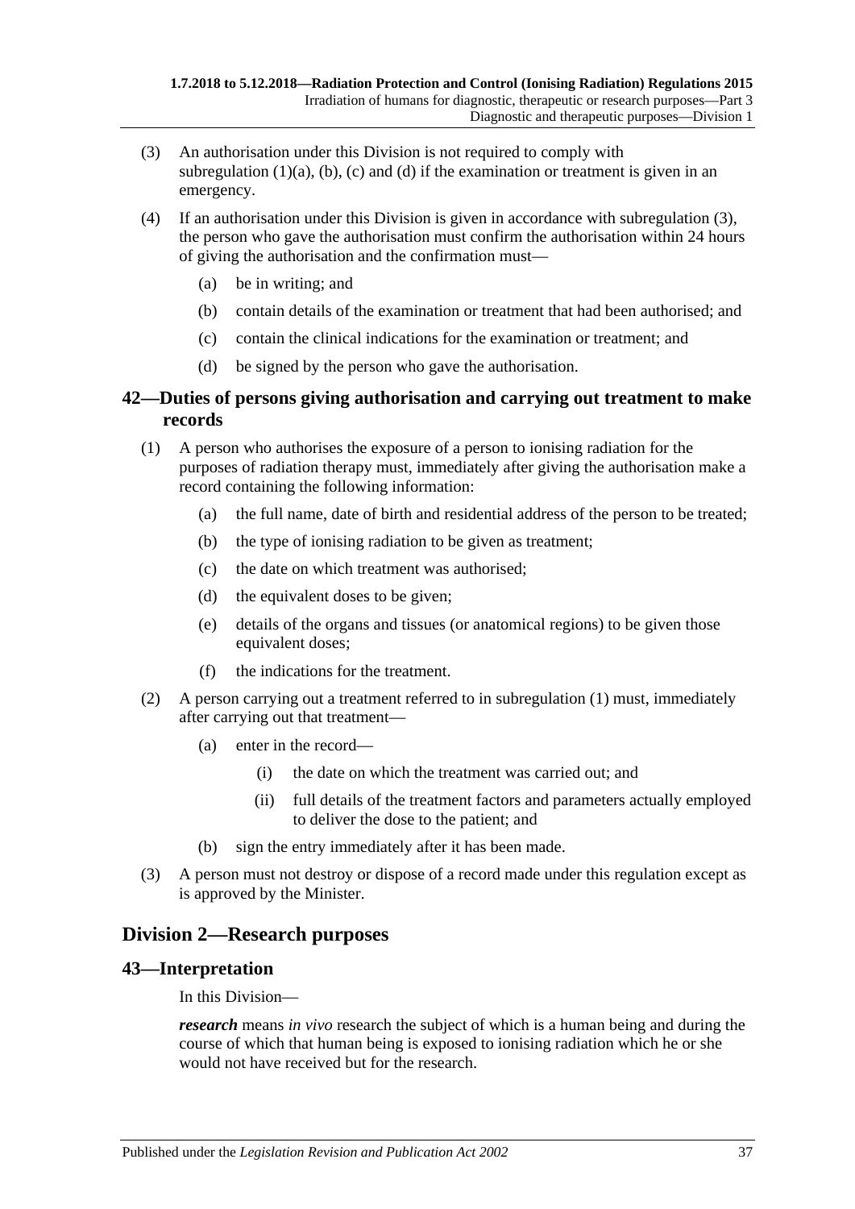(3) An authorisation under this Division is not required to comply with subregulation (1)(a), (b), (c) and (d) if the examination or treatment is given in an emergency.

(4) If an authorisation under this Division is given in accordance with subregulation (3), the person who gave the authorisation must confirm the authorisation within 24 hours of giving the authorisation and the confirmation must—

(a) be in writing; and

(b) contain details of the examination or treatment that had been authorised; and

(c) contain the clinical indications for the examination or treatment; and

(d) be signed by the person who gave the authorisation.

### 42—Duties of persons giving authorisation and carrying out treatment to make records

(1) A person who authorises the exposure of a person to ionising radiation for the purposes of radiation therapy must, immediately after giving the authorisation make a record containing the following information:

(a) the full name, date of birth and residential address of the person to be treated;

(b) the type of ionising radiation to be given as treatment;

(c) the date on which treatment was authorised;

(d) the equivalent doses to be given;

(e) details of the organs and tissues (or anatomical regions) to be given those equivalent doses;

(f) the indications for the treatment.

(2) A person carrying out a treatment referred to in subregulation (1) must, immediately after carrying out that treatment—

(a) enter in the record—

(i) the date on which the treatment was carried out; and

(ii) full details of the treatment factors and parameters actually employed to deliver the dose to the patient; and

(b) sign the entry immediately after it has been made.

(3) A person must not destroy or dispose of a record made under this regulation except as is approved by the Minister.

## Division 2—Research purposes

### 43—Interpretation

In this Division—

***research*** means *in vivo* research the subject of which is a human being and during the course of which that human being is exposed to ionising radiation which he or she would not have received but for the research.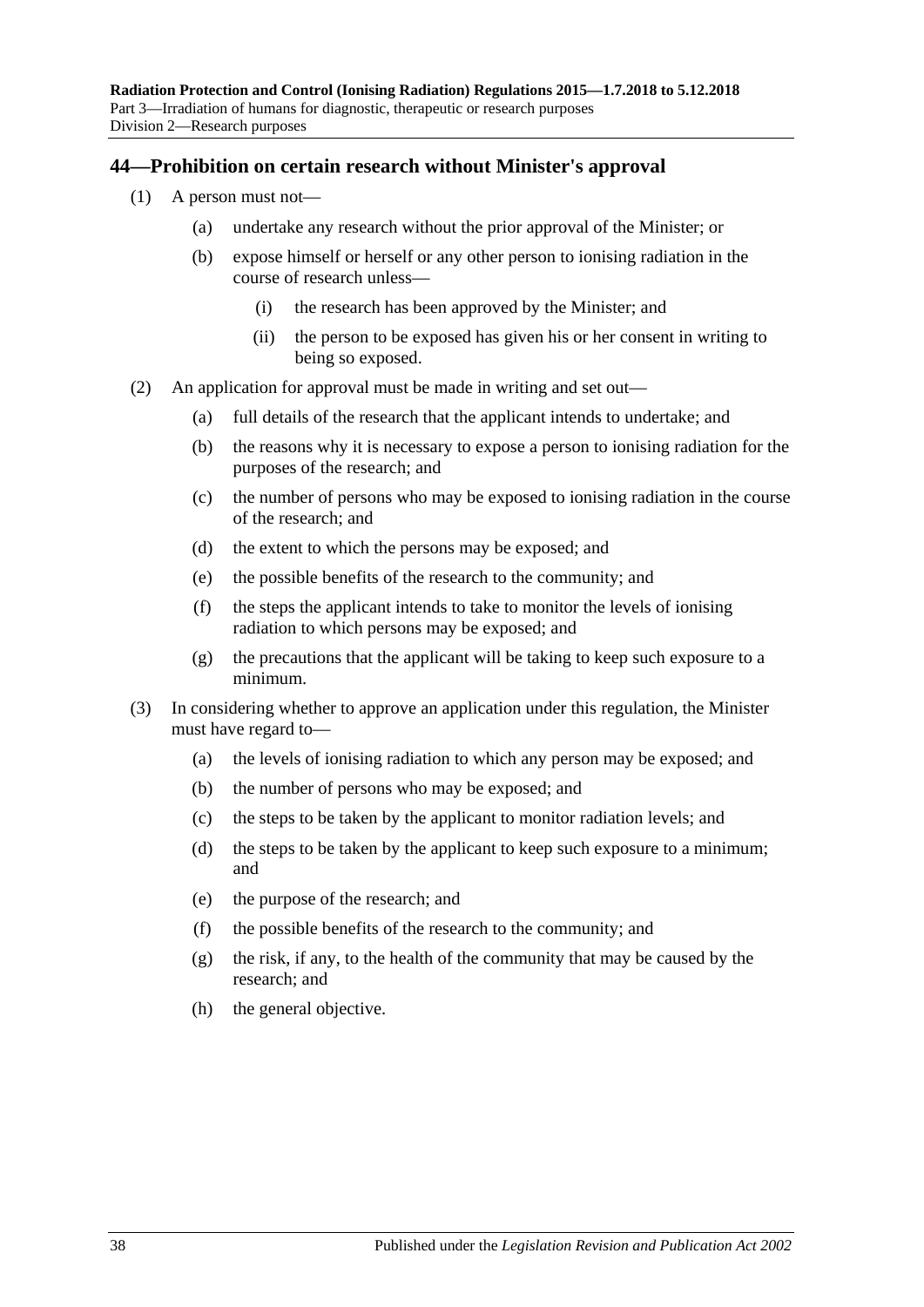## 44—Prohibition on certain research without Minister's approval

(1) A person must not—

(a) undertake any research without the prior approval of the Minister; or

(b) expose himself or herself or any other person to ionising radiation in the course of research unless—

(i) the research has been approved by the Minister; and

(ii) the person to be exposed has given his or her consent in writing to being so exposed.

(2) An application for approval must be made in writing and set out—

(a) full details of the research that the applicant intends to undertake; and

(b) the reasons why it is necessary to expose a person to ionising radiation for the purposes of the research; and

(c) the number of persons who may be exposed to ionising radiation in the course of the research; and

(d) the extent to which the persons may be exposed; and

(e) the possible benefits of the research to the community; and

(f) the steps the applicant intends to take to monitor the levels of ionising radiation to which persons may be exposed; and

(g) the precautions that the applicant will be taking to keep such exposure to a minimum.

(3) In considering whether to approve an application under this regulation, the Minister must have regard to—

(a) the levels of ionising radiation to which any person may be exposed; and

(b) the number of persons who may be exposed; and

(c) the steps to be taken by the applicant to monitor radiation levels; and

(d) the steps to be taken by the applicant to keep such exposure to a minimum; and

(e) the purpose of the research; and

(f) the possible benefits of the research to the community; and

(g) the risk, if any, to the health of the community that may be caused by the research; and

(h) the general objective.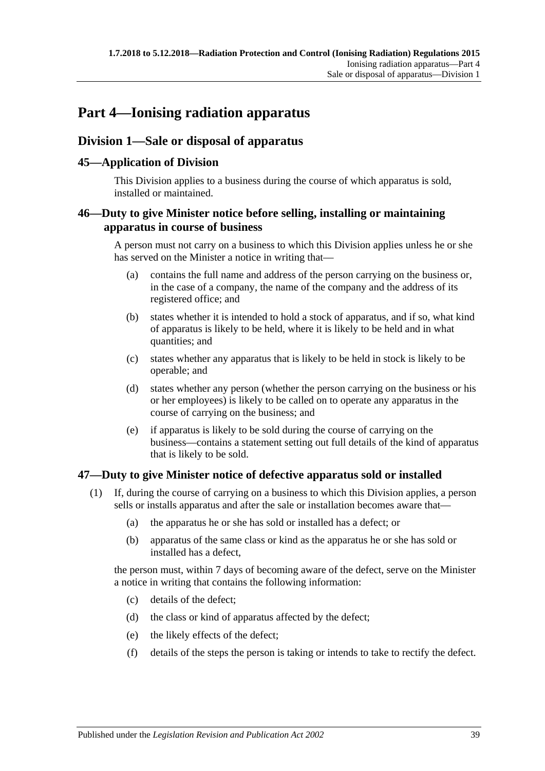# Part 4—Ionising radiation apparatus

## Division 1—Sale or disposal of apparatus

### 45—Application of Division

This Division applies to a business during the course of which apparatus is sold, installed or maintained.

### 46—Duty to give Minister notice before selling, installing or maintaining apparatus in course of business

A person must not carry on a business to which this Division applies unless he or she has served on the Minister a notice in writing that—

(a) contains the full name and address of the person carrying on the business or, in the case of a company, the name of the company and the address of its registered office; and

(b) states whether it is intended to hold a stock of apparatus, and if so, what kind of apparatus is likely to be held, where it is likely to be held and in what quantities; and

(c) states whether any apparatus that is likely to be held in stock is likely to be operable; and

(d) states whether any person (whether the person carrying on the business or his or her employees) is likely to be called on to operate any apparatus in the course of carrying on the business; and

(e) if apparatus is likely to be sold during the course of carrying on the business—contains a statement setting out full details of the kind of apparatus that is likely to be sold.

### 47—Duty to give Minister notice of defective apparatus sold or installed

(1) If, during the course of carrying on a business to which this Division applies, a person sells or installs apparatus and after the sale or installation becomes aware that—

(a) the apparatus he or she has sold or installed has a defect; or

(b) apparatus of the same class or kind as the apparatus he or she has sold or installed has a defect,

the person must, within 7 days of becoming aware of the defect, serve on the Minister a notice in writing that contains the following information:

(c) details of the defect;

(d) the class or kind of apparatus affected by the defect;

(e) the likely effects of the defect;

(f) details of the steps the person is taking or intends to take to rectify the defect.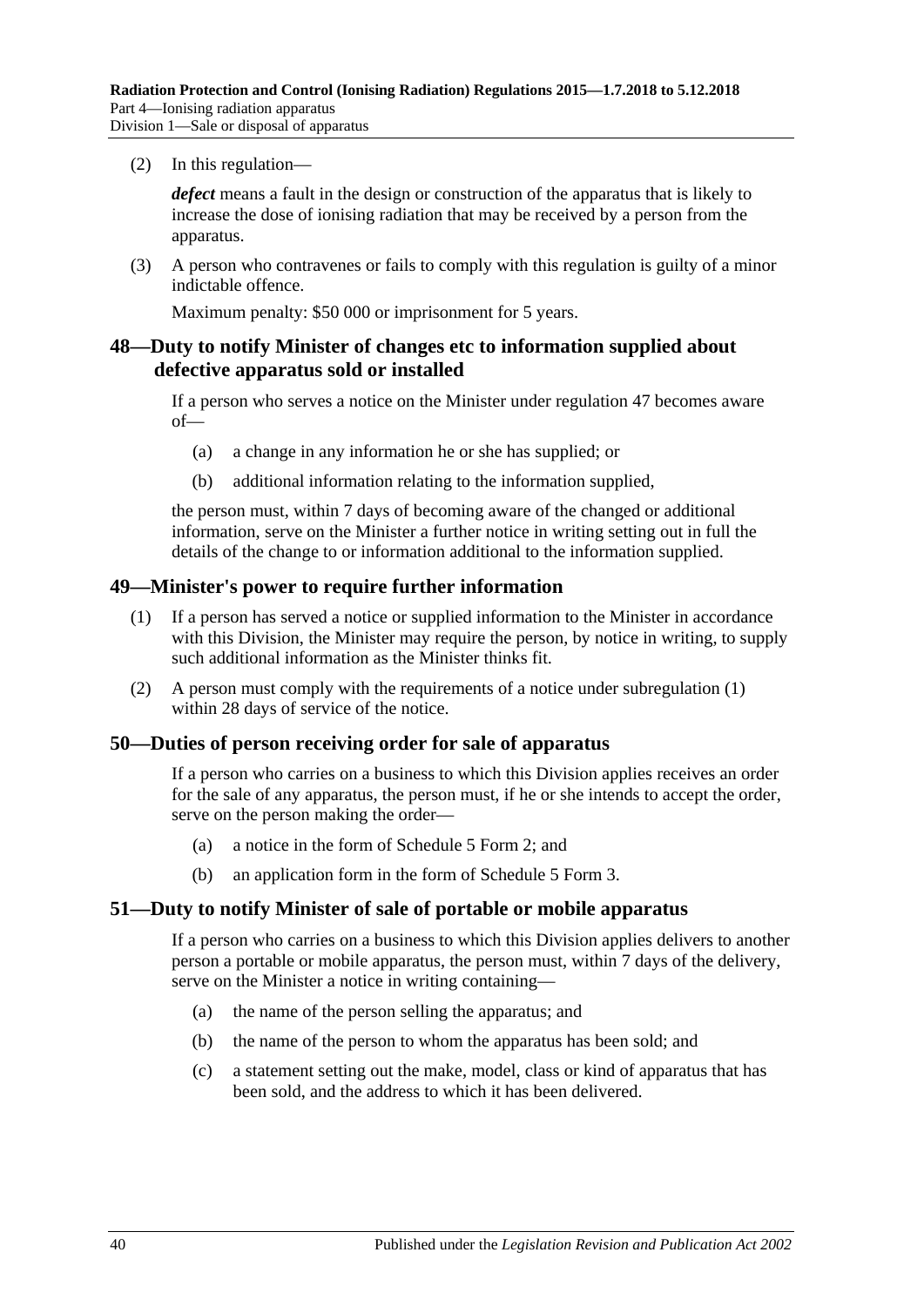(2) In this regulation—

***defect*** means a fault in the design or construction of the apparatus that is likely to increase the dose of ionising radiation that may be received by a person from the apparatus.

(3) A person who contravenes or fails to comply with this regulation is guilty of a minor indictable offence.

Maximum penalty: $50 000 or imprisonment for 5 years.

## 48—Duty to notify Minister of changes etc to information supplied about defective apparatus sold or installed

If a person who serves a notice on the Minister under regulation 47 becomes aware of—

(a) a change in any information he or she has supplied; or

(b) additional information relating to the information supplied,

the person must, within 7 days of becoming aware of the changed or additional information, serve on the Minister a further notice in writing setting out in full the details of the change to or information additional to the information supplied.

## 49—Minister's power to require further information

(1) If a person has served a notice or supplied information to the Minister in accordance with this Division, the Minister may require the person, by notice in writing, to supply such additional information as the Minister thinks fit.

(2) A person must comply with the requirements of a notice under subregulation (1) within 28 days of service of the notice.

## 50—Duties of person receiving order for sale of apparatus

If a person who carries on a business to which this Division applies receives an order for the sale of any apparatus, the person must, if he or she intends to accept the order, serve on the person making the order—

(a) a notice in the form of Schedule 5 Form 2; and

(b) an application form in the form of Schedule 5 Form 3.

## 51—Duty to notify Minister of sale of portable or mobile apparatus

If a person who carries on a business to which this Division applies delivers to another person a portable or mobile apparatus, the person must, within 7 days of the delivery, serve on the Minister a notice in writing containing—

(a) the name of the person selling the apparatus; and

(b) the name of the person to whom the apparatus has been sold; and

(c) a statement setting out the make, model, class or kind of apparatus that has been sold, and the address to which it has been delivered.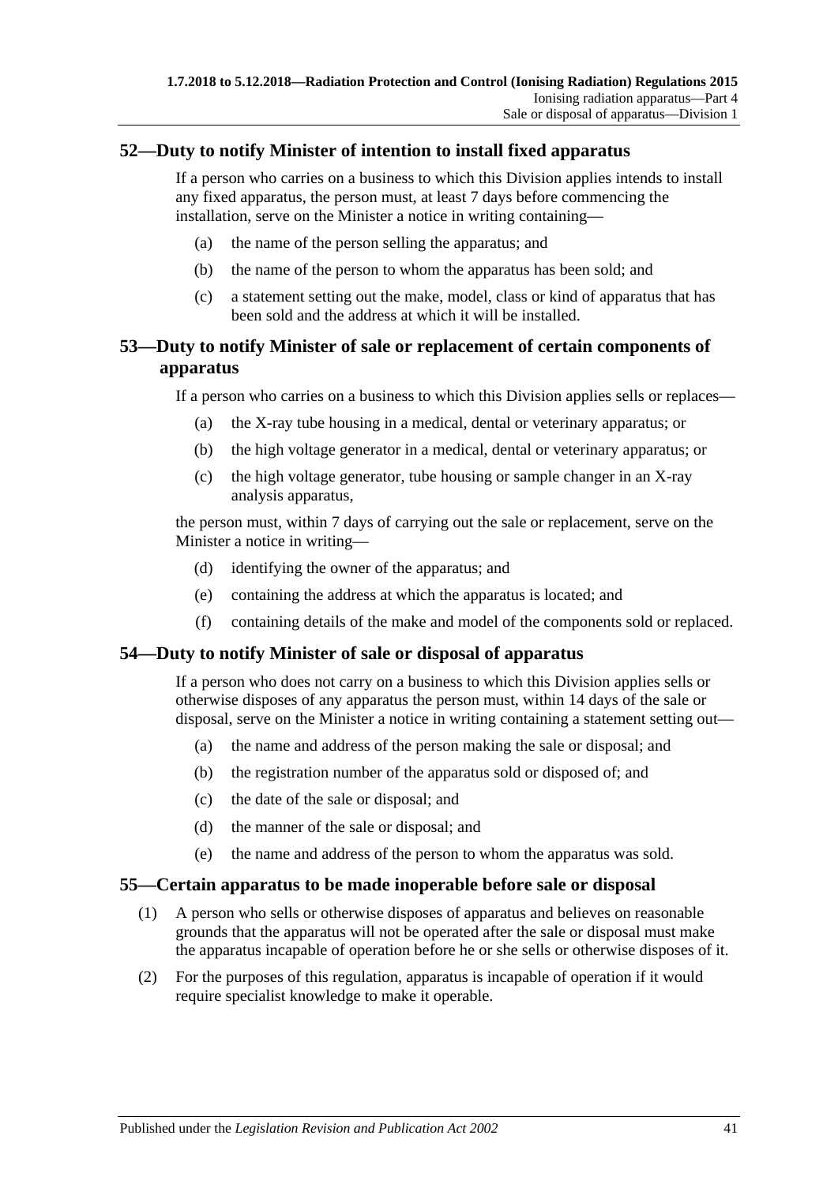## 52—Duty to notify Minister of intention to install fixed apparatus

If a person who carries on a business to which this Division applies intends to install any fixed apparatus, the person must, at least 7 days before commencing the installation, serve on the Minister a notice in writing containing—

(a) the name of the person selling the apparatus; and

(b) the name of the person to whom the apparatus has been sold; and

(c) a statement setting out the make, model, class or kind of apparatus that has been sold and the address at which it will be installed.

## 53—Duty to notify Minister of sale or replacement of certain components of apparatus

If a person who carries on a business to which this Division applies sells or replaces—

(a) the X-ray tube housing in a medical, dental or veterinary apparatus; or

(b) the high voltage generator in a medical, dental or veterinary apparatus; or

(c) the high voltage generator, tube housing or sample changer in an X-ray analysis apparatus,

the person must, within 7 days of carrying out the sale or replacement, serve on the Minister a notice in writing—

(d) identifying the owner of the apparatus; and

(e) containing the address at which the apparatus is located; and

(f) containing details of the make and model of the components sold or replaced.

## 54—Duty to notify Minister of sale or disposal of apparatus

If a person who does not carry on a business to which this Division applies sells or otherwise disposes of any apparatus the person must, within 14 days of the sale or disposal, serve on the Minister a notice in writing containing a statement setting out—

(a) the name and address of the person making the sale or disposal; and

(b) the registration number of the apparatus sold or disposed of; and

(c) the date of the sale or disposal; and

(d) the manner of the sale or disposal; and

(e) the name and address of the person to whom the apparatus was sold.

## 55—Certain apparatus to be made inoperable before sale or disposal

(1) A person who sells or otherwise disposes of apparatus and believes on reasonable grounds that the apparatus will not be operated after the sale or disposal must make the apparatus incapable of operation before he or she sells or otherwise disposes of it.

(2) For the purposes of this regulation, apparatus is incapable of operation if it would require specialist knowledge to make it operable.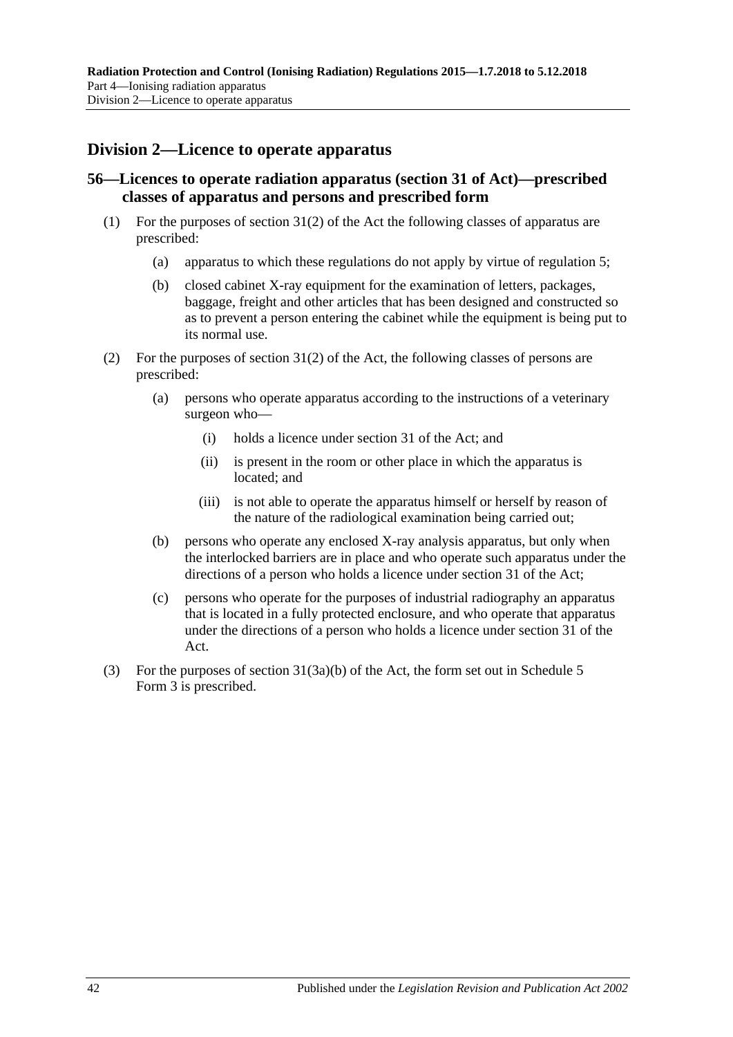## Division 2—Licence to operate apparatus

### 56—Licences to operate radiation apparatus (section 31 of Act)—prescribed classes of apparatus and persons and prescribed form

(1) For the purposes of section 31(2) of the Act the following classes of apparatus are prescribed:

- (a) apparatus to which these regulations do not apply by virtue of regulation 5;
- (b) closed cabinet X-ray equipment for the examination of letters, packages, baggage, freight and other articles that has been designed and constructed so as to prevent a person entering the cabinet while the equipment is being put to its normal use.

(2) For the purposes of section 31(2) of the Act, the following classes of persons are prescribed:

- (a) persons who operate apparatus according to the instructions of a veterinary surgeon who—
  - (i) holds a licence under section 31 of the Act; and
  - (ii) is present in the room or other place in which the apparatus is located; and
  - (iii) is not able to operate the apparatus himself or herself by reason of the nature of the radiological examination being carried out;
- (b) persons who operate any enclosed X-ray analysis apparatus, but only when the interlocked barriers are in place and who operate such apparatus under the directions of a person who holds a licence under section 31 of the Act;
- (c) persons who operate for the purposes of industrial radiography an apparatus that is located in a fully protected enclosure, and who operate that apparatus under the directions of a person who holds a licence under section 31 of the Act.

(3) For the purposes of section 31(3a)(b) of the Act, the form set out in Schedule 5 Form 3 is prescribed.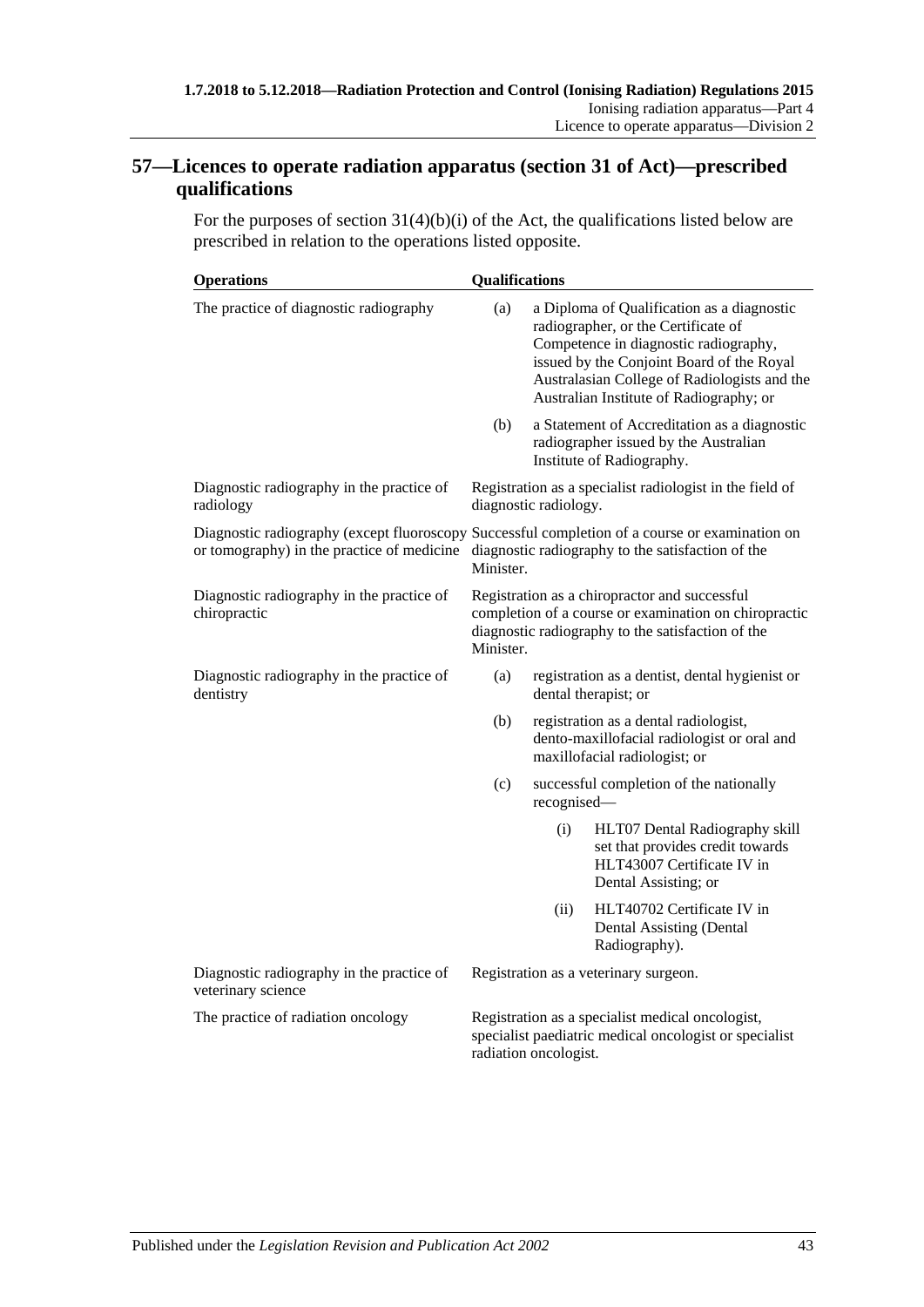## 57—Licences to operate radiation apparatus (section 31 of Act)—prescribed qualifications

For the purposes of section 31(4)(b)(i) of the Act, the qualifications listed below are prescribed in relation to the operations listed opposite.

| Operations | Qualifications |
|---|---|
| The practice of diagnostic radiography | (a) a Diploma of Qualification as a diagnostic radiographer, or the Certificate of Competence in diagnostic radiography, issued by the Conjoint Board of the Royal Australasian College of Radiologists and the Australian Institute of Radiography; or<br>(b) a Statement of Accreditation as a diagnostic radiographer issued by the Australian Institute of Radiography. |
| Diagnostic radiography in the practice of radiology | Registration as a specialist radiologist in the field of diagnostic radiology. |
| Diagnostic radiography (except fluoroscopy or tomography) in the practice of medicine | Successful completion of a course or examination on diagnostic radiography to the satisfaction of the Minister. |
| Diagnostic radiography in the practice of chiropractic | Registration as a chiropractor and successful completion of a course or examination on chiropractic diagnostic radiography to the satisfaction of the Minister. |
| Diagnostic radiography in the practice of dentistry | (a) registration as a dentist, dental hygienist or dental therapist; or<br>(b) registration as a dental radiologist, dento-maxillofacial radiologist or oral and maxillofacial radiologist; or<br>(c) successful completion of the nationally recognised—<br>(i) HLT07 Dental Radiography skill set that provides credit towards HLT43007 Certificate IV in Dental Assisting; or<br>(ii) HLT40702 Certificate IV in Dental Assisting (Dental Radiography). |
| Diagnostic radiography in the practice of veterinary science | Registration as a veterinary surgeon. |
| The practice of radiation oncology | Registration as a specialist medical oncologist, specialist paediatric medical oncologist or specialist radiation oncologist. |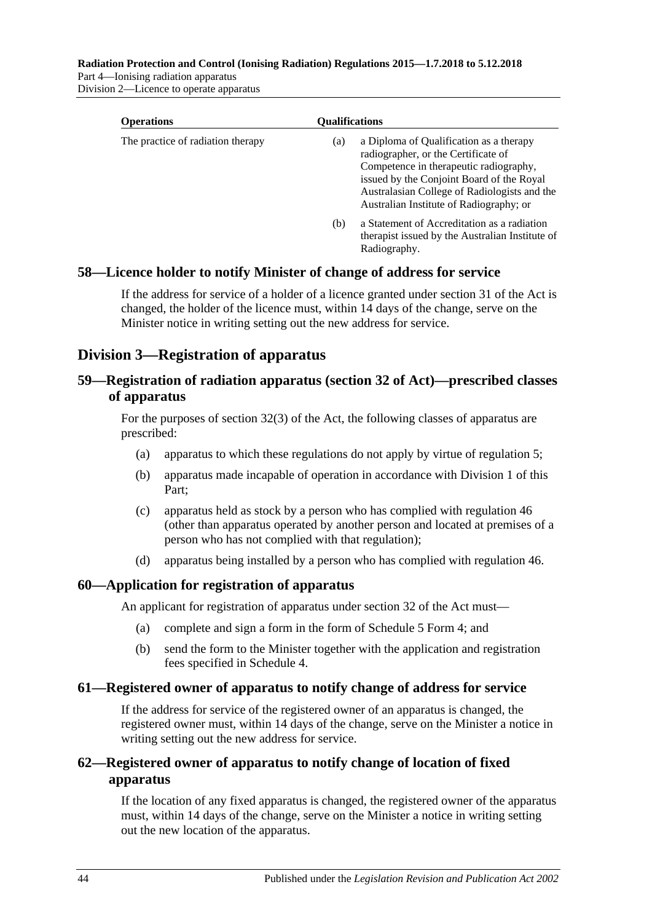| Operations | Qualifications |
|---|---|
| The practice of radiation therapy | (a) a Diploma of Qualification as a therapy radiographer, or the Certificate of Competence in therapeutic radiography, issued by the Conjoint Board of the Royal Australasian College of Radiologists and the Australian Institute of Radiography; or |
| | (b) a Statement of Accreditation as a radiation therapist issued by the Australian Institute of Radiography. |

### 58—Licence holder to notify Minister of change of address for service

If the address for service of a holder of a licence granted under section 31 of the Act is changed, the holder of the licence must, within 14 days of the change, serve on the Minister notice in writing setting out the new address for service.

## Division 3—Registration of apparatus

### 59—Registration of radiation apparatus (section 32 of Act)—prescribed classes of apparatus

For the purposes of section 32(3) of the Act, the following classes of apparatus are prescribed:

(a) apparatus to which these regulations do not apply by virtue of regulation 5;

(b) apparatus made incapable of operation in accordance with Division 1 of this Part;

(c) apparatus held as stock by a person who has complied with regulation 46 (other than apparatus operated by another person and located at premises of a person who has not complied with that regulation);

(d) apparatus being installed by a person who has complied with regulation 46.

### 60—Application for registration of apparatus

An applicant for registration of apparatus under section 32 of the Act must—

(a) complete and sign a form in the form of Schedule 5 Form 4; and

(b) send the form to the Minister together with the application and registration fees specified in Schedule 4.

### 61—Registered owner of apparatus to notify change of address for service

If the address for service of the registered owner of an apparatus is changed, the registered owner must, within 14 days of the change, serve on the Minister a notice in writing setting out the new address for service.

### 62—Registered owner of apparatus to notify change of location of fixed apparatus

If the location of any fixed apparatus is changed, the registered owner of the apparatus must, within 14 days of the change, serve on the Minister a notice in writing setting out the new location of the apparatus.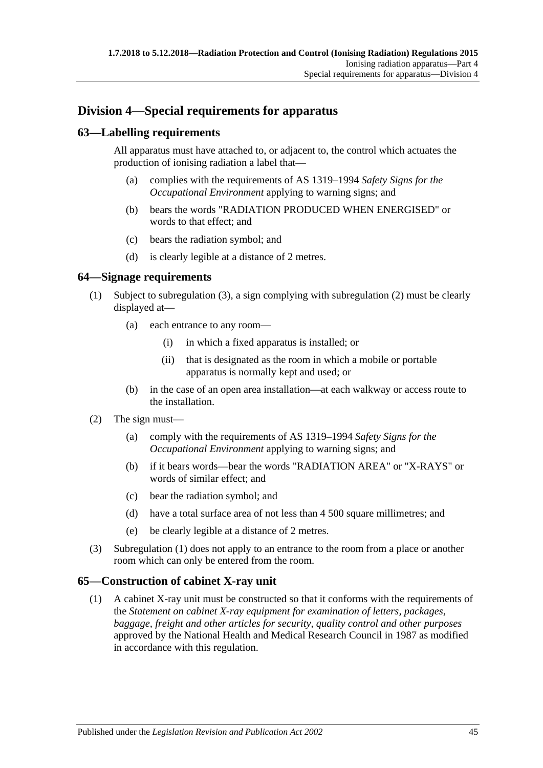## Division 4—Special requirements for apparatus

### 63—Labelling requirements

All apparatus must have attached to, or adjacent to, the control which actuates the production of ionising radiation a label that—

- (a) complies with the requirements of AS 1319–1994 *Safety Signs for the Occupational Environment* applying to warning signs; and
- (b) bears the words "RADIATION PRODUCED WHEN ENERGISED" or words to that effect; and
- (c) bears the radiation symbol; and
- (d) is clearly legible at a distance of 2 metres.

### 64—Signage requirements

(1) Subject to subregulation (3), a sign complying with subregulation (2) must be clearly displayed at—

- (a) each entrance to any room—
  - (i) in which a fixed apparatus is installed; or
  - (ii) that is designated as the room in which a mobile or portable apparatus is normally kept and used; or
- (b) in the case of an open area installation—at each walkway or access route to the installation.

(2) The sign must—

- (a) comply with the requirements of AS 1319–1994 *Safety Signs for the Occupational Environment* applying to warning signs; and
- (b) if it bears words—bear the words "RADIATION AREA" or "X-RAYS" or words of similar effect; and
- (c) bear the radiation symbol; and
- (d) have a total surface area of not less than 4 500 square millimetres; and
- (e) be clearly legible at a distance of 2 metres.

(3) Subregulation (1) does not apply to an entrance to the room from a place or another room which can only be entered from the room.

### 65—Construction of cabinet X-ray unit

(1) A cabinet X-ray unit must be constructed so that it conforms with the requirements of the *Statement on cabinet X-ray equipment for examination of letters, packages, baggage, freight and other articles for security, quality control and other purposes* approved by the National Health and Medical Research Council in 1987 as modified in accordance with this regulation.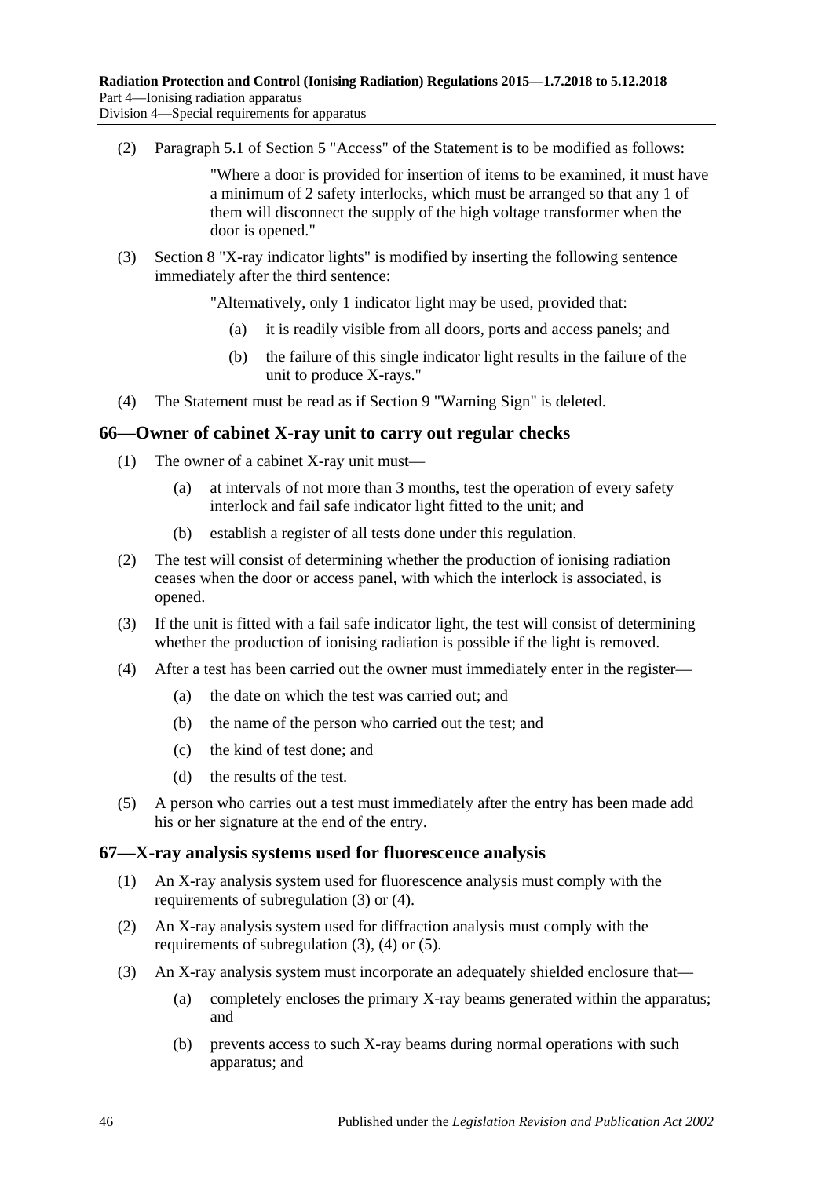(2) Paragraph 5.1 of Section 5 "Access" of the Statement is to be modified as follows:

> "Where a door is provided for insertion of items to be examined, it must have a minimum of 2 safety interlocks, which must be arranged so that any 1 of them will disconnect the supply of the high voltage transformer when the door is opened."

(3) Section 8 "X-ray indicator lights" is modified by inserting the following sentence immediately after the third sentence:

> "Alternatively, only 1 indicator light may be used, provided that:
>
> (a) it is readily visible from all doors, ports and access panels; and
>
> (b) the failure of this single indicator light results in the failure of the unit to produce X-rays."

(4) The Statement must be read as if Section 9 "Warning Sign" is deleted.

## 66—Owner of cabinet X-ray unit to carry out regular checks

(1) The owner of a cabinet X-ray unit must—

- (a) at intervals of not more than 3 months, test the operation of every safety interlock and fail safe indicator light fitted to the unit; and
- (b) establish a register of all tests done under this regulation.

(2) The test will consist of determining whether the production of ionising radiation ceases when the door or access panel, with which the interlock is associated, is opened.

(3) If the unit is fitted with a fail safe indicator light, the test will consist of determining whether the production of ionising radiation is possible if the light is removed.

(4) After a test has been carried out the owner must immediately enter in the register—

- (a) the date on which the test was carried out; and
- (b) the name of the person who carried out the test; and
- (c) the kind of test done; and
- (d) the results of the test.

(5) A person who carries out a test must immediately after the entry has been made add his or her signature at the end of the entry.

## 67—X-ray analysis systems used for fluorescence analysis

(1) An X-ray analysis system used for fluorescence analysis must comply with the requirements of subregulation (3) or (4).

(2) An X-ray analysis system used for diffraction analysis must comply with the requirements of subregulation (3), (4) or (5).

(3) An X-ray analysis system must incorporate an adequately shielded enclosure that—

- (a) completely encloses the primary X-ray beams generated within the apparatus; and
- (b) prevents access to such X-ray beams during normal operations with such apparatus; and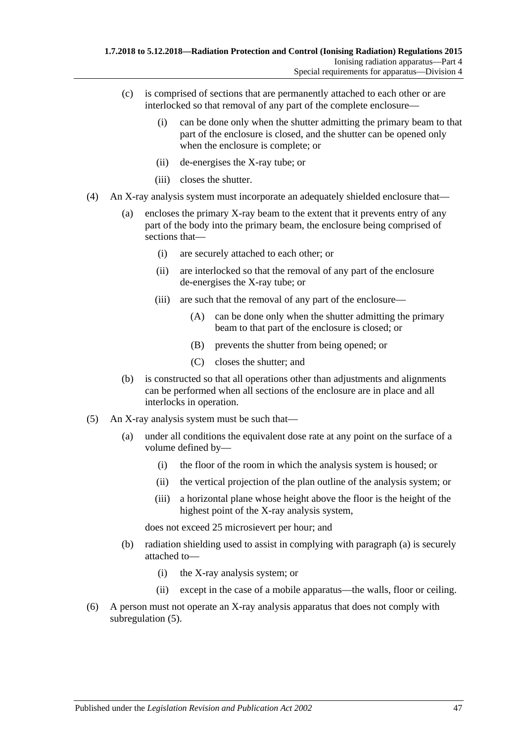(c) is comprised of sections that are permanently attached to each other or are interlocked so that removal of any part of the complete enclosure—

(i) can be done only when the shutter admitting the primary beam to that part of the enclosure is closed, and the shutter can be opened only when the enclosure is complete; or

(ii) de-energises the X-ray tube; or

(iii) closes the shutter.

(4) An X-ray analysis system must incorporate an adequately shielded enclosure that—

(a) encloses the primary X-ray beam to the extent that it prevents entry of any part of the body into the primary beam, the enclosure being comprised of sections that—

(i) are securely attached to each other; or

(ii) are interlocked so that the removal of any part of the enclosure de-energises the X-ray tube; or

(iii) are such that the removal of any part of the enclosure—

(A) can be done only when the shutter admitting the primary beam to that part of the enclosure is closed; or

(B) prevents the shutter from being opened; or

(C) closes the shutter; and

(b) is constructed so that all operations other than adjustments and alignments can be performed when all sections of the enclosure are in place and all interlocks in operation.

(5) An X-ray analysis system must be such that—

(a) under all conditions the equivalent dose rate at any point on the surface of a volume defined by—

(i) the floor of the room in which the analysis system is housed; or

(ii) the vertical projection of the plan outline of the analysis system; or

(iii) a horizontal plane whose height above the floor is the height of the highest point of the X-ray analysis system,

does not exceed 25 microsievert per hour; and

(b) radiation shielding used to assist in complying with paragraph (a) is securely attached to—

(i) the X-ray analysis system; or

(ii) except in the case of a mobile apparatus—the walls, floor or ceiling.

(6) A person must not operate an X-ray analysis apparatus that does not comply with subregulation (5).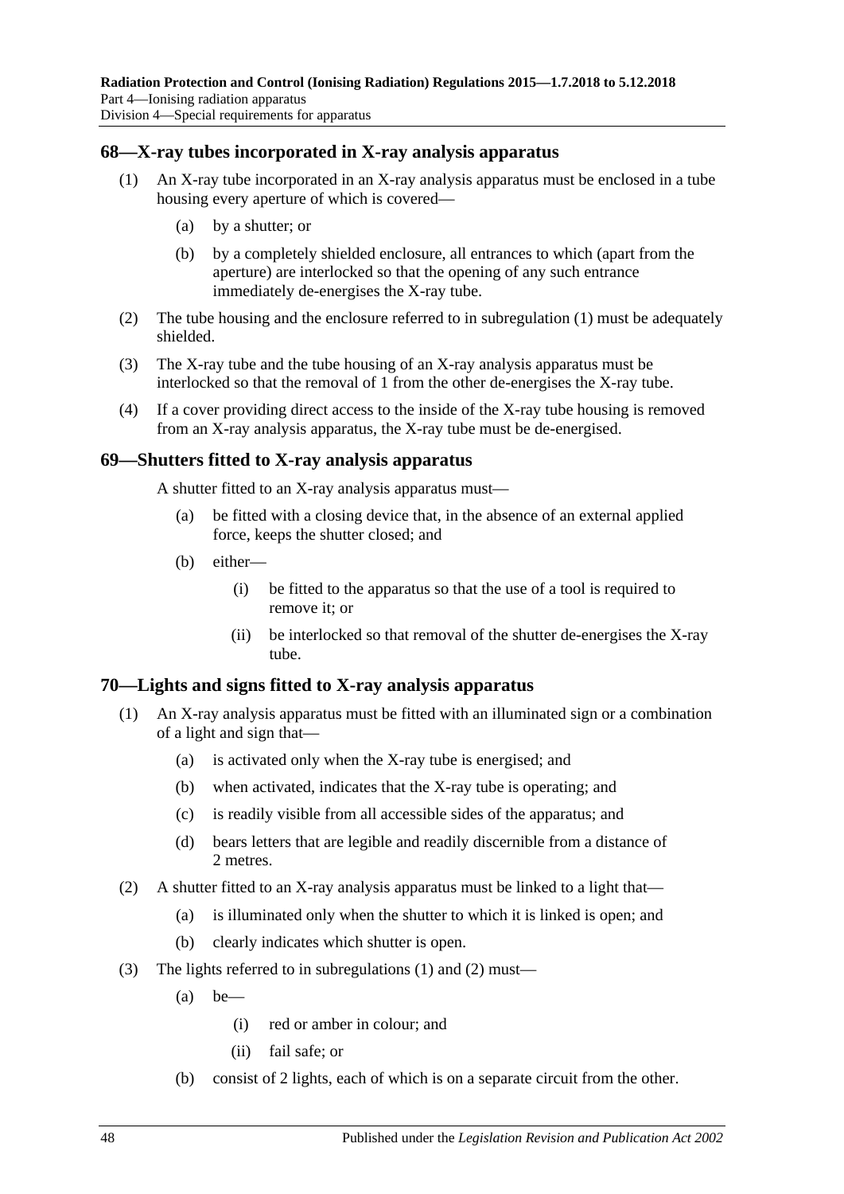## 68—X-ray tubes incorporated in X-ray analysis apparatus

(1) An X-ray tube incorporated in an X-ray analysis apparatus must be enclosed in a tube housing every aperture of which is covered—

(a) by a shutter; or

(b) by a completely shielded enclosure, all entrances to which (apart from the aperture) are interlocked so that the opening of any such entrance immediately de-energises the X-ray tube.

(2) The tube housing and the enclosure referred to in subregulation (1) must be adequately shielded.

(3) The X-ray tube and the tube housing of an X-ray analysis apparatus must be interlocked so that the removal of 1 from the other de-energises the X-ray tube.

(4) If a cover providing direct access to the inside of the X-ray tube housing is removed from an X-ray analysis apparatus, the X-ray tube must be de-energised.

## 69—Shutters fitted to X-ray analysis apparatus

A shutter fitted to an X-ray analysis apparatus must—

(a) be fitted with a closing device that, in the absence of an external applied force, keeps the shutter closed; and

(b) either—

(i) be fitted to the apparatus so that the use of a tool is required to remove it; or

(ii) be interlocked so that removal of the shutter de-energises the X-ray tube.

## 70—Lights and signs fitted to X-ray analysis apparatus

(1) An X-ray analysis apparatus must be fitted with an illuminated sign or a combination of a light and sign that—

(a) is activated only when the X-ray tube is energised; and

(b) when activated, indicates that the X-ray tube is operating; and

(c) is readily visible from all accessible sides of the apparatus; and

(d) bears letters that are legible and readily discernible from a distance of 2 metres.

(2) A shutter fitted to an X-ray analysis apparatus must be linked to a light that—

(a) is illuminated only when the shutter to which it is linked is open; and

(b) clearly indicates which shutter is open.

(3) The lights referred to in subregulations (1) and (2) must—

(a) be—

(i) red or amber in colour; and

(ii) fail safe; or

(b) consist of 2 lights, each of which is on a separate circuit from the other.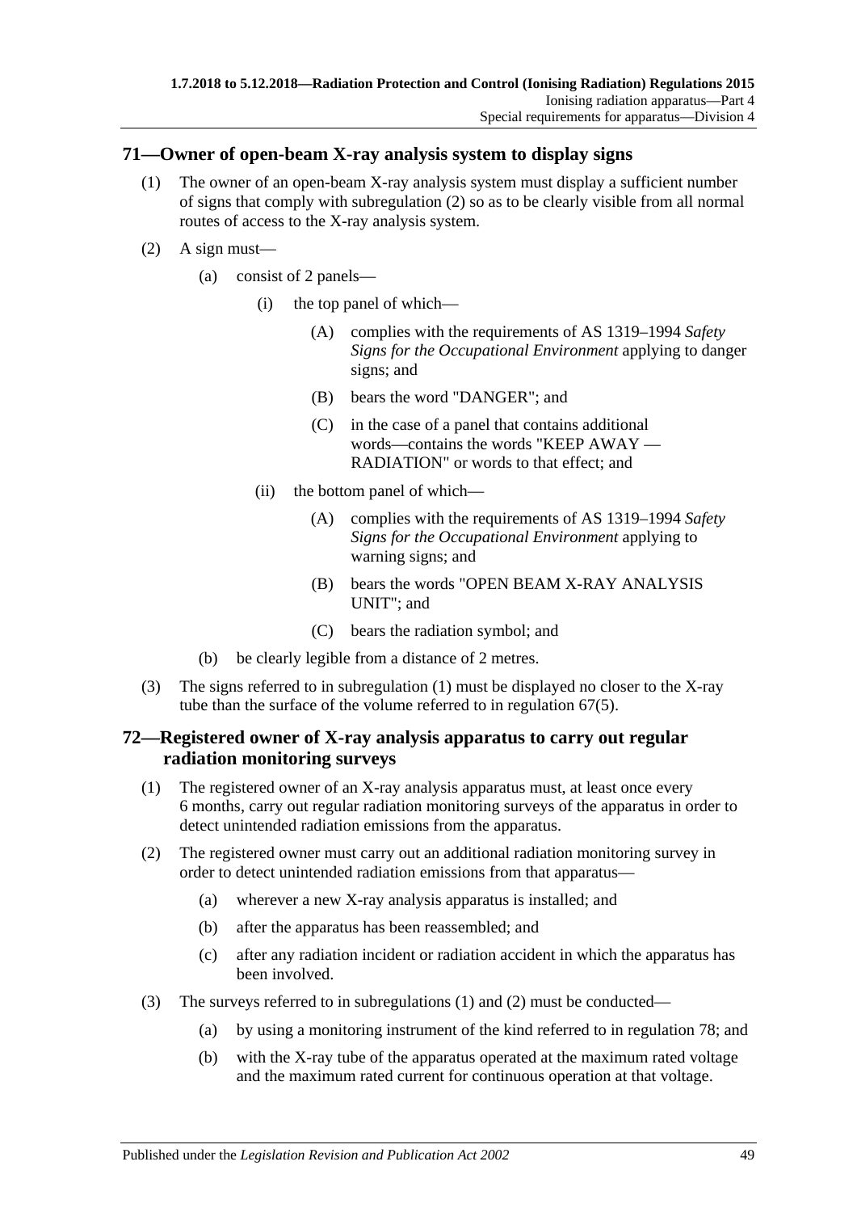## 71—Owner of open-beam X-ray analysis system to display signs

(1) The owner of an open-beam X-ray analysis system must display a sufficient number of signs that comply with subregulation (2) so as to be clearly visible from all normal routes of access to the X-ray analysis system.

(2) A sign must—

(a) consist of 2 panels—

(i) the top panel of which—

(A) complies with the requirements of AS 1319–1994 *Safety Signs for the Occupational Environment* applying to danger signs; and

(B) bears the word "DANGER"; and

(C) in the case of a panel that contains additional words—contains the words "KEEP AWAY — RADIATION" or words to that effect; and

(ii) the bottom panel of which—

(A) complies with the requirements of AS 1319–1994 *Safety Signs for the Occupational Environment* applying to warning signs; and

(B) bears the words "OPEN BEAM X-RAY ANALYSIS UNIT"; and

(C) bears the radiation symbol; and

(b) be clearly legible from a distance of 2 metres.

(3) The signs referred to in subregulation (1) must be displayed no closer to the X-ray tube than the surface of the volume referred to in regulation 67(5).

## 72—Registered owner of X-ray analysis apparatus to carry out regular radiation monitoring surveys

(1) The registered owner of an X-ray analysis apparatus must, at least once every 6 months, carry out regular radiation monitoring surveys of the apparatus in order to detect unintended radiation emissions from the apparatus.

(2) The registered owner must carry out an additional radiation monitoring survey in order to detect unintended radiation emissions from that apparatus—

(a) wherever a new X-ray analysis apparatus is installed; and

(b) after the apparatus has been reassembled; and

(c) after any radiation incident or radiation accident in which the apparatus has been involved.

(3) The surveys referred to in subregulations (1) and (2) must be conducted—

(a) by using a monitoring instrument of the kind referred to in regulation 78; and

(b) with the X-ray tube of the apparatus operated at the maximum rated voltage and the maximum rated current for continuous operation at that voltage.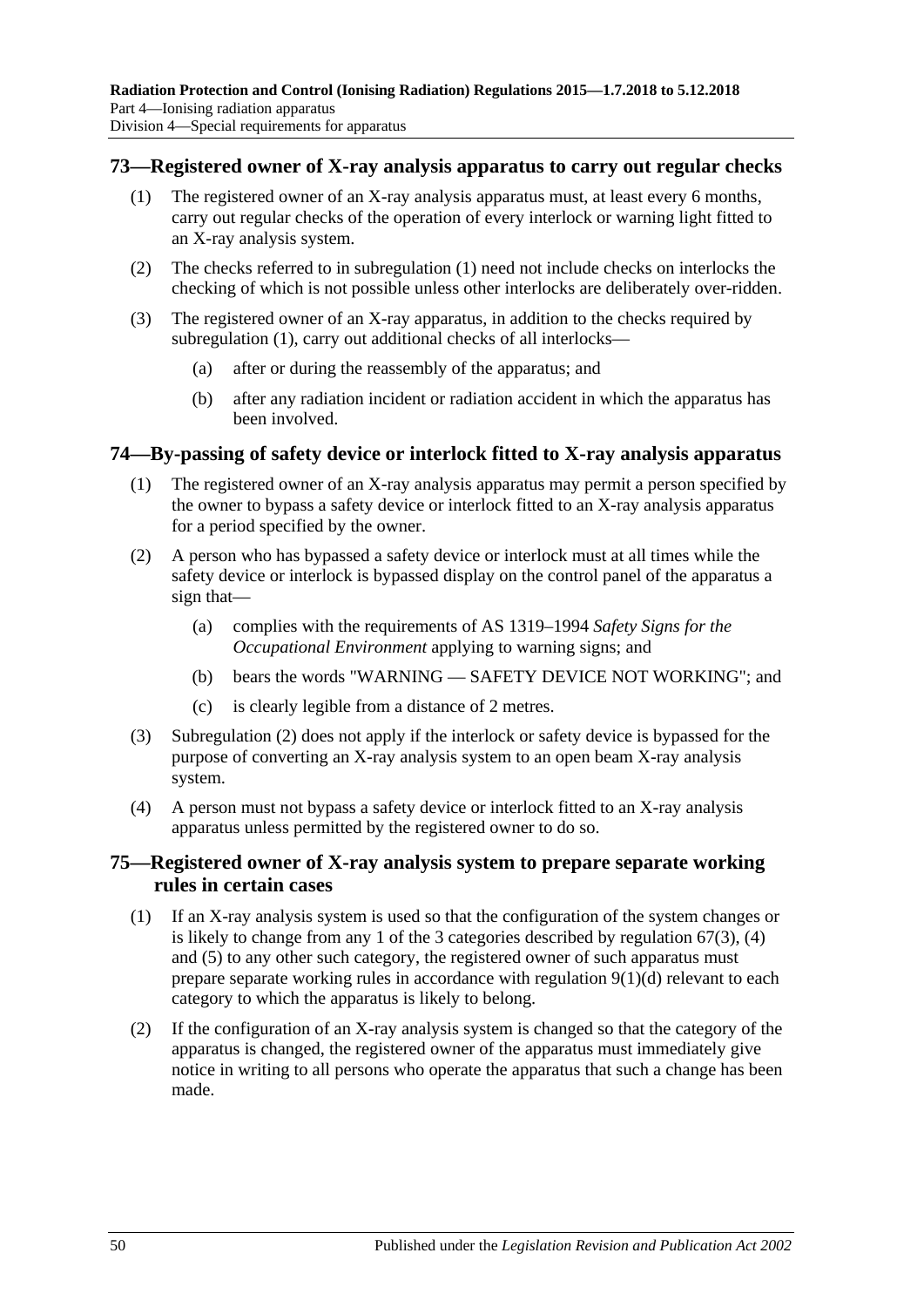## 73—Registered owner of X-ray analysis apparatus to carry out regular checks

(1) The registered owner of an X-ray analysis apparatus must, at least every 6 months, carry out regular checks of the operation of every interlock or warning light fitted to an X-ray analysis system.

(2) The checks referred to in subregulation (1) need not include checks on interlocks the checking of which is not possible unless other interlocks are deliberately over-ridden.

(3) The registered owner of an X-ray apparatus, in addition to the checks required by subregulation (1), carry out additional checks of all interlocks—

   (a) after or during the reassembly of the apparatus; and

   (b) after any radiation incident or radiation accident in which the apparatus has been involved.

## 74—By-passing of safety device or interlock fitted to X-ray analysis apparatus

(1) The registered owner of an X-ray analysis apparatus may permit a person specified by the owner to bypass a safety device or interlock fitted to an X-ray analysis apparatus for a period specified by the owner.

(2) A person who has bypassed a safety device or interlock must at all times while the safety device or interlock is bypassed display on the control panel of the apparatus a sign that—

   (a) complies with the requirements of AS 1319–1994 *Safety Signs for the Occupational Environment* applying to warning signs; and

   (b) bears the words "WARNING — SAFETY DEVICE NOT WORKING"; and

   (c) is clearly legible from a distance of 2 metres.

(3) Subregulation (2) does not apply if the interlock or safety device is bypassed for the purpose of converting an X-ray analysis system to an open beam X-ray analysis system.

(4) A person must not bypass a safety device or interlock fitted to an X-ray analysis apparatus unless permitted by the registered owner to do so.

## 75—Registered owner of X-ray analysis system to prepare separate working rules in certain cases

(1) If an X-ray analysis system is used so that the configuration of the system changes or is likely to change from any 1 of the 3 categories described by regulation 67(3), (4) and (5) to any other such category, the registered owner of such apparatus must prepare separate working rules in accordance with regulation 9(1)(d) relevant to each category to which the apparatus is likely to belong.

(2) If the configuration of an X-ray analysis system is changed so that the category of the apparatus is changed, the registered owner of the apparatus must immediately give notice in writing to all persons who operate the apparatus that such a change has been made.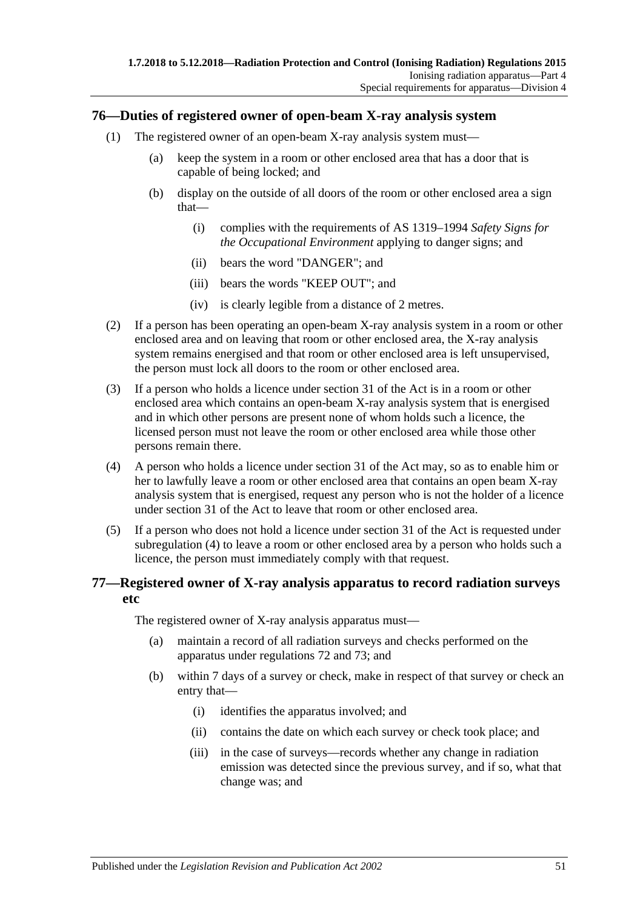## 76—Duties of registered owner of open-beam X-ray analysis system

(1) The registered owner of an open-beam X-ray analysis system must—

(a) keep the system in a room or other enclosed area that has a door that is capable of being locked; and

(b) display on the outside of all doors of the room or other enclosed area a sign that—

(i) complies with the requirements of AS 1319–1994 *Safety Signs for the Occupational Environment* applying to danger signs; and

(ii) bears the word "DANGER"; and

(iii) bears the words "KEEP OUT"; and

(iv) is clearly legible from a distance of 2 metres.

(2) If a person has been operating an open-beam X-ray analysis system in a room or other enclosed area and on leaving that room or other enclosed area, the X-ray analysis system remains energised and that room or other enclosed area is left unsupervised, the person must lock all doors to the room or other enclosed area.

(3) If a person who holds a licence under section 31 of the Act is in a room or other enclosed area which contains an open-beam X-ray analysis system that is energised and in which other persons are present none of whom holds such a licence, the licensed person must not leave the room or other enclosed area while those other persons remain there.

(4) A person who holds a licence under section 31 of the Act may, so as to enable him or her to lawfully leave a room or other enclosed area that contains an open beam X-ray analysis system that is energised, request any person who is not the holder of a licence under section 31 of the Act to leave that room or other enclosed area.

(5) If a person who does not hold a licence under section 31 of the Act is requested under subregulation (4) to leave a room or other enclosed area by a person who holds such a licence, the person must immediately comply with that request.

## 77—Registered owner of X-ray analysis apparatus to record radiation surveys etc

The registered owner of X-ray analysis apparatus must—

(a) maintain a record of all radiation surveys and checks performed on the apparatus under regulations 72 and 73; and

(b) within 7 days of a survey or check, make in respect of that survey or check an entry that—

(i) identifies the apparatus involved; and

(ii) contains the date on which each survey or check took place; and

(iii) in the case of surveys—records whether any change in radiation emission was detected since the previous survey, and if so, what that change was; and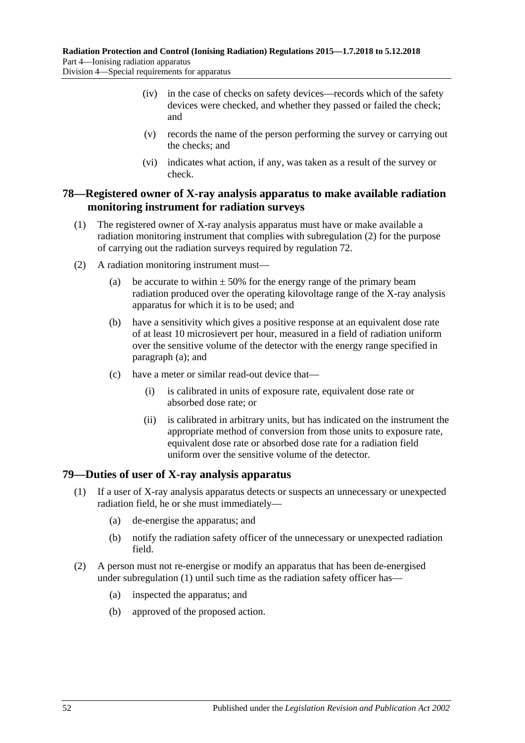(iv) in the case of checks on safety devices—records which of the safety devices were checked, and whether they passed or failed the check; and

(v) records the name of the person performing the survey or carrying out the checks; and

(vi) indicates what action, if any, was taken as a result of the survey or check.

## 78—Registered owner of X-ray analysis apparatus to make available radiation monitoring instrument for radiation surveys

(1) The registered owner of X-ray analysis apparatus must have or make available a radiation monitoring instrument that complies with subregulation (2) for the purpose of carrying out the radiation surveys required by regulation 72.

(2) A radiation monitoring instrument must—

(a) be accurate to within ± 50% for the energy range of the primary beam radiation produced over the operating kilovoltage range of the X-ray analysis apparatus for which it is to be used; and

(b) have a sensitivity which gives a positive response at an equivalent dose rate of at least 10 microsievert per hour, measured in a field of radiation uniform over the sensitive volume of the detector with the energy range specified in paragraph (a); and

(c) have a meter or similar read-out device that—

(i) is calibrated in units of exposure rate, equivalent dose rate or absorbed dose rate; or

(ii) is calibrated in arbitrary units, but has indicated on the instrument the appropriate method of conversion from those units to exposure rate, equivalent dose rate or absorbed dose rate for a radiation field uniform over the sensitive volume of the detector.

## 79—Duties of user of X-ray analysis apparatus

(1) If a user of X-ray analysis apparatus detects or suspects an unnecessary or unexpected radiation field, he or she must immediately—

(a) de-energise the apparatus; and

(b) notify the radiation safety officer of the unnecessary or unexpected radiation field.

(2) A person must not re-energise or modify an apparatus that has been de-energised under subregulation (1) until such time as the radiation safety officer has—

(a) inspected the apparatus; and

(b) approved of the proposed action.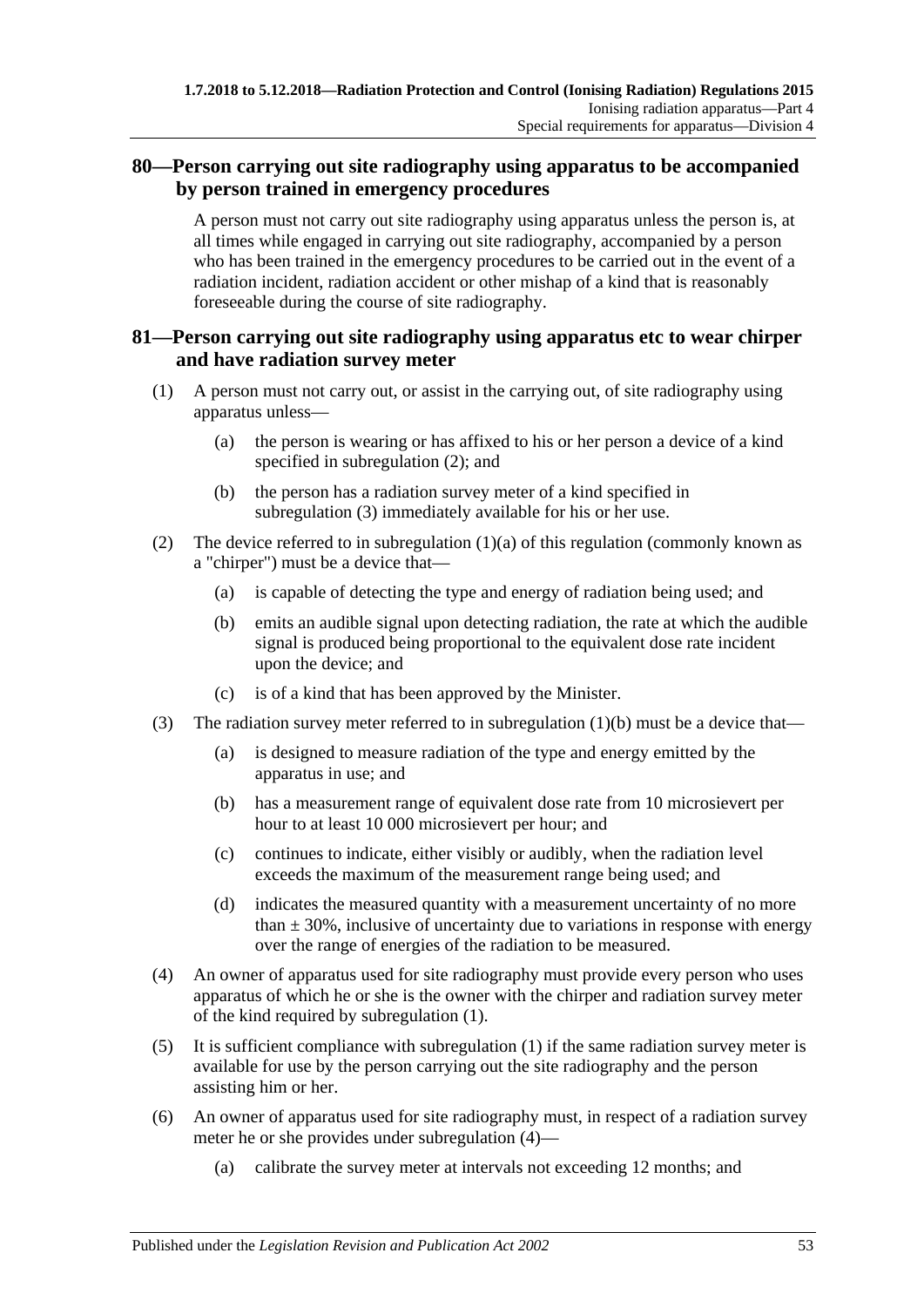## 80—Person carrying out site radiography using apparatus to be accompanied by person trained in emergency procedures

A person must not carry out site radiography using apparatus unless the person is, at all times while engaged in carrying out site radiography, accompanied by a person who has been trained in the emergency procedures to be carried out in the event of a radiation incident, radiation accident or other mishap of a kind that is reasonably foreseeable during the course of site radiography.

## 81—Person carrying out site radiography using apparatus etc to wear chirper and have radiation survey meter

(1) A person must not carry out, or assist in the carrying out, of site radiography using apparatus unless—

- (a) the person is wearing or has affixed to his or her person a device of a kind specified in subregulation (2); and
- (b) the person has a radiation survey meter of a kind specified in subregulation (3) immediately available for his or her use.

(2) The device referred to in subregulation (1)(a) of this regulation (commonly known as a "chirper") must be a device that—

- (a) is capable of detecting the type and energy of radiation being used; and
- (b) emits an audible signal upon detecting radiation, the rate at which the audible signal is produced being proportional to the equivalent dose rate incident upon the device; and
- (c) is of a kind that has been approved by the Minister.

(3) The radiation survey meter referred to in subregulation (1)(b) must be a device that—

- (a) is designed to measure radiation of the type and energy emitted by the apparatus in use; and
- (b) has a measurement range of equivalent dose rate from 10 microsievert per hour to at least 10 000 microsievert per hour; and
- (c) continues to indicate, either visibly or audibly, when the radiation level exceeds the maximum of the measurement range being used; and
- (d) indicates the measured quantity with a measurement uncertainty of no more than $\pm$ 30%, inclusive of uncertainty due to variations in response with energy over the range of energies of the radiation to be measured.

(4) An owner of apparatus used for site radiography must provide every person who uses apparatus of which he or she is the owner with the chirper and radiation survey meter of the kind required by subregulation (1).

(5) It is sufficient compliance with subregulation (1) if the same radiation survey meter is available for use by the person carrying out the site radiography and the person assisting him or her.

(6) An owner of apparatus used for site radiography must, in respect of a radiation survey meter he or she provides under subregulation (4)—

- (a) calibrate the survey meter at intervals not exceeding 12 months; and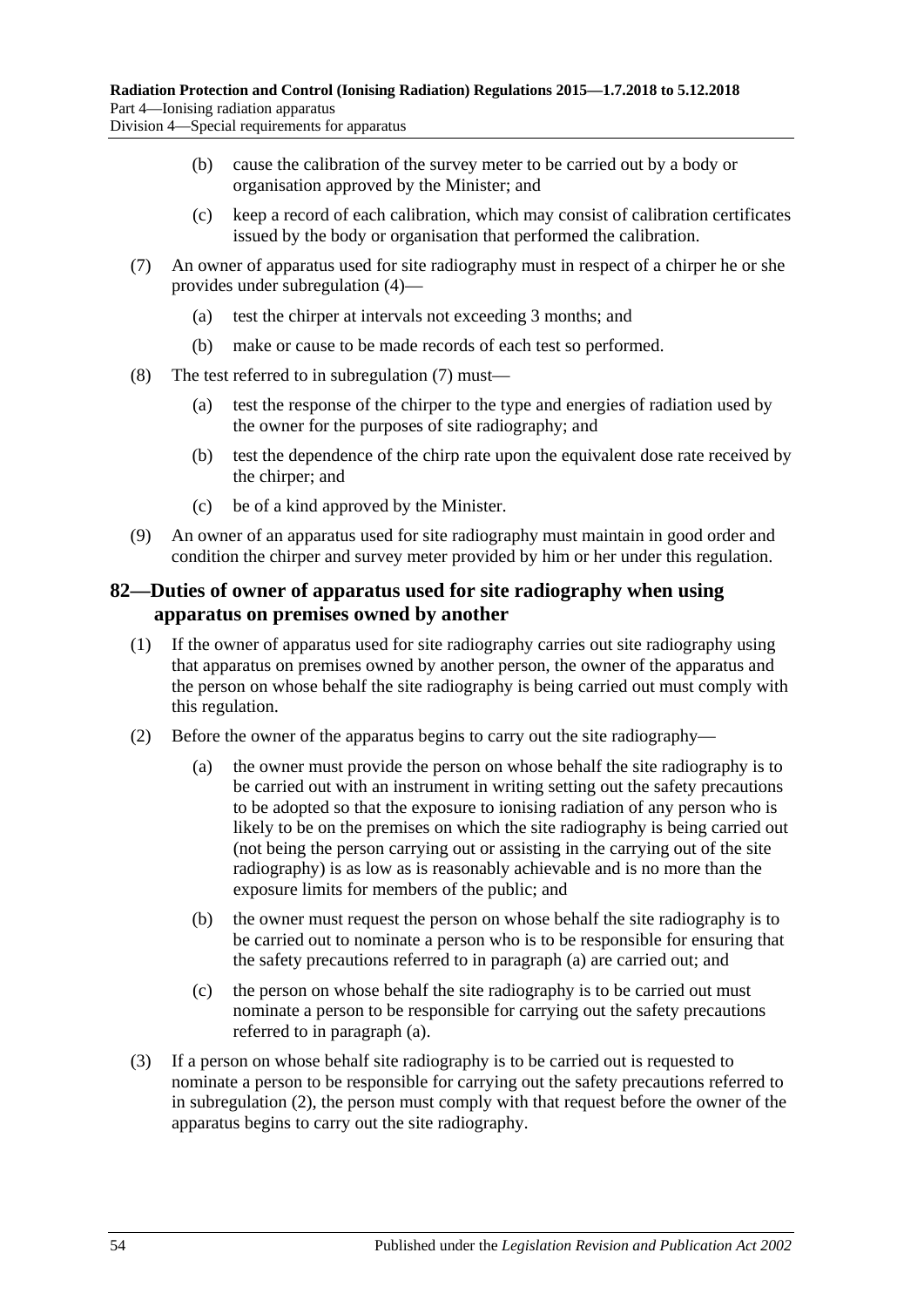(b) cause the calibration of the survey meter to be carried out by a body or organisation approved by the Minister; and

(c) keep a record of each calibration, which may consist of calibration certificates issued by the body or organisation that performed the calibration.

(7) An owner of apparatus used for site radiography must in respect of a chirper he or she provides under subregulation (4)—

(a) test the chirper at intervals not exceeding 3 months; and

(b) make or cause to be made records of each test so performed.

(8) The test referred to in subregulation (7) must—

(a) test the response of the chirper to the type and energies of radiation used by the owner for the purposes of site radiography; and

(b) test the dependence of the chirp rate upon the equivalent dose rate received by the chirper; and

(c) be of a kind approved by the Minister.

(9) An owner of an apparatus used for site radiography must maintain in good order and condition the chirper and survey meter provided by him or her under this regulation.

## 82—Duties of owner of apparatus used for site radiography when using apparatus on premises owned by another

(1) If the owner of apparatus used for site radiography carries out site radiography using that apparatus on premises owned by another person, the owner of the apparatus and the person on whose behalf the site radiography is being carried out must comply with this regulation.

(2) Before the owner of the apparatus begins to carry out the site radiography—

(a) the owner must provide the person on whose behalf the site radiography is to be carried out with an instrument in writing setting out the safety precautions to be adopted so that the exposure to ionising radiation of any person who is likely to be on the premises on which the site radiography is being carried out (not being the person carrying out or assisting in the carrying out of the site radiography) is as low as is reasonably achievable and is no more than the exposure limits for members of the public; and

(b) the owner must request the person on whose behalf the site radiography is to be carried out to nominate a person who is to be responsible for ensuring that the safety precautions referred to in paragraph (a) are carried out; and

(c) the person on whose behalf the site radiography is to be carried out must nominate a person to be responsible for carrying out the safety precautions referred to in paragraph (a).

(3) If a person on whose behalf site radiography is to be carried out is requested to nominate a person to be responsible for carrying out the safety precautions referred to in subregulation (2), the person must comply with that request before the owner of the apparatus begins to carry out the site radiography.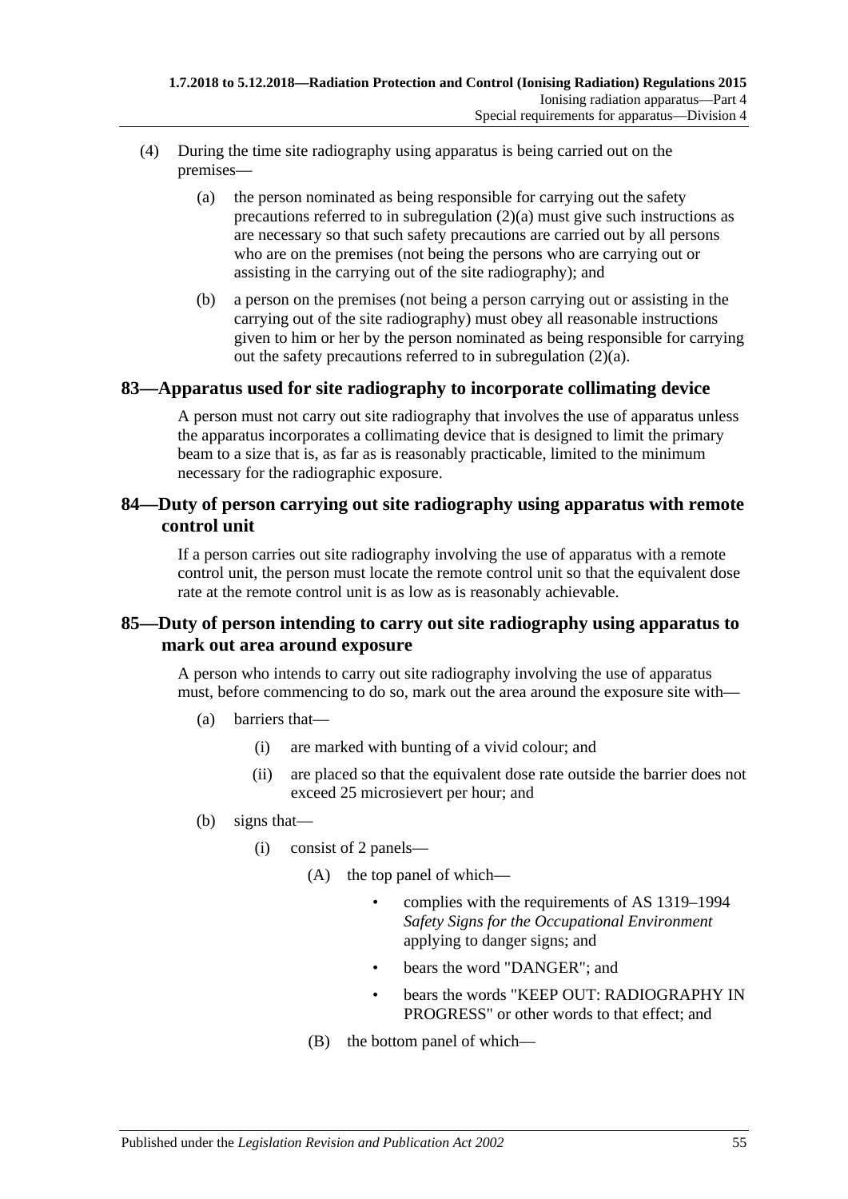(4) During the time site radiography using apparatus is being carried out on the premises—

(a) the person nominated as being responsible for carrying out the safety precautions referred to in subregulation (2)(a) must give such instructions as are necessary so that such safety precautions are carried out by all persons who are on the premises (not being the persons who are carrying out or assisting in the carrying out of the site radiography); and

(b) a person on the premises (not being a person carrying out or assisting in the carrying out of the site radiography) must obey all reasonable instructions given to him or her by the person nominated as being responsible for carrying out the safety precautions referred to in subregulation (2)(a).

## 83—Apparatus used for site radiography to incorporate collimating device

A person must not carry out site radiography that involves the use of apparatus unless the apparatus incorporates a collimating device that is designed to limit the primary beam to a size that is, as far as is reasonably practicable, limited to the minimum necessary for the radiographic exposure.

## 84—Duty of person carrying out site radiography using apparatus with remote control unit

If a person carries out site radiography involving the use of apparatus with a remote control unit, the person must locate the remote control unit so that the equivalent dose rate at the remote control unit is as low as is reasonably achievable.

## 85—Duty of person intending to carry out site radiography using apparatus to mark out area around exposure

A person who intends to carry out site radiography involving the use of apparatus must, before commencing to do so, mark out the area around the exposure site with—

(a) barriers that—

(i) are marked with bunting of a vivid colour; and

(ii) are placed so that the equivalent dose rate outside the barrier does not exceed 25 microsievert per hour; and

(b) signs that—

(i) consist of 2 panels—

(A) the top panel of which—

- complies with the requirements of AS 1319–1994 *Safety Signs for the Occupational Environment* applying to danger signs; and
- bears the word "DANGER"; and
- bears the words "KEEP OUT: RADIOGRAPHY IN PROGRESS" or other words to that effect; and

(B) the bottom panel of which—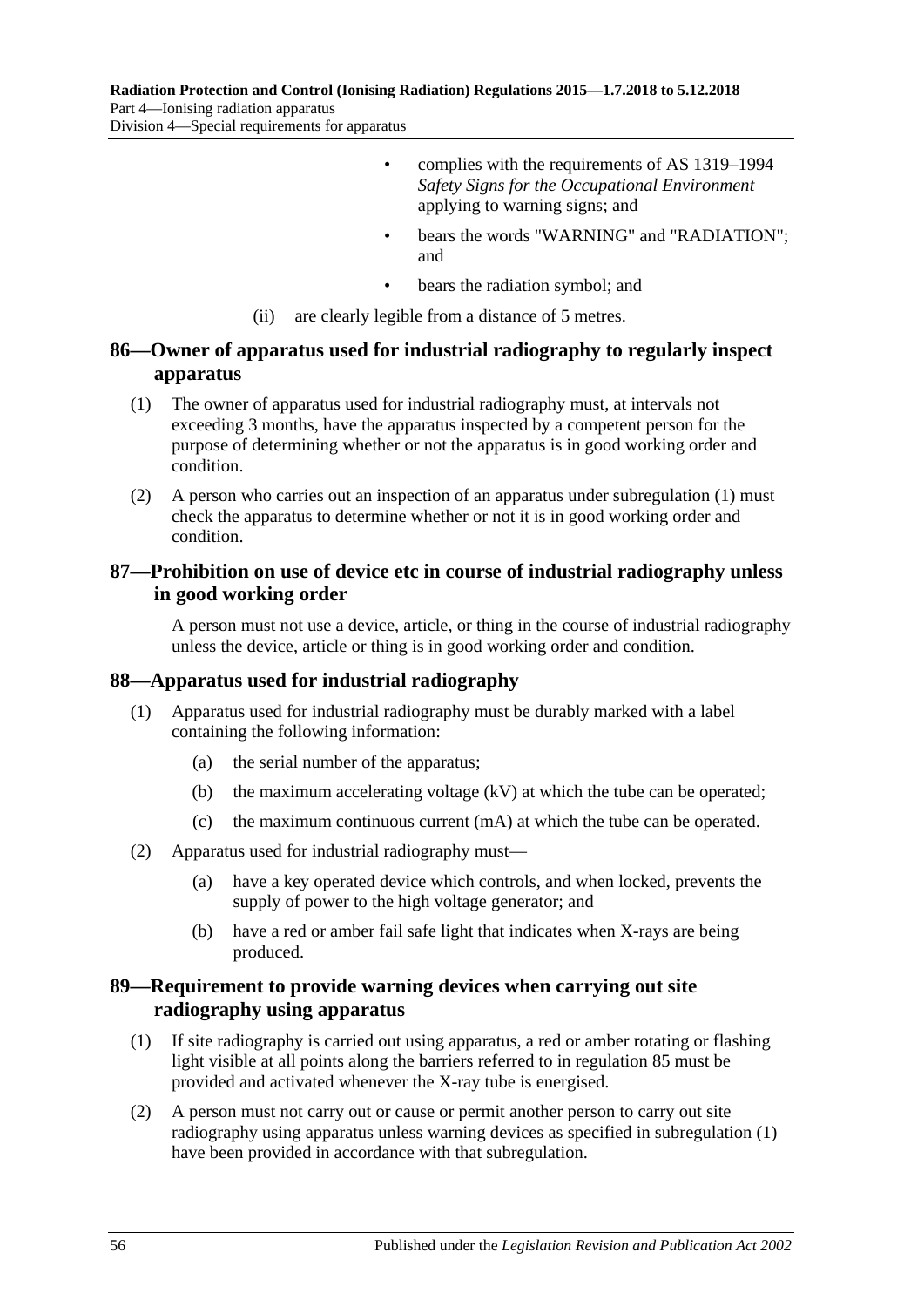- complies with the requirements of AS 1319–1994 *Safety Signs for the Occupational Environment* applying to warning signs; and
- bears the words "WARNING" and "RADIATION"; and
- bears the radiation symbol; and

(ii) are clearly legible from a distance of 5 metres.

## 86—Owner of apparatus used for industrial radiography to regularly inspect apparatus

(1) The owner of apparatus used for industrial radiography must, at intervals not exceeding 3 months, have the apparatus inspected by a competent person for the purpose of determining whether or not the apparatus is in good working order and condition.

(2) A person who carries out an inspection of an apparatus under subregulation (1) must check the apparatus to determine whether or not it is in good working order and condition.

## 87—Prohibition on use of device etc in course of industrial radiography unless in good working order

A person must not use a device, article, or thing in the course of industrial radiography unless the device, article or thing is in good working order and condition.

## 88—Apparatus used for industrial radiography

(1) Apparatus used for industrial radiography must be durably marked with a label containing the following information:

(a) the serial number of the apparatus;

(b) the maximum accelerating voltage (kV) at which the tube can be operated;

(c) the maximum continuous current (mA) at which the tube can be operated.

(2) Apparatus used for industrial radiography must—

(a) have a key operated device which controls, and when locked, prevents the supply of power to the high voltage generator; and

(b) have a red or amber fail safe light that indicates when X-rays are being produced.

## 89—Requirement to provide warning devices when carrying out site radiography using apparatus

(1) If site radiography is carried out using apparatus, a red or amber rotating or flashing light visible at all points along the barriers referred to in regulation 85 must be provided and activated whenever the X-ray tube is energised.

(2) A person must not carry out or cause or permit another person to carry out site radiography using apparatus unless warning devices as specified in subregulation (1) have been provided in accordance with that subregulation.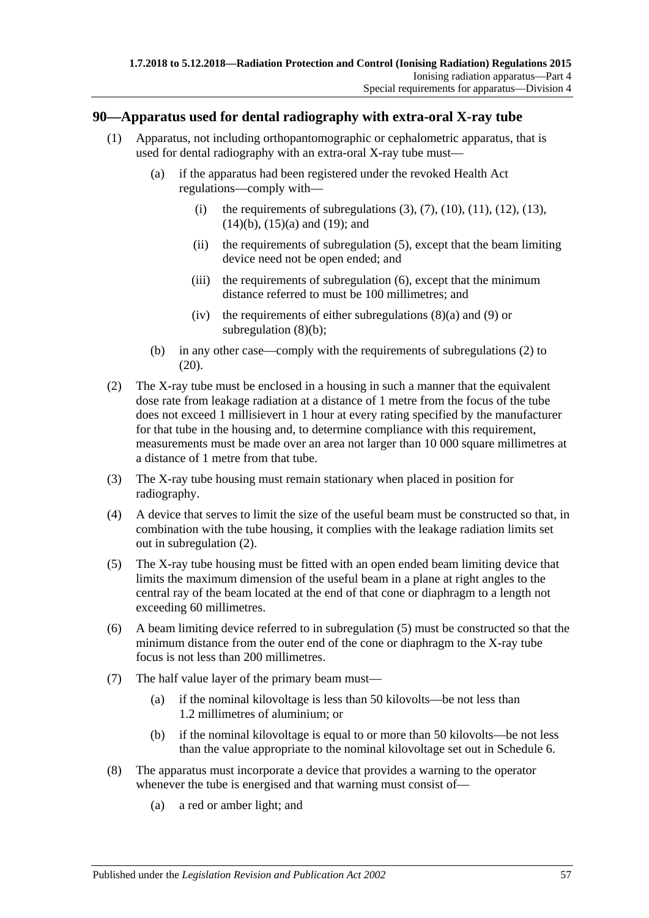## 90—Apparatus used for dental radiography with extra-oral X-ray tube

(1) Apparatus, not including orthopantomographic or cephalometric apparatus, that is used for dental radiography with an extra-oral X-ray tube must—

(a) if the apparatus had been registered under the revoked Health Act regulations—comply with—

(i) the requirements of subregulations (3), (7), (10), (11), (12), (13), (14)(b), (15)(a) and (19); and

(ii) the requirements of subregulation (5), except that the beam limiting device need not be open ended; and

(iii) the requirements of subregulation (6), except that the minimum distance referred to must be 100 millimetres; and

(iv) the requirements of either subregulations (8)(a) and (9) or subregulation (8)(b);

(b) in any other case—comply with the requirements of subregulations (2) to (20).

(2) The X-ray tube must be enclosed in a housing in such a manner that the equivalent dose rate from leakage radiation at a distance of 1 metre from the focus of the tube does not exceed 1 millisievert in 1 hour at every rating specified by the manufacturer for that tube in the housing and, to determine compliance with this requirement, measurements must be made over an area not larger than 10 000 square millimetres at a distance of 1 metre from that tube.

(3) The X-ray tube housing must remain stationary when placed in position for radiography.

(4) A device that serves to limit the size of the useful beam must be constructed so that, in combination with the tube housing, it complies with the leakage radiation limits set out in subregulation (2).

(5) The X-ray tube housing must be fitted with an open ended beam limiting device that limits the maximum dimension of the useful beam in a plane at right angles to the central ray of the beam located at the end of that cone or diaphragm to a length not exceeding 60 millimetres.

(6) A beam limiting device referred to in subregulation (5) must be constructed so that the minimum distance from the outer end of the cone or diaphragm to the X-ray tube focus is not less than 200 millimetres.

(7) The half value layer of the primary beam must—

(a) if the nominal kilovoltage is less than 50 kilovolts—be not less than 1.2 millimetres of aluminium; or

(b) if the nominal kilovoltage is equal to or more than 50 kilovolts—be not less than the value appropriate to the nominal kilovoltage set out in Schedule 6.

(8) The apparatus must incorporate a device that provides a warning to the operator whenever the tube is energised and that warning must consist of—

(a) a red or amber light; and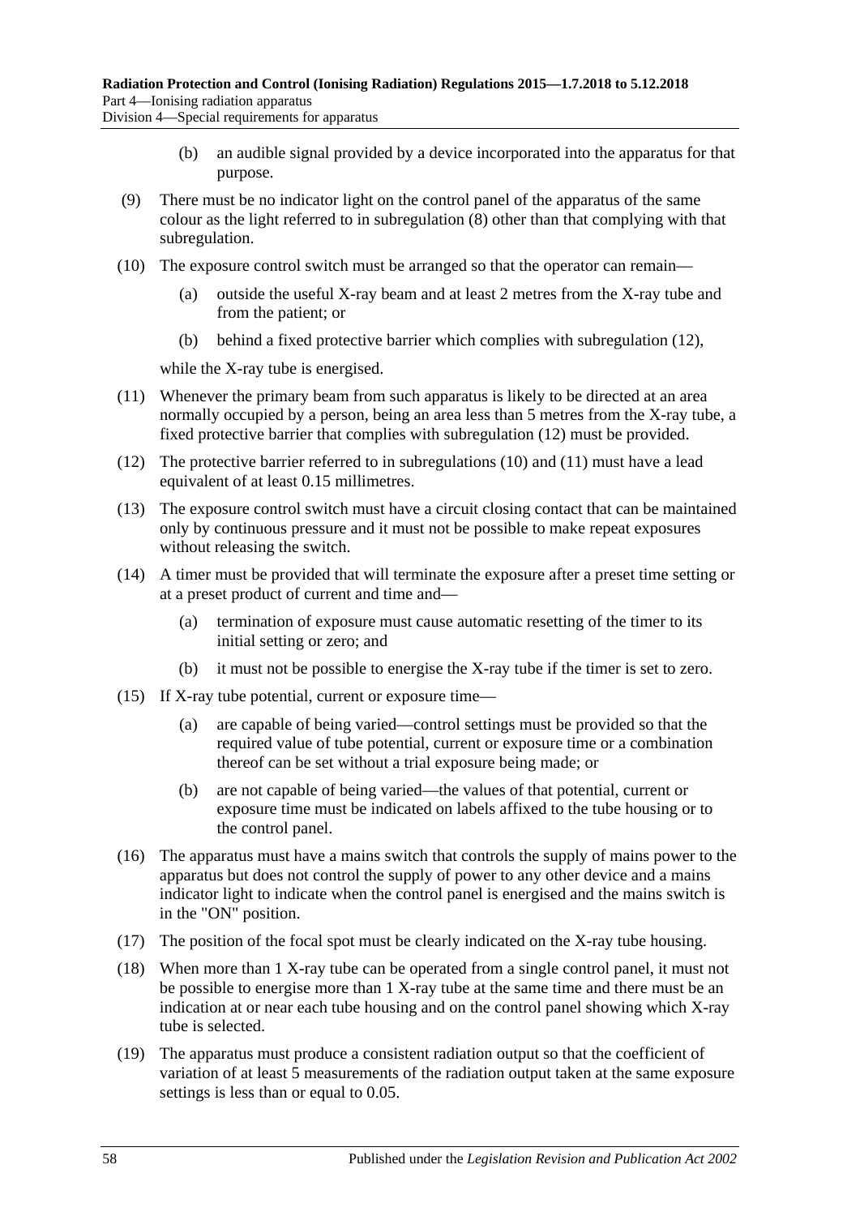(b) an audible signal provided by a device incorporated into the apparatus for that purpose.

(9) There must be no indicator light on the control panel of the apparatus of the same colour as the light referred to in subregulation (8) other than that complying with that subregulation.

(10) The exposure control switch must be arranged so that the operator can remain—

(a) outside the useful X-ray beam and at least 2 metres from the X-ray tube and from the patient; or

(b) behind a fixed protective barrier which complies with subregulation (12),

while the X-ray tube is energised.

(11) Whenever the primary beam from such apparatus is likely to be directed at an area normally occupied by a person, being an area less than 5 metres from the X-ray tube, a fixed protective barrier that complies with subregulation (12) must be provided.

(12) The protective barrier referred to in subregulations (10) and (11) must have a lead equivalent of at least 0.15 millimetres.

(13) The exposure control switch must have a circuit closing contact that can be maintained only by continuous pressure and it must not be possible to make repeat exposures without releasing the switch.

(14) A timer must be provided that will terminate the exposure after a preset time setting or at a preset product of current and time and—

(a) termination of exposure must cause automatic resetting of the timer to its initial setting or zero; and

(b) it must not be possible to energise the X-ray tube if the timer is set to zero.

(15) If X-ray tube potential, current or exposure time—

(a) are capable of being varied—control settings must be provided so that the required value of tube potential, current or exposure time or a combination thereof can be set without a trial exposure being made; or

(b) are not capable of being varied—the values of that potential, current or exposure time must be indicated on labels affixed to the tube housing or to the control panel.

(16) The apparatus must have a mains switch that controls the supply of mains power to the apparatus but does not control the supply of power to any other device and a mains indicator light to indicate when the control panel is energised and the mains switch is in the "ON" position.

(17) The position of the focal spot must be clearly indicated on the X-ray tube housing.

(18) When more than 1 X-ray tube can be operated from a single control panel, it must not be possible to energise more than 1 X-ray tube at the same time and there must be an indication at or near each tube housing and on the control panel showing which X-ray tube is selected.

(19) The apparatus must produce a consistent radiation output so that the coefficient of variation of at least 5 measurements of the radiation output taken at the same exposure settings is less than or equal to 0.05.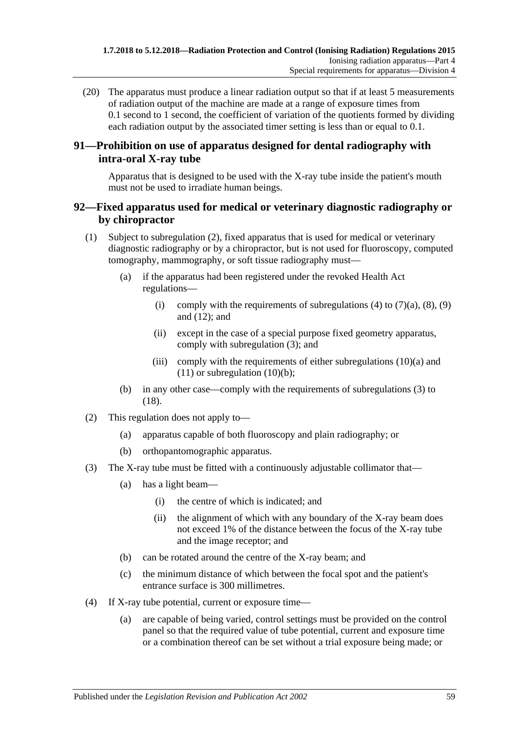(20) The apparatus must produce a linear radiation output so that if at least 5 measurements of radiation output of the machine are made at a range of exposure times from 0.1 second to 1 second, the coefficient of variation of the quotients formed by dividing each radiation output by the associated timer setting is less than or equal to 0.1.

## 91—Prohibition on use of apparatus designed for dental radiography with intra-oral X-ray tube

Apparatus that is designed to be used with the X-ray tube inside the patient's mouth must not be used to irradiate human beings.

## 92—Fixed apparatus used for medical or veterinary diagnostic radiography or by chiropractor

(1) Subject to subregulation (2), fixed apparatus that is used for medical or veterinary diagnostic radiography or by a chiropractor, but is not used for fluoroscopy, computed tomography, mammography, or soft tissue radiography must—

- (a) if the apparatus had been registered under the revoked Health Act regulations—
  - (i) comply with the requirements of subregulations (4) to (7)(a), (8), (9) and (12); and
  - (ii) except in the case of a special purpose fixed geometry apparatus, comply with subregulation (3); and
  - (iii) comply with the requirements of either subregulations (10)(a) and (11) or subregulation (10)(b);
- (b) in any other case—comply with the requirements of subregulations (3) to (18).

(2) This regulation does not apply to—

- (a) apparatus capable of both fluoroscopy and plain radiography; or
- (b) orthopantomographic apparatus.

(3) The X-ray tube must be fitted with a continuously adjustable collimator that—

- (a) has a light beam—
  - (i) the centre of which is indicated; and
  - (ii) the alignment of which with any boundary of the X-ray beam does not exceed 1% of the distance between the focus of the X-ray tube and the image receptor; and
- (b) can be rotated around the centre of the X-ray beam; and
- (c) the minimum distance of which between the focal spot and the patient's entrance surface is 300 millimetres.

(4) If X-ray tube potential, current or exposure time—

- (a) are capable of being varied, control settings must be provided on the control panel so that the required value of tube potential, current and exposure time or a combination thereof can be set without a trial exposure being made; or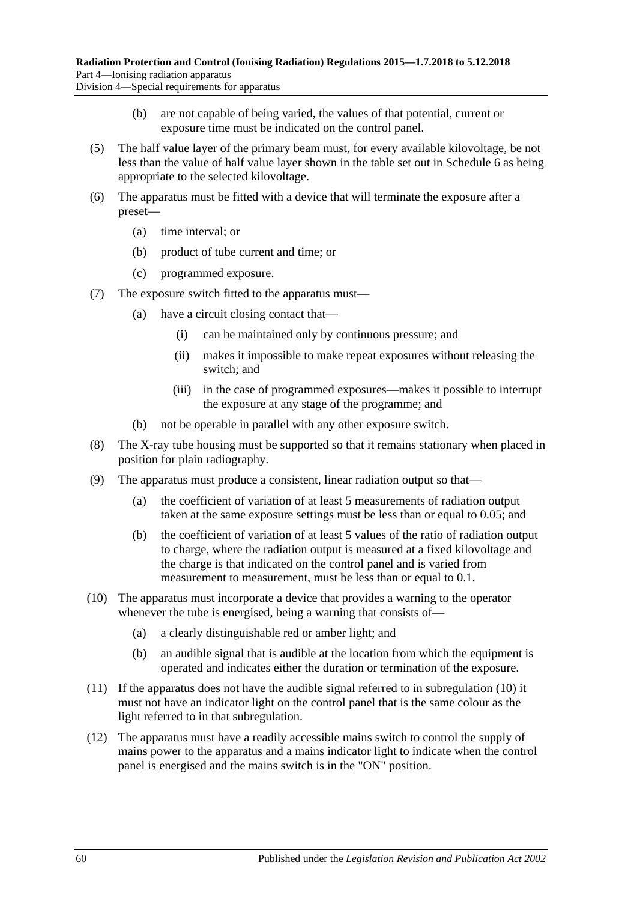(b) are not capable of being varied, the values of that potential, current or exposure time must be indicated on the control panel.

(5) The half value layer of the primary beam must, for every available kilovoltage, be not less than the value of half value layer shown in the table set out in Schedule 6 as being appropriate to the selected kilovoltage.

(6) The apparatus must be fitted with a device that will terminate the exposure after a preset—

(a) time interval; or

(b) product of tube current and time; or

(c) programmed exposure.

(7) The exposure switch fitted to the apparatus must—

(a) have a circuit closing contact that—

(i) can be maintained only by continuous pressure; and

(ii) makes it impossible to make repeat exposures without releasing the switch; and

(iii) in the case of programmed exposures—makes it possible to interrupt the exposure at any stage of the programme; and

(b) not be operable in parallel with any other exposure switch.

(8) The X-ray tube housing must be supported so that it remains stationary when placed in position for plain radiography.

(9) The apparatus must produce a consistent, linear radiation output so that—

(a) the coefficient of variation of at least 5 measurements of radiation output taken at the same exposure settings must be less than or equal to 0.05; and

(b) the coefficient of variation of at least 5 values of the ratio of radiation output to charge, where the radiation output is measured at a fixed kilovoltage and the charge is that indicated on the control panel and is varied from measurement to measurement, must be less than or equal to 0.1.

(10) The apparatus must incorporate a device that provides a warning to the operator whenever the tube is energised, being a warning that consists of—

(a) a clearly distinguishable red or amber light; and

(b) an audible signal that is audible at the location from which the equipment is operated and indicates either the duration or termination of the exposure.

(11) If the apparatus does not have the audible signal referred to in subregulation (10) it must not have an indicator light on the control panel that is the same colour as the light referred to in that subregulation.

(12) The apparatus must have a readily accessible mains switch to control the supply of mains power to the apparatus and a mains indicator light to indicate when the control panel is energised and the mains switch is in the "ON" position.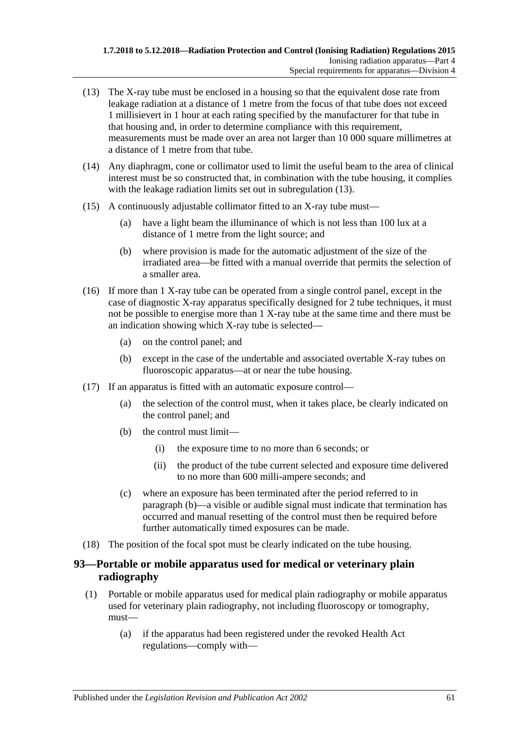(13) The X-ray tube must be enclosed in a housing so that the equivalent dose rate from leakage radiation at a distance of 1 metre from the focus of that tube does not exceed 1 millisievert in 1 hour at each rating specified by the manufacturer for that tube in that housing and, in order to determine compliance with this requirement, measurements must be made over an area not larger than 10 000 square millimetres at a distance of 1 metre from that tube.

(14) Any diaphragm, cone or collimator used to limit the useful beam to the area of clinical interest must be so constructed that, in combination with the tube housing, it complies with the leakage radiation limits set out in subregulation (13).

(15) A continuously adjustable collimator fitted to an X-ray tube must—

- (a) have a light beam the illuminance of which is not less than 100 lux at a distance of 1 metre from the light source; and
- (b) where provision is made for the automatic adjustment of the size of the irradiated area—be fitted with a manual override that permits the selection of a smaller area.

(16) If more than 1 X-ray tube can be operated from a single control panel, except in the case of diagnostic X-ray apparatus specifically designed for 2 tube techniques, it must not be possible to energise more than 1 X-ray tube at the same time and there must be an indication showing which X-ray tube is selected—

- (a) on the control panel; and
- (b) except in the case of the undertable and associated overtable X-ray tubes on fluoroscopic apparatus—at or near the tube housing.

(17) If an apparatus is fitted with an automatic exposure control—

- (a) the selection of the control must, when it takes place, be clearly indicated on the control panel; and
- (b) the control must limit—
  - (i) the exposure time to no more than 6 seconds; or
  - (ii) the product of the tube current selected and exposure time delivered to no more than 600 milli-ampere seconds; and
- (c) where an exposure has been terminated after the period referred to in paragraph (b)—a visible or audible signal must indicate that termination has occurred and manual resetting of the control must then be required before further automatically timed exposures can be made.

(18) The position of the focal spot must be clearly indicated on the tube housing.

## 93—Portable or mobile apparatus used for medical or veterinary plain radiography

(1) Portable or mobile apparatus used for medical plain radiography or mobile apparatus used for veterinary plain radiography, not including fluoroscopy or tomography, must—

- (a) if the apparatus had been registered under the revoked Health Act regulations—comply with—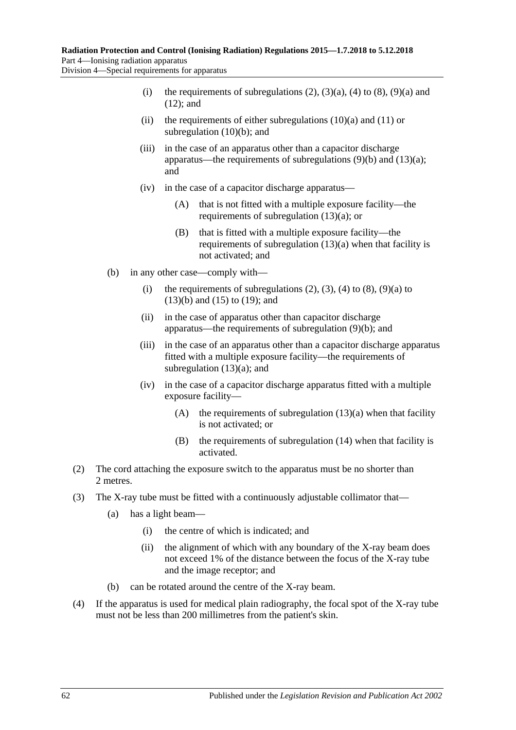(i) the requirements of subregulations (2), (3)(a), (4) to (8), (9)(a) and (12); and

(ii) the requirements of either subregulations (10)(a) and (11) or subregulation (10)(b); and

(iii) in the case of an apparatus other than a capacitor discharge apparatus—the requirements of subregulations (9)(b) and (13)(a); and

(iv) in the case of a capacitor discharge apparatus—

(A) that is not fitted with a multiple exposure facility—the requirements of subregulation (13)(a); or

(B) that is fitted with a multiple exposure facility—the requirements of subregulation (13)(a) when that facility is not activated; and

(b) in any other case—comply with—

(i) the requirements of subregulations (2), (3), (4) to (8), (9)(a) to (13)(b) and (15) to (19); and

(ii) in the case of apparatus other than capacitor discharge apparatus—the requirements of subregulation (9)(b); and

(iii) in the case of an apparatus other than a capacitor discharge apparatus fitted with a multiple exposure facility—the requirements of subregulation (13)(a); and

(iv) in the case of a capacitor discharge apparatus fitted with a multiple exposure facility—

(A) the requirements of subregulation (13)(a) when that facility is not activated; or

(B) the requirements of subregulation (14) when that facility is activated.

(2) The cord attaching the exposure switch to the apparatus must be no shorter than 2 metres.

(3) The X-ray tube must be fitted with a continuously adjustable collimator that—

(a) has a light beam—

(i) the centre of which is indicated; and

(ii) the alignment of which with any boundary of the X-ray beam does not exceed 1% of the distance between the focus of the X-ray tube and the image receptor; and

(b) can be rotated around the centre of the X-ray beam.

(4) If the apparatus is used for medical plain radiography, the focal spot of the X-ray tube must not be less than 200 millimetres from the patient's skin.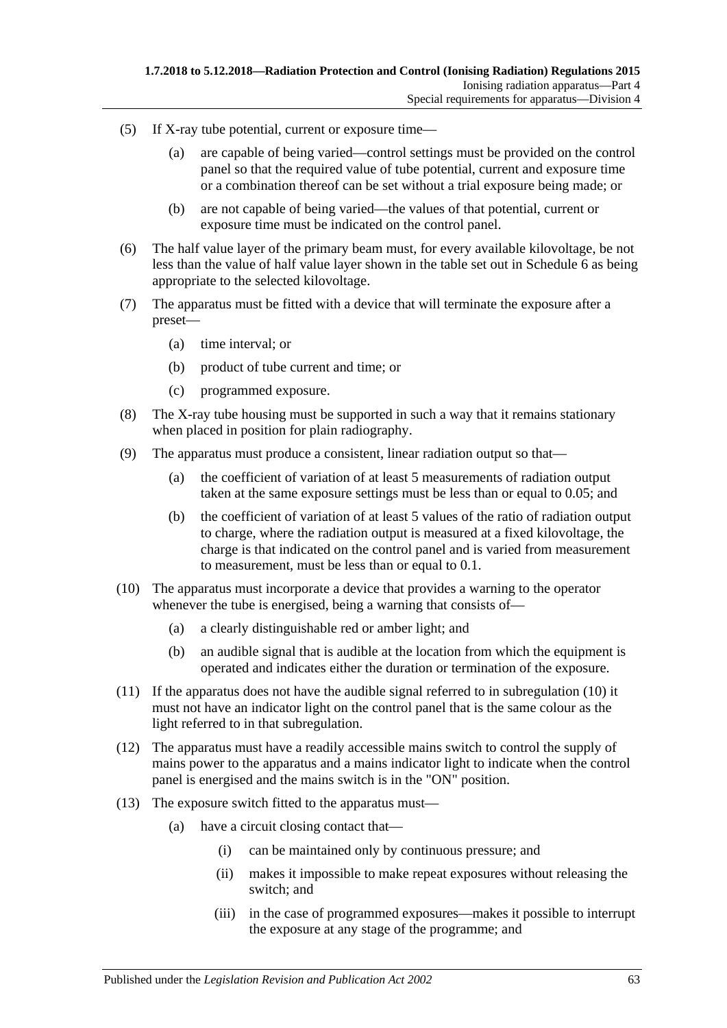(5) If X-ray tube potential, current or exposure time—

(a) are capable of being varied—control settings must be provided on the control panel so that the required value of tube potential, current and exposure time or a combination thereof can be set without a trial exposure being made; or

(b) are not capable of being varied—the values of that potential, current or exposure time must be indicated on the control panel.

(6) The half value layer of the primary beam must, for every available kilovoltage, be not less than the value of half value layer shown in the table set out in Schedule 6 as being appropriate to the selected kilovoltage.

(7) The apparatus must be fitted with a device that will terminate the exposure after a preset—

(a) time interval; or

(b) product of tube current and time; or

(c) programmed exposure.

(8) The X-ray tube housing must be supported in such a way that it remains stationary when placed in position for plain radiography.

(9) The apparatus must produce a consistent, linear radiation output so that—

(a) the coefficient of variation of at least 5 measurements of radiation output taken at the same exposure settings must be less than or equal to 0.05; and

(b) the coefficient of variation of at least 5 values of the ratio of radiation output to charge, where the radiation output is measured at a fixed kilovoltage, the charge is that indicated on the control panel and is varied from measurement to measurement, must be less than or equal to 0.1.

(10) The apparatus must incorporate a device that provides a warning to the operator whenever the tube is energised, being a warning that consists of—

(a) a clearly distinguishable red or amber light; and

(b) an audible signal that is audible at the location from which the equipment is operated and indicates either the duration or termination of the exposure.

(11) If the apparatus does not have the audible signal referred to in subregulation (10) it must not have an indicator light on the control panel that is the same colour as the light referred to in that subregulation.

(12) The apparatus must have a readily accessible mains switch to control the supply of mains power to the apparatus and a mains indicator light to indicate when the control panel is energised and the mains switch is in the "ON" position.

(13) The exposure switch fitted to the apparatus must—

(a) have a circuit closing contact that—

(i) can be maintained only by continuous pressure; and

(ii) makes it impossible to make repeat exposures without releasing the switch; and

(iii) in the case of programmed exposures—makes it possible to interrupt the exposure at any stage of the programme; and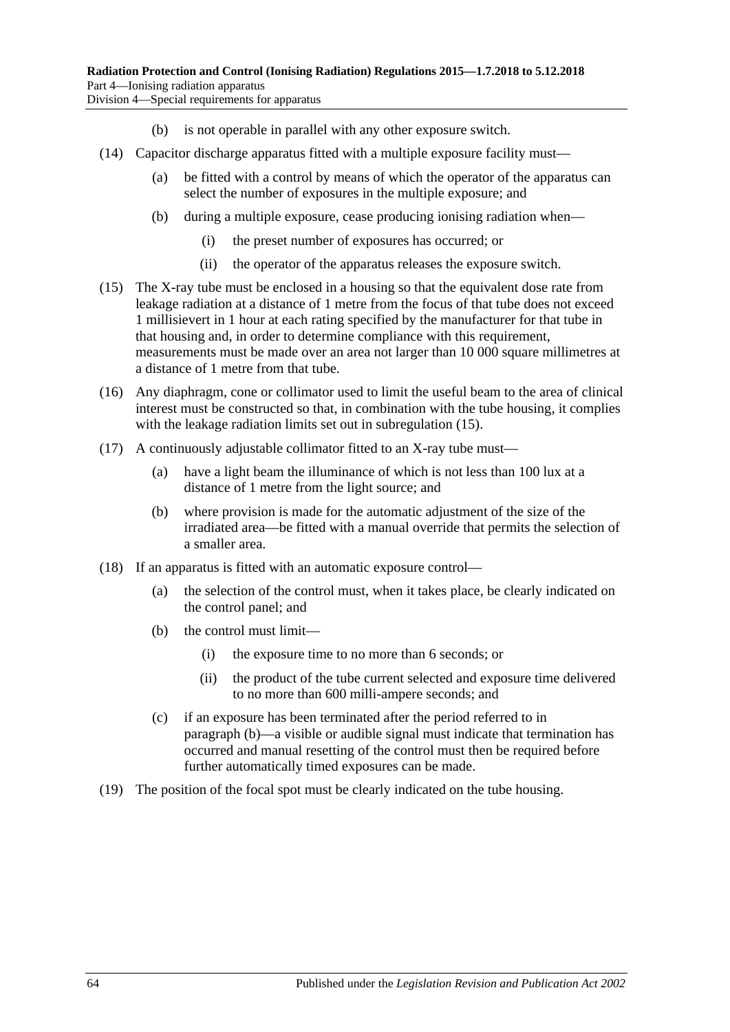(b) is not operable in parallel with any other exposure switch.

(14) Capacitor discharge apparatus fitted with a multiple exposure facility must—

(a) be fitted with a control by means of which the operator of the apparatus can select the number of exposures in the multiple exposure; and

(b) during a multiple exposure, cease producing ionising radiation when—

(i) the preset number of exposures has occurred; or

(ii) the operator of the apparatus releases the exposure switch.

(15) The X-ray tube must be enclosed in a housing so that the equivalent dose rate from leakage radiation at a distance of 1 metre from the focus of that tube does not exceed 1 millisievert in 1 hour at each rating specified by the manufacturer for that tube in that housing and, in order to determine compliance with this requirement, measurements must be made over an area not larger than 10 000 square millimetres at a distance of 1 metre from that tube.

(16) Any diaphragm, cone or collimator used to limit the useful beam to the area of clinical interest must be constructed so that, in combination with the tube housing, it complies with the leakage radiation limits set out in subregulation (15).

(17) A continuously adjustable collimator fitted to an X-ray tube must—

(a) have a light beam the illuminance of which is not less than 100 lux at a distance of 1 metre from the light source; and

(b) where provision is made for the automatic adjustment of the size of the irradiated area—be fitted with a manual override that permits the selection of a smaller area.

(18) If an apparatus is fitted with an automatic exposure control—

(a) the selection of the control must, when it takes place, be clearly indicated on the control panel; and

(b) the control must limit—

(i) the exposure time to no more than 6 seconds; or

(ii) the product of the tube current selected and exposure time delivered to no more than 600 milli-ampere seconds; and

(c) if an exposure has been terminated after the period referred to in paragraph (b)—a visible or audible signal must indicate that termination has occurred and manual resetting of the control must then be required before further automatically timed exposures can be made.

(19) The position of the focal spot must be clearly indicated on the tube housing.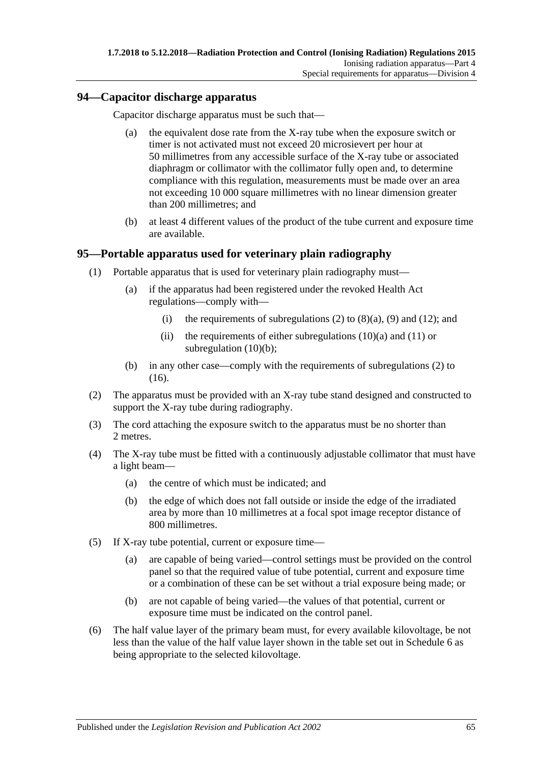## 94—Capacitor discharge apparatus

Capacitor discharge apparatus must be such that—

(a) the equivalent dose rate from the X-ray tube when the exposure switch or timer is not activated must not exceed 20 microsievert per hour at 50 millimetres from any accessible surface of the X-ray tube or associated diaphragm or collimator with the collimator fully open and, to determine compliance with this regulation, measurements must be made over an area not exceeding 10 000 square millimetres with no linear dimension greater than 200 millimetres; and

(b) at least 4 different values of the product of the tube current and exposure time are available.

## 95—Portable apparatus used for veterinary plain radiography

(1) Portable apparatus that is used for veterinary plain radiography must—

(a) if the apparatus had been registered under the revoked Health Act regulations—comply with—

(i) the requirements of subregulations (2) to (8)(a), (9) and (12); and

(ii) the requirements of either subregulations (10)(a) and (11) or subregulation (10)(b);

(b) in any other case—comply with the requirements of subregulations (2) to (16).

(2) The apparatus must be provided with an X-ray tube stand designed and constructed to support the X-ray tube during radiography.

(3) The cord attaching the exposure switch to the apparatus must be no shorter than 2 metres.

(4) The X-ray tube must be fitted with a continuously adjustable collimator that must have a light beam—

(a) the centre of which must be indicated; and

(b) the edge of which does not fall outside or inside the edge of the irradiated area by more than 10 millimetres at a focal spot image receptor distance of 800 millimetres.

(5) If X-ray tube potential, current or exposure time—

(a) are capable of being varied—control settings must be provided on the control panel so that the required value of tube potential, current and exposure time or a combination of these can be set without a trial exposure being made; or

(b) are not capable of being varied—the values of that potential, current or exposure time must be indicated on the control panel.

(6) The half value layer of the primary beam must, for every available kilovoltage, be not less than the value of the half value layer shown in the table set out in Schedule 6 as being appropriate to the selected kilovoltage.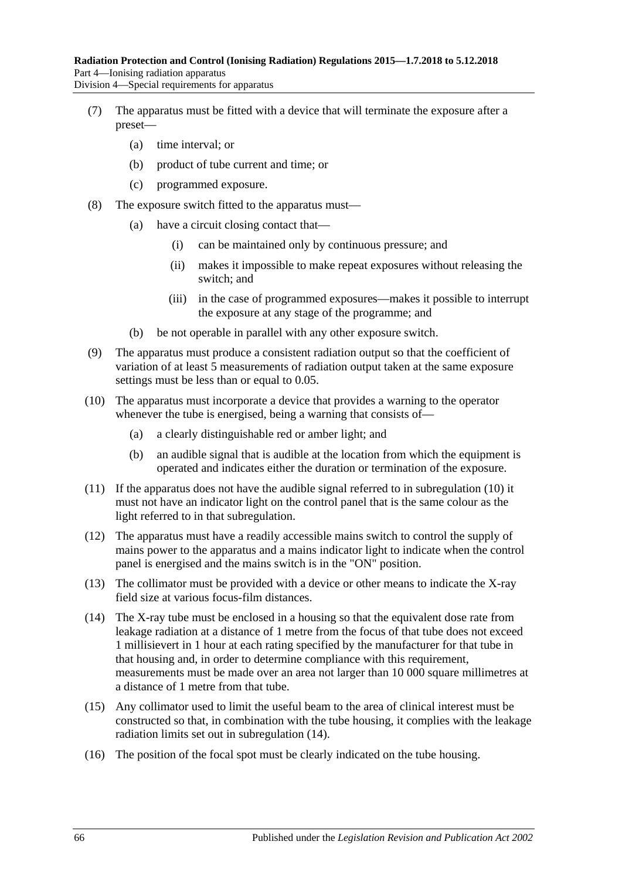(7) The apparatus must be fitted with a device that will terminate the exposure after a preset—

(a) time interval; or

(b) product of tube current and time; or

(c) programmed exposure.

(8) The exposure switch fitted to the apparatus must—

(a) have a circuit closing contact that—

(i) can be maintained only by continuous pressure; and

(ii) makes it impossible to make repeat exposures without releasing the switch; and

(iii) in the case of programmed exposures—makes it possible to interrupt the exposure at any stage of the programme; and

(b) be not operable in parallel with any other exposure switch.

(9) The apparatus must produce a consistent radiation output so that the coefficient of variation of at least 5 measurements of radiation output taken at the same exposure settings must be less than or equal to 0.05.

(10) The apparatus must incorporate a device that provides a warning to the operator whenever the tube is energised, being a warning that consists of—

(a) a clearly distinguishable red or amber light; and

(b) an audible signal that is audible at the location from which the equipment is operated and indicates either the duration or termination of the exposure.

(11) If the apparatus does not have the audible signal referred to in subregulation (10) it must not have an indicator light on the control panel that is the same colour as the light referred to in that subregulation.

(12) The apparatus must have a readily accessible mains switch to control the supply of mains power to the apparatus and a mains indicator light to indicate when the control panel is energised and the mains switch is in the "ON" position.

(13) The collimator must be provided with a device or other means to indicate the X-ray field size at various focus-film distances.

(14) The X-ray tube must be enclosed in a housing so that the equivalent dose rate from leakage radiation at a distance of 1 metre from the focus of that tube does not exceed 1 millisievert in 1 hour at each rating specified by the manufacturer for that tube in that housing and, in order to determine compliance with this requirement, measurements must be made over an area not larger than 10 000 square millimetres at a distance of 1 metre from that tube.

(15) Any collimator used to limit the useful beam to the area of clinical interest must be constructed so that, in combination with the tube housing, it complies with the leakage radiation limits set out in subregulation (14).

(16) The position of the focal spot must be clearly indicated on the tube housing.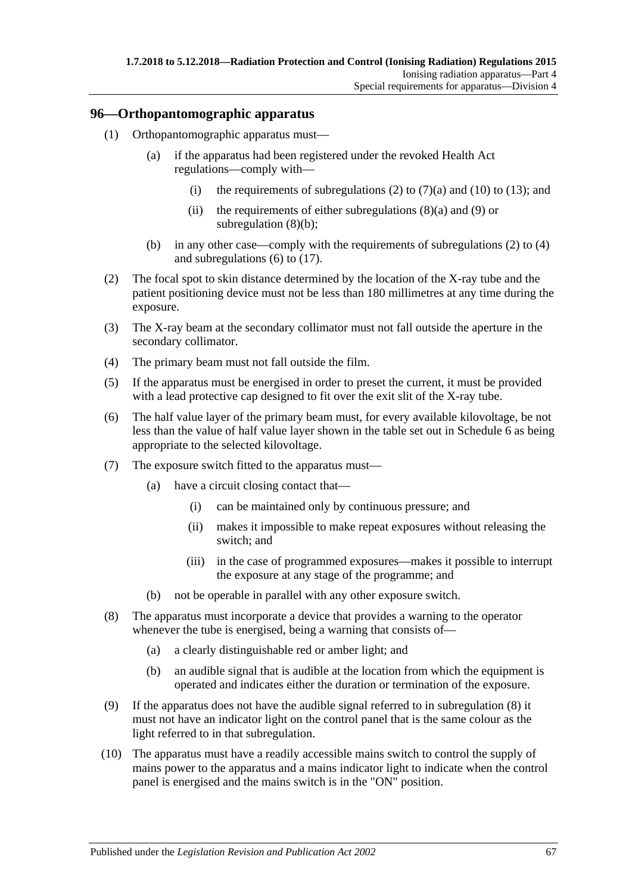## 96—Orthopantomographic apparatus

(1) Orthopantomographic apparatus must—

(a) if the apparatus had been registered under the revoked Health Act regulations—comply with—

(i) the requirements of subregulations (2) to (7)(a) and (10) to (13); and

(ii) the requirements of either subregulations (8)(a) and (9) or subregulation (8)(b);

(b) in any other case—comply with the requirements of subregulations (2) to (4) and subregulations (6) to (17).

(2) The focal spot to skin distance determined by the location of the X-ray tube and the patient positioning device must not be less than 180 millimetres at any time during the exposure.

(3) The X-ray beam at the secondary collimator must not fall outside the aperture in the secondary collimator.

(4) The primary beam must not fall outside the film.

(5) If the apparatus must be energised in order to preset the current, it must be provided with a lead protective cap designed to fit over the exit slit of the X-ray tube.

(6) The half value layer of the primary beam must, for every available kilovoltage, be not less than the value of half value layer shown in the table set out in Schedule 6 as being appropriate to the selected kilovoltage.

(7) The exposure switch fitted to the apparatus must—

(a) have a circuit closing contact that—

(i) can be maintained only by continuous pressure; and

(ii) makes it impossible to make repeat exposures without releasing the switch; and

(iii) in the case of programmed exposures—makes it possible to interrupt the exposure at any stage of the programme; and

(b) not be operable in parallel with any other exposure switch.

(8) The apparatus must incorporate a device that provides a warning to the operator whenever the tube is energised, being a warning that consists of—

(a) a clearly distinguishable red or amber light; and

(b) an audible signal that is audible at the location from which the equipment is operated and indicates either the duration or termination of the exposure.

(9) If the apparatus does not have the audible signal referred to in subregulation (8) it must not have an indicator light on the control panel that is the same colour as the light referred to in that subregulation.

(10) The apparatus must have a readily accessible mains switch to control the supply of mains power to the apparatus and a mains indicator light to indicate when the control panel is energised and the mains switch is in the "ON" position.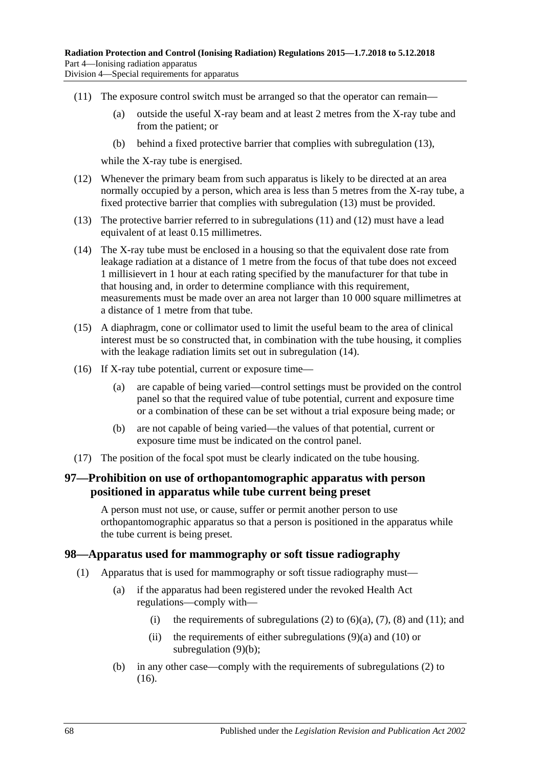(11) The exposure control switch must be arranged so that the operator can remain—

(a) outside the useful X-ray beam and at least 2 metres from the X-ray tube and from the patient; or

(b) behind a fixed protective barrier that complies with subregulation (13),

while the X-ray tube is energised.

(12) Whenever the primary beam from such apparatus is likely to be directed at an area normally occupied by a person, which area is less than 5 metres from the X-ray tube, a fixed protective barrier that complies with subregulation (13) must be provided.

(13) The protective barrier referred to in subregulations (11) and (12) must have a lead equivalent of at least 0.15 millimetres.

(14) The X-ray tube must be enclosed in a housing so that the equivalent dose rate from leakage radiation at a distance of 1 metre from the focus of that tube does not exceed 1 millisievert in 1 hour at each rating specified by the manufacturer for that tube in that housing and, in order to determine compliance with this requirement, measurements must be made over an area not larger than 10 000 square millimetres at a distance of 1 metre from that tube.

(15) A diaphragm, cone or collimator used to limit the useful beam to the area of clinical interest must be so constructed that, in combination with the tube housing, it complies with the leakage radiation limits set out in subregulation (14).

(16) If X-ray tube potential, current or exposure time—

(a) are capable of being varied—control settings must be provided on the control panel so that the required value of tube potential, current and exposure time or a combination of these can be set without a trial exposure being made; or

(b) are not capable of being varied—the values of that potential, current or exposure time must be indicated on the control panel.

(17) The position of the focal spot must be clearly indicated on the tube housing.

## 97—Prohibition on use of orthopantomographic apparatus with person positioned in apparatus while tube current being preset

A person must not use, or cause, suffer or permit another person to use orthopantomographic apparatus so that a person is positioned in the apparatus while the tube current is being preset.

## 98—Apparatus used for mammography or soft tissue radiography

(1) Apparatus that is used for mammography or soft tissue radiography must—

(a) if the apparatus had been registered under the revoked Health Act regulations—comply with—

(i) the requirements of subregulations (2) to (6)(a), (7), (8) and (11); and

(ii) the requirements of either subregulations (9)(a) and (10) or subregulation (9)(b);

(b) in any other case—comply with the requirements of subregulations (2) to (16).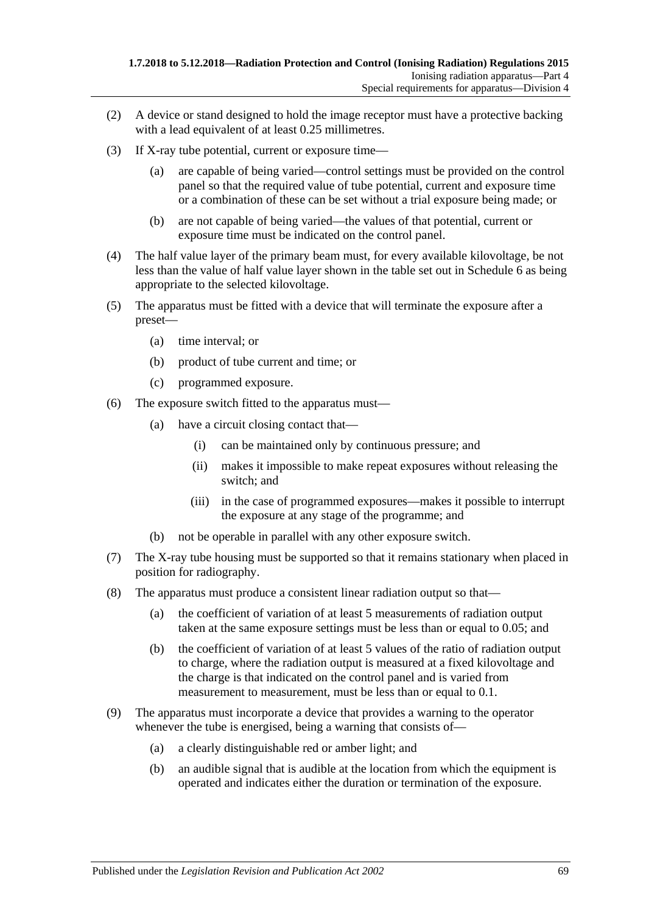(2) A device or stand designed to hold the image receptor must have a protective backing with a lead equivalent of at least 0.25 millimetres.

(3) If X-ray tube potential, current or exposure time—

- (a) are capable of being varied—control settings must be provided on the control panel so that the required value of tube potential, current and exposure time or a combination of these can be set without a trial exposure being made; or
- (b) are not capable of being varied—the values of that potential, current or exposure time must be indicated on the control panel.

(4) The half value layer of the primary beam must, for every available kilovoltage, be not less than the value of half value layer shown in the table set out in Schedule 6 as being appropriate to the selected kilovoltage.

(5) The apparatus must be fitted with a device that will terminate the exposure after a preset—

- (a) time interval; or
- (b) product of tube current and time; or
- (c) programmed exposure.

(6) The exposure switch fitted to the apparatus must—

- (a) have a circuit closing contact that—
  - (i) can be maintained only by continuous pressure; and
  - (ii) makes it impossible to make repeat exposures without releasing the switch; and
  - (iii) in the case of programmed exposures—makes it possible to interrupt the exposure at any stage of the programme; and
- (b) not be operable in parallel with any other exposure switch.

(7) The X-ray tube housing must be supported so that it remains stationary when placed in position for radiography.

(8) The apparatus must produce a consistent linear radiation output so that—

- (a) the coefficient of variation of at least 5 measurements of radiation output taken at the same exposure settings must be less than or equal to 0.05; and
- (b) the coefficient of variation of at least 5 values of the ratio of radiation output to charge, where the radiation output is measured at a fixed kilovoltage and the charge is that indicated on the control panel and is varied from measurement to measurement, must be less than or equal to 0.1.

(9) The apparatus must incorporate a device that provides a warning to the operator whenever the tube is energised, being a warning that consists of—

- (a) a clearly distinguishable red or amber light; and
- (b) an audible signal that is audible at the location from which the equipment is operated and indicates either the duration or termination of the exposure.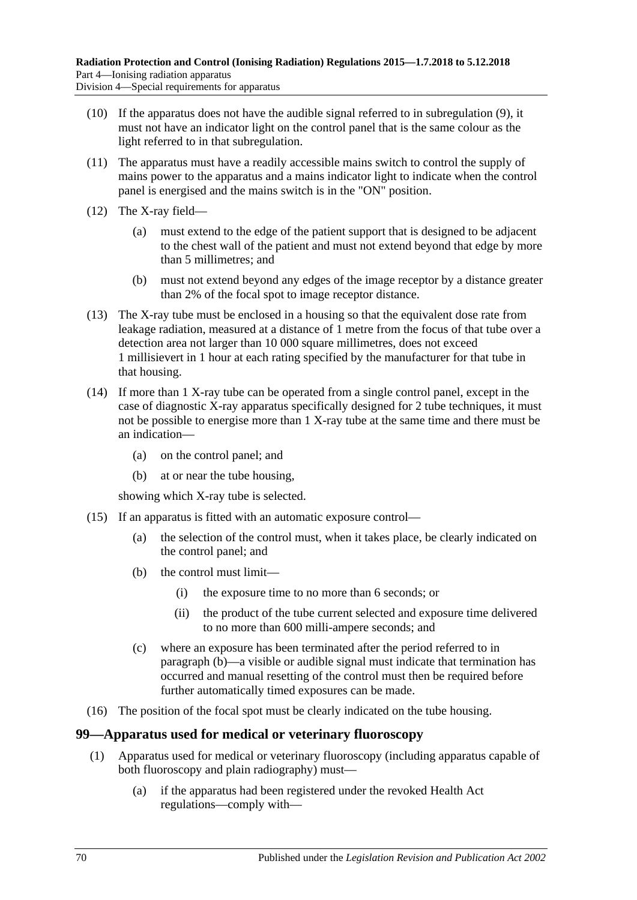(10) If the apparatus does not have the audible signal referred to in subregulation (9), it must not have an indicator light on the control panel that is the same colour as the light referred to in that subregulation.

(11) The apparatus must have a readily accessible mains switch to control the supply of mains power to the apparatus and a mains indicator light to indicate when the control panel is energised and the mains switch is in the "ON" position.

(12) The X-ray field—

(a) must extend to the edge of the patient support that is designed to be adjacent to the chest wall of the patient and must not extend beyond that edge by more than 5 millimetres; and

(b) must not extend beyond any edges of the image receptor by a distance greater than 2% of the focal spot to image receptor distance.

(13) The X-ray tube must be enclosed in a housing so that the equivalent dose rate from leakage radiation, measured at a distance of 1 metre from the focus of that tube over a detection area not larger than 10 000 square millimetres, does not exceed 1 millisievert in 1 hour at each rating specified by the manufacturer for that tube in that housing.

(14) If more than 1 X-ray tube can be operated from a single control panel, except in the case of diagnostic X-ray apparatus specifically designed for 2 tube techniques, it must not be possible to energise more than 1 X-ray tube at the same time and there must be an indication—

(a) on the control panel; and

(b) at or near the tube housing,

showing which X-ray tube is selected.

(15) If an apparatus is fitted with an automatic exposure control—

(a) the selection of the control must, when it takes place, be clearly indicated on the control panel; and

(b) the control must limit—

(i) the exposure time to no more than 6 seconds; or

(ii) the product of the tube current selected and exposure time delivered to no more than 600 milli-ampere seconds; and

(c) where an exposure has been terminated after the period referred to in paragraph (b)—a visible or audible signal must indicate that termination has occurred and manual resetting of the control must then be required before further automatically timed exposures can be made.

(16) The position of the focal spot must be clearly indicated on the tube housing.

## 99—Apparatus used for medical or veterinary fluoroscopy

(1) Apparatus used for medical or veterinary fluoroscopy (including apparatus capable of both fluoroscopy and plain radiography) must—

(a) if the apparatus had been registered under the revoked Health Act regulations—comply with—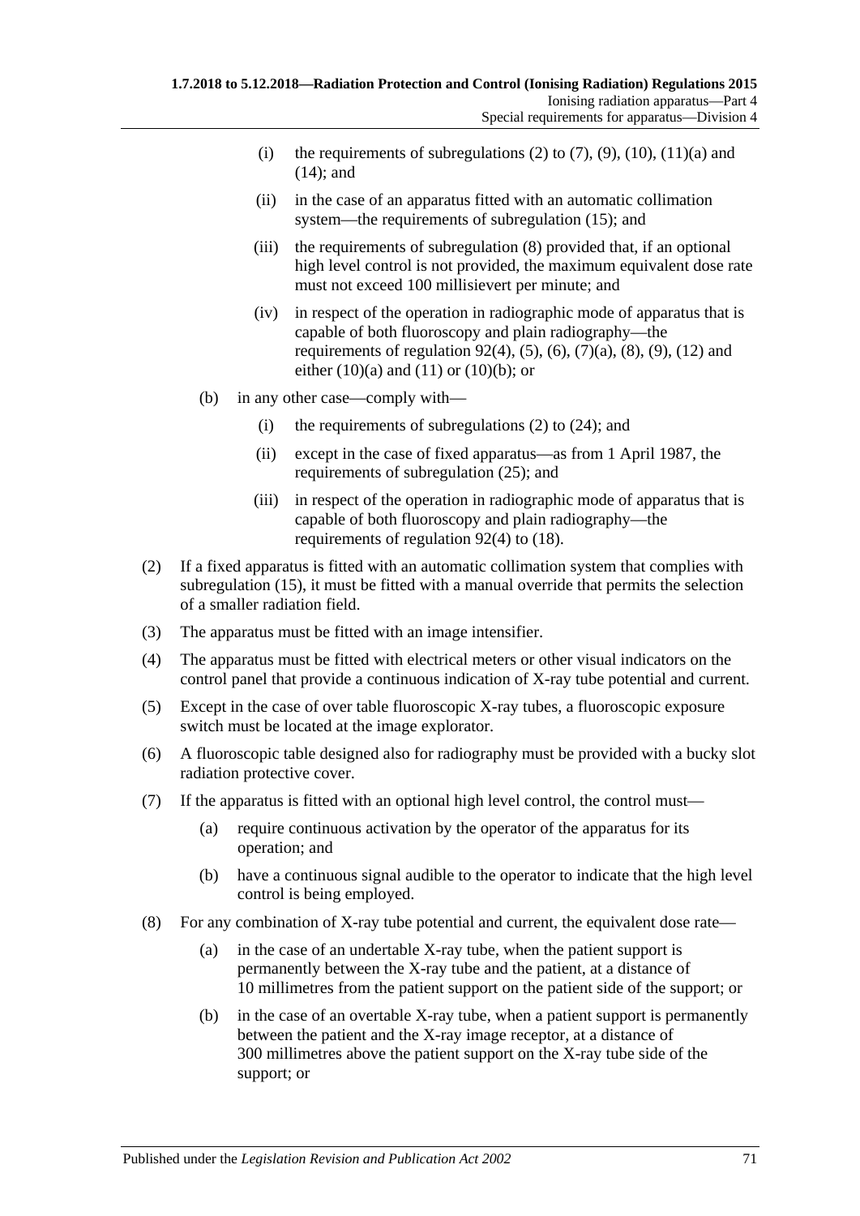(i) the requirements of subregulations (2) to (7), (9), (10), (11)(a) and (14); and

(ii) in the case of an apparatus fitted with an automatic collimation system—the requirements of subregulation (15); and

(iii) the requirements of subregulation (8) provided that, if an optional high level control is not provided, the maximum equivalent dose rate must not exceed 100 millisievert per minute; and

(iv) in respect of the operation in radiographic mode of apparatus that is capable of both fluoroscopy and plain radiography—the requirements of regulation 92(4), (5), (6), (7)(a), (8), (9), (12) and either (10)(a) and (11) or (10)(b); or

(b) in any other case—comply with—

(i) the requirements of subregulations (2) to (24); and

(ii) except in the case of fixed apparatus—as from 1 April 1987, the requirements of subregulation (25); and

(iii) in respect of the operation in radiographic mode of apparatus that is capable of both fluoroscopy and plain radiography—the requirements of regulation 92(4) to (18).

(2) If a fixed apparatus is fitted with an automatic collimation system that complies with subregulation (15), it must be fitted with a manual override that permits the selection of a smaller radiation field.

(3) The apparatus must be fitted with an image intensifier.

(4) The apparatus must be fitted with electrical meters or other visual indicators on the control panel that provide a continuous indication of X-ray tube potential and current.

(5) Except in the case of over table fluoroscopic X-ray tubes, a fluoroscopic exposure switch must be located at the image explorator.

(6) A fluoroscopic table designed also for radiography must be provided with a bucky slot radiation protective cover.

(7) If the apparatus is fitted with an optional high level control, the control must—

(a) require continuous activation by the operator of the apparatus for its operation; and

(b) have a continuous signal audible to the operator to indicate that the high level control is being employed.

(8) For any combination of X-ray tube potential and current, the equivalent dose rate—

(a) in the case of an undertable X-ray tube, when the patient support is permanently between the X-ray tube and the patient, at a distance of 10 millimetres from the patient support on the patient side of the support; or

(b) in the case of an overtable X-ray tube, when a patient support is permanently between the patient and the X-ray image receptor, at a distance of 300 millimetres above the patient support on the X-ray tube side of the support; or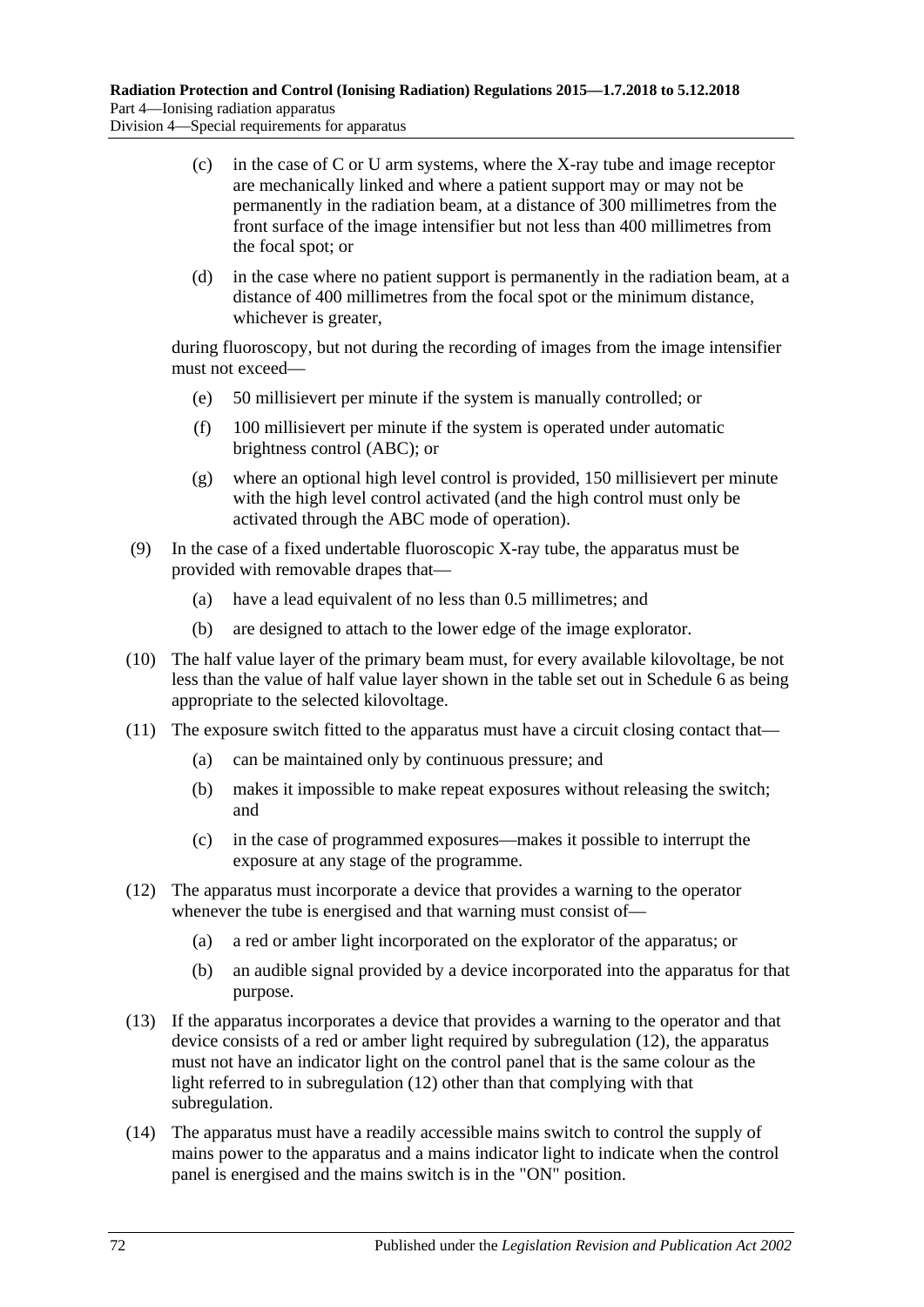(c) in the case of C or U arm systems, where the X-ray tube and image receptor are mechanically linked and where a patient support may or may not be permanently in the radiation beam, at a distance of 300 millimetres from the front surface of the image intensifier but not less than 400 millimetres from the focal spot; or

(d) in the case where no patient support is permanently in the radiation beam, at a distance of 400 millimetres from the focal spot or the minimum distance, whichever is greater,

during fluoroscopy, but not during the recording of images from the image intensifier must not exceed—

(e) 50 millisievert per minute if the system is manually controlled; or

(f) 100 millisievert per minute if the system is operated under automatic brightness control (ABC); or

(g) where an optional high level control is provided, 150 millisievert per minute with the high level control activated (and the high control must only be activated through the ABC mode of operation).

(9) In the case of a fixed undertable fluoroscopic X-ray tube, the apparatus must be provided with removable drapes that—

(a) have a lead equivalent of no less than 0.5 millimetres; and

(b) are designed to attach to the lower edge of the image explorator.

(10) The half value layer of the primary beam must, for every available kilovoltage, be not less than the value of half value layer shown in the table set out in Schedule 6 as being appropriate to the selected kilovoltage.

(11) The exposure switch fitted to the apparatus must have a circuit closing contact that—

(a) can be maintained only by continuous pressure; and

(b) makes it impossible to make repeat exposures without releasing the switch; and

(c) in the case of programmed exposures—makes it possible to interrupt the exposure at any stage of the programme.

(12) The apparatus must incorporate a device that provides a warning to the operator whenever the tube is energised and that warning must consist of—

(a) a red or amber light incorporated on the explorator of the apparatus; or

(b) an audible signal provided by a device incorporated into the apparatus for that purpose.

(13) If the apparatus incorporates a device that provides a warning to the operator and that device consists of a red or amber light required by subregulation (12), the apparatus must not have an indicator light on the control panel that is the same colour as the light referred to in subregulation (12) other than that complying with that subregulation.

(14) The apparatus must have a readily accessible mains switch to control the supply of mains power to the apparatus and a mains indicator light to indicate when the control panel is energised and the mains switch is in the "ON" position.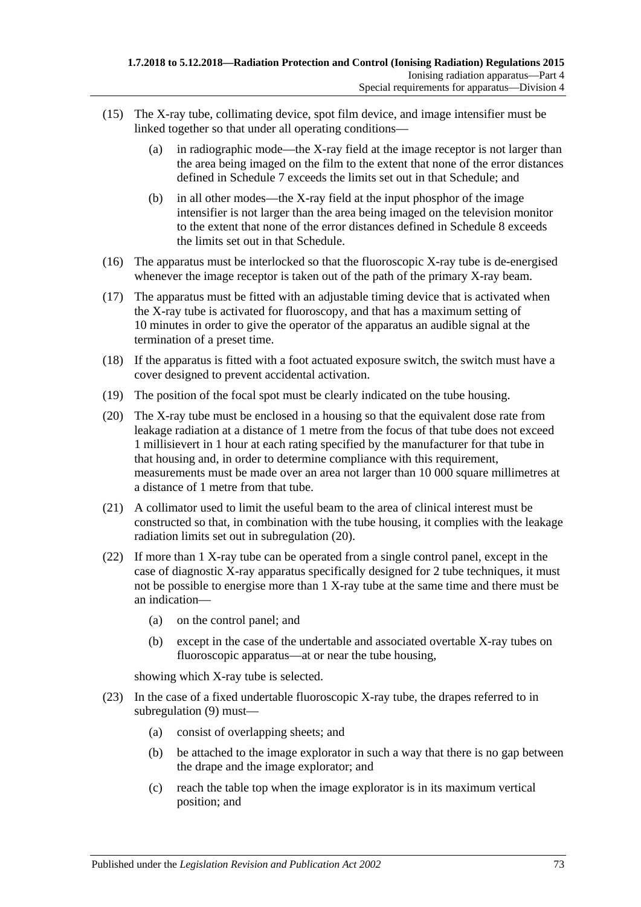(15) The X-ray tube, collimating device, spot film device, and image intensifier must be linked together so that under all operating conditions—

(a) in radiographic mode—the X-ray field at the image receptor is not larger than the area being imaged on the film to the extent that none of the error distances defined in Schedule 7 exceeds the limits set out in that Schedule; and

(b) in all other modes—the X-ray field at the input phosphor of the image intensifier is not larger than the area being imaged on the television monitor to the extent that none of the error distances defined in Schedule 8 exceeds the limits set out in that Schedule.

(16) The apparatus must be interlocked so that the fluoroscopic X-ray tube is de-energised whenever the image receptor is taken out of the path of the primary X-ray beam.

(17) The apparatus must be fitted with an adjustable timing device that is activated when the X-ray tube is activated for fluoroscopy, and that has a maximum setting of 10 minutes in order to give the operator of the apparatus an audible signal at the termination of a preset time.

(18) If the apparatus is fitted with a foot actuated exposure switch, the switch must have a cover designed to prevent accidental activation.

(19) The position of the focal spot must be clearly indicated on the tube housing.

(20) The X-ray tube must be enclosed in a housing so that the equivalent dose rate from leakage radiation at a distance of 1 metre from the focus of that tube does not exceed 1 millisievert in 1 hour at each rating specified by the manufacturer for that tube in that housing and, in order to determine compliance with this requirement, measurements must be made over an area not larger than 10 000 square millimetres at a distance of 1 metre from that tube.

(21) A collimator used to limit the useful beam to the area of clinical interest must be constructed so that, in combination with the tube housing, it complies with the leakage radiation limits set out in subregulation (20).

(22) If more than 1 X-ray tube can be operated from a single control panel, except in the case of diagnostic X-ray apparatus specifically designed for 2 tube techniques, it must not be possible to energise more than 1 X-ray tube at the same time and there must be an indication—

(a) on the control panel; and

(b) except in the case of the undertable and associated overtable X-ray tubes on fluoroscopic apparatus—at or near the tube housing,

showing which X-ray tube is selected.

(23) In the case of a fixed undertable fluoroscopic X-ray tube, the drapes referred to in subregulation (9) must—

(a) consist of overlapping sheets; and

(b) be attached to the image explorator in such a way that there is no gap between the drape and the image explorator; and

(c) reach the table top when the image explorator is in its maximum vertical position; and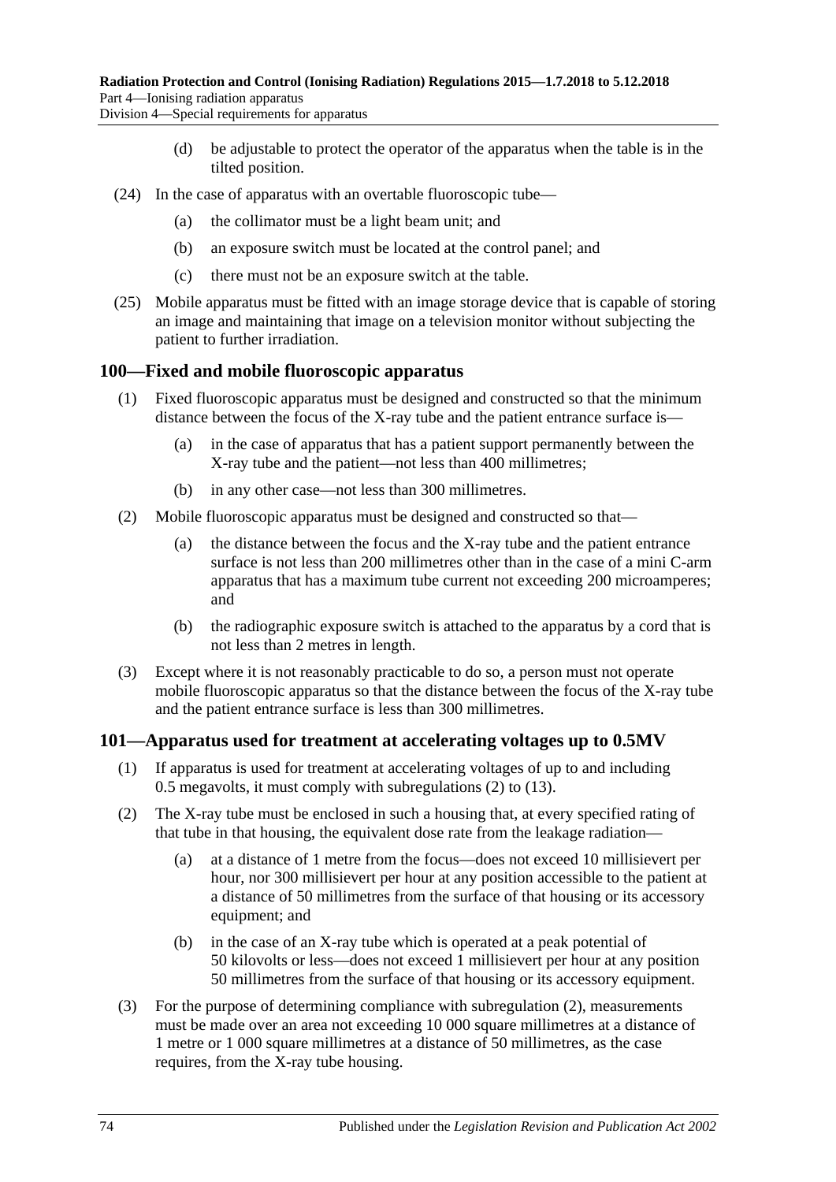(d) be adjustable to protect the operator of the apparatus when the table is in the tilted position.

(24) In the case of apparatus with an overtable fluoroscopic tube—

(a) the collimator must be a light beam unit; and

(b) an exposure switch must be located at the control panel; and

(c) there must not be an exposure switch at the table.

(25) Mobile apparatus must be fitted with an image storage device that is capable of storing an image and maintaining that image on a television monitor without subjecting the patient to further irradiation.

## 100—Fixed and mobile fluoroscopic apparatus

(1) Fixed fluoroscopic apparatus must be designed and constructed so that the minimum distance between the focus of the X-ray tube and the patient entrance surface is—

(a) in the case of apparatus that has a patient support permanently between the X-ray tube and the patient—not less than 400 millimetres;

(b) in any other case—not less than 300 millimetres.

(2) Mobile fluoroscopic apparatus must be designed and constructed so that—

(a) the distance between the focus and the X-ray tube and the patient entrance surface is not less than 200 millimetres other than in the case of a mini C-arm apparatus that has a maximum tube current not exceeding 200 microamperes; and

(b) the radiographic exposure switch is attached to the apparatus by a cord that is not less than 2 metres in length.

(3) Except where it is not reasonably practicable to do so, a person must not operate mobile fluoroscopic apparatus so that the distance between the focus of the X-ray tube and the patient entrance surface is less than 300 millimetres.

## 101—Apparatus used for treatment at accelerating voltages up to 0.5MV

(1) If apparatus is used for treatment at accelerating voltages of up to and including 0.5 megavolts, it must comply with subregulations (2) to (13).

(2) The X-ray tube must be enclosed in such a housing that, at every specified rating of that tube in that housing, the equivalent dose rate from the leakage radiation—

(a) at a distance of 1 metre from the focus—does not exceed 10 millisievert per hour, nor 300 millisievert per hour at any position accessible to the patient at a distance of 50 millimetres from the surface of that housing or its accessory equipment; and

(b) in the case of an X-ray tube which is operated at a peak potential of 50 kilovolts or less—does not exceed 1 millisievert per hour at any position 50 millimetres from the surface of that housing or its accessory equipment.

(3) For the purpose of determining compliance with subregulation (2), measurements must be made over an area not exceeding 10 000 square millimetres at a distance of 1 metre or 1 000 square millimetres at a distance of 50 millimetres, as the case requires, from the X-ray tube housing.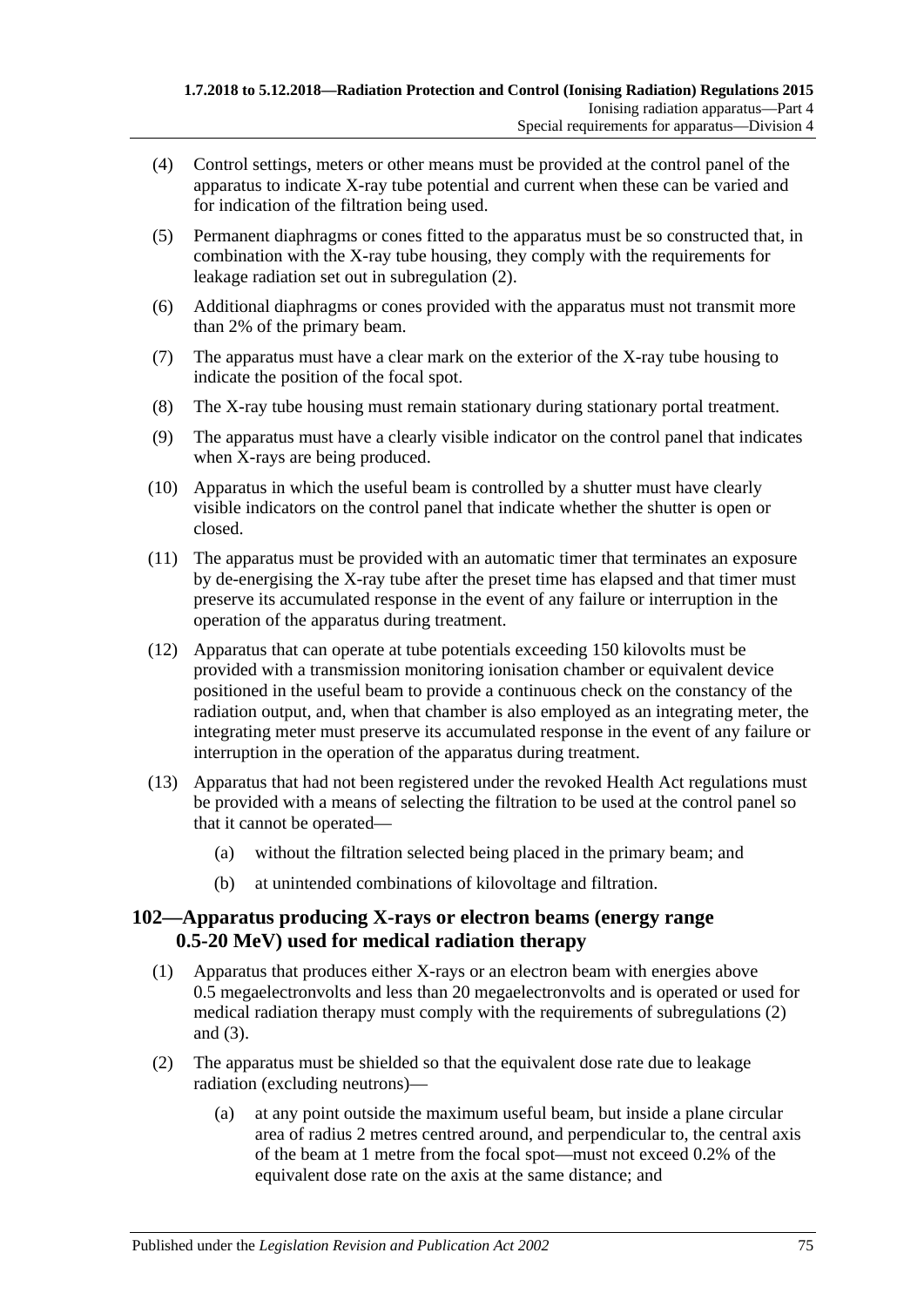(4) Control settings, meters or other means must be provided at the control panel of the apparatus to indicate X-ray tube potential and current when these can be varied and for indication of the filtration being used.

(5) Permanent diaphragms or cones fitted to the apparatus must be so constructed that, in combination with the X-ray tube housing, they comply with the requirements for leakage radiation set out in subregulation (2).

(6) Additional diaphragms or cones provided with the apparatus must not transmit more than 2% of the primary beam.

(7) The apparatus must have a clear mark on the exterior of the X-ray tube housing to indicate the position of the focal spot.

(8) The X-ray tube housing must remain stationary during stationary portal treatment.

(9) The apparatus must have a clearly visible indicator on the control panel that indicates when X-rays are being produced.

(10) Apparatus in which the useful beam is controlled by a shutter must have clearly visible indicators on the control panel that indicate whether the shutter is open or closed.

(11) The apparatus must be provided with an automatic timer that terminates an exposure by de-energising the X-ray tube after the preset time has elapsed and that timer must preserve its accumulated response in the event of any failure or interruption in the operation of the apparatus during treatment.

(12) Apparatus that can operate at tube potentials exceeding 150 kilovolts must be provided with a transmission monitoring ionisation chamber or equivalent device positioned in the useful beam to provide a continuous check on the constancy of the radiation output, and, when that chamber is also employed as an integrating meter, the integrating meter must preserve its accumulated response in the event of any failure or interruption in the operation of the apparatus during treatment.

(13) Apparatus that had not been registered under the revoked Health Act regulations must be provided with a means of selecting the filtration to be used at the control panel so that it cannot be operated—

(a) without the filtration selected being placed in the primary beam; and

(b) at unintended combinations of kilovoltage and filtration.

## 102—Apparatus producing X-rays or electron beams (energy range 0.5-20 MeV) used for medical radiation therapy

(1) Apparatus that produces either X-rays or an electron beam with energies above 0.5 megaelectronvolts and less than 20 megaelectronvolts and is operated or used for medical radiation therapy must comply with the requirements of subregulations (2) and (3).

(2) The apparatus must be shielded so that the equivalent dose rate due to leakage radiation (excluding neutrons)—

(a) at any point outside the maximum useful beam, but inside a plane circular area of radius 2 metres centred around, and perpendicular to, the central axis of the beam at 1 metre from the focal spot—must not exceed 0.2% of the equivalent dose rate on the axis at the same distance; and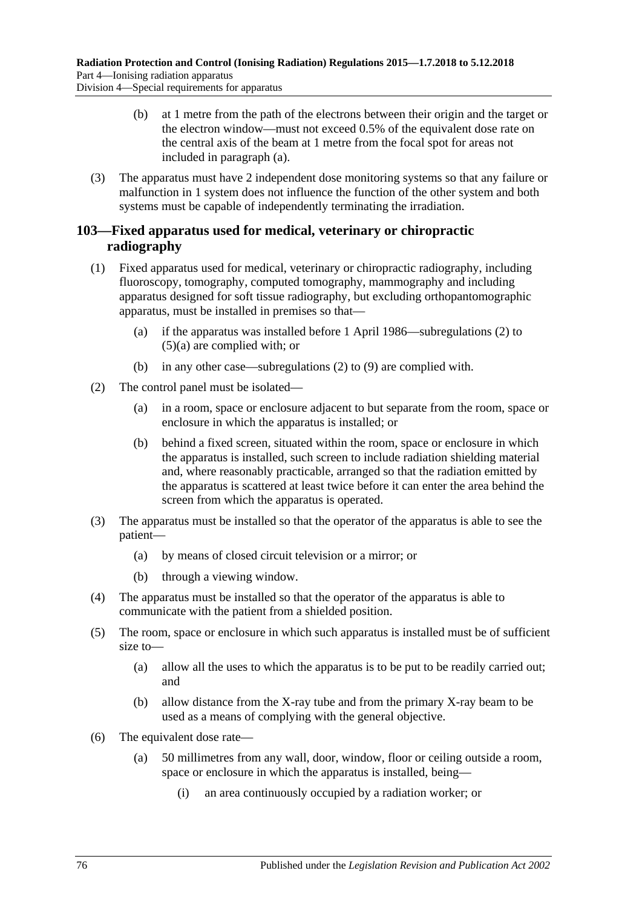(b) at 1 metre from the path of the electrons between their origin and the target or the electron window—must not exceed 0.5% of the equivalent dose rate on the central axis of the beam at 1 metre from the focal spot for areas not included in paragraph (a).

(3) The apparatus must have 2 independent dose monitoring systems so that any failure or malfunction in 1 system does not influence the function of the other system and both systems must be capable of independently terminating the irradiation.

## 103—Fixed apparatus used for medical, veterinary or chiropractic radiography

(1) Fixed apparatus used for medical, veterinary or chiropractic radiography, including fluoroscopy, tomography, computed tomography, mammography and including apparatus designed for soft tissue radiography, but excluding orthopantomographic apparatus, must be installed in premises so that—

(a) if the apparatus was installed before 1 April 1986—subregulations (2) to (5)(a) are complied with; or

(b) in any other case—subregulations (2) to (9) are complied with.

(2) The control panel must be isolated—

(a) in a room, space or enclosure adjacent to but separate from the room, space or enclosure in which the apparatus is installed; or

(b) behind a fixed screen, situated within the room, space or enclosure in which the apparatus is installed, such screen to include radiation shielding material and, where reasonably practicable, arranged so that the radiation emitted by the apparatus is scattered at least twice before it can enter the area behind the screen from which the apparatus is operated.

(3) The apparatus must be installed so that the operator of the apparatus is able to see the patient—

(a) by means of closed circuit television or a mirror; or

(b) through a viewing window.

(4) The apparatus must be installed so that the operator of the apparatus is able to communicate with the patient from a shielded position.

(5) The room, space or enclosure in which such apparatus is installed must be of sufficient size to—

(a) allow all the uses to which the apparatus is to be put to be readily carried out; and

(b) allow distance from the X-ray tube and from the primary X-ray beam to be used as a means of complying with the general objective.

(6) The equivalent dose rate—

(a) 50 millimetres from any wall, door, window, floor or ceiling outside a room, space or enclosure in which the apparatus is installed, being—

(i) an area continuously occupied by a radiation worker; or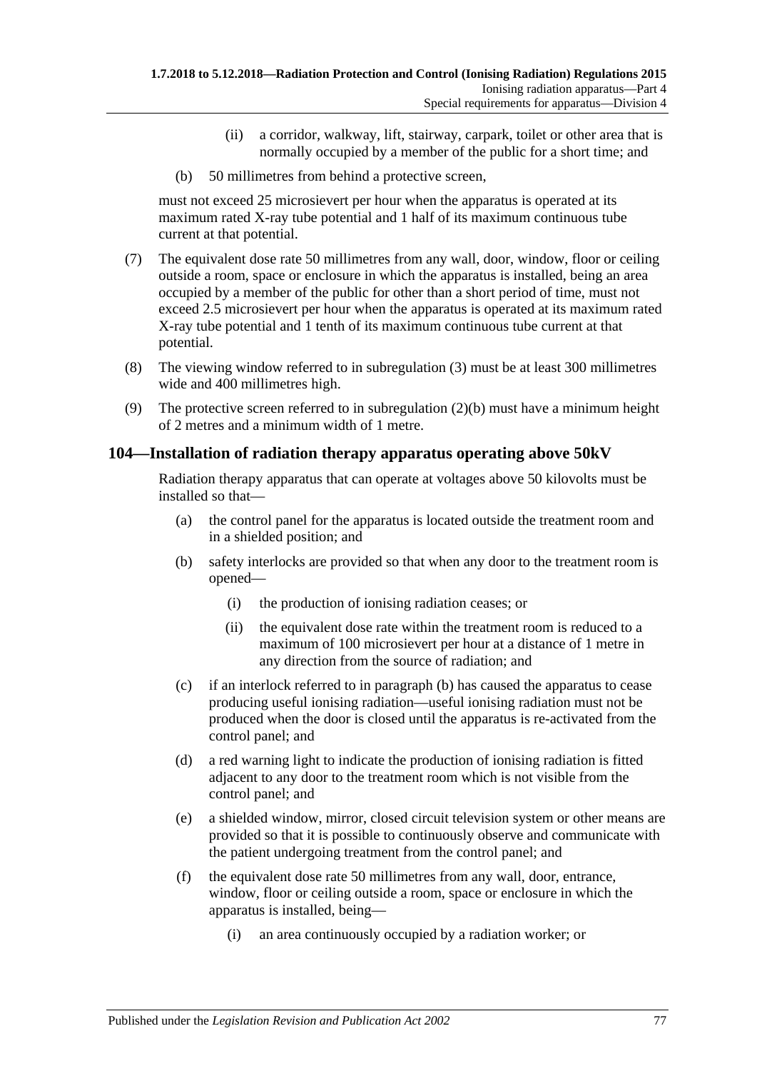(ii) a corridor, walkway, lift, stairway, carpark, toilet or other area that is normally occupied by a member of the public for a short time; and

(b) 50 millimetres from behind a protective screen,

must not exceed 25 microsievert per hour when the apparatus is operated at its maximum rated X-ray tube potential and 1 half of its maximum continuous tube current at that potential.

(7) The equivalent dose rate 50 millimetres from any wall, door, window, floor or ceiling outside a room, space or enclosure in which the apparatus is installed, being an area occupied by a member of the public for other than a short period of time, must not exceed 2.5 microsievert per hour when the apparatus is operated at its maximum rated X-ray tube potential and 1 tenth of its maximum continuous tube current at that potential.

(8) The viewing window referred to in subregulation (3) must be at least 300 millimetres wide and 400 millimetres high.

(9) The protective screen referred to in subregulation (2)(b) must have a minimum height of 2 metres and a minimum width of 1 metre.

## 104—Installation of radiation therapy apparatus operating above 50kV

Radiation therapy apparatus that can operate at voltages above 50 kilovolts must be installed so that—

(a) the control panel for the apparatus is located outside the treatment room and in a shielded position; and

(b) safety interlocks are provided so that when any door to the treatment room is opened—

(i) the production of ionising radiation ceases; or

(ii) the equivalent dose rate within the treatment room is reduced to a maximum of 100 microsievert per hour at a distance of 1 metre in any direction from the source of radiation; and

(c) if an interlock referred to in paragraph (b) has caused the apparatus to cease producing useful ionising radiation—useful ionising radiation must not be produced when the door is closed until the apparatus is re-activated from the control panel; and

(d) a red warning light to indicate the production of ionising radiation is fitted adjacent to any door to the treatment room which is not visible from the control panel; and

(e) a shielded window, mirror, closed circuit television system or other means are provided so that it is possible to continuously observe and communicate with the patient undergoing treatment from the control panel; and

(f) the equivalent dose rate 50 millimetres from any wall, door, entrance, window, floor or ceiling outside a room, space or enclosure in which the apparatus is installed, being—

(i) an area continuously occupied by a radiation worker; or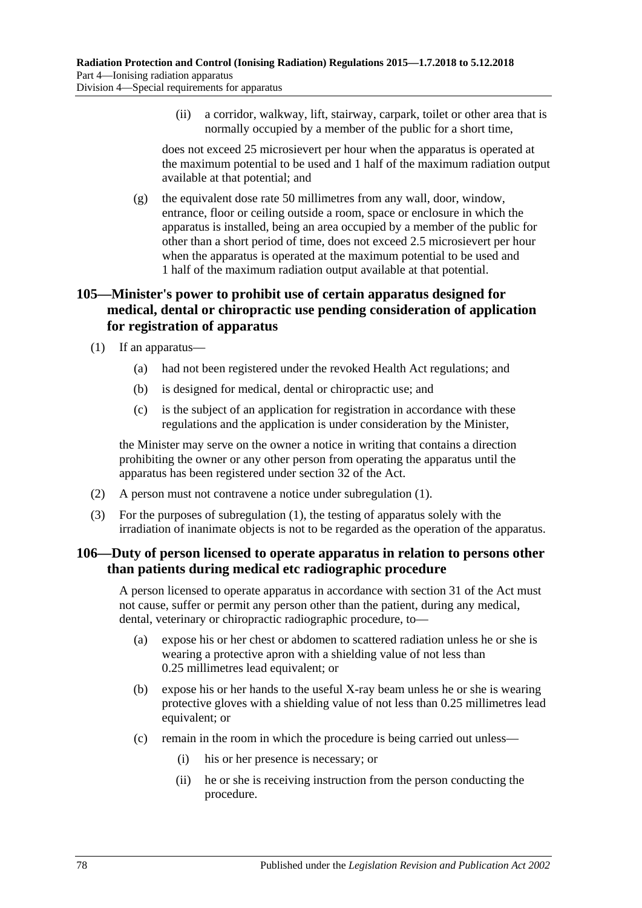(ii) a corridor, walkway, lift, stairway, carpark, toilet or other area that is normally occupied by a member of the public for a short time,

does not exceed 25 microsievert per hour when the apparatus is operated at the maximum potential to be used and 1 half of the maximum radiation output available at that potential; and

(g) the equivalent dose rate 50 millimetres from any wall, door, window, entrance, floor or ceiling outside a room, space or enclosure in which the apparatus is installed, being an area occupied by a member of the public for other than a short period of time, does not exceed 2.5 microsievert per hour when the apparatus is operated at the maximum potential to be used and 1 half of the maximum radiation output available at that potential.

## 105—Minister's power to prohibit use of certain apparatus designed for medical, dental or chiropractic use pending consideration of application for registration of apparatus

(1) If an apparatus—

(a) had not been registered under the revoked Health Act regulations; and

(b) is designed for medical, dental or chiropractic use; and

(c) is the subject of an application for registration in accordance with these regulations and the application is under consideration by the Minister,

the Minister may serve on the owner a notice in writing that contains a direction prohibiting the owner or any other person from operating the apparatus until the apparatus has been registered under section 32 of the Act.

(2) A person must not contravene a notice under subregulation (1).

(3) For the purposes of subregulation (1), the testing of apparatus solely with the irradiation of inanimate objects is not to be regarded as the operation of the apparatus.

## 106—Duty of person licensed to operate apparatus in relation to persons other than patients during medical etc radiographic procedure

A person licensed to operate apparatus in accordance with section 31 of the Act must not cause, suffer or permit any person other than the patient, during any medical, dental, veterinary or chiropractic radiographic procedure, to—

(a) expose his or her chest or abdomen to scattered radiation unless he or she is wearing a protective apron with a shielding value of not less than 0.25 millimetres lead equivalent; or

(b) expose his or her hands to the useful X-ray beam unless he or she is wearing protective gloves with a shielding value of not less than 0.25 millimetres lead equivalent; or

(c) remain in the room in which the procedure is being carried out unless—

(i) his or her presence is necessary; or

(ii) he or she is receiving instruction from the person conducting the procedure.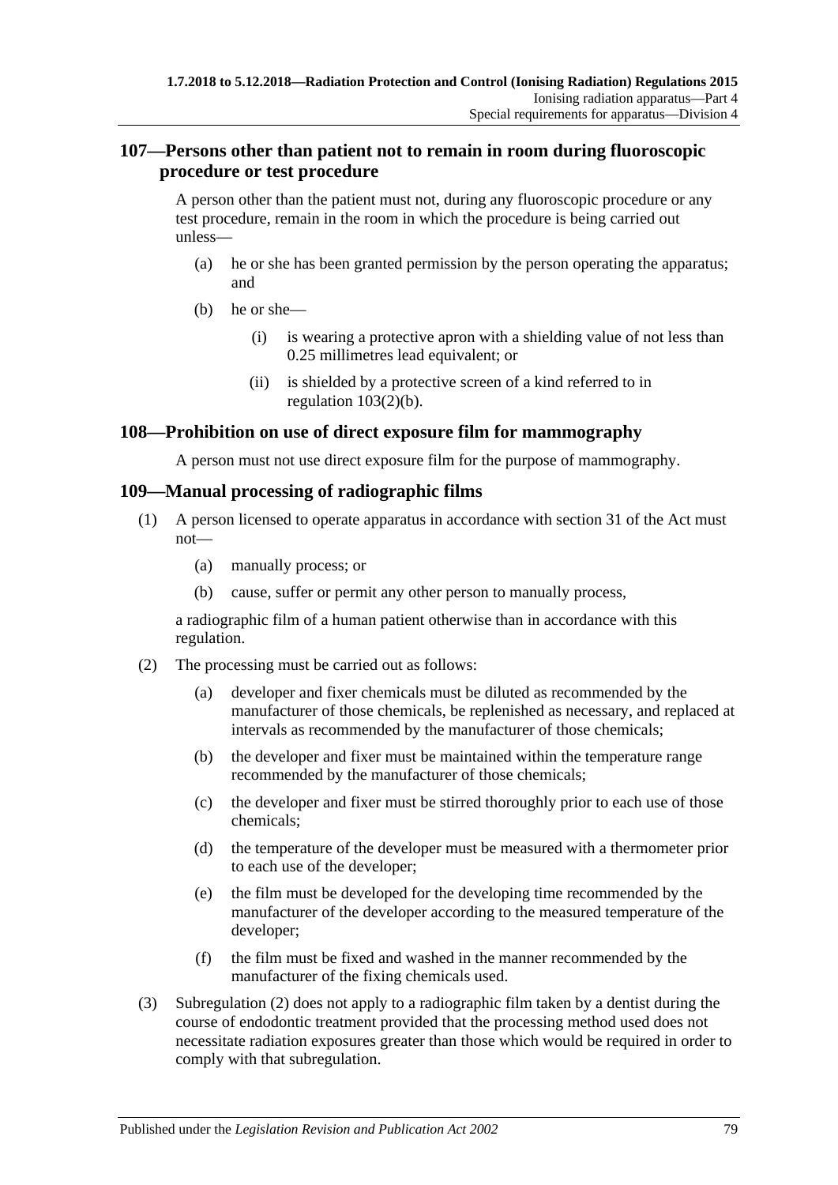## 107—Persons other than patient not to remain in room during fluoroscopic procedure or test procedure

A person other than the patient must not, during any fluoroscopic procedure or any test procedure, remain in the room in which the procedure is being carried out unless—

(a) he or she has been granted permission by the person operating the apparatus; and

(b) he or she—

(i) is wearing a protective apron with a shielding value of not less than 0.25 millimetres lead equivalent; or

(ii) is shielded by a protective screen of a kind referred to in regulation 103(2)(b).

## 108—Prohibition on use of direct exposure film for mammography

A person must not use direct exposure film for the purpose of mammography.

## 109—Manual processing of radiographic films

(1) A person licensed to operate apparatus in accordance with section 31 of the Act must not—

(a) manually process; or

(b) cause, suffer or permit any other person to manually process,

a radiographic film of a human patient otherwise than in accordance with this regulation.

(2) The processing must be carried out as follows:

(a) developer and fixer chemicals must be diluted as recommended by the manufacturer of those chemicals, be replenished as necessary, and replaced at intervals as recommended by the manufacturer of those chemicals;

(b) the developer and fixer must be maintained within the temperature range recommended by the manufacturer of those chemicals;

(c) the developer and fixer must be stirred thoroughly prior to each use of those chemicals;

(d) the temperature of the developer must be measured with a thermometer prior to each use of the developer;

(e) the film must be developed for the developing time recommended by the manufacturer of the developer according to the measured temperature of the developer;

(f) the film must be fixed and washed in the manner recommended by the manufacturer of the fixing chemicals used.

(3) Subregulation (2) does not apply to a radiographic film taken by a dentist during the course of endodontic treatment provided that the processing method used does not necessitate radiation exposures greater than those which would be required in order to comply with that subregulation.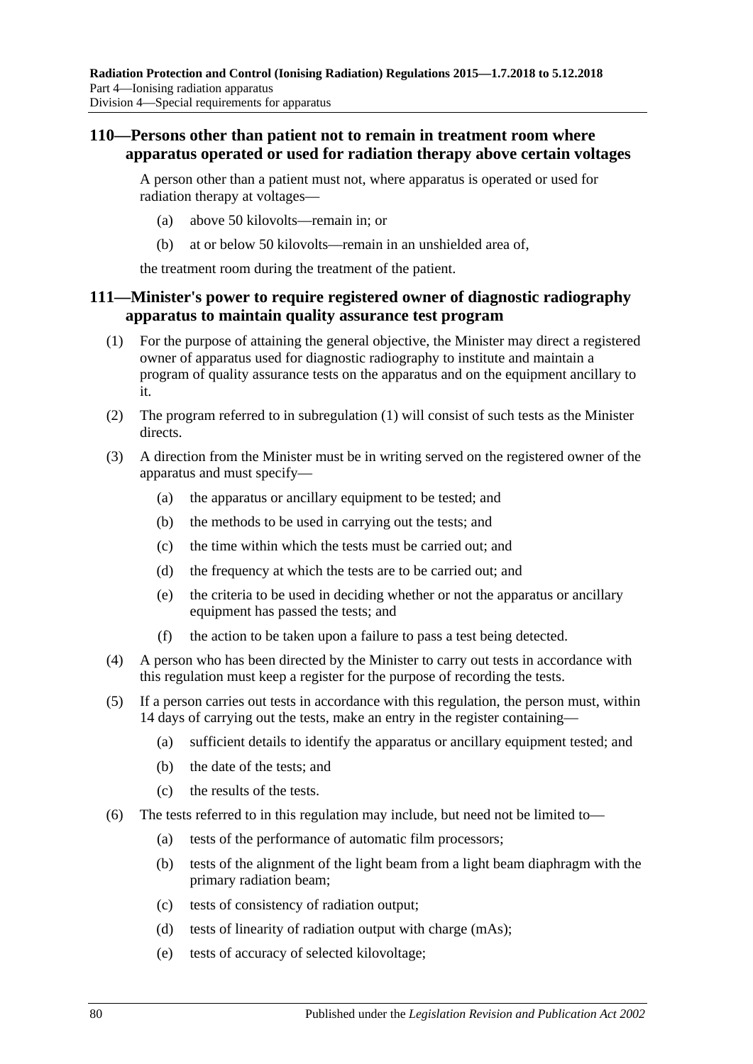## 110—Persons other than patient not to remain in treatment room where apparatus operated or used for radiation therapy above certain voltages

A person other than a patient must not, where apparatus is operated or used for radiation therapy at voltages—

(a) above 50 kilovolts—remain in; or

(b) at or below 50 kilovolts—remain in an unshielded area of,

the treatment room during the treatment of the patient.

## 111—Minister's power to require registered owner of diagnostic radiography apparatus to maintain quality assurance test program

(1) For the purpose of attaining the general objective, the Minister may direct a registered owner of apparatus used for diagnostic radiography to institute and maintain a program of quality assurance tests on the apparatus and on the equipment ancillary to it.

(2) The program referred to in subregulation (1) will consist of such tests as the Minister directs.

(3) A direction from the Minister must be in writing served on the registered owner of the apparatus and must specify—

(a) the apparatus or ancillary equipment to be tested; and

(b) the methods to be used in carrying out the tests; and

(c) the time within which the tests must be carried out; and

(d) the frequency at which the tests are to be carried out; and

(e) the criteria to be used in deciding whether or not the apparatus or ancillary equipment has passed the tests; and

(f) the action to be taken upon a failure to pass a test being detected.

(4) A person who has been directed by the Minister to carry out tests in accordance with this regulation must keep a register for the purpose of recording the tests.

(5) If a person carries out tests in accordance with this regulation, the person must, within 14 days of carrying out the tests, make an entry in the register containing—

(a) sufficient details to identify the apparatus or ancillary equipment tested; and

(b) the date of the tests; and

(c) the results of the tests.

(6) The tests referred to in this regulation may include, but need not be limited to—

(a) tests of the performance of automatic film processors;

(b) tests of the alignment of the light beam from a light beam diaphragm with the primary radiation beam;

(c) tests of consistency of radiation output;

(d) tests of linearity of radiation output with charge (mAs);

(e) tests of accuracy of selected kilovoltage;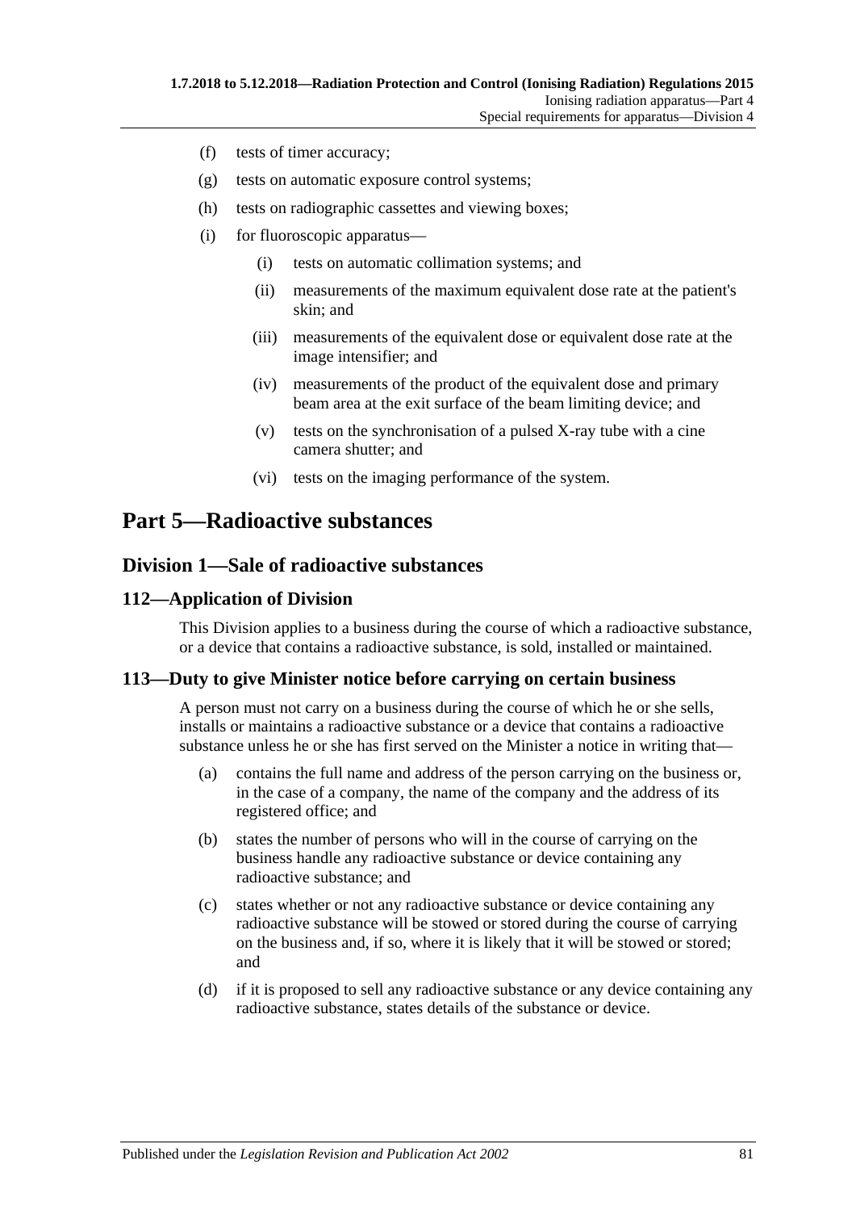(f) tests of timer accuracy;

(g) tests on automatic exposure control systems;

(h) tests on radiographic cassettes and viewing boxes;

(i) for fluoroscopic apparatus—

(i) tests on automatic collimation systems; and

(ii) measurements of the maximum equivalent dose rate at the patient's skin; and

(iii) measurements of the equivalent dose or equivalent dose rate at the image intensifier; and

(iv) measurements of the product of the equivalent dose and primary beam area at the exit surface of the beam limiting device; and

(v) tests on the synchronisation of a pulsed X-ray tube with a cine camera shutter; and

(vi) tests on the imaging performance of the system.

# Part 5—Radioactive substances

## Division 1—Sale of radioactive substances

### 112—Application of Division

This Division applies to a business during the course of which a radioactive substance, or a device that contains a radioactive substance, is sold, installed or maintained.

### 113—Duty to give Minister notice before carrying on certain business

A person must not carry on a business during the course of which he or she sells, installs or maintains a radioactive substance or a device that contains a radioactive substance unless he or she has first served on the Minister a notice in writing that—

(a) contains the full name and address of the person carrying on the business or, in the case of a company, the name of the company and the address of its registered office; and

(b) states the number of persons who will in the course of carrying on the business handle any radioactive substance or device containing any radioactive substance; and

(c) states whether or not any radioactive substance or device containing any radioactive substance will be stowed or stored during the course of carrying on the business and, if so, where it is likely that it will be stowed or stored; and

(d) if it is proposed to sell any radioactive substance or any device containing any radioactive substance, states details of the substance or device.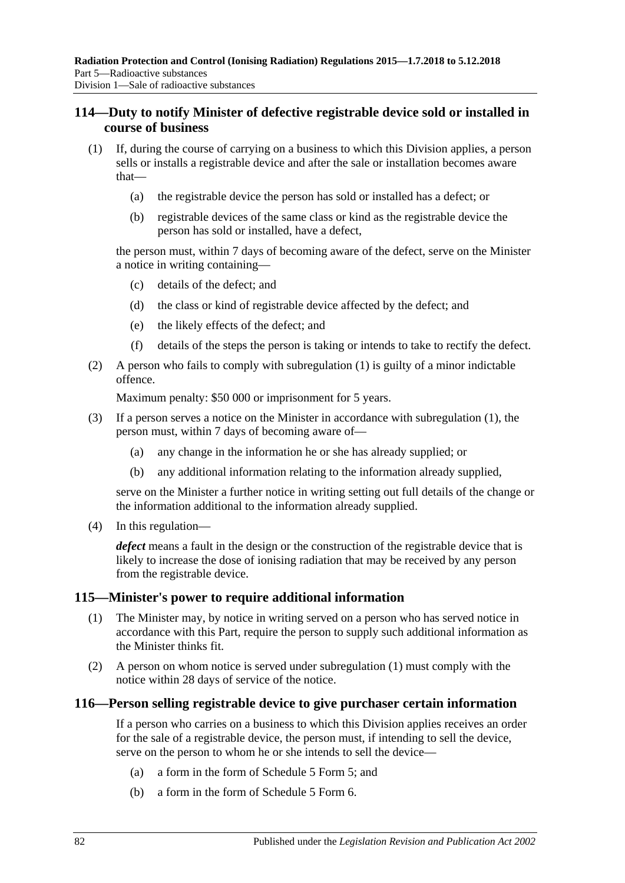## 114—Duty to notify Minister of defective registrable device sold or installed in course of business

(1) If, during the course of carrying on a business to which this Division applies, a person sells or installs a registrable device and after the sale or installation becomes aware that—

(a) the registrable device the person has sold or installed has a defect; or

(b) registrable devices of the same class or kind as the registrable device the person has sold or installed, have a defect,

the person must, within 7 days of becoming aware of the defect, serve on the Minister a notice in writing containing—

(c) details of the defect; and

(d) the class or kind of registrable device affected by the defect; and

(e) the likely effects of the defect; and

(f) details of the steps the person is taking or intends to take to rectify the defect.

(2) A person who fails to comply with subregulation (1) is guilty of a minor indictable offence.

Maximum penalty: $50 000 or imprisonment for 5 years.

(3) If a person serves a notice on the Minister in accordance with subregulation (1), the person must, within 7 days of becoming aware of—

(a) any change in the information he or she has already supplied; or

(b) any additional information relating to the information already supplied,

serve on the Minister a further notice in writing setting out full details of the change or the information additional to the information already supplied.

(4) In this regulation—

***defect*** means a fault in the design or the construction of the registrable device that is likely to increase the dose of ionising radiation that may be received by any person from the registrable device.

## 115—Minister's power to require additional information

(1) The Minister may, by notice in writing served on a person who has served notice in accordance with this Part, require the person to supply such additional information as the Minister thinks fit.

(2) A person on whom notice is served under subregulation (1) must comply with the notice within 28 days of service of the notice.

## 116—Person selling registrable device to give purchaser certain information

If a person who carries on a business to which this Division applies receives an order for the sale of a registrable device, the person must, if intending to sell the device, serve on the person to whom he or she intends to sell the device—

(a) a form in the form of Schedule 5 Form 5; and

(b) a form in the form of Schedule 5 Form 6.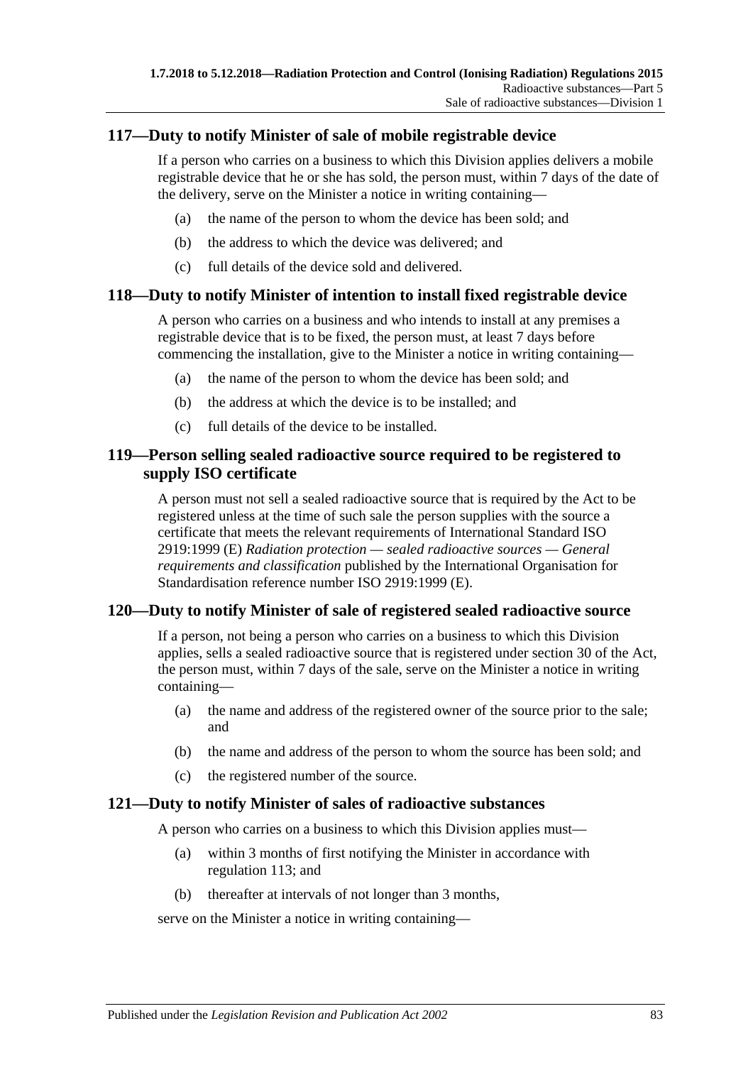## 117—Duty to notify Minister of sale of mobile registrable device

If a person who carries on a business to which this Division applies delivers a mobile registrable device that he or she has sold, the person must, within 7 days of the date of the delivery, serve on the Minister a notice in writing containing—

(a) the name of the person to whom the device has been sold; and

(b) the address to which the device was delivered; and

(c) full details of the device sold and delivered.

## 118—Duty to notify Minister of intention to install fixed registrable device

A person who carries on a business and who intends to install at any premises a registrable device that is to be fixed, the person must, at least 7 days before commencing the installation, give to the Minister a notice in writing containing—

(a) the name of the person to whom the device has been sold; and

(b) the address at which the device is to be installed; and

(c) full details of the device to be installed.

## 119—Person selling sealed radioactive source required to be registered to supply ISO certificate

A person must not sell a sealed radioactive source that is required by the Act to be registered unless at the time of such sale the person supplies with the source a certificate that meets the relevant requirements of International Standard ISO 2919:1999 (E) *Radiation protection — sealed radioactive sources — General requirements and classification* published by the International Organisation for Standardisation reference number ISO 2919:1999 (E).

## 120—Duty to notify Minister of sale of registered sealed radioactive source

If a person, not being a person who carries on a business to which this Division applies, sells a sealed radioactive source that is registered under section 30 of the Act, the person must, within 7 days of the sale, serve on the Minister a notice in writing containing—

(a) the name and address of the registered owner of the source prior to the sale; and

(b) the name and address of the person to whom the source has been sold; and

(c) the registered number of the source.

## 121—Duty to notify Minister of sales of radioactive substances

A person who carries on a business to which this Division applies must—

(a) within 3 months of first notifying the Minister in accordance with regulation 113; and

(b) thereafter at intervals of not longer than 3 months,

serve on the Minister a notice in writing containing—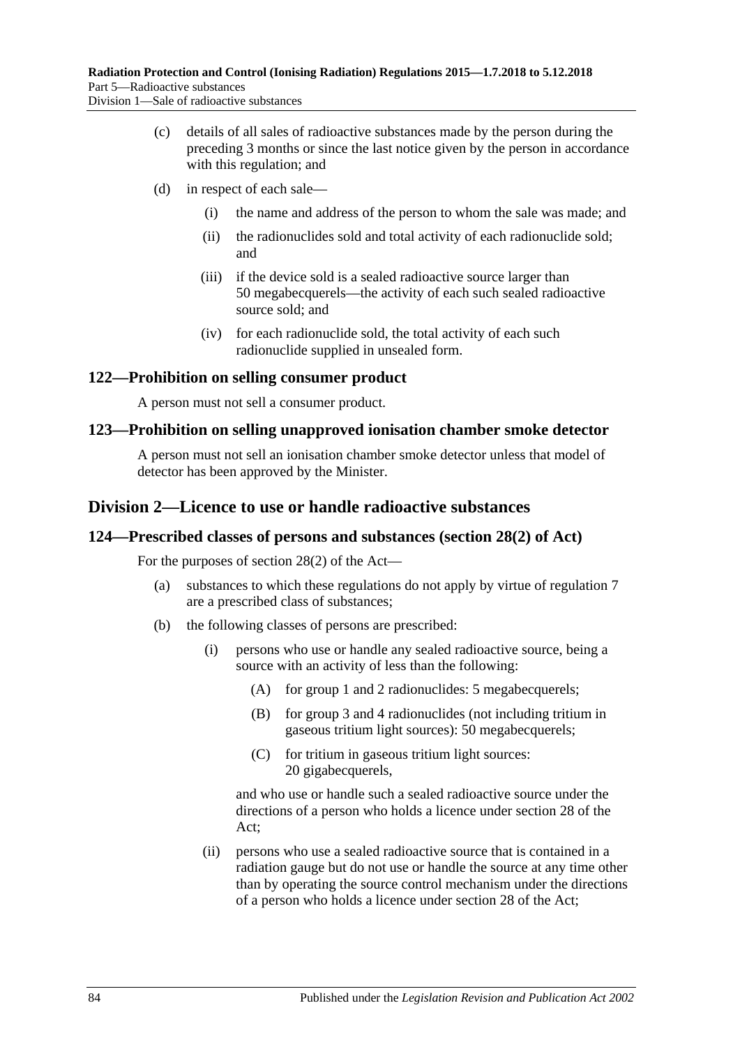(c) details of all sales of radioactive substances made by the person during the preceding 3 months or since the last notice given by the person in accordance with this regulation; and

(d) in respect of each sale—

(i) the name and address of the person to whom the sale was made; and

(ii) the radionuclides sold and total activity of each radionuclide sold; and

(iii) if the device sold is a sealed radioactive source larger than 50 megabecquerels—the activity of each such sealed radioactive source sold; and

(iv) for each radionuclide sold, the total activity of each such radionuclide supplied in unsealed form.

### 122—Prohibition on selling consumer product

A person must not sell a consumer product.

### 123—Prohibition on selling unapproved ionisation chamber smoke detector

A person must not sell an ionisation chamber smoke detector unless that model of detector has been approved by the Minister.

## Division 2—Licence to use or handle radioactive substances

### 124—Prescribed classes of persons and substances (section 28(2) of Act)

For the purposes of section 28(2) of the Act—

(a) substances to which these regulations do not apply by virtue of regulation 7 are a prescribed class of substances;

(b) the following classes of persons are prescribed:

(i) persons who use or handle any sealed radioactive source, being a source with an activity of less than the following:

(A) for group 1 and 2 radionuclides: 5 megabecquerels;

(B) for group 3 and 4 radionuclides (not including tritium in gaseous tritium light sources): 50 megabecquerels;

(C) for tritium in gaseous tritium light sources: 20 gigabecquerels,

and who use or handle such a sealed radioactive source under the directions of a person who holds a licence under section 28 of the Act;

(ii) persons who use a sealed radioactive source that is contained in a radiation gauge but do not use or handle the source at any time other than by operating the source control mechanism under the directions of a person who holds a licence under section 28 of the Act;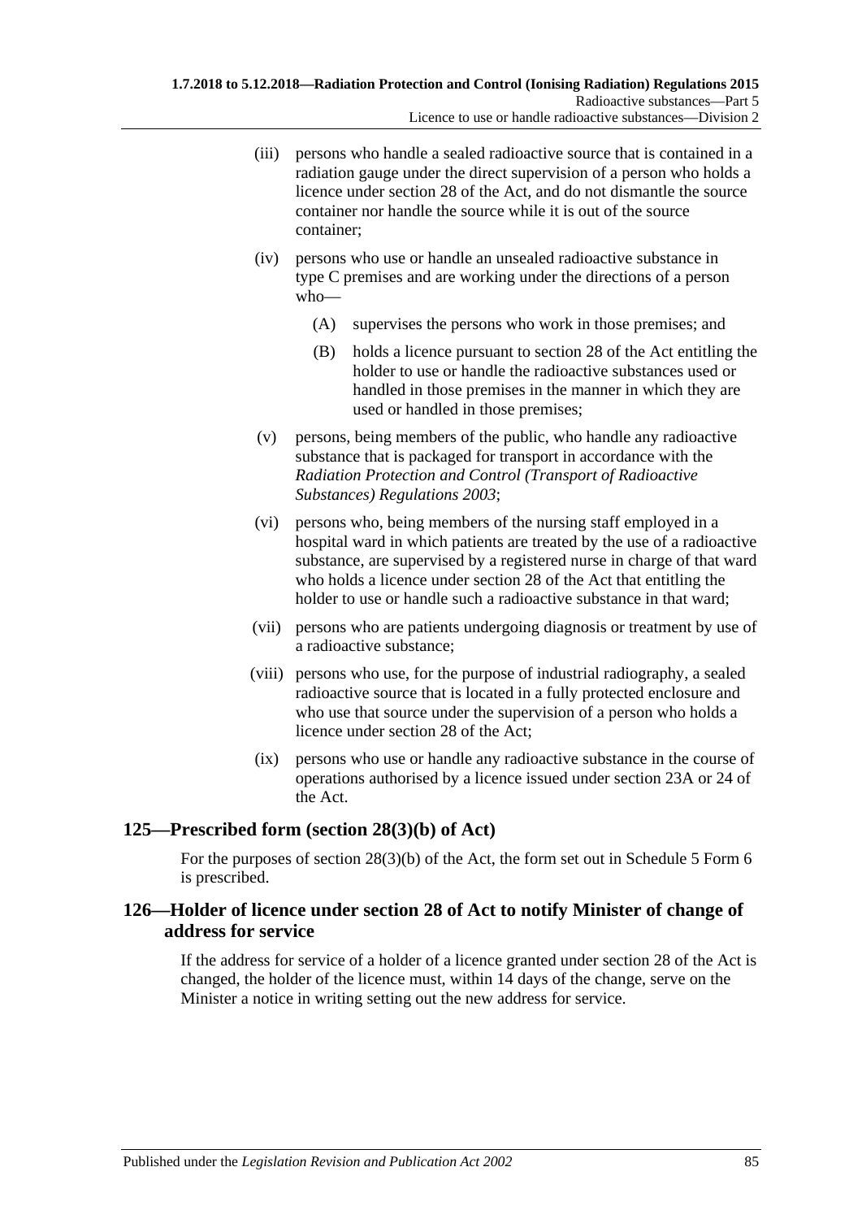(iii) persons who handle a sealed radioactive source that is contained in a radiation gauge under the direct supervision of a person who holds a licence under section 28 of the Act, and do not dismantle the source container nor handle the source while it is out of the source container;

(iv) persons who use or handle an unsealed radioactive substance in type C premises and are working under the directions of a person who—

(A) supervises the persons who work in those premises; and

(B) holds a licence pursuant to section 28 of the Act entitling the holder to use or handle the radioactive substances used or handled in those premises in the manner in which they are used or handled in those premises;

(v) persons, being members of the public, who handle any radioactive substance that is packaged for transport in accordance with the *Radiation Protection and Control (Transport of Radioactive Substances) Regulations 2003*;

(vi) persons who, being members of the nursing staff employed in a hospital ward in which patients are treated by the use of a radioactive substance, are supervised by a registered nurse in charge of that ward who holds a licence under section 28 of the Act that entitling the holder to use or handle such a radioactive substance in that ward;

(vii) persons who are patients undergoing diagnosis or treatment by use of a radioactive substance;

(viii) persons who use, for the purpose of industrial radiography, a sealed radioactive source that is located in a fully protected enclosure and who use that source under the supervision of a person who holds a licence under section 28 of the Act;

(ix) persons who use or handle any radioactive substance in the course of operations authorised by a licence issued under section 23A or 24 of the Act.

## 125—Prescribed form (section 28(3)(b) of Act)

For the purposes of section 28(3)(b) of the Act, the form set out in Schedule 5 Form 6 is prescribed.

## 126—Holder of licence under section 28 of Act to notify Minister of change of address for service

If the address for service of a holder of a licence granted under section 28 of the Act is changed, the holder of the licence must, within 14 days of the change, serve on the Minister a notice in writing setting out the new address for service.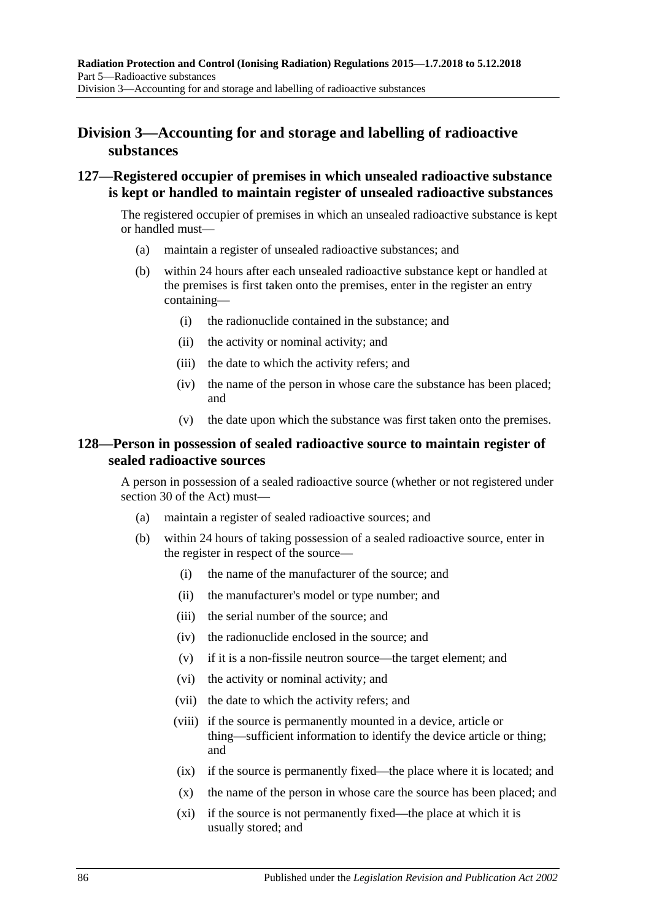## Division 3—Accounting for and storage and labelling of radioactive substances

### 127—Registered occupier of premises in which unsealed radioactive substance is kept or handled to maintain register of unsealed radioactive substances

The registered occupier of premises in which an unsealed radioactive substance is kept or handled must—

(a) maintain a register of unsealed radioactive substances; and

(b) within 24 hours after each unsealed radioactive substance kept or handled at the premises is first taken onto the premises, enter in the register an entry containing—

   (i) the radionuclide contained in the substance; and

   (ii) the activity or nominal activity; and

   (iii) the date to which the activity refers; and

   (iv) the name of the person in whose care the substance has been placed; and

   (v) the date upon which the substance was first taken onto the premises.

### 128—Person in possession of sealed radioactive source to maintain register of sealed radioactive sources

A person in possession of a sealed radioactive source (whether or not registered under section 30 of the Act) must—

(a) maintain a register of sealed radioactive sources; and

(b) within 24 hours of taking possession of a sealed radioactive source, enter in the register in respect of the source—

   (i) the name of the manufacturer of the source; and

   (ii) the manufacturer's model or type number; and

   (iii) the serial number of the source; and

   (iv) the radionuclide enclosed in the source; and

   (v) if it is a non-fissile neutron source—the target element; and

   (vi) the activity or nominal activity; and

   (vii) the date to which the activity refers; and

   (viii) if the source is permanently mounted in a device, article or thing—sufficient information to identify the device article or thing; and

   (ix) if the source is permanently fixed—the place where it is located; and

   (x) the name of the person in whose care the source has been placed; and

   (xi) if the source is not permanently fixed—the place at which it is usually stored; and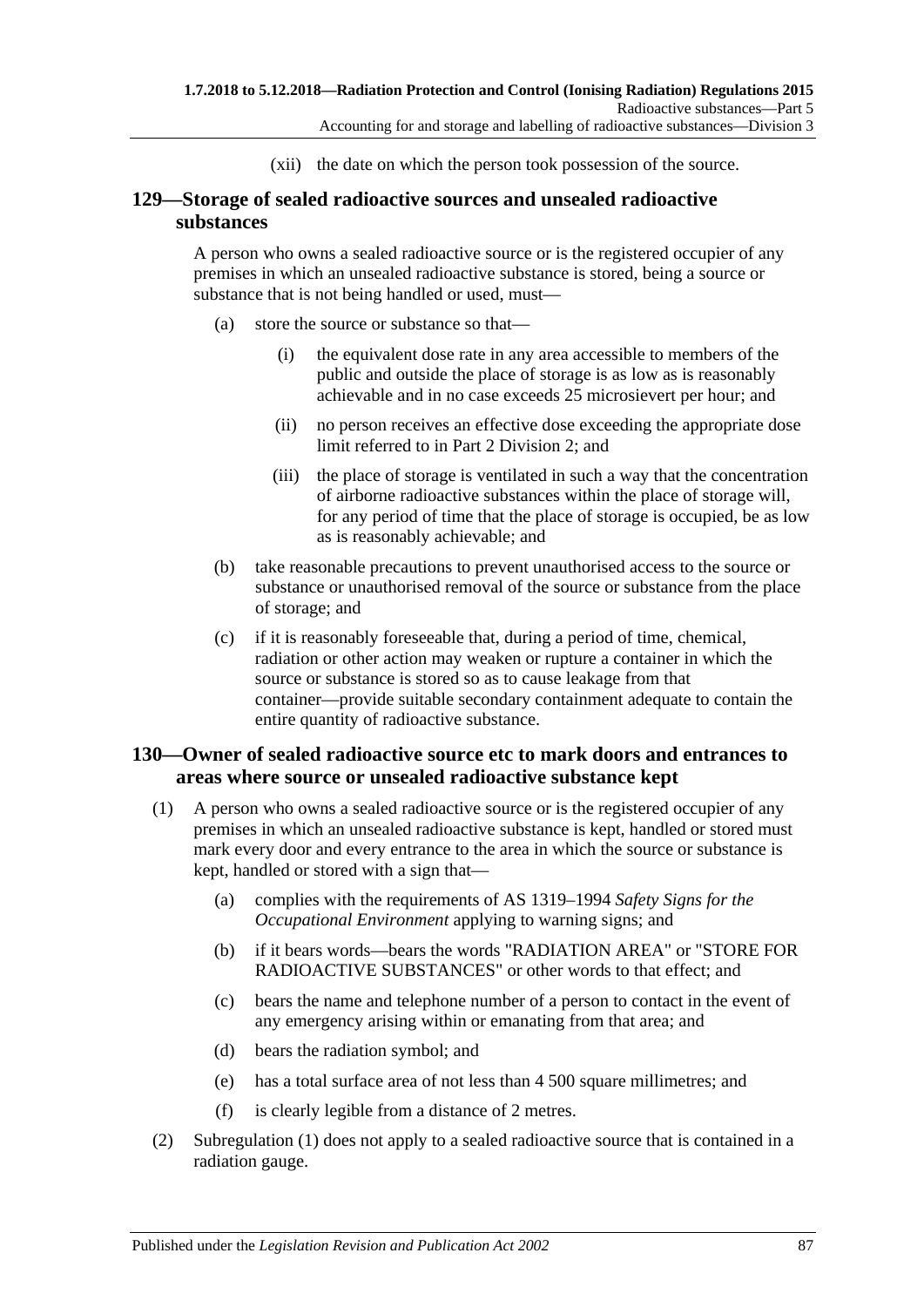(xii) the date on which the person took possession of the source.

## 129—Storage of sealed radioactive sources and unsealed radioactive substances

A person who owns a sealed radioactive source or is the registered occupier of any premises in which an unsealed radioactive substance is stored, being a source or substance that is not being handled or used, must—

(a) store the source or substance so that—

(i) the equivalent dose rate in any area accessible to members of the public and outside the place of storage is as low as is reasonably achievable and in no case exceeds 25 microsievert per hour; and

(ii) no person receives an effective dose exceeding the appropriate dose limit referred to in Part 2 Division 2; and

(iii) the place of storage is ventilated in such a way that the concentration of airborne radioactive substances within the place of storage will, for any period of time that the place of storage is occupied, be as low as is reasonably achievable; and

(b) take reasonable precautions to prevent unauthorised access to the source or substance or unauthorised removal of the source or substance from the place of storage; and

(c) if it is reasonably foreseeable that, during a period of time, chemical, radiation or other action may weaken or rupture a container in which the source or substance is stored so as to cause leakage from that container—provide suitable secondary containment adequate to contain the entire quantity of radioactive substance.

## 130—Owner of sealed radioactive source etc to mark doors and entrances to areas where source or unsealed radioactive substance kept

(1) A person who owns a sealed radioactive source or is the registered occupier of any premises in which an unsealed radioactive substance is kept, handled or stored must mark every door and every entrance to the area in which the source or substance is kept, handled or stored with a sign that—

(a) complies with the requirements of AS 1319–1994 *Safety Signs for the Occupational Environment* applying to warning signs; and

(b) if it bears words—bears the words "RADIATION AREA" or "STORE FOR RADIOACTIVE SUBSTANCES" or other words to that effect; and

(c) bears the name and telephone number of a person to contact in the event of any emergency arising within or emanating from that area; and

(d) bears the radiation symbol; and

(e) has a total surface area of not less than 4 500 square millimetres; and

(f) is clearly legible from a distance of 2 metres.

(2) Subregulation (1) does not apply to a sealed radioactive source that is contained in a radiation gauge.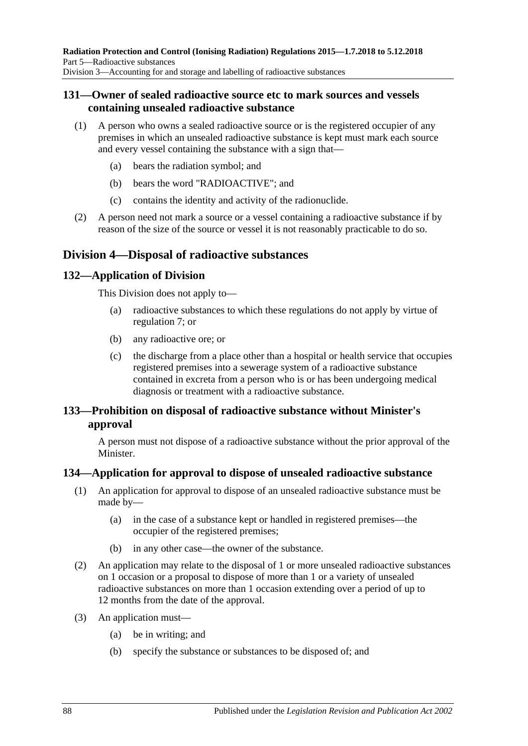### 131—Owner of sealed radioactive source etc to mark sources and vessels containing unsealed radioactive substance

(1) A person who owns a sealed radioactive source or is the registered occupier of any premises in which an unsealed radioactive substance is kept must mark each source and every vessel containing the substance with a sign that—

(a) bears the radiation symbol; and

(b) bears the word "RADIOACTIVE"; and

(c) contains the identity and activity of the radionuclide.

(2) A person need not mark a source or a vessel containing a radioactive substance if by reason of the size of the source or vessel it is not reasonably practicable to do so.

## Division 4—Disposal of radioactive substances

### 132—Application of Division

This Division does not apply to—

(a) radioactive substances to which these regulations do not apply by virtue of regulation 7; or

(b) any radioactive ore; or

(c) the discharge from a place other than a hospital or health service that occupies registered premises into a sewerage system of a radioactive substance contained in excreta from a person who is or has been undergoing medical diagnosis or treatment with a radioactive substance.

### 133—Prohibition on disposal of radioactive substance without Minister's approval

A person must not dispose of a radioactive substance without the prior approval of the Minister.

### 134—Application for approval to dispose of unsealed radioactive substance

(1) An application for approval to dispose of an unsealed radioactive substance must be made by—

(a) in the case of a substance kept or handled in registered premises—the occupier of the registered premises;

(b) in any other case—the owner of the substance.

(2) An application may relate to the disposal of 1 or more unsealed radioactive substances on 1 occasion or a proposal to dispose of more than 1 or a variety of unsealed radioactive substances on more than 1 occasion extending over a period of up to 12 months from the date of the approval.

(3) An application must—

(a) be in writing; and

(b) specify the substance or substances to be disposed of; and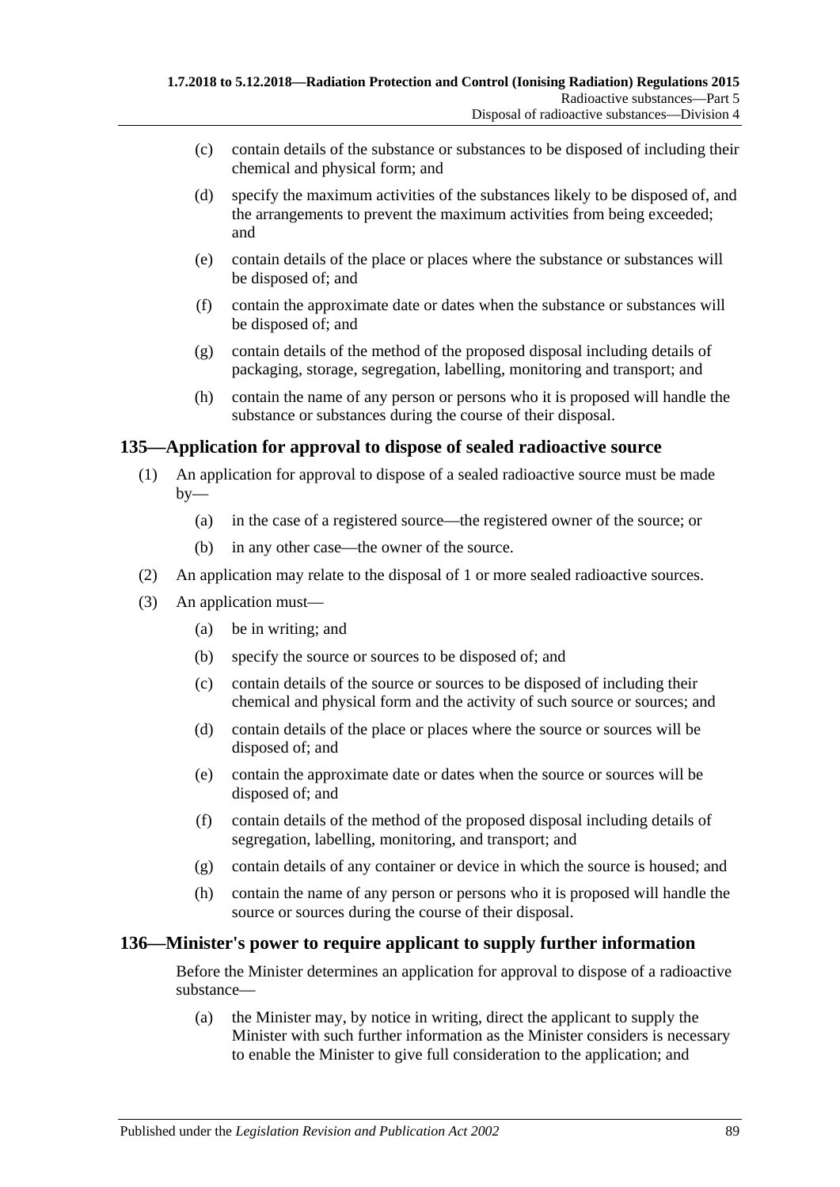(c) contain details of the substance or substances to be disposed of including their chemical and physical form; and

(d) specify the maximum activities of the substances likely to be disposed of, and the arrangements to prevent the maximum activities from being exceeded; and

(e) contain details of the place or places where the substance or substances will be disposed of; and

(f) contain the approximate date or dates when the substance or substances will be disposed of; and

(g) contain details of the method of the proposed disposal including details of packaging, storage, segregation, labelling, monitoring and transport; and

(h) contain the name of any person or persons who it is proposed will handle the substance or substances during the course of their disposal.

## 135—Application for approval to dispose of sealed radioactive source

(1) An application for approval to dispose of a sealed radioactive source must be made by—

(a) in the case of a registered source—the registered owner of the source; or

(b) in any other case—the owner of the source.

(2) An application may relate to the disposal of 1 or more sealed radioactive sources.

(3) An application must—

(a) be in writing; and

(b) specify the source or sources to be disposed of; and

(c) contain details of the source or sources to be disposed of including their chemical and physical form and the activity of such source or sources; and

(d) contain details of the place or places where the source or sources will be disposed of; and

(e) contain the approximate date or dates when the source or sources will be disposed of; and

(f) contain details of the method of the proposed disposal including details of segregation, labelling, monitoring, and transport; and

(g) contain details of any container or device in which the source is housed; and

(h) contain the name of any person or persons who it is proposed will handle the source or sources during the course of their disposal.

## 136—Minister's power to require applicant to supply further information

Before the Minister determines an application for approval to dispose of a radioactive substance—

(a) the Minister may, by notice in writing, direct the applicant to supply the Minister with such further information as the Minister considers is necessary to enable the Minister to give full consideration to the application; and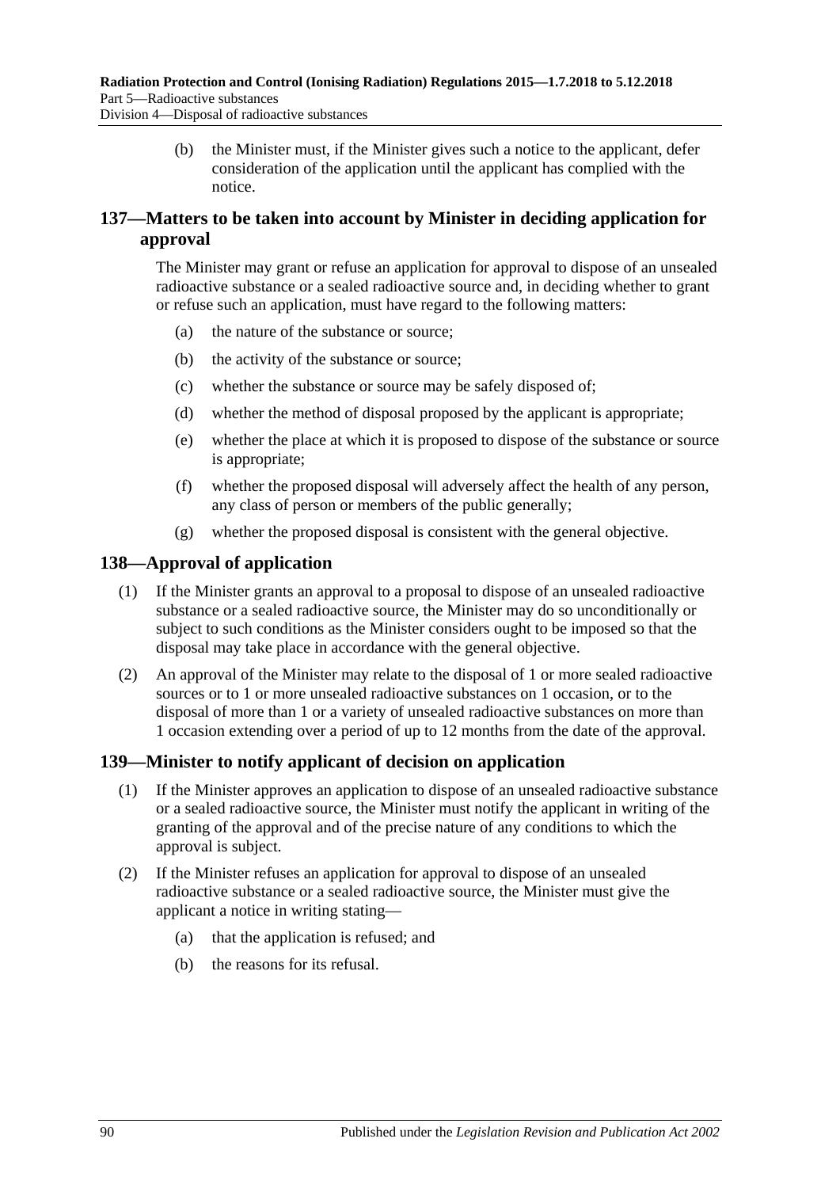(b) the Minister must, if the Minister gives such a notice to the applicant, defer consideration of the application until the applicant has complied with the notice.

## 137—Matters to be taken into account by Minister in deciding application for approval

The Minister may grant or refuse an application for approval to dispose of an unsealed radioactive substance or a sealed radioactive source and, in deciding whether to grant or refuse such an application, must have regard to the following matters:

(a) the nature of the substance or source;

(b) the activity of the substance or source;

(c) whether the substance or source may be safely disposed of;

(d) whether the method of disposal proposed by the applicant is appropriate;

(e) whether the place at which it is proposed to dispose of the substance or source is appropriate;

(f) whether the proposed disposal will adversely affect the health of any person, any class of person or members of the public generally;

(g) whether the proposed disposal is consistent with the general objective.

## 138—Approval of application

(1) If the Minister grants an approval to a proposal to dispose of an unsealed radioactive substance or a sealed radioactive source, the Minister may do so unconditionally or subject to such conditions as the Minister considers ought to be imposed so that the disposal may take place in accordance with the general objective.

(2) An approval of the Minister may relate to the disposal of 1 or more sealed radioactive sources or to 1 or more unsealed radioactive substances on 1 occasion, or to the disposal of more than 1 or a variety of unsealed radioactive substances on more than 1 occasion extending over a period of up to 12 months from the date of the approval.

## 139—Minister to notify applicant of decision on application

(1) If the Minister approves an application to dispose of an unsealed radioactive substance or a sealed radioactive source, the Minister must notify the applicant in writing of the granting of the approval and of the precise nature of any conditions to which the approval is subject.

(2) If the Minister refuses an application for approval to dispose of an unsealed radioactive substance or a sealed radioactive source, the Minister must give the applicant a notice in writing stating—

(a) that the application is refused; and

(b) the reasons for its refusal.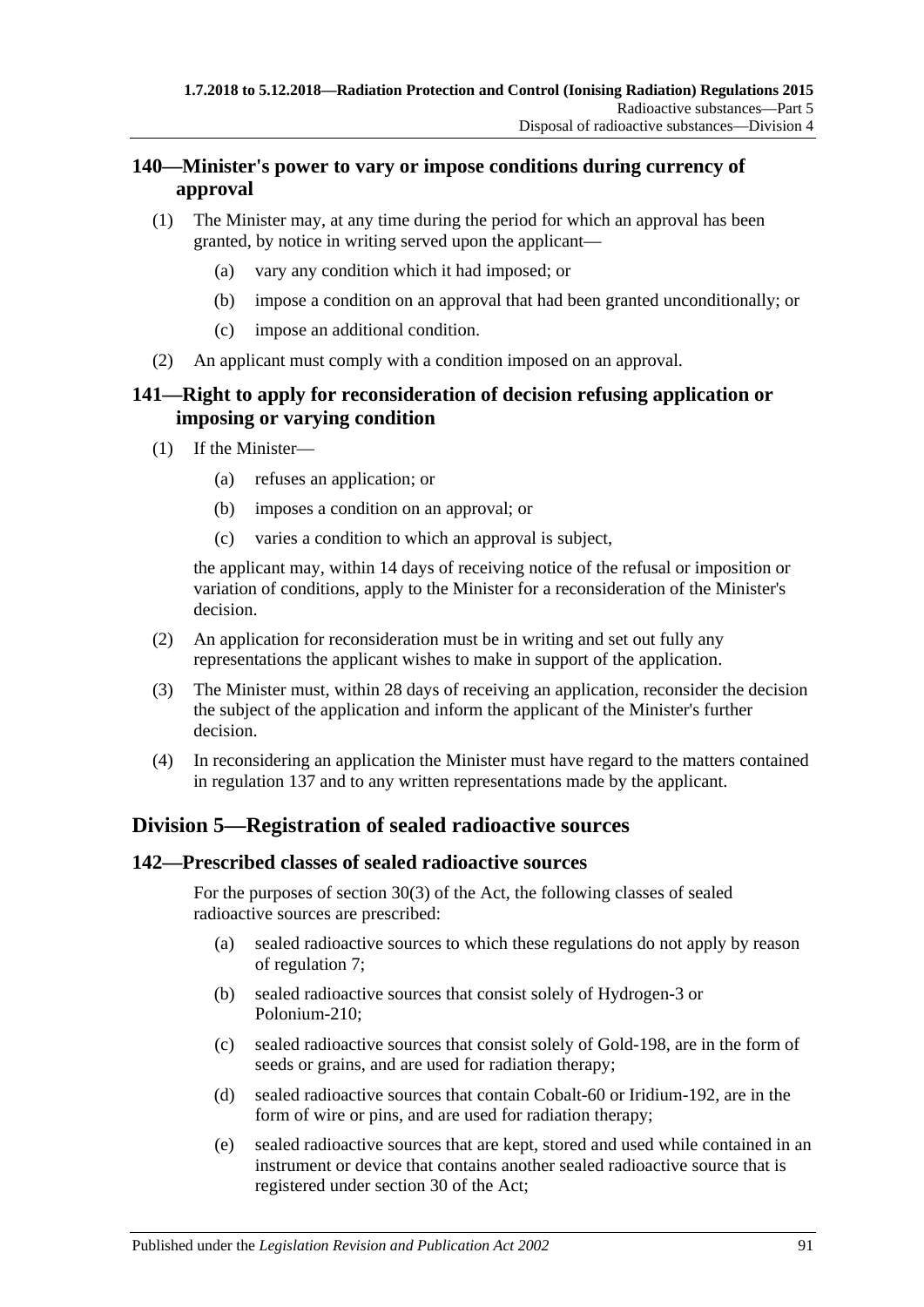## 140—Minister's power to vary or impose conditions during currency of approval

(1) The Minister may, at any time during the period for which an approval has been granted, by notice in writing served upon the applicant—

- (a) vary any condition which it had imposed; or
- (b) impose a condition on an approval that had been granted unconditionally; or
- (c) impose an additional condition.

(2) An applicant must comply with a condition imposed on an approval.

## 141—Right to apply for reconsideration of decision refusing application or imposing or varying condition

(1) If the Minister—

- (a) refuses an application; or
- (b) imposes a condition on an approval; or
- (c) varies a condition to which an approval is subject,

the applicant may, within 14 days of receiving notice of the refusal or imposition or variation of conditions, apply to the Minister for a reconsideration of the Minister's decision.

(2) An application for reconsideration must be in writing and set out fully any representations the applicant wishes to make in support of the application.

(3) The Minister must, within 28 days of receiving an application, reconsider the decision the subject of the application and inform the applicant of the Minister's further decision.

(4) In reconsidering an application the Minister must have regard to the matters contained in regulation 137 and to any written representations made by the applicant.

# Division 5—Registration of sealed radioactive sources

## 142—Prescribed classes of sealed radioactive sources

For the purposes of section 30(3) of the Act, the following classes of sealed radioactive sources are prescribed:

- (a) sealed radioactive sources to which these regulations do not apply by reason of regulation 7;
- (b) sealed radioactive sources that consist solely of Hydrogen-3 or Polonium-210;
- (c) sealed radioactive sources that consist solely of Gold-198, are in the form of seeds or grains, and are used for radiation therapy;
- (d) sealed radioactive sources that contain Cobalt-60 or Iridium-192, are in the form of wire or pins, and are used for radiation therapy;
- (e) sealed radioactive sources that are kept, stored and used while contained in an instrument or device that contains another sealed radioactive source that is registered under section 30 of the Act;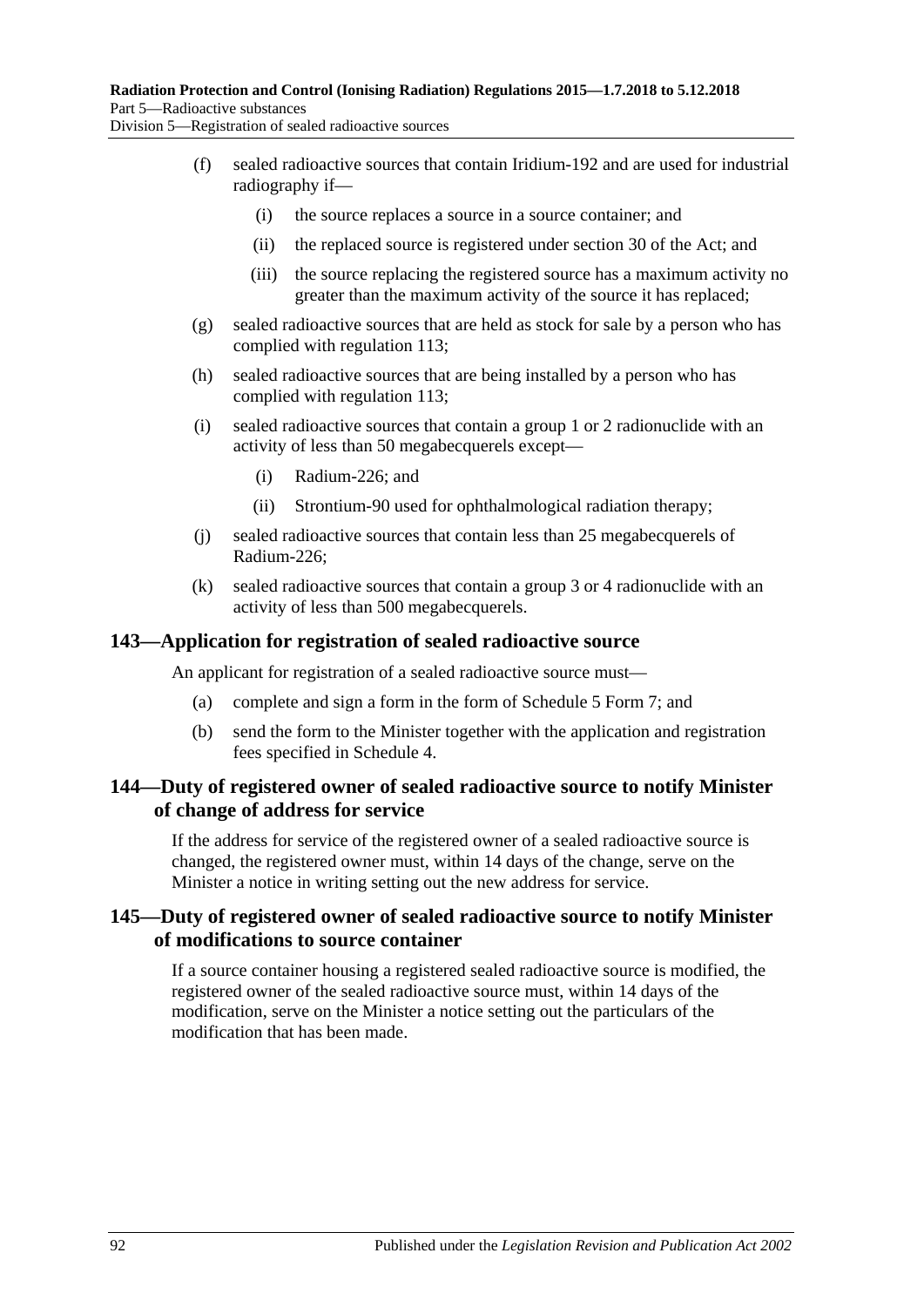(f) sealed radioactive sources that contain Iridium-192 and are used for industrial radiography if—

  (i) the source replaces a source in a source container; and

  (ii) the replaced source is registered under section 30 of the Act; and

  (iii) the source replacing the registered source has a maximum activity no greater than the maximum activity of the source it has replaced;

(g) sealed radioactive sources that are held as stock for sale by a person who has complied with regulation 113;

(h) sealed radioactive sources that are being installed by a person who has complied with regulation 113;

(i) sealed radioactive sources that contain a group 1 or 2 radionuclide with an activity of less than 50 megabecquerels except—

  (i) Radium-226; and

  (ii) Strontium-90 used for ophthalmological radiation therapy;

(j) sealed radioactive sources that contain less than 25 megabecquerels of Radium-226;

(k) sealed radioactive sources that contain a group 3 or 4 radionuclide with an activity of less than 500 megabecquerels.

## 143—Application for registration of sealed radioactive source

An applicant for registration of a sealed radioactive source must—

(a) complete and sign a form in the form of Schedule 5 Form 7; and

(b) send the form to the Minister together with the application and registration fees specified in Schedule 4.

## 144—Duty of registered owner of sealed radioactive source to notify Minister of change of address for service

If the address for service of the registered owner of a sealed radioactive source is changed, the registered owner must, within 14 days of the change, serve on the Minister a notice in writing setting out the new address for service.

## 145—Duty of registered owner of sealed radioactive source to notify Minister of modifications to source container

If a source container housing a registered sealed radioactive source is modified, the registered owner of the sealed radioactive source must, within 14 days of the modification, serve on the Minister a notice setting out the particulars of the modification that has been made.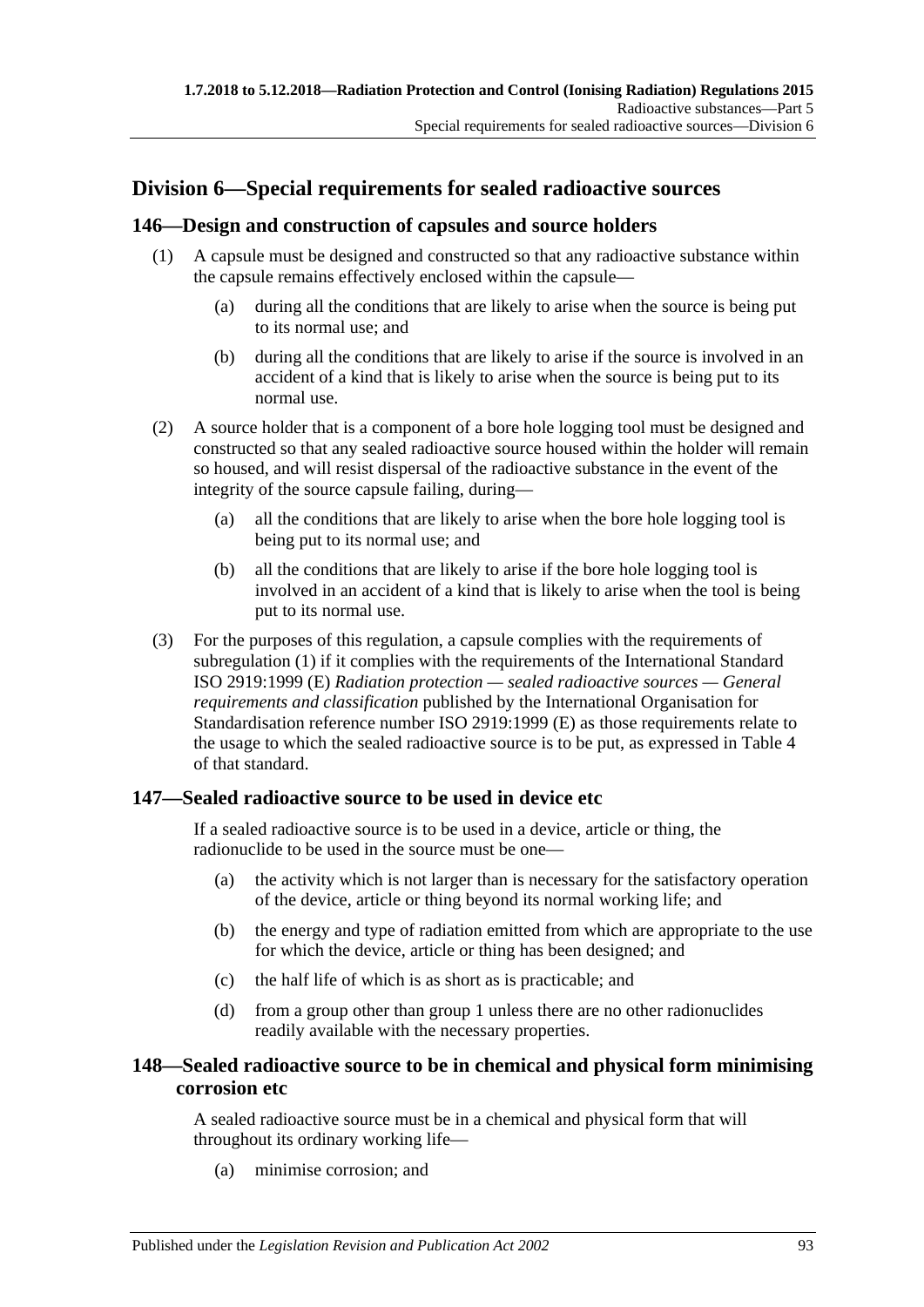## Division 6—Special requirements for sealed radioactive sources

### 146—Design and construction of capsules and source holders

(1) A capsule must be designed and constructed so that any radioactive substance within the capsule remains effectively enclosed within the capsule—

(a) during all the conditions that are likely to arise when the source is being put to its normal use; and

(b) during all the conditions that are likely to arise if the source is involved in an accident of a kind that is likely to arise when the source is being put to its normal use.

(2) A source holder that is a component of a bore hole logging tool must be designed and constructed so that any sealed radioactive source housed within the holder will remain so housed, and will resist dispersal of the radioactive substance in the event of the integrity of the source capsule failing, during—

(a) all the conditions that are likely to arise when the bore hole logging tool is being put to its normal use; and

(b) all the conditions that are likely to arise if the bore hole logging tool is involved in an accident of a kind that is likely to arise when the tool is being put to its normal use.

(3) For the purposes of this regulation, a capsule complies with the requirements of subregulation (1) if it complies with the requirements of the International Standard ISO 2919:1999 (E) *Radiation protection — sealed radioactive sources — General requirements and classification* published by the International Organisation for Standardisation reference number ISO 2919:1999 (E) as those requirements relate to the usage to which the sealed radioactive source is to be put, as expressed in Table 4 of that standard.

### 147—Sealed radioactive source to be used in device etc

If a sealed radioactive source is to be used in a device, article or thing, the radionuclide to be used in the source must be one—

(a) the activity which is not larger than is necessary for the satisfactory operation of the device, article or thing beyond its normal working life; and

(b) the energy and type of radiation emitted from which are appropriate to the use for which the device, article or thing has been designed; and

(c) the half life of which is as short as is practicable; and

(d) from a group other than group 1 unless there are no other radionuclides readily available with the necessary properties.

### 148—Sealed radioactive source to be in chemical and physical form minimising corrosion etc

A sealed radioactive source must be in a chemical and physical form that will throughout its ordinary working life—

(a) minimise corrosion; and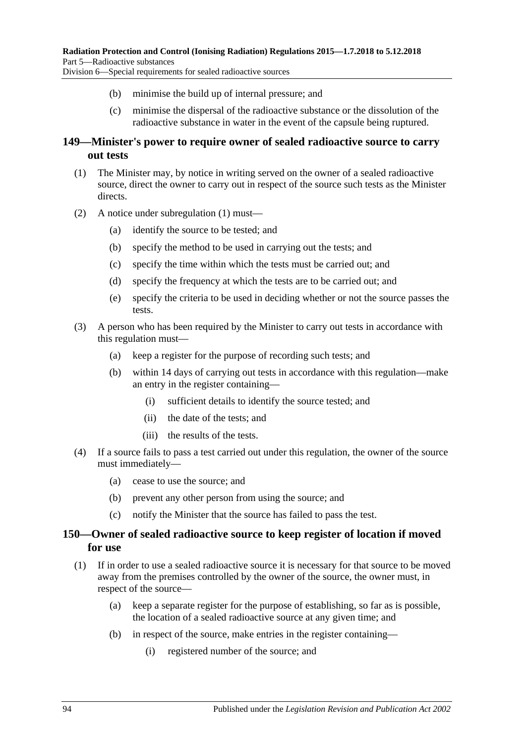(b) minimise the build up of internal pressure; and

(c) minimise the dispersal of the radioactive substance or the dissolution of the radioactive substance in water in the event of the capsule being ruptured.

## 149—Minister's power to require owner of sealed radioactive source to carry out tests

(1) The Minister may, by notice in writing served on the owner of a sealed radioactive source, direct the owner to carry out in respect of the source such tests as the Minister directs.

(2) A notice under subregulation (1) must—

(a) identify the source to be tested; and

(b) specify the method to be used in carrying out the tests; and

(c) specify the time within which the tests must be carried out; and

(d) specify the frequency at which the tests are to be carried out; and

(e) specify the criteria to be used in deciding whether or not the source passes the tests.

(3) A person who has been required by the Minister to carry out tests in accordance with this regulation must—

(a) keep a register for the purpose of recording such tests; and

(b) within 14 days of carrying out tests in accordance with this regulation—make an entry in the register containing—

(i) sufficient details to identify the source tested; and

(ii) the date of the tests; and

(iii) the results of the tests.

(4) If a source fails to pass a test carried out under this regulation, the owner of the source must immediately—

(a) cease to use the source; and

(b) prevent any other person from using the source; and

(c) notify the Minister that the source has failed to pass the test.

## 150—Owner of sealed radioactive source to keep register of location if moved for use

(1) If in order to use a sealed radioactive source it is necessary for that source to be moved away from the premises controlled by the owner of the source, the owner must, in respect of the source—

(a) keep a separate register for the purpose of establishing, so far as is possible, the location of a sealed radioactive source at any given time; and

(b) in respect of the source, make entries in the register containing—

(i) registered number of the source; and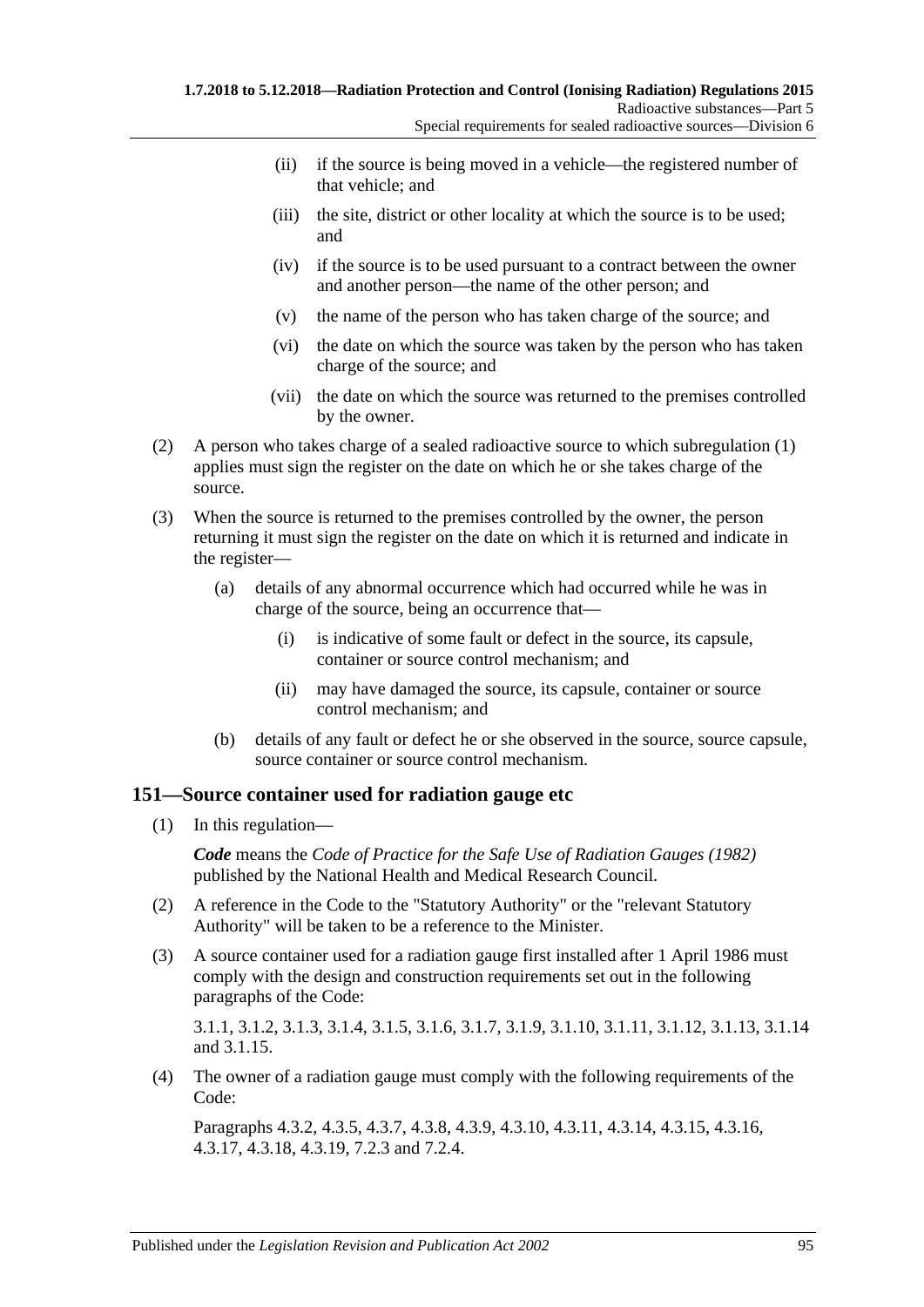(ii) if the source is being moved in a vehicle—the registered number of that vehicle; and

(iii) the site, district or other locality at which the source is to be used; and

(iv) if the source is to be used pursuant to a contract between the owner and another person—the name of the other person; and

(v) the name of the person who has taken charge of the source; and

(vi) the date on which the source was taken by the person who has taken charge of the source; and

(vii) the date on which the source was returned to the premises controlled by the owner.

(2) A person who takes charge of a sealed radioactive source to which subregulation (1) applies must sign the register on the date on which he or she takes charge of the source.

(3) When the source is returned to the premises controlled by the owner, the person returning it must sign the register on the date on which it is returned and indicate in the register—

(a) details of any abnormal occurrence which had occurred while he was in charge of the source, being an occurrence that—

(i) is indicative of some fault or defect in the source, its capsule, container or source control mechanism; and

(ii) may have damaged the source, its capsule, container or source control mechanism; and

(b) details of any fault or defect he or she observed in the source, source capsule, source container or source control mechanism.

## 151—Source container used for radiation gauge etc

(1) In this regulation—

***Code*** means the *Code of Practice for the Safe Use of Radiation Gauges (1982)* published by the National Health and Medical Research Council.

(2) A reference in the Code to the "Statutory Authority" or the "relevant Statutory Authority" will be taken to be a reference to the Minister.

(3) A source container used for a radiation gauge first installed after 1 April 1986 must comply with the design and construction requirements set out in the following paragraphs of the Code:

3.1.1, 3.1.2, 3.1.3, 3.1.4, 3.1.5, 3.1.6, 3.1.7, 3.1.9, 3.1.10, 3.1.11, 3.1.12, 3.1.13, 3.1.14 and 3.1.15.

(4) The owner of a radiation gauge must comply with the following requirements of the Code:

Paragraphs 4.3.2, 4.3.5, 4.3.7, 4.3.8, 4.3.9, 4.3.10, 4.3.11, 4.3.14, 4.3.15, 4.3.16, 4.3.17, 4.3.18, 4.3.19, 7.2.3 and 7.2.4.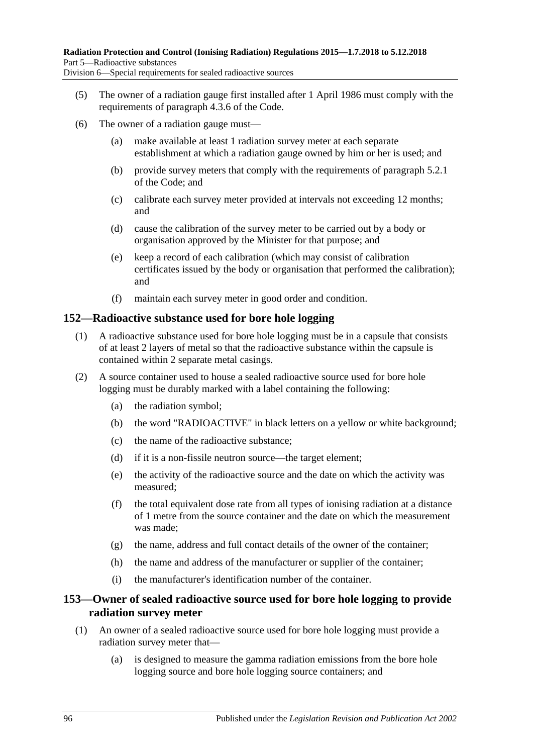(5) The owner of a radiation gauge first installed after 1 April 1986 must comply with the requirements of paragraph 4.3.6 of the Code.

(6) The owner of a radiation gauge must—

(a) make available at least 1 radiation survey meter at each separate establishment at which a radiation gauge owned by him or her is used; and

(b) provide survey meters that comply with the requirements of paragraph 5.2.1 of the Code; and

(c) calibrate each survey meter provided at intervals not exceeding 12 months; and

(d) cause the calibration of the survey meter to be carried out by a body or organisation approved by the Minister for that purpose; and

(e) keep a record of each calibration (which may consist of calibration certificates issued by the body or organisation that performed the calibration); and

(f) maintain each survey meter in good order and condition.

## 152—Radioactive substance used for bore hole logging

(1) A radioactive substance used for bore hole logging must be in a capsule that consists of at least 2 layers of metal so that the radioactive substance within the capsule is contained within 2 separate metal casings.

(2) A source container used to house a sealed radioactive source used for bore hole logging must be durably marked with a label containing the following:

(a) the radiation symbol;

(b) the word "RADIOACTIVE" in black letters on a yellow or white background;

(c) the name of the radioactive substance;

(d) if it is a non-fissile neutron source—the target element;

(e) the activity of the radioactive source and the date on which the activity was measured;

(f) the total equivalent dose rate from all types of ionising radiation at a distance of 1 metre from the source container and the date on which the measurement was made;

(g) the name, address and full contact details of the owner of the container;

(h) the name and address of the manufacturer or supplier of the container;

(i) the manufacturer's identification number of the container.

## 153—Owner of sealed radioactive source used for bore hole logging to provide radiation survey meter

(1) An owner of a sealed radioactive source used for bore hole logging must provide a radiation survey meter that—

(a) is designed to measure the gamma radiation emissions from the bore hole logging source and bore hole logging source containers; and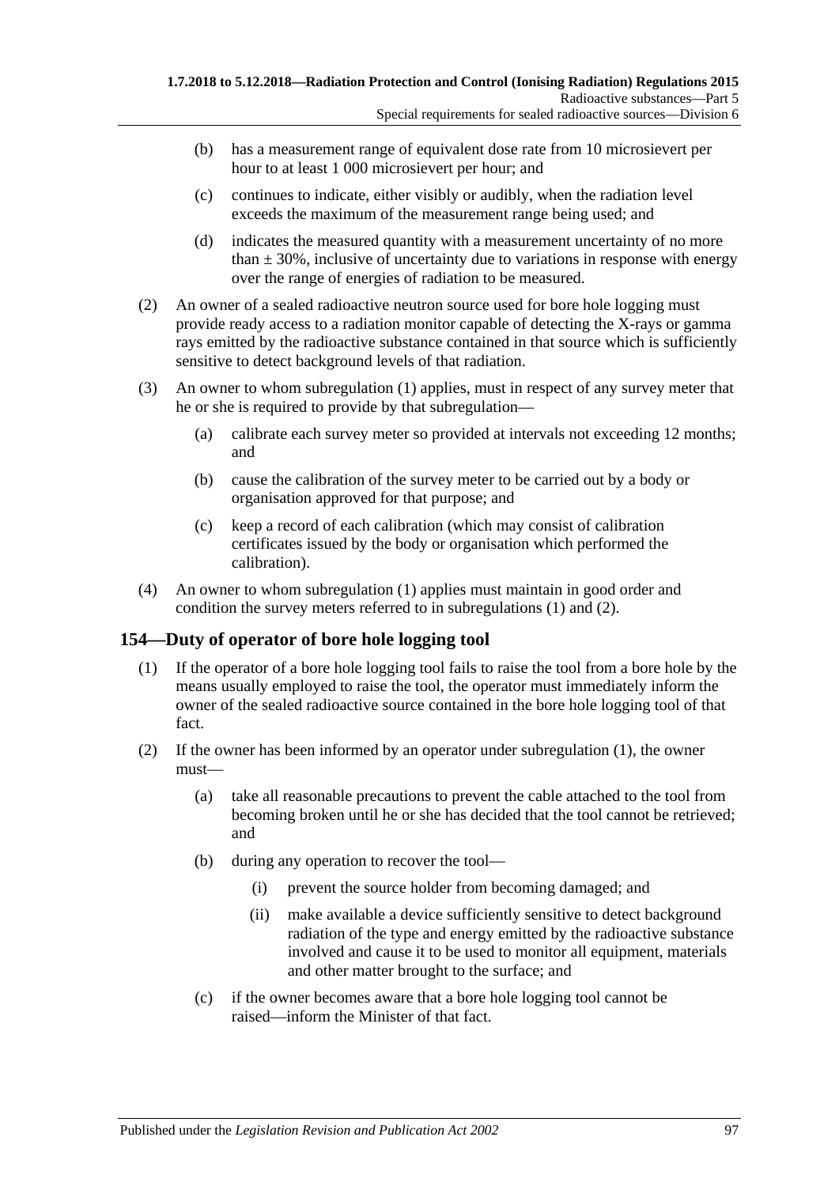(b) has a measurement range of equivalent dose rate from 10 microsievert per hour to at least 1 000 microsievert per hour; and

(c) continues to indicate, either visibly or audibly, when the radiation level exceeds the maximum of the measurement range being used; and

(d) indicates the measured quantity with a measurement uncertainty of no more than ± 30%, inclusive of uncertainty due to variations in response with energy over the range of energies of radiation to be measured.

(2) An owner of a sealed radioactive neutron source used for bore hole logging must provide ready access to a radiation monitor capable of detecting the X-rays or gamma rays emitted by the radioactive substance contained in that source which is sufficiently sensitive to detect background levels of that radiation.

(3) An owner to whom subregulation (1) applies, must in respect of any survey meter that he or she is required to provide by that subregulation—

(a) calibrate each survey meter so provided at intervals not exceeding 12 months; and

(b) cause the calibration of the survey meter to be carried out by a body or organisation approved for that purpose; and

(c) keep a record of each calibration (which may consist of calibration certificates issued by the body or organisation which performed the calibration).

(4) An owner to whom subregulation (1) applies must maintain in good order and condition the survey meters referred to in subregulations (1) and (2).

## 154—Duty of operator of bore hole logging tool

(1) If the operator of a bore hole logging tool fails to raise the tool from a bore hole by the means usually employed to raise the tool, the operator must immediately inform the owner of the sealed radioactive source contained in the bore hole logging tool of that fact.

(2) If the owner has been informed by an operator under subregulation (1), the owner must—

(a) take all reasonable precautions to prevent the cable attached to the tool from becoming broken until he or she has decided that the tool cannot be retrieved; and

(b) during any operation to recover the tool—

(i) prevent the source holder from becoming damaged; and

(ii) make available a device sufficiently sensitive to detect background radiation of the type and energy emitted by the radioactive substance involved and cause it to be used to monitor all equipment, materials and other matter brought to the surface; and

(c) if the owner becomes aware that a bore hole logging tool cannot be raised—inform the Minister of that fact.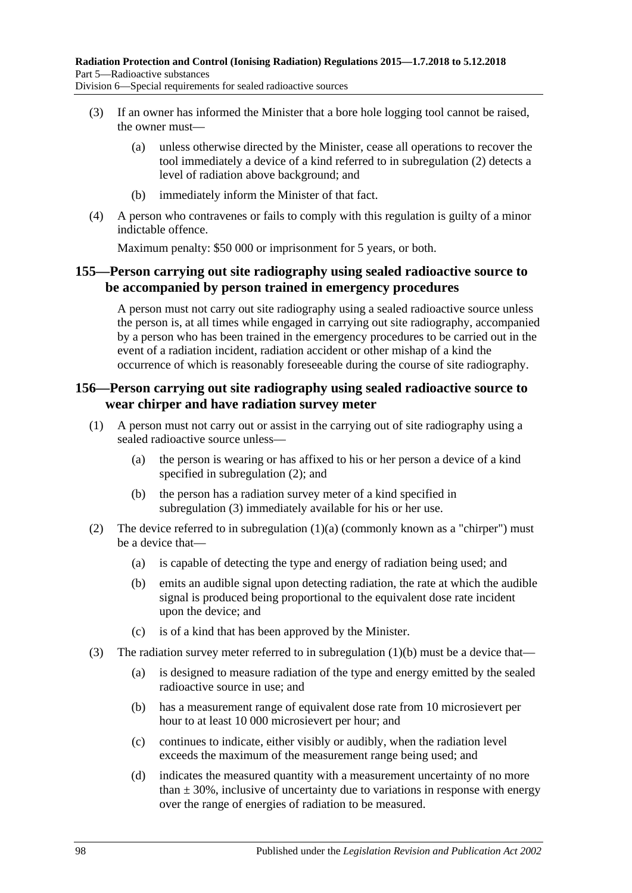(3) If an owner has informed the Minister that a bore hole logging tool cannot be raised, the owner must—

(a) unless otherwise directed by the Minister, cease all operations to recover the tool immediately a device of a kind referred to in subregulation (2) detects a level of radiation above background; and

(b) immediately inform the Minister of that fact.

(4) A person who contravenes or fails to comply with this regulation is guilty of a minor indictable offence.

Maximum penalty: $50 000 or imprisonment for 5 years, or both.

## 155—Person carrying out site radiography using sealed radioactive source to be accompanied by person trained in emergency procedures

A person must not carry out site radiography using a sealed radioactive source unless the person is, at all times while engaged in carrying out site radiography, accompanied by a person who has been trained in the emergency procedures to be carried out in the event of a radiation incident, radiation accident or other mishap of a kind the occurrence of which is reasonably foreseeable during the course of site radiography.

## 156—Person carrying out site radiography using sealed radioactive source to wear chirper and have radiation survey meter

(1) A person must not carry out or assist in the carrying out of site radiography using a sealed radioactive source unless—

(a) the person is wearing or has affixed to his or her person a device of a kind specified in subregulation (2); and

(b) the person has a radiation survey meter of a kind specified in subregulation (3) immediately available for his or her use.

(2) The device referred to in subregulation (1)(a) (commonly known as a "chirper") must be a device that—

(a) is capable of detecting the type and energy of radiation being used; and

(b) emits an audible signal upon detecting radiation, the rate at which the audible signal is produced being proportional to the equivalent dose rate incident upon the device; and

(c) is of a kind that has been approved by the Minister.

(3) The radiation survey meter referred to in subregulation (1)(b) must be a device that—

(a) is designed to measure radiation of the type and energy emitted by the sealed radioactive source in use; and

(b) has a measurement range of equivalent dose rate from 10 microsievert per hour to at least 10 000 microsievert per hour; and

(c) continues to indicate, either visibly or audibly, when the radiation level exceeds the maximum of the measurement range being used; and

(d) indicates the measured quantity with a measurement uncertainty of no more than ± 30%, inclusive of uncertainty due to variations in response with energy over the range of energies of radiation to be measured.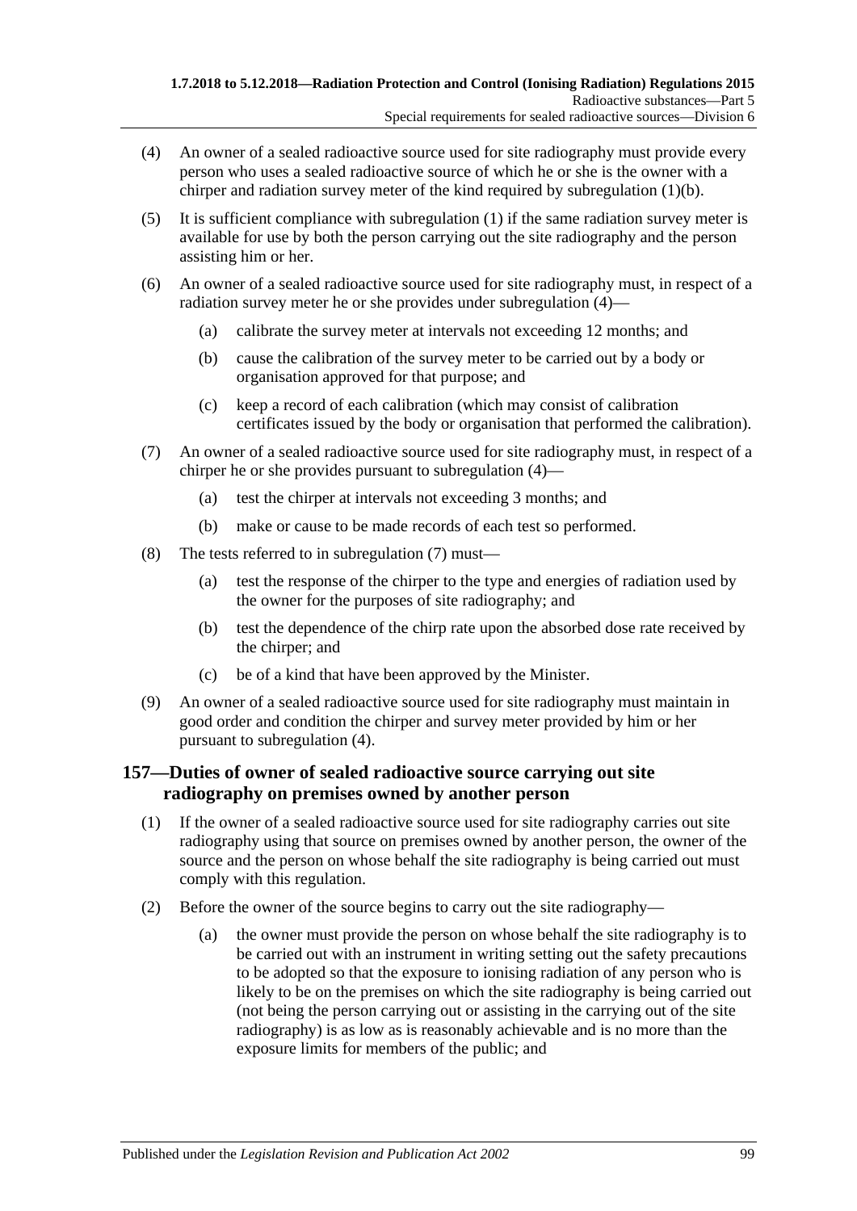(4) An owner of a sealed radioactive source used for site radiography must provide every person who uses a sealed radioactive source of which he or she is the owner with a chirper and radiation survey meter of the kind required by subregulation (1)(b).

(5) It is sufficient compliance with subregulation (1) if the same radiation survey meter is available for use by both the person carrying out the site radiography and the person assisting him or her.

(6) An owner of a sealed radioactive source used for site radiography must, in respect of a radiation survey meter he or she provides under subregulation (4)—

(a) calibrate the survey meter at intervals not exceeding 12 months; and

(b) cause the calibration of the survey meter to be carried out by a body or organisation approved for that purpose; and

(c) keep a record of each calibration (which may consist of calibration certificates issued by the body or organisation that performed the calibration).

(7) An owner of a sealed radioactive source used for site radiography must, in respect of a chirper he or she provides pursuant to subregulation (4)—

(a) test the chirper at intervals not exceeding 3 months; and

(b) make or cause to be made records of each test so performed.

(8) The tests referred to in subregulation (7) must—

(a) test the response of the chirper to the type and energies of radiation used by the owner for the purposes of site radiography; and

(b) test the dependence of the chirp rate upon the absorbed dose rate received by the chirper; and

(c) be of a kind that have been approved by the Minister.

(9) An owner of a sealed radioactive source used for site radiography must maintain in good order and condition the chirper and survey meter provided by him or her pursuant to subregulation (4).

## 157—Duties of owner of sealed radioactive source carrying out site radiography on premises owned by another person

(1) If the owner of a sealed radioactive source used for site radiography carries out site radiography using that source on premises owned by another person, the owner of the source and the person on whose behalf the site radiography is being carried out must comply with this regulation.

(2) Before the owner of the source begins to carry out the site radiography—

(a) the owner must provide the person on whose behalf the site radiography is to be carried out with an instrument in writing setting out the safety precautions to be adopted so that the exposure to ionising radiation of any person who is likely to be on the premises on which the site radiography is being carried out (not being the person carrying out or assisting in the carrying out of the site radiography) is as low as is reasonably achievable and is no more than the exposure limits for members of the public; and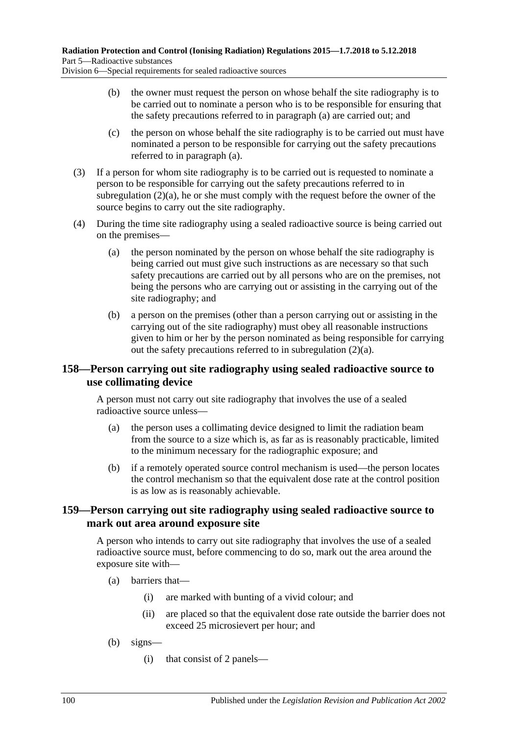(b) the owner must request the person on whose behalf the site radiography is to be carried out to nominate a person who is to be responsible for ensuring that the safety precautions referred to in paragraph (a) are carried out; and

(c) the person on whose behalf the site radiography is to be carried out must have nominated a person to be responsible for carrying out the safety precautions referred to in paragraph (a).

(3) If a person for whom site radiography is to be carried out is requested to nominate a person to be responsible for carrying out the safety precautions referred to in subregulation (2)(a), he or she must comply with the request before the owner of the source begins to carry out the site radiography.

(4) During the time site radiography using a sealed radioactive source is being carried out on the premises—

(a) the person nominated by the person on whose behalf the site radiography is being carried out must give such instructions as are necessary so that such safety precautions are carried out by all persons who are on the premises, not being the persons who are carrying out or assisting in the carrying out of the site radiography; and

(b) a person on the premises (other than a person carrying out or assisting in the carrying out of the site radiography) must obey all reasonable instructions given to him or her by the person nominated as being responsible for carrying out the safety precautions referred to in subregulation (2)(a).

## 158—Person carrying out site radiography using sealed radioactive source to use collimating device

A person must not carry out site radiography that involves the use of a sealed radioactive source unless—

(a) the person uses a collimating device designed to limit the radiation beam from the source to a size which is, as far as is reasonably practicable, limited to the minimum necessary for the radiographic exposure; and

(b) if a remotely operated source control mechanism is used—the person locates the control mechanism so that the equivalent dose rate at the control position is as low as is reasonably achievable.

## 159—Person carrying out site radiography using sealed radioactive source to mark out area around exposure site

A person who intends to carry out site radiography that involves the use of a sealed radioactive source must, before commencing to do so, mark out the area around the exposure site with—

(a) barriers that—

(i) are marked with bunting of a vivid colour; and

(ii) are placed so that the equivalent dose rate outside the barrier does not exceed 25 microsievert per hour; and

(b) signs—

(i) that consist of 2 panels—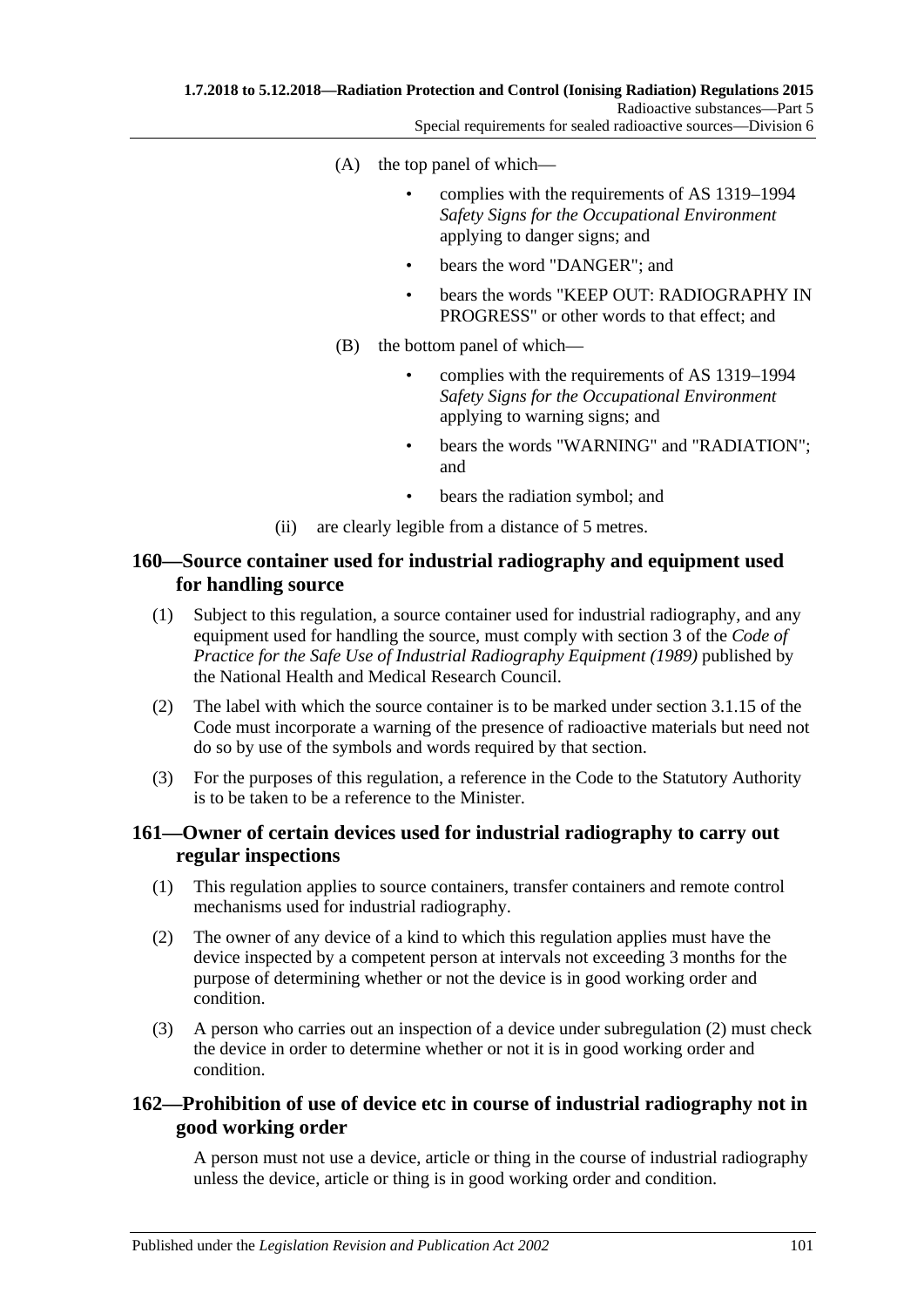(A) the top panel of which—

- complies with the requirements of AS 1319–1994 *Safety Signs for the Occupational Environment* applying to danger signs; and
- bears the word "DANGER"; and
- bears the words "KEEP OUT: RADIOGRAPHY IN PROGRESS" or other words to that effect; and

(B) the bottom panel of which—

- complies with the requirements of AS 1319–1994 *Safety Signs for the Occupational Environment* applying to warning signs; and
- bears the words "WARNING" and "RADIATION"; and
- bears the radiation symbol; and

(ii) are clearly legible from a distance of 5 metres.

## 160—Source container used for industrial radiography and equipment used for handling source

(1) Subject to this regulation, a source container used for industrial radiography, and any equipment used for handling the source, must comply with section 3 of the *Code of Practice for the Safe Use of Industrial Radiography Equipment (1989)* published by the National Health and Medical Research Council.

(2) The label with which the source container is to be marked under section 3.1.15 of the Code must incorporate a warning of the presence of radioactive materials but need not do so by use of the symbols and words required by that section.

(3) For the purposes of this regulation, a reference in the Code to the Statutory Authority is to be taken to be a reference to the Minister.

## 161—Owner of certain devices used for industrial radiography to carry out regular inspections

(1) This regulation applies to source containers, transfer containers and remote control mechanisms used for industrial radiography.

(2) The owner of any device of a kind to which this regulation applies must have the device inspected by a competent person at intervals not exceeding 3 months for the purpose of determining whether or not the device is in good working order and condition.

(3) A person who carries out an inspection of a device under subregulation (2) must check the device in order to determine whether or not it is in good working order and condition.

## 162—Prohibition of use of device etc in course of industrial radiography not in good working order

A person must not use a device, article or thing in the course of industrial radiography unless the device, article or thing is in good working order and condition.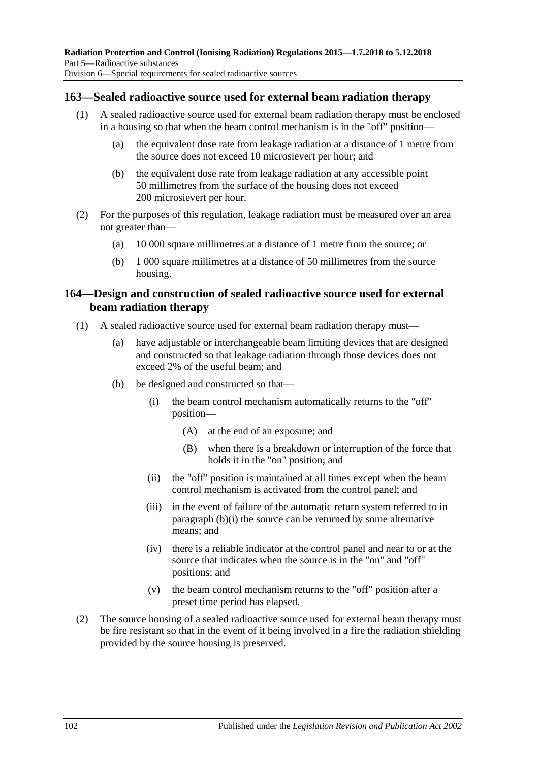## 163—Sealed radioactive source used for external beam radiation therapy

(1) A sealed radioactive source used for external beam radiation therapy must be enclosed in a housing so that when the beam control mechanism is in the "off" position—

(a) the equivalent dose rate from leakage radiation at a distance of 1 metre from the source does not exceed 10 microsievert per hour; and

(b) the equivalent dose rate from leakage radiation at any accessible point 50 millimetres from the surface of the housing does not exceed 200 microsievert per hour.

(2) For the purposes of this regulation, leakage radiation must be measured over an area not greater than—

(a) 10 000 square millimetres at a distance of 1 metre from the source; or

(b) 1 000 square millimetres at a distance of 50 millimetres from the source housing.

## 164—Design and construction of sealed radioactive source used for external beam radiation therapy

(1) A sealed radioactive source used for external beam radiation therapy must—

(a) have adjustable or interchangeable beam limiting devices that are designed and constructed so that leakage radiation through those devices does not exceed 2% of the useful beam; and

(b) be designed and constructed so that—

(i) the beam control mechanism automatically returns to the "off" position—

(A) at the end of an exposure; and

(B) when there is a breakdown or interruption of the force that holds it in the "on" position; and

(ii) the "off" position is maintained at all times except when the beam control mechanism is activated from the control panel; and

(iii) in the event of failure of the automatic return system referred to in paragraph (b)(i) the source can be returned by some alternative means; and

(iv) there is a reliable indicator at the control panel and near to or at the source that indicates when the source is in the "on" and "off" positions; and

(v) the beam control mechanism returns to the "off" position after a preset time period has elapsed.

(2) The source housing of a sealed radioactive source used for external beam therapy must be fire resistant so that in the event of it being involved in a fire the radiation shielding provided by the source housing is preserved.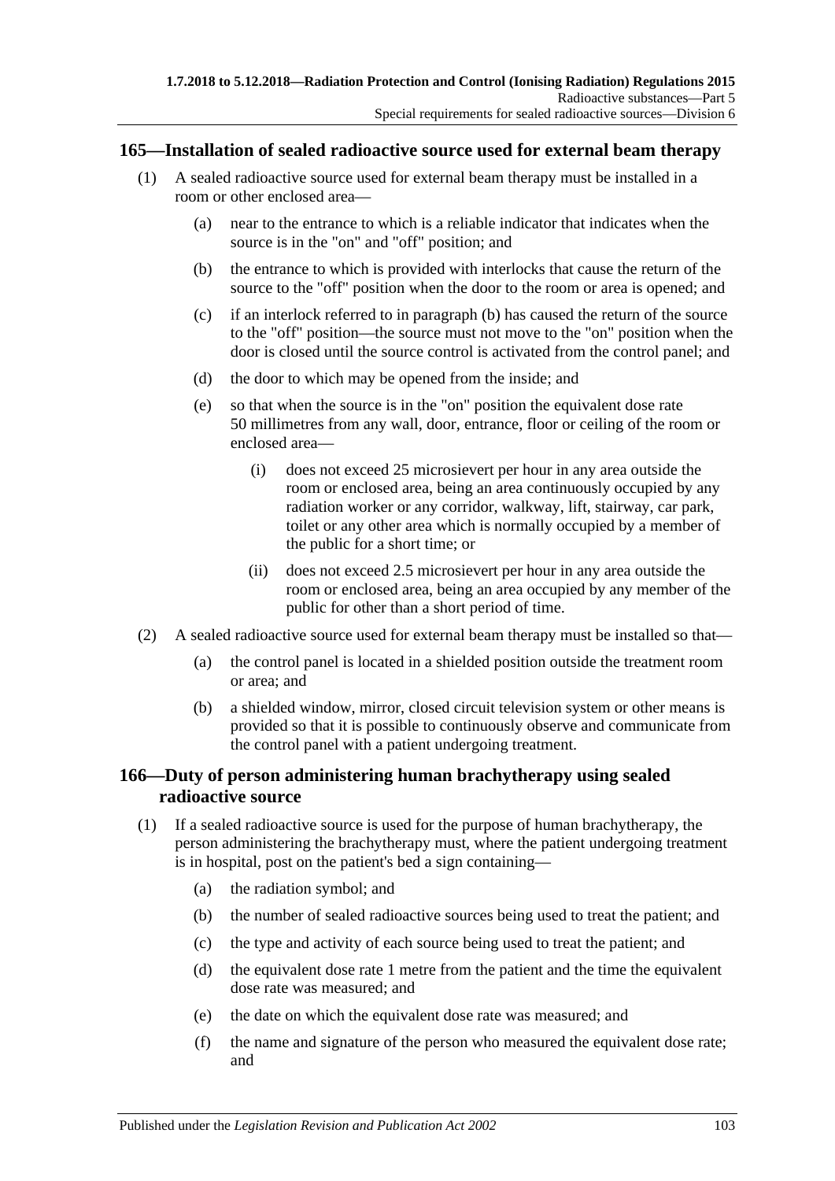## 165—Installation of sealed radioactive source used for external beam therapy

(1) A sealed radioactive source used for external beam therapy must be installed in a room or other enclosed area—

(a) near to the entrance to which is a reliable indicator that indicates when the source is in the "on" and "off" position; and

(b) the entrance to which is provided with interlocks that cause the return of the source to the "off" position when the door to the room or area is opened; and

(c) if an interlock referred to in paragraph (b) has caused the return of the source to the "off" position—the source must not move to the "on" position when the door is closed until the source control is activated from the control panel; and

(d) the door to which may be opened from the inside; and

(e) so that when the source is in the "on" position the equivalent dose rate 50 millimetres from any wall, door, entrance, floor or ceiling of the room or enclosed area—

(i) does not exceed 25 microsievert per hour in any area outside the room or enclosed area, being an area continuously occupied by any radiation worker or any corridor, walkway, lift, stairway, car park, toilet or any other area which is normally occupied by a member of the public for a short time; or

(ii) does not exceed 2.5 microsievert per hour in any area outside the room or enclosed area, being an area occupied by any member of the public for other than a short period of time.

(2) A sealed radioactive source used for external beam therapy must be installed so that—

(a) the control panel is located in a shielded position outside the treatment room or area; and

(b) a shielded window, mirror, closed circuit television system or other means is provided so that it is possible to continuously observe and communicate from the control panel with a patient undergoing treatment.

## 166—Duty of person administering human brachytherapy using sealed radioactive source

(1) If a sealed radioactive source is used for the purpose of human brachytherapy, the person administering the brachytherapy must, where the patient undergoing treatment is in hospital, post on the patient's bed a sign containing—

(a) the radiation symbol; and

(b) the number of sealed radioactive sources being used to treat the patient; and

(c) the type and activity of each source being used to treat the patient; and

(d) the equivalent dose rate 1 metre from the patient and the time the equivalent dose rate was measured; and

(e) the date on which the equivalent dose rate was measured; and

(f) the name and signature of the person who measured the equivalent dose rate; and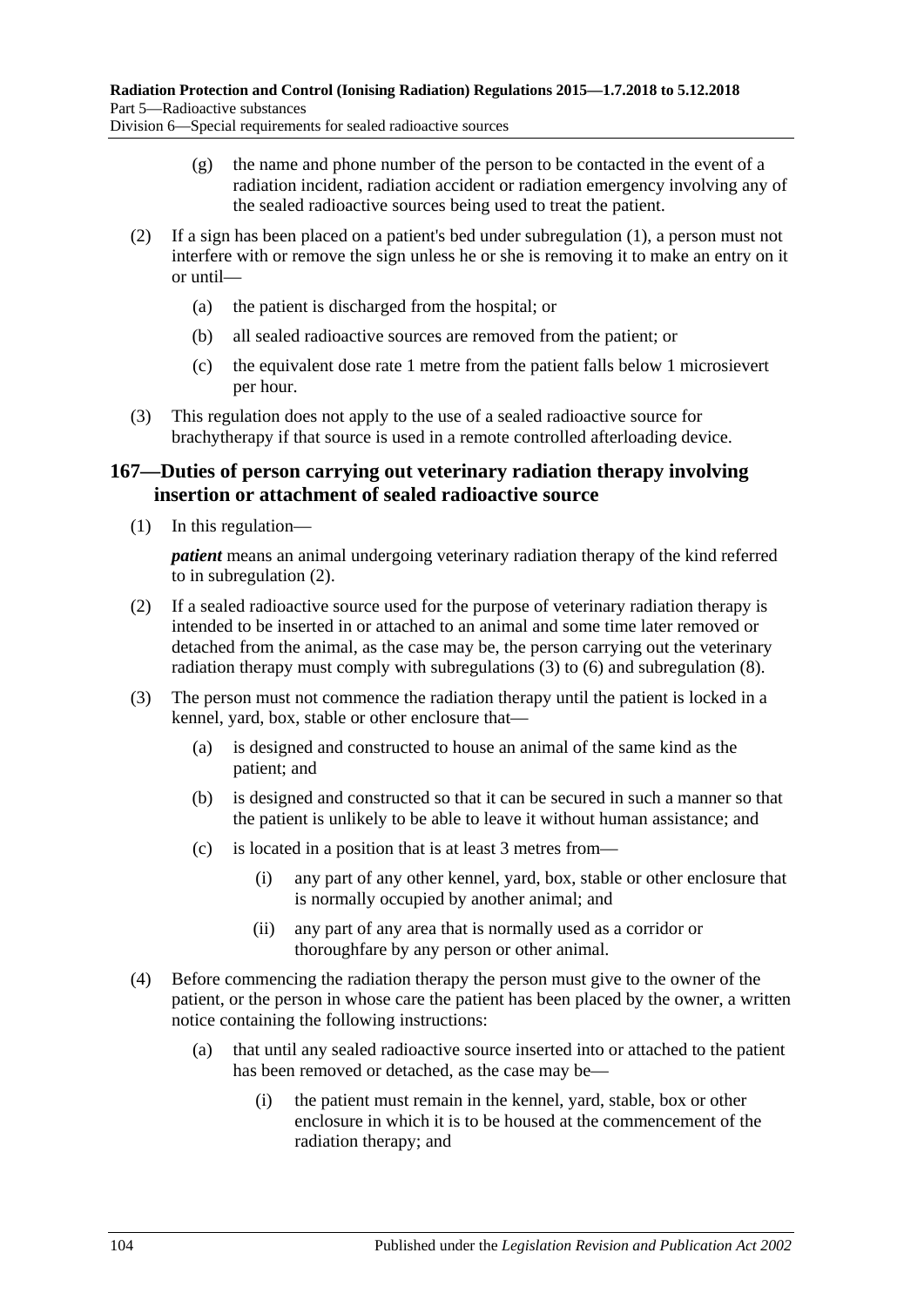(g) the name and phone number of the person to be contacted in the event of a radiation incident, radiation accident or radiation emergency involving any of the sealed radioactive sources being used to treat the patient.

(2) If a sign has been placed on a patient's bed under subregulation (1), a person must not interfere with or remove the sign unless he or she is removing it to make an entry on it or until—

(a) the patient is discharged from the hospital; or

(b) all sealed radioactive sources are removed from the patient; or

(c) the equivalent dose rate 1 metre from the patient falls below 1 microsievert per hour.

(3) This regulation does not apply to the use of a sealed radioactive source for brachytherapy if that source is used in a remote controlled afterloading device.

## 167—Duties of person carrying out veterinary radiation therapy involving insertion or attachment of sealed radioactive source

(1) In this regulation—

***patient*** means an animal undergoing veterinary radiation therapy of the kind referred to in subregulation (2).

(2) If a sealed radioactive source used for the purpose of veterinary radiation therapy is intended to be inserted in or attached to an animal and some time later removed or detached from the animal, as the case may be, the person carrying out the veterinary radiation therapy must comply with subregulations (3) to (6) and subregulation (8).

(3) The person must not commence the radiation therapy until the patient is locked in a kennel, yard, box, stable or other enclosure that—

(a) is designed and constructed to house an animal of the same kind as the patient; and

(b) is designed and constructed so that it can be secured in such a manner so that the patient is unlikely to be able to leave it without human assistance; and

(c) is located in a position that is at least 3 metres from—

(i) any part of any other kennel, yard, box, stable or other enclosure that is normally occupied by another animal; and

(ii) any part of any area that is normally used as a corridor or thoroughfare by any person or other animal.

(4) Before commencing the radiation therapy the person must give to the owner of the patient, or the person in whose care the patient has been placed by the owner, a written notice containing the following instructions:

(a) that until any sealed radioactive source inserted into or attached to the patient has been removed or detached, as the case may be—

(i) the patient must remain in the kennel, yard, stable, box or other enclosure in which it is to be housed at the commencement of the radiation therapy; and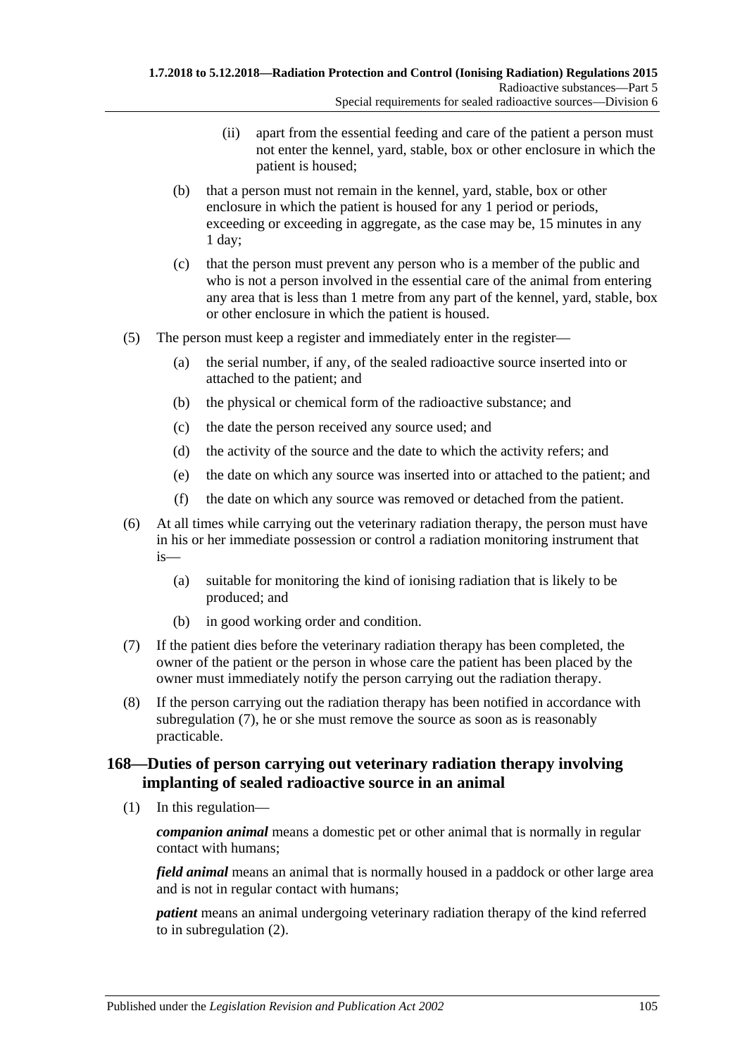(ii) apart from the essential feeding and care of the patient a person must not enter the kennel, yard, stable, box or other enclosure in which the patient is housed;

(b) that a person must not remain in the kennel, yard, stable, box or other enclosure in which the patient is housed for any 1 period or periods, exceeding or exceeding in aggregate, as the case may be, 15 minutes in any 1 day;

(c) that the person must prevent any person who is a member of the public and who is not a person involved in the essential care of the animal from entering any area that is less than 1 metre from any part of the kennel, yard, stable, box or other enclosure in which the patient is housed.

(5) The person must keep a register and immediately enter in the register—

(a) the serial number, if any, of the sealed radioactive source inserted into or attached to the patient; and

(b) the physical or chemical form of the radioactive substance; and

(c) the date the person received any source used; and

(d) the activity of the source and the date to which the activity refers; and

(e) the date on which any source was inserted into or attached to the patient; and

(f) the date on which any source was removed or detached from the patient.

(6) At all times while carrying out the veterinary radiation therapy, the person must have in his or her immediate possession or control a radiation monitoring instrument that is—

(a) suitable for monitoring the kind of ionising radiation that is likely to be produced; and

(b) in good working order and condition.

(7) If the patient dies before the veterinary radiation therapy has been completed, the owner of the patient or the person in whose care the patient has been placed by the owner must immediately notify the person carrying out the radiation therapy.

(8) If the person carrying out the radiation therapy has been notified in accordance with subregulation (7), he or she must remove the source as soon as is reasonably practicable.

## 168—Duties of person carrying out veterinary radiation therapy involving implanting of sealed radioactive source in an animal

(1) In this regulation—

***companion animal*** means a domestic pet or other animal that is normally in regular contact with humans;

***field animal*** means an animal that is normally housed in a paddock or other large area and is not in regular contact with humans;

***patient*** means an animal undergoing veterinary radiation therapy of the kind referred to in subregulation (2).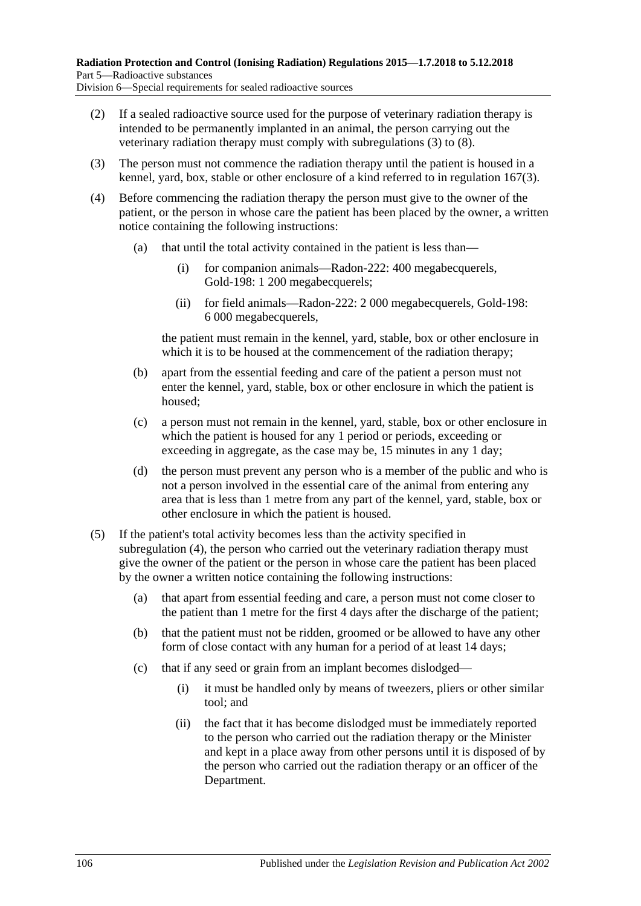(2) If a sealed radioactive source used for the purpose of veterinary radiation therapy is intended to be permanently implanted in an animal, the person carrying out the veterinary radiation therapy must comply with subregulations (3) to (8).

(3) The person must not commence the radiation therapy until the patient is housed in a kennel, yard, box, stable or other enclosure of a kind referred to in regulation 167(3).

(4) Before commencing the radiation therapy the person must give to the owner of the patient, or the person in whose care the patient has been placed by the owner, a written notice containing the following instructions:

- (a) that until the total activity contained in the patient is less than—
  - (i) for companion animals—Radon-222: 400 megabecquerels, Gold-198: 1 200 megabecquerels;
  - (ii) for field animals—Radon-222: 2 000 megabecquerels, Gold-198: 6 000 megabecquerels,

  the patient must remain in the kennel, yard, stable, box or other enclosure in which it is to be housed at the commencement of the radiation therapy;
- (b) apart from the essential feeding and care of the patient a person must not enter the kennel, yard, stable, box or other enclosure in which the patient is housed;
- (c) a person must not remain in the kennel, yard, stable, box or other enclosure in which the patient is housed for any 1 period or periods, exceeding or exceeding in aggregate, as the case may be, 15 minutes in any 1 day;
- (d) the person must prevent any person who is a member of the public and who is not a person involved in the essential care of the animal from entering any area that is less than 1 metre from any part of the kennel, yard, stable, box or other enclosure in which the patient is housed.

(5) If the patient's total activity becomes less than the activity specified in subregulation (4), the person who carried out the veterinary radiation therapy must give the owner of the patient or the person in whose care the patient has been placed by the owner a written notice containing the following instructions:

- (a) that apart from essential feeding and care, a person must not come closer to the patient than 1 metre for the first 4 days after the discharge of the patient;
- (b) that the patient must not be ridden, groomed or be allowed to have any other form of close contact with any human for a period of at least 14 days;
- (c) that if any seed or grain from an implant becomes dislodged—
  - (i) it must be handled only by means of tweezers, pliers or other similar tool; and
  - (ii) the fact that it has become dislodged must be immediately reported to the person who carried out the radiation therapy or the Minister and kept in a place away from other persons until it is disposed of by the person who carried out the radiation therapy or an officer of the Department.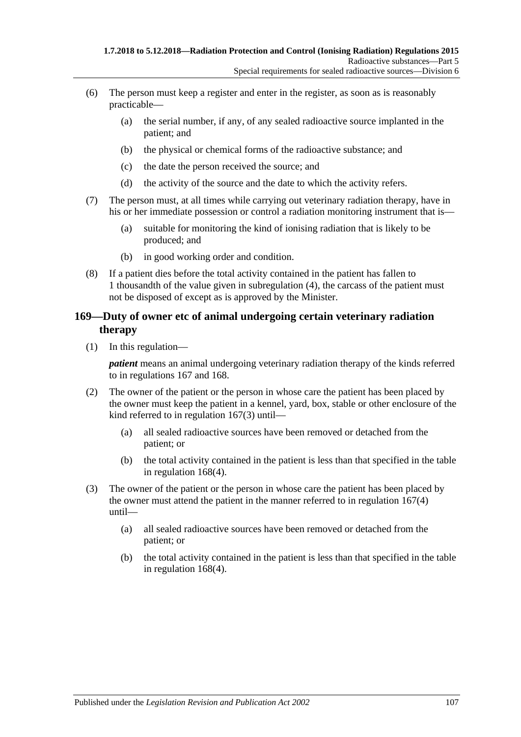(6) The person must keep a register and enter in the register, as soon as is reasonably practicable—

(a) the serial number, if any, of any sealed radioactive source implanted in the patient; and

(b) the physical or chemical forms of the radioactive substance; and

(c) the date the person received the source; and

(d) the activity of the source and the date to which the activity refers.

(7) The person must, at all times while carrying out veterinary radiation therapy, have in his or her immediate possession or control a radiation monitoring instrument that is—

(a) suitable for monitoring the kind of ionising radiation that is likely to be produced; and

(b) in good working order and condition.

(8) If a patient dies before the total activity contained in the patient has fallen to 1 thousandth of the value given in subregulation (4), the carcass of the patient must not be disposed of except as is approved by the Minister.

## 169—Duty of owner etc of animal undergoing certain veterinary radiation therapy

(1) In this regulation—

***patient*** means an animal undergoing veterinary radiation therapy of the kinds referred to in regulations 167 and 168.

(2) The owner of the patient or the person in whose care the patient has been placed by the owner must keep the patient in a kennel, yard, box, stable or other enclosure of the kind referred to in regulation 167(3) until—

(a) all sealed radioactive sources have been removed or detached from the patient; or

(b) the total activity contained in the patient is less than that specified in the table in regulation 168(4).

(3) The owner of the patient or the person in whose care the patient has been placed by the owner must attend the patient in the manner referred to in regulation 167(4) until—

(a) all sealed radioactive sources have been removed or detached from the patient; or

(b) the total activity contained in the patient is less than that specified in the table in regulation 168(4).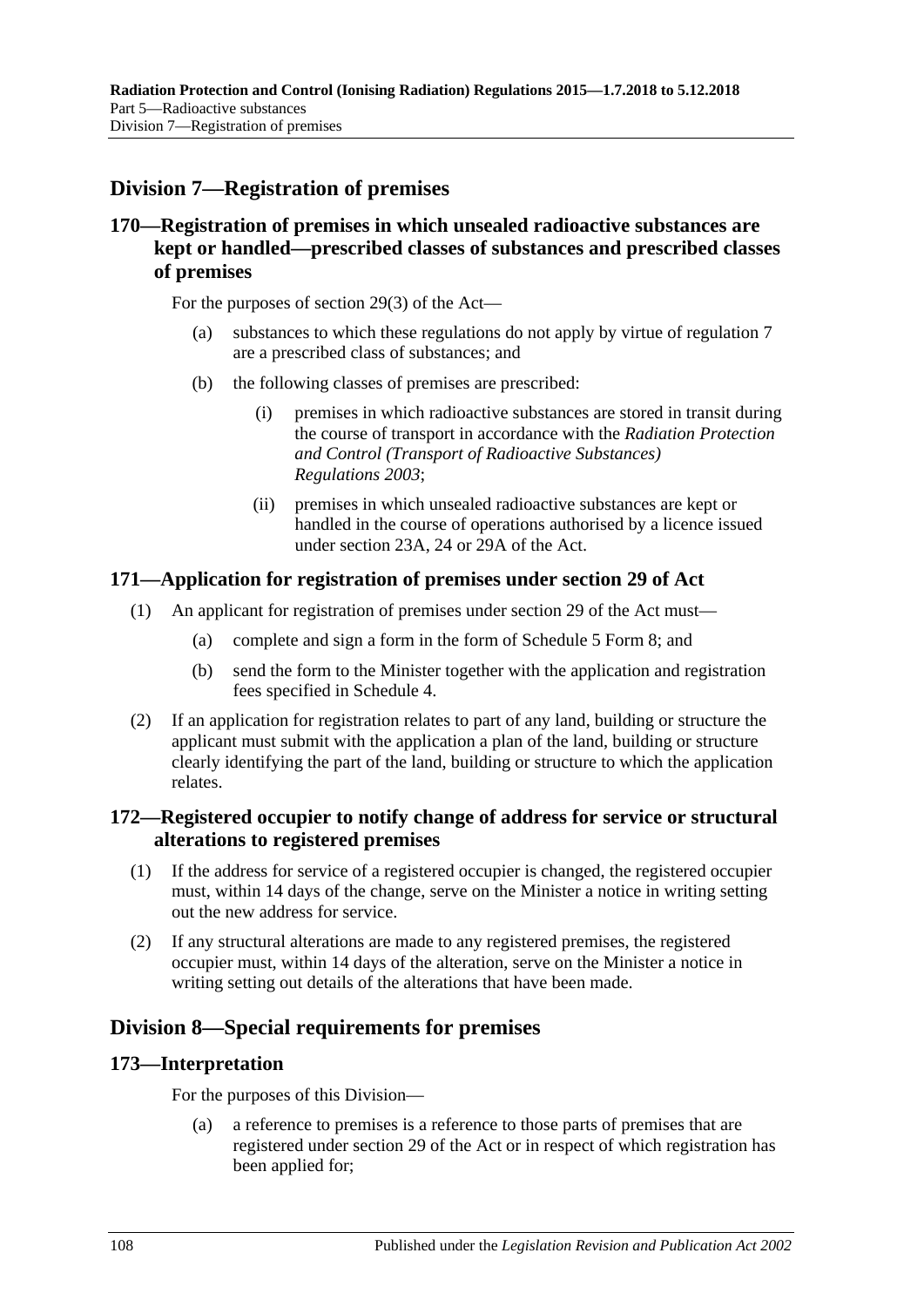## Division 7—Registration of premises

### 170—Registration of premises in which unsealed radioactive substances are kept or handled—prescribed classes of substances and prescribed classes of premises

For the purposes of section 29(3) of the Act—

(a) substances to which these regulations do not apply by virtue of regulation 7 are a prescribed class of substances; and

(b) the following classes of premises are prescribed:

(i) premises in which radioactive substances are stored in transit during the course of transport in accordance with the *Radiation Protection and Control (Transport of Radioactive Substances) Regulations 2003*;

(ii) premises in which unsealed radioactive substances are kept or handled in the course of operations authorised by a licence issued under section 23A, 24 or 29A of the Act.

### 171—Application for registration of premises under section 29 of Act

(1) An applicant for registration of premises under section 29 of the Act must—

(a) complete and sign a form in the form of Schedule 5 Form 8; and

(b) send the form to the Minister together with the application and registration fees specified in Schedule 4.

(2) If an application for registration relates to part of any land, building or structure the applicant must submit with the application a plan of the land, building or structure clearly identifying the part of the land, building or structure to which the application relates.

### 172—Registered occupier to notify change of address for service or structural alterations to registered premises

(1) If the address for service of a registered occupier is changed, the registered occupier must, within 14 days of the change, serve on the Minister a notice in writing setting out the new address for service.

(2) If any structural alterations are made to any registered premises, the registered occupier must, within 14 days of the alteration, serve on the Minister a notice in writing setting out details of the alterations that have been made.

## Division 8—Special requirements for premises

### 173—Interpretation

For the purposes of this Division—

(a) a reference to premises is a reference to those parts of premises that are registered under section 29 of the Act or in respect of which registration has been applied for;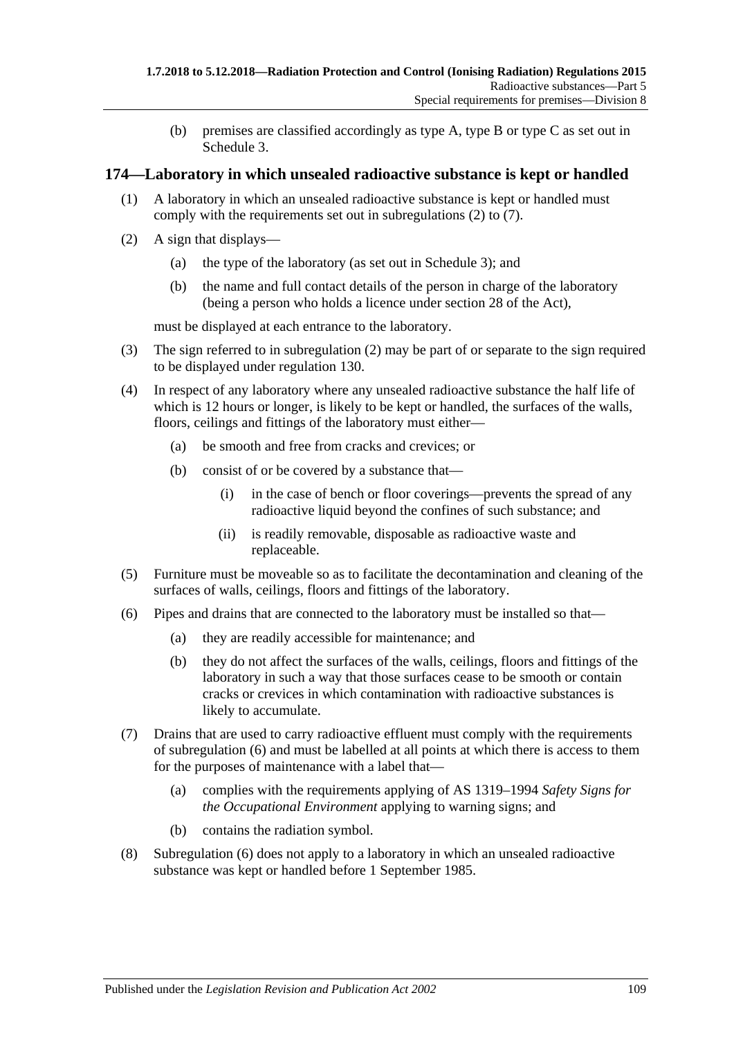(b) premises are classified accordingly as type A, type B or type C as set out in Schedule 3.

## 174—Laboratory in which unsealed radioactive substance is kept or handled

(1) A laboratory in which an unsealed radioactive substance is kept or handled must comply with the requirements set out in subregulations (2) to (7).

(2) A sign that displays—

(a) the type of the laboratory (as set out in Schedule 3); and

(b) the name and full contact details of the person in charge of the laboratory (being a person who holds a licence under section 28 of the Act),

must be displayed at each entrance to the laboratory.

(3) The sign referred to in subregulation (2) may be part of or separate to the sign required to be displayed under regulation 130.

(4) In respect of any laboratory where any unsealed radioactive substance the half life of which is 12 hours or longer, is likely to be kept or handled, the surfaces of the walls, floors, ceilings and fittings of the laboratory must either—

(a) be smooth and free from cracks and crevices; or

(b) consist of or be covered by a substance that—

(i) in the case of bench or floor coverings—prevents the spread of any radioactive liquid beyond the confines of such substance; and

(ii) is readily removable, disposable as radioactive waste and replaceable.

(5) Furniture must be moveable so as to facilitate the decontamination and cleaning of the surfaces of walls, ceilings, floors and fittings of the laboratory.

(6) Pipes and drains that are connected to the laboratory must be installed so that—

(a) they are readily accessible for maintenance; and

(b) they do not affect the surfaces of the walls, ceilings, floors and fittings of the laboratory in such a way that those surfaces cease to be smooth or contain cracks or crevices in which contamination with radioactive substances is likely to accumulate.

(7) Drains that are used to carry radioactive effluent must comply with the requirements of subregulation (6) and must be labelled at all points at which there is access to them for the purposes of maintenance with a label that—

(a) complies with the requirements applying of AS 1319–1994 *Safety Signs for the Occupational Environment* applying to warning signs; and

(b) contains the radiation symbol.

(8) Subregulation (6) does not apply to a laboratory in which an unsealed radioactive substance was kept or handled before 1 September 1985.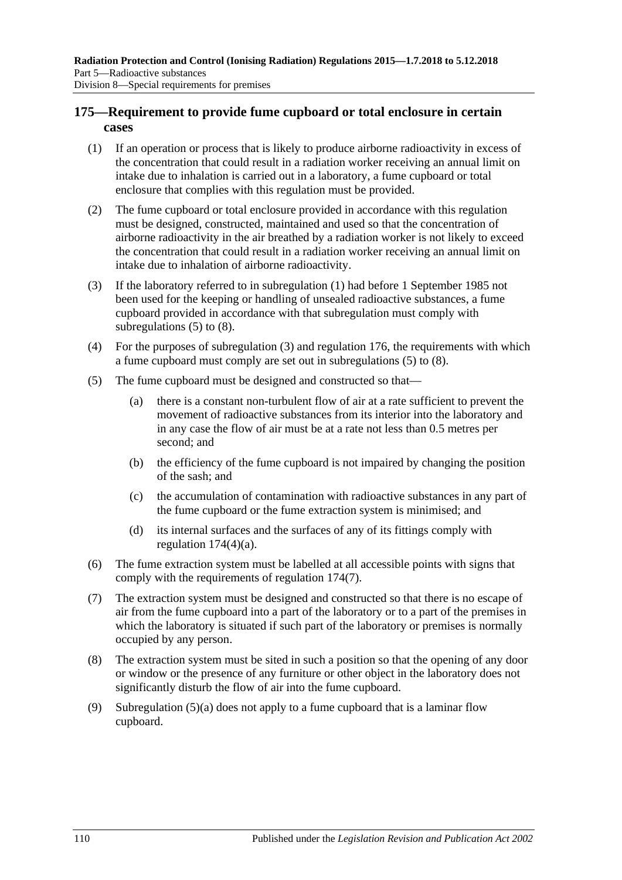## 175—Requirement to provide fume cupboard or total enclosure in certain cases

(1) If an operation or process that is likely to produce airborne radioactivity in excess of the concentration that could result in a radiation worker receiving an annual limit on intake due to inhalation is carried out in a laboratory, a fume cupboard or total enclosure that complies with this regulation must be provided.

(2) The fume cupboard or total enclosure provided in accordance with this regulation must be designed, constructed, maintained and used so that the concentration of airborne radioactivity in the air breathed by a radiation worker is not likely to exceed the concentration that could result in a radiation worker receiving an annual limit on intake due to inhalation of airborne radioactivity.

(3) If the laboratory referred to in subregulation (1) had before 1 September 1985 not been used for the keeping or handling of unsealed radioactive substances, a fume cupboard provided in accordance with that subregulation must comply with subregulations (5) to (8).

(4) For the purposes of subregulation (3) and regulation 176, the requirements with which a fume cupboard must comply are set out in subregulations (5) to (8).

(5) The fume cupboard must be designed and constructed so that—

(a) there is a constant non-turbulent flow of air at a rate sufficient to prevent the movement of radioactive substances from its interior into the laboratory and in any case the flow of air must be at a rate not less than 0.5 metres per second; and

(b) the efficiency of the fume cupboard is not impaired by changing the position of the sash; and

(c) the accumulation of contamination with radioactive substances in any part of the fume cupboard or the fume extraction system is minimised; and

(d) its internal surfaces and the surfaces of any of its fittings comply with regulation 174(4)(a).

(6) The fume extraction system must be labelled at all accessible points with signs that comply with the requirements of regulation 174(7).

(7) The extraction system must be designed and constructed so that there is no escape of air from the fume cupboard into a part of the laboratory or to a part of the premises in which the laboratory is situated if such part of the laboratory or premises is normally occupied by any person.

(8) The extraction system must be sited in such a position so that the opening of any door or window or the presence of any furniture or other object in the laboratory does not significantly disturb the flow of air into the fume cupboard.

(9) Subregulation (5)(a) does not apply to a fume cupboard that is a laminar flow cupboard.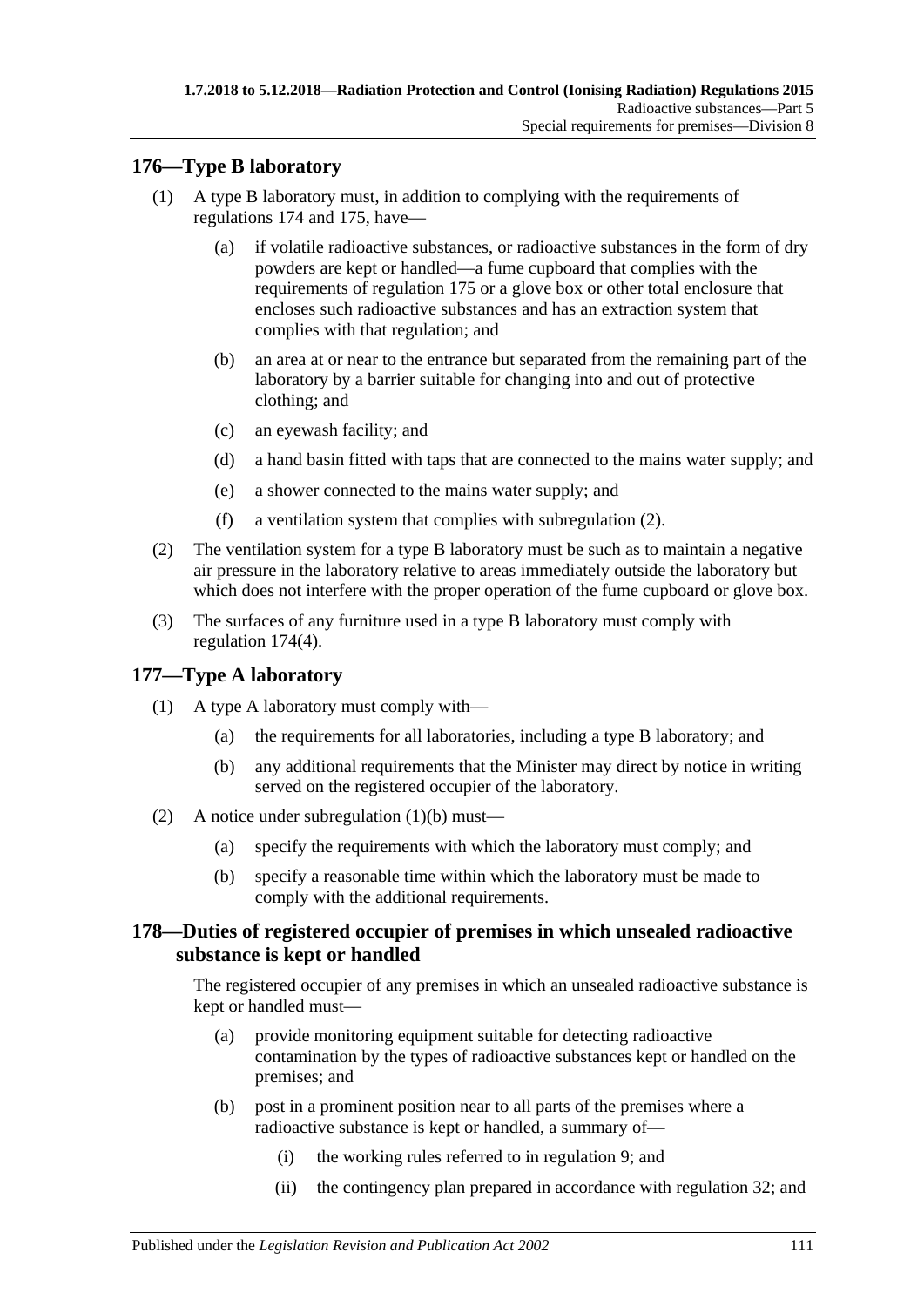## 176—Type B laboratory

(1) A type B laboratory must, in addition to complying with the requirements of regulations 174 and 175, have—

   (a) if volatile radioactive substances, or radioactive substances in the form of dry powders are kept or handled—a fume cupboard that complies with the requirements of regulation 175 or a glove box or other total enclosure that encloses such radioactive substances and has an extraction system that complies with that regulation; and

   (b) an area at or near to the entrance but separated from the remaining part of the laboratory by a barrier suitable for changing into and out of protective clothing; and

   (c) an eyewash facility; and

   (d) a hand basin fitted with taps that are connected to the mains water supply; and

   (e) a shower connected to the mains water supply; and

   (f) a ventilation system that complies with subregulation (2).

(2) The ventilation system for a type B laboratory must be such as to maintain a negative air pressure in the laboratory relative to areas immediately outside the laboratory but which does not interfere with the proper operation of the fume cupboard or glove box.

(3) The surfaces of any furniture used in a type B laboratory must comply with regulation 174(4).

## 177—Type A laboratory

(1) A type A laboratory must comply with—

   (a) the requirements for all laboratories, including a type B laboratory; and

   (b) any additional requirements that the Minister may direct by notice in writing served on the registered occupier of the laboratory.

(2) A notice under subregulation (1)(b) must—

   (a) specify the requirements with which the laboratory must comply; and

   (b) specify a reasonable time within which the laboratory must be made to comply with the additional requirements.

## 178—Duties of registered occupier of premises in which unsealed radioactive substance is kept or handled

The registered occupier of any premises in which an unsealed radioactive substance is kept or handled must—

   (a) provide monitoring equipment suitable for detecting radioactive contamination by the types of radioactive substances kept or handled on the premises; and

   (b) post in a prominent position near to all parts of the premises where a radioactive substance is kept or handled, a summary of—

      (i) the working rules referred to in regulation 9; and

      (ii) the contingency plan prepared in accordance with regulation 32; and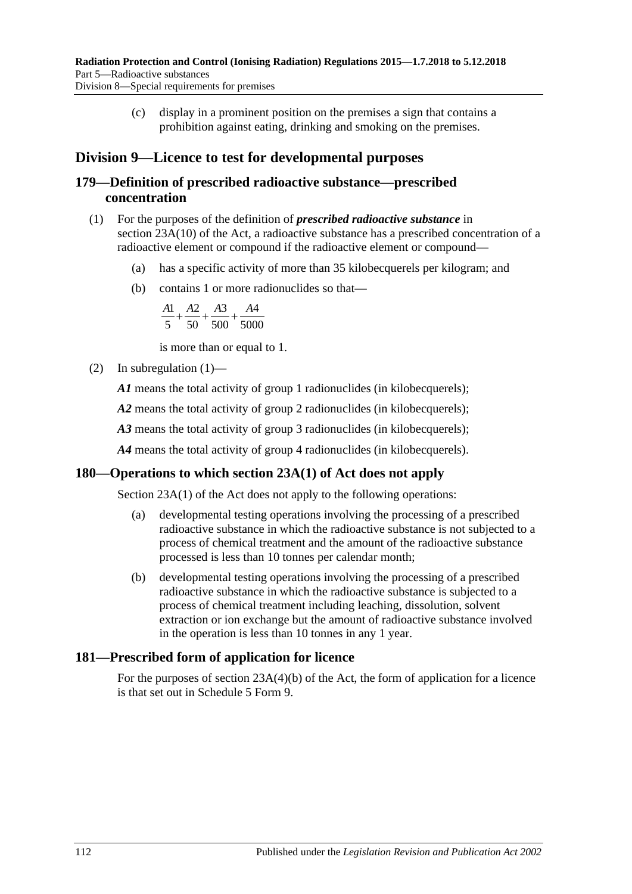(c) display in a prominent position on the premises a sign that contains a prohibition against eating, drinking and smoking on the premises.

## Division 9—Licence to test for developmental purposes

### 179—Definition of prescribed radioactive substance—prescribed concentration

(1) For the purposes of the definition of ***prescribed radioactive substance*** in section 23A(10) of the Act, a radioactive substance has a prescribed concentration of a radioactive element or compound if the radioactive element or compound—

(a) has a specific activity of more than 35 kilobecquerels per kilogram; and

(b) contains 1 or more radionuclides so that—

$$\frac{A1}{5}+\frac{A2}{50}+\frac{A3}{500}+\frac{A4}{5000}$$

is more than or equal to 1.

(2) In subregulation (1)—

***A1*** means the total activity of group 1 radionuclides (in kilobecquerels);

***A2*** means the total activity of group 2 radionuclides (in kilobecquerels);

***A3*** means the total activity of group 3 radionuclides (in kilobecquerels);

***A4*** means the total activity of group 4 radionuclides (in kilobecquerels).

### 180—Operations to which section 23A(1) of Act does not apply

Section 23A(1) of the Act does not apply to the following operations:

(a) developmental testing operations involving the processing of a prescribed radioactive substance in which the radioactive substance is not subjected to a process of chemical treatment and the amount of the radioactive substance processed is less than 10 tonnes per calendar month;

(b) developmental testing operations involving the processing of a prescribed radioactive substance in which the radioactive substance is subjected to a process of chemical treatment including leaching, dissolution, solvent extraction or ion exchange but the amount of radioactive substance involved in the operation is less than 10 tonnes in any 1 year.

### 181—Prescribed form of application for licence

For the purposes of section 23A(4)(b) of the Act, the form of application for a licence is that set out in Schedule 5 Form 9.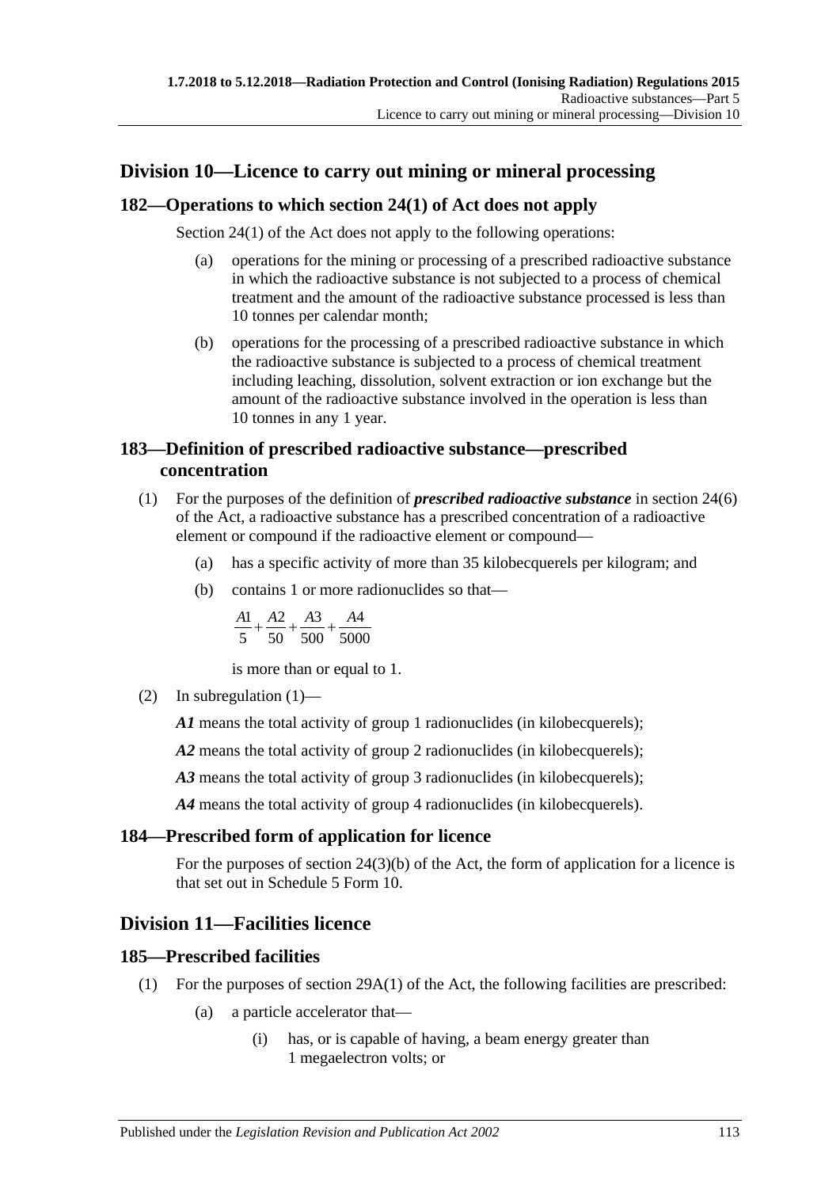## Division 10—Licence to carry out mining or mineral processing

### 182—Operations to which section 24(1) of Act does not apply

Section 24(1) of the Act does not apply to the following operations:

(a) operations for the mining or processing of a prescribed radioactive substance in which the radioactive substance is not subjected to a process of chemical treatment and the amount of the radioactive substance processed is less than 10 tonnes per calendar month;

(b) operations for the processing of a prescribed radioactive substance in which the radioactive substance is subjected to a process of chemical treatment including leaching, dissolution, solvent extraction or ion exchange but the amount of the radioactive substance involved in the operation is less than 10 tonnes in any 1 year.

### 183—Definition of prescribed radioactive substance—prescribed concentration

(1) For the purposes of the definition of ***prescribed radioactive substance*** in section 24(6) of the Act, a radioactive substance has a prescribed concentration of a radioactive element or compound if the radioactive element or compound—

(a) has a specific activity of more than 35 kilobecquerels per kilogram; and

(b) contains 1 or more radionuclides so that—

$$\frac{A1}{5}+\frac{A2}{50}+\frac{A3}{500}+\frac{A4}{5000}$$

is more than or equal to 1.

(2) In subregulation (1)—

***A1*** means the total activity of group 1 radionuclides (in kilobecquerels);

***A2*** means the total activity of group 2 radionuclides (in kilobecquerels);

***A3*** means the total activity of group 3 radionuclides (in kilobecquerels);

***A4*** means the total activity of group 4 radionuclides (in kilobecquerels).

### 184—Prescribed form of application for licence

For the purposes of section 24(3)(b) of the Act, the form of application for a licence is that set out in Schedule 5 Form 10.

## Division 11—Facilities licence

### 185—Prescribed facilities

(1) For the purposes of section 29A(1) of the Act, the following facilities are prescribed:

(a) a particle accelerator that—

(i) has, or is capable of having, a beam energy greater than 1 megaelectron volts; or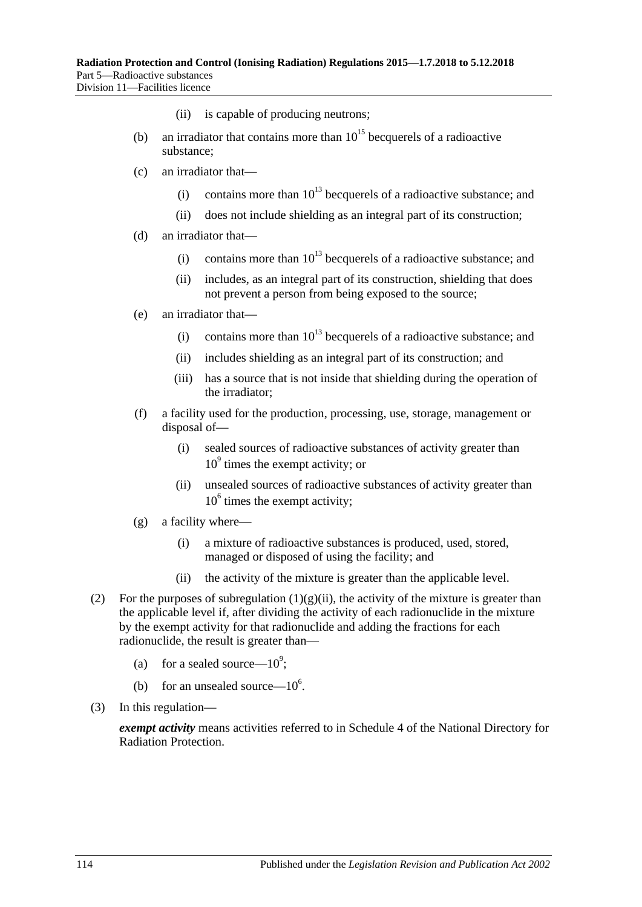(ii) is capable of producing neutrons;

(b) an irradiator that contains more than $10^{15}$ becquerels of a radioactive substance;

(c) an irradiator that—

(i) contains more than $10^{13}$ becquerels of a radioactive substance; and

(ii) does not include shielding as an integral part of its construction;

(d) an irradiator that—

(i) contains more than $10^{13}$ becquerels of a radioactive substance; and

(ii) includes, as an integral part of its construction, shielding that does not prevent a person from being exposed to the source;

(e) an irradiator that—

(i) contains more than $10^{13}$ becquerels of a radioactive substance; and

(ii) includes shielding as an integral part of its construction; and

(iii) has a source that is not inside that shielding during the operation of the irradiator;

(f) a facility used for the production, processing, use, storage, management or disposal of—

(i) sealed sources of radioactive substances of activity greater than $10^9$ times the exempt activity; or

(ii) unsealed sources of radioactive substances of activity greater than $10^6$ times the exempt activity;

(g) a facility where—

(i) a mixture of radioactive substances is produced, used, stored, managed or disposed of using the facility; and

(ii) the activity of the mixture is greater than the applicable level.

(2) For the purposes of subregulation (1)(g)(ii), the activity of the mixture is greater than the applicable level if, after dividing the activity of each radionuclide in the mixture by the exempt activity for that radionuclide and adding the fractions for each radionuclide, the result is greater than—

(a) for a sealed source—$10^9$;

(b) for an unsealed source—$10^6$.

(3) In this regulation—

***exempt activity*** means activities referred to in Schedule 4 of the National Directory for Radiation Protection.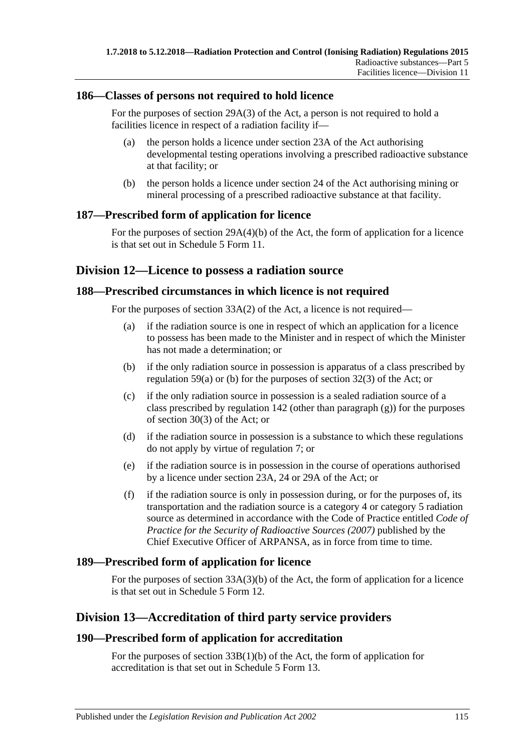### 186—Classes of persons not required to hold licence

For the purposes of section 29A(3) of the Act, a person is not required to hold a facilities licence in respect of a radiation facility if—

(a) the person holds a licence under section 23A of the Act authorising developmental testing operations involving a prescribed radioactive substance at that facility; or

(b) the person holds a licence under section 24 of the Act authorising mining or mineral processing of a prescribed radioactive substance at that facility.

### 187—Prescribed form of application for licence

For the purposes of section 29A(4)(b) of the Act, the form of application for a licence is that set out in Schedule 5 Form 11.

## Division 12—Licence to possess a radiation source

### 188—Prescribed circumstances in which licence is not required

For the purposes of section 33A(2) of the Act, a licence is not required—

(a) if the radiation source is one in respect of which an application for a licence to possess has been made to the Minister and in respect of which the Minister has not made a determination; or

(b) if the only radiation source in possession is apparatus of a class prescribed by regulation 59(a) or (b) for the purposes of section 32(3) of the Act; or

(c) if the only radiation source in possession is a sealed radiation source of a class prescribed by regulation 142 (other than paragraph (g)) for the purposes of section 30(3) of the Act; or

(d) if the radiation source in possession is a substance to which these regulations do not apply by virtue of regulation 7; or

(e) if the radiation source is in possession in the course of operations authorised by a licence under section 23A, 24 or 29A of the Act; or

(f) if the radiation source is only in possession during, or for the purposes of, its transportation and the radiation source is a category 4 or category 5 radiation source as determined in accordance with the Code of Practice entitled *Code of Practice for the Security of Radioactive Sources (2007)* published by the Chief Executive Officer of ARPANSA, as in force from time to time.

### 189—Prescribed form of application for licence

For the purposes of section 33A(3)(b) of the Act, the form of application for a licence is that set out in Schedule 5 Form 12.

## Division 13—Accreditation of third party service providers

### 190—Prescribed form of application for accreditation

For the purposes of section 33B(1)(b) of the Act, the form of application for accreditation is that set out in Schedule 5 Form 13.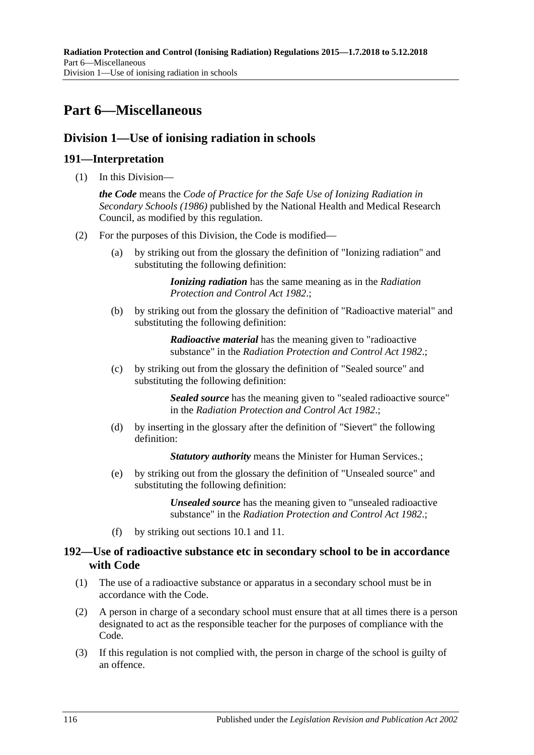# Part 6—Miscellaneous

## Division 1—Use of ionising radiation in schools

### 191—Interpretation

(1) In this Division—

***the Code*** means the *Code of Practice for the Safe Use of Ionizing Radiation in Secondary Schools (1986)* published by the National Health and Medical Research Council, as modified by this regulation.

(2) For the purposes of this Division, the Code is modified—

(a) by striking out from the glossary the definition of "Ionizing radiation" and substituting the following definition:

> ***Ionizing radiation*** has the same meaning as in the *Radiation Protection and Control Act 1982*.;

(b) by striking out from the glossary the definition of "Radioactive material" and substituting the following definition:

> ***Radioactive material*** has the meaning given to "radioactive substance" in the *Radiation Protection and Control Act 1982*.;

(c) by striking out from the glossary the definition of "Sealed source" and substituting the following definition:

> ***Sealed source*** has the meaning given to "sealed radioactive source" in the *Radiation Protection and Control Act 1982*.;

(d) by inserting in the glossary after the definition of "Sievert" the following definition:

> ***Statutory authority*** means the Minister for Human Services.;

(e) by striking out from the glossary the definition of "Unsealed source" and substituting the following definition:

> ***Unsealed source*** has the meaning given to "unsealed radioactive substance" in the *Radiation Protection and Control Act 1982*.;

(f) by striking out sections 10.1 and 11.

### 192—Use of radioactive substance etc in secondary school to be in accordance with Code

(1) The use of a radioactive substance or apparatus in a secondary school must be in accordance with the Code.

(2) A person in charge of a secondary school must ensure that at all times there is a person designated to act as the responsible teacher for the purposes of compliance with the Code.

(3) If this regulation is not complied with, the person in charge of the school is guilty of an offence.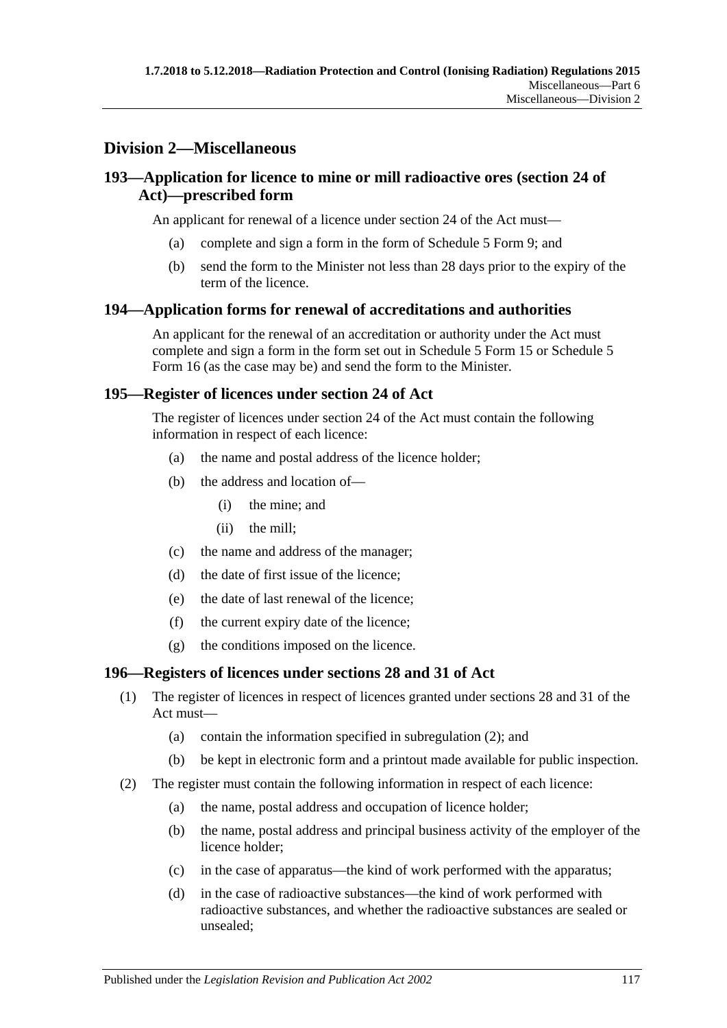## Division 2—Miscellaneous

### 193—Application for licence to mine or mill radioactive ores (section 24 of Act)—prescribed form

An applicant for renewal of a licence under section 24 of the Act must—

(a) complete and sign a form in the form of Schedule 5 Form 9; and

(b) send the form to the Minister not less than 28 days prior to the expiry of the term of the licence.

### 194—Application forms for renewal of accreditations and authorities

An applicant for the renewal of an accreditation or authority under the Act must complete and sign a form in the form set out in Schedule 5 Form 15 or Schedule 5 Form 16 (as the case may be) and send the form to the Minister.

### 195—Register of licences under section 24 of Act

The register of licences under section 24 of the Act must contain the following information in respect of each licence:

(a) the name and postal address of the licence holder;

(b) the address and location of—

(i) the mine; and

(ii) the mill;

(c) the name and address of the manager;

(d) the date of first issue of the licence;

(e) the date of last renewal of the licence;

(f) the current expiry date of the licence;

(g) the conditions imposed on the licence.

### 196—Registers of licences under sections 28 and 31 of Act

(1) The register of licences in respect of licences granted under sections 28 and 31 of the Act must—

(a) contain the information specified in subregulation (2); and

(b) be kept in electronic form and a printout made available for public inspection.

(2) The register must contain the following information in respect of each licence:

(a) the name, postal address and occupation of licence holder;

(b) the name, postal address and principal business activity of the employer of the licence holder;

(c) in the case of apparatus—the kind of work performed with the apparatus;

(d) in the case of radioactive substances—the kind of work performed with radioactive substances, and whether the radioactive substances are sealed or unsealed;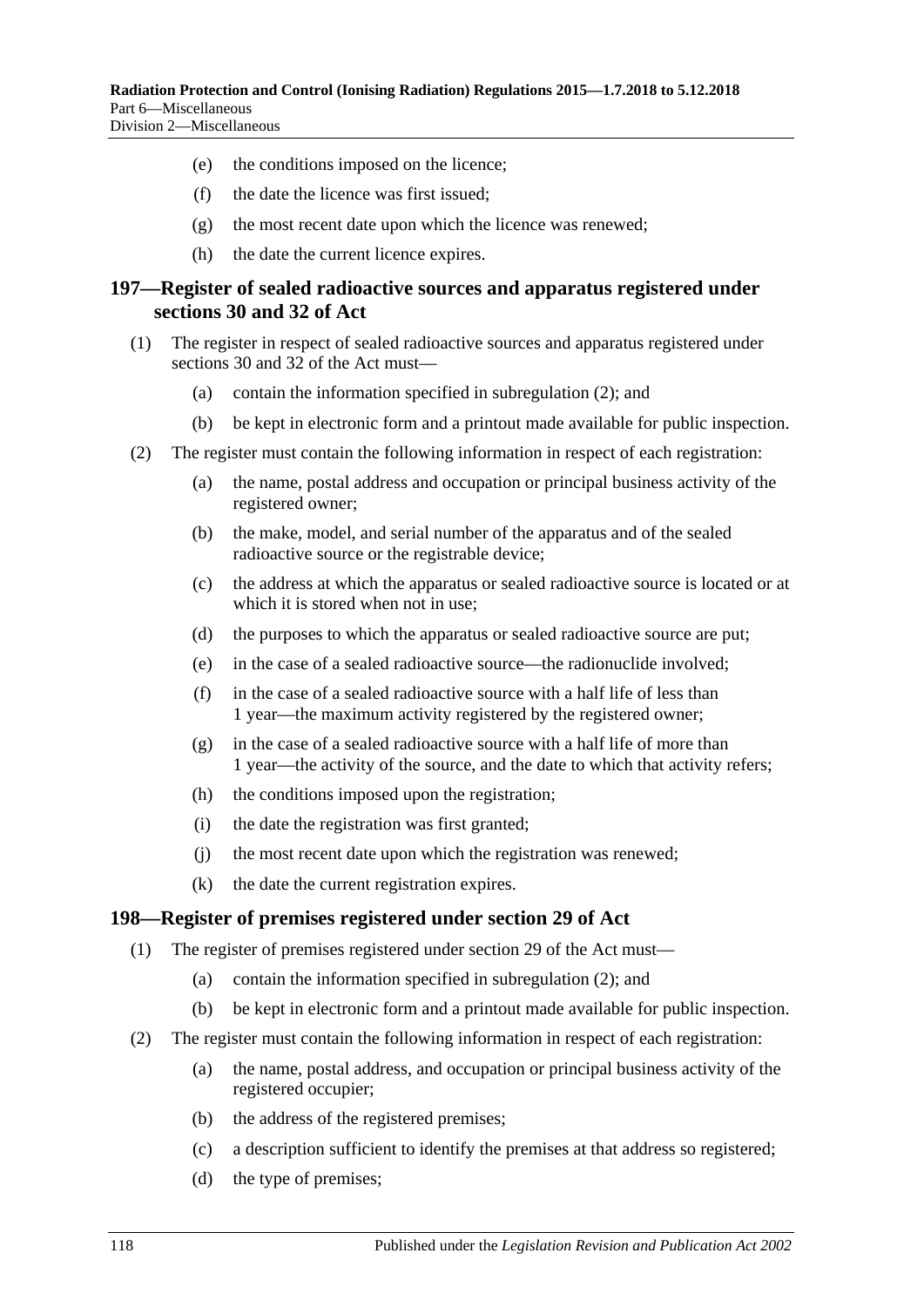(e) the conditions imposed on the licence;

(f) the date the licence was first issued;

(g) the most recent date upon which the licence was renewed;

(h) the date the current licence expires.

## 197—Register of sealed radioactive sources and apparatus registered under sections 30 and 32 of Act

(1) The register in respect of sealed radioactive sources and apparatus registered under sections 30 and 32 of the Act must—

(a) contain the information specified in subregulation (2); and

(b) be kept in electronic form and a printout made available for public inspection.

(2) The register must contain the following information in respect of each registration:

(a) the name, postal address and occupation or principal business activity of the registered owner;

(b) the make, model, and serial number of the apparatus and of the sealed radioactive source or the registrable device;

(c) the address at which the apparatus or sealed radioactive source is located or at which it is stored when not in use;

(d) the purposes to which the apparatus or sealed radioactive source are put;

(e) in the case of a sealed radioactive source—the radionuclide involved;

(f) in the case of a sealed radioactive source with a half life of less than 1 year—the maximum activity registered by the registered owner;

(g) in the case of a sealed radioactive source with a half life of more than 1 year—the activity of the source, and the date to which that activity refers;

(h) the conditions imposed upon the registration;

(i) the date the registration was first granted;

(j) the most recent date upon which the registration was renewed;

(k) the date the current registration expires.

## 198—Register of premises registered under section 29 of Act

(1) The register of premises registered under section 29 of the Act must—

(a) contain the information specified in subregulation (2); and

(b) be kept in electronic form and a printout made available for public inspection.

(2) The register must contain the following information in respect of each registration:

(a) the name, postal address, and occupation or principal business activity of the registered occupier;

(b) the address of the registered premises;

(c) a description sufficient to identify the premises at that address so registered;

(d) the type of premises;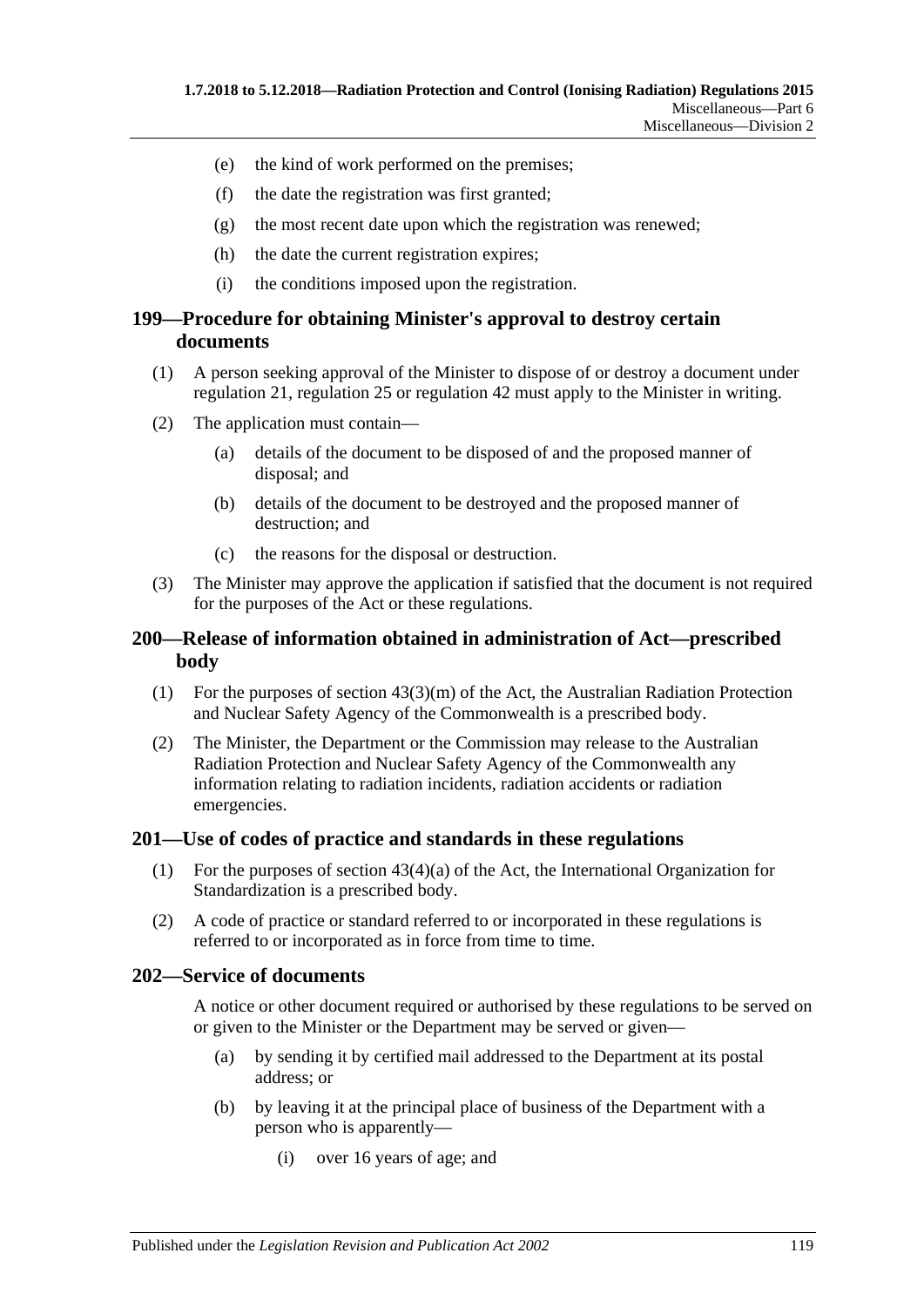(e) the kind of work performed on the premises;

(f) the date the registration was first granted;

(g) the most recent date upon which the registration was renewed;

(h) the date the current registration expires;

(i) the conditions imposed upon the registration.

## 199—Procedure for obtaining Minister's approval to destroy certain documents

(1) A person seeking approval of the Minister to dispose of or destroy a document under regulation 21, regulation 25 or regulation 42 must apply to the Minister in writing.

(2) The application must contain—

(a) details of the document to be disposed of and the proposed manner of disposal; and

(b) details of the document to be destroyed and the proposed manner of destruction; and

(c) the reasons for the disposal or destruction.

(3) The Minister may approve the application if satisfied that the document is not required for the purposes of the Act or these regulations.

## 200—Release of information obtained in administration of Act—prescribed body

(1) For the purposes of section 43(3)(m) of the Act, the Australian Radiation Protection and Nuclear Safety Agency of the Commonwealth is a prescribed body.

(2) The Minister, the Department or the Commission may release to the Australian Radiation Protection and Nuclear Safety Agency of the Commonwealth any information relating to radiation incidents, radiation accidents or radiation emergencies.

## 201—Use of codes of practice and standards in these regulations

(1) For the purposes of section 43(4)(a) of the Act, the International Organization for Standardization is a prescribed body.

(2) A code of practice or standard referred to or incorporated in these regulations is referred to or incorporated as in force from time to time.

## 202—Service of documents

A notice or other document required or authorised by these regulations to be served on or given to the Minister or the Department may be served or given—

(a) by sending it by certified mail addressed to the Department at its postal address; or

(b) by leaving it at the principal place of business of the Department with a person who is apparently—

(i) over 16 years of age; and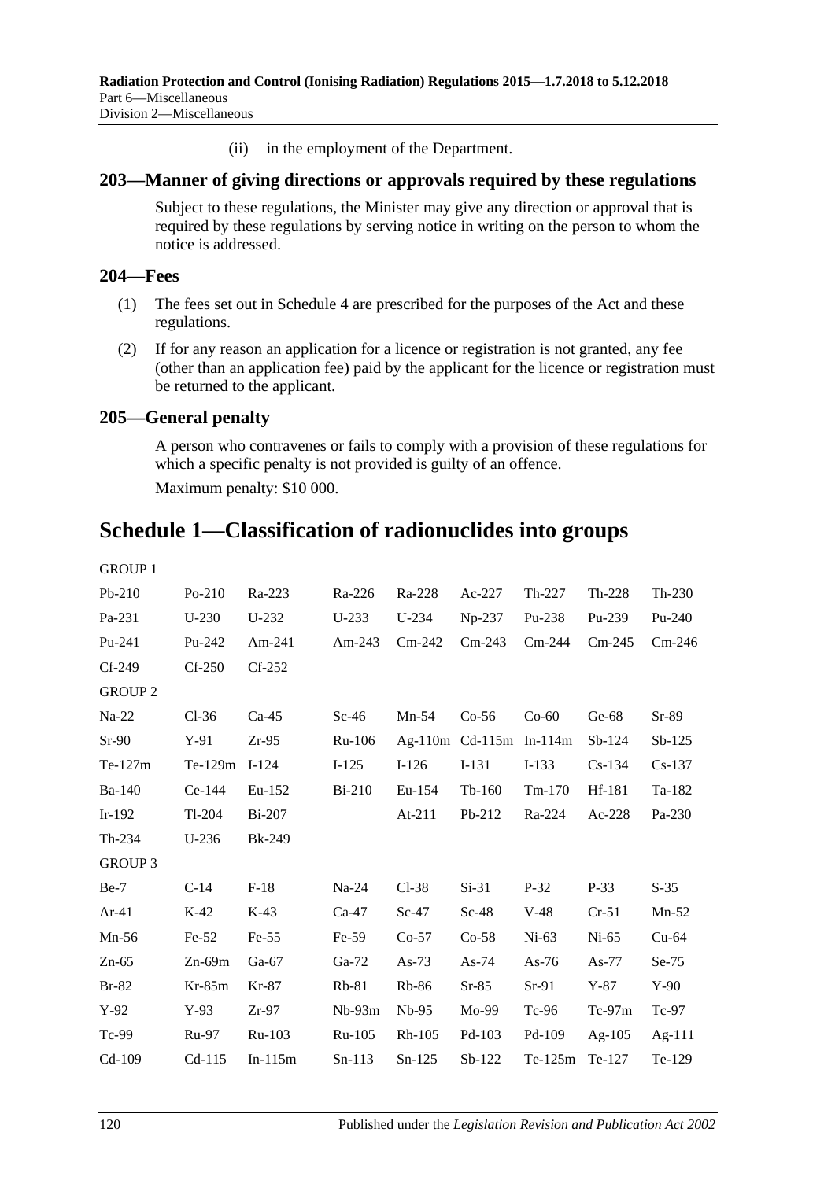(ii) in the employment of the Department.

## 203—Manner of giving directions or approvals required by these regulations

Subject to these regulations, the Minister may give any direction or approval that is required by these regulations by serving notice in writing on the person to whom the notice is addressed.

## 204—Fees

(1) The fees set out in Schedule 4 are prescribed for the purposes of the Act and these regulations.

(2) If for any reason an application for a licence or registration is not granted, any fee (other than an application fee) paid by the applicant for the licence or registration must be returned to the applicant.

## 205—General penalty

A person who contravenes or fails to comply with a provision of these regulations for which a specific penalty is not provided is guilty of an offence.

Maximum penalty: $10 000.

# Schedule 1—Classification of radionuclides into groups

| | | | | | | | | |
|---|---|---|---|---|---|---|---|---|
| GROUP 1 | | | | | | | | |
| Pb-210 | Po-210 | Ra-223 | Ra-226 | Ra-228 | Ac-227 | Th-227 | Th-228 | Th-230 |
| Pa-231 | U-230 | U-232 | U-233 | U-234 | Np-237 | Pu-238 | Pu-239 | Pu-240 |
| Pu-241 | Pu-242 | Am-241 | Am-243 | Cm-242 | Cm-243 | Cm-244 | Cm-245 | Cm-246 |
| Cf-249 | Cf-250 | Cf-252 | | | | | | |
| GROUP 2 | | | | | | | | |
| Na-22 | Cl-36 | Ca-45 | Sc-46 | Mn-54 | Co-56 | Co-60 | Ge-68 | Sr-89 |
| Sr-90 | Y-91 | Zr-95 | Ru-106 | Ag-110m | Cd-115m | In-114m | Sb-124 | Sb-125 |
| Te-127m | Te-129m | I-124 | I-125 | I-126 | I-131 | I-133 | Cs-134 | Cs-137 |
| Ba-140 | Ce-144 | Eu-152 | Bi-210 | Eu-154 | Tb-160 | Tm-170 | Hf-181 | Ta-182 |
| Ir-192 | Tl-204 | Bi-207 | | At-211 | Pb-212 | Ra-224 | Ac-228 | Pa-230 |
| Th-234 | U-236 | Bk-249 | | | | | | |
| GROUP 3 | | | | | | | | |
| Be-7 | C-14 | F-18 | Na-24 | Cl-38 | Si-31 | P-32 | P-33 | S-35 |
| Ar-41 | K-42 | K-43 | Ca-47 | Sc-47 | Sc-48 | V-48 | Cr-51 | Mn-52 |
| Mn-56 | Fe-52 | Fe-55 | Fe-59 | Co-57 | Co-58 | Ni-63 | Ni-65 | Cu-64 |
| Zn-65 | Zn-69m | Ga-67 | Ga-72 | As-73 | As-74 | As-76 | As-77 | Se-75 |
| Br-82 | Kr-85m | Kr-87 | Rb-81 | Rb-86 | Sr-85 | Sr-91 | Y-87 | Y-90 |
| Y-92 | Y-93 | Zr-97 | Nb-93m | Nb-95 | Mo-99 | Tc-96 | Tc-97m | Tc-97 |
| Tc-99 | Ru-97 | Ru-103 | Ru-105 | Rh-105 | Pd-103 | Pd-109 | Ag-105 | Ag-111 |
| Cd-109 | Cd-115 | In-115m | Sn-113 | Sn-125 | Sb-122 | Te-125m | Te-127 | Te-129 |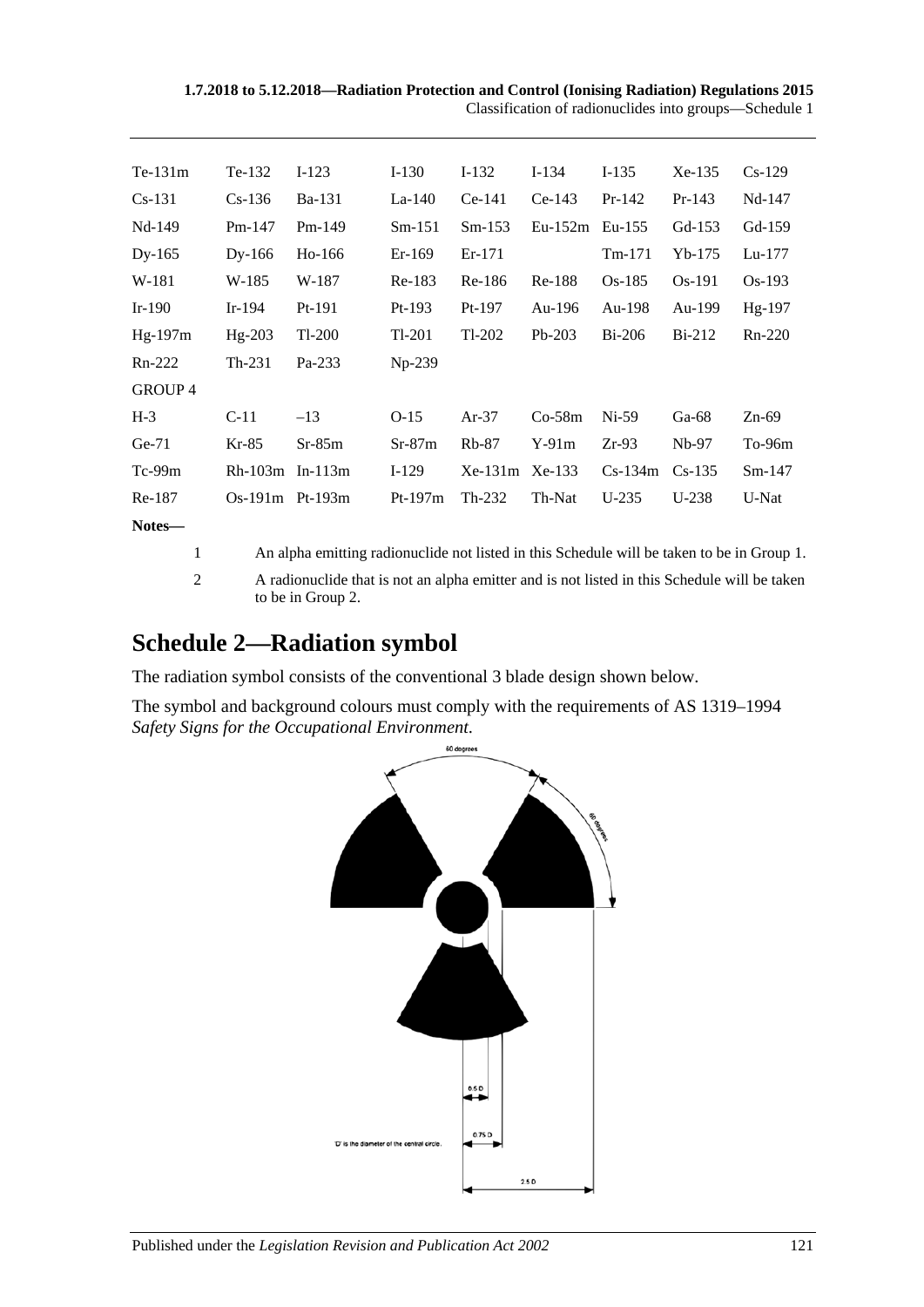| | | | | | | | | |
|---|---|---|---|---|---|---|---|---|
| Te-131m | Te-132 | I-123 | I-130 | I-132 | I-134 | I-135 | Xe-135 | Cs-129 |
| Cs-131 | Cs-136 | Ba-131 | La-140 | Ce-141 | Ce-143 | Pr-142 | Pr-143 | Nd-147 |
| Nd-149 | Pm-147 | Pm-149 | Sm-151 | Sm-153 | Eu-152m | Eu-155 | Gd-153 | Gd-159 |
| Dy-165 | Dy-166 | Ho-166 | Er-169 | Er-171 | | Tm-171 | Yb-175 | Lu-177 |
| W-181 | W-185 | W-187 | Re-183 | Re-186 | Re-188 | Os-185 | Os-191 | Os-193 |
| Ir-190 | Ir-194 | Pt-191 | Pt-193 | Pt-197 | Au-196 | Au-198 | Au-199 | Hg-197 |
| Hg-197m | Hg-203 | Tl-200 | Tl-201 | Tl-202 | Pb-203 | Bi-206 | Bi-212 | Rn-220 |
| Rn-222 | Th-231 | Pa-233 | Np-239 | | | | | |
| GROUP 4 | | | | | | | | |
| H-3 | C-11 | –13 | O-15 | Ar-37 | Co-58m | Ni-59 | Ga-68 | Zn-69 |
| Ge-71 | Kr-85 | Sr-85m | Sr-87m | Rb-87 | Y-91m | Zr-93 | Nb-97 | To-96m |
| Tc-99m | Rh-103m | In-113m | I-129 | Xe-131m | Xe-133 | Cs-134m | Cs-135 | Sm-147 |
| Re-187 | Os-191m | Pt-193m | Pt-197m | Th-232 | Th-Nat | U-235 | U-238 | U-Nat |

**Notes—**

1 An alpha emitting radionuclide not listed in this Schedule will be taken to be in Group 1.

2 A radionuclide that is not an alpha emitter and is not listed in this Schedule will be taken to be in Group 2.

## Schedule 2—Radiation symbol

The radiation symbol consists of the conventional 3 blade design shown below.

The symbol and background colours must comply with the requirements of AS 1319–1994 *Safety Signs for the Occupational Environment*.

60 degrees

60 degrees

0.5 D

0.75 D

'D' is the diameter of the central circle.

2.5 D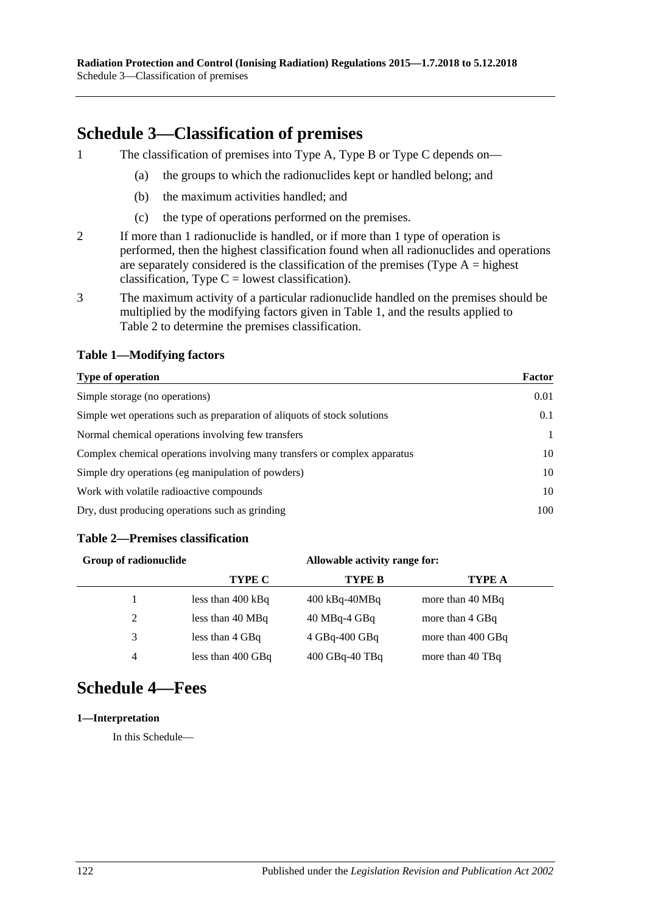## Schedule 3—Classification of premises

1 The classification of premises into Type A, Type B or Type C depends on—

(a) the groups to which the radionuclides kept or handled belong; and

(b) the maximum activities handled; and

(c) the type of operations performed on the premises.

2 If more than 1 radionuclide is handled, or if more than 1 type of operation is performed, then the highest classification found when all radionuclides and operations are separately considered is the classification of the premises (Type A = highest classification, Type C = lowest classification).

3 The maximum activity of a particular radionuclide handled on the premises should be multiplied by the modifying factors given in Table 1, and the results applied to Table 2 to determine the premises classification.

### Table 1—Modifying factors

| Type of operation | Factor |
|---|---|
| Simple storage (no operations) | 0.01 |
| Simple wet operations such as preparation of aliquots of stock solutions | 0.1 |
| Normal chemical operations involving few transfers | 1 |
| Complex chemical operations involving many transfers or complex apparatus | 10 |
| Simple dry operations (eg manipulation of powders) | 10 |
| Work with volatile radioactive compounds | 10 |
| Dry, dust producing operations such as grinding | 100 |

### Table 2—Premises classification

| Group of radionuclide | Allowable activity range for: | | |
|---|---|---|---|
| | TYPE C | TYPE B | TYPE A |
| 1 | less than 400 kBq | 400 kBq-40MBq | more than 40 MBq |
| 2 | less than 40 MBq | 40 MBq-4 GBq | more than 4 GBq |
| 3 | less than 4 GBq | 4 GBq-400 GBq | more than 400 GBq |
| 4 | less than 400 GBq | 400 GBq-40 TBq | more than 40 TBq |

## Schedule 4—Fees

#### 1—Interpretation

In this Schedule—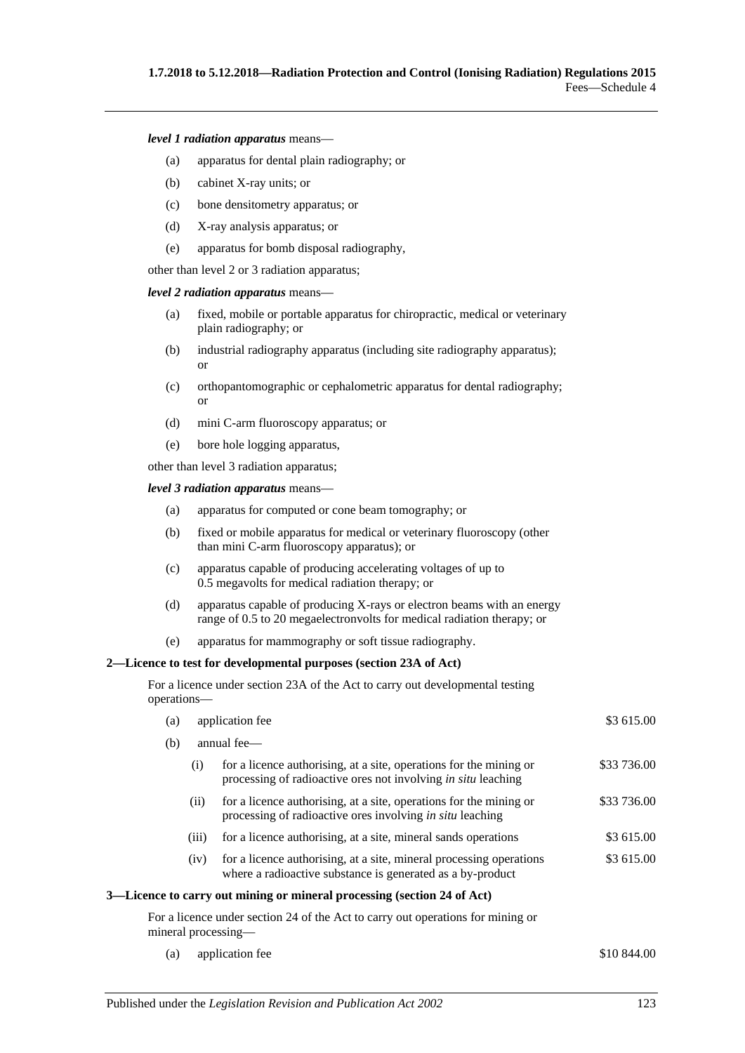***level 1 radiation apparatus*** means—

(a) apparatus for dental plain radiography; or

(b) cabinet X-ray units; or

(c) bone densitometry apparatus; or

(d) X-ray analysis apparatus; or

(e) apparatus for bomb disposal radiography,

other than level 2 or 3 radiation apparatus;

***level 2 radiation apparatus*** means—

(a) fixed, mobile or portable apparatus for chiropractic, medical or veterinary plain radiography; or

(b) industrial radiography apparatus (including site radiography apparatus); or

(c) orthopantomographic or cephalometric apparatus for dental radiography; or

(d) mini C-arm fluoroscopy apparatus; or

(e) bore hole logging apparatus,

other than level 3 radiation apparatus;

***level 3 radiation apparatus*** means—

(a) apparatus for computed or cone beam tomography; or

(b) fixed or mobile apparatus for medical or veterinary fluoroscopy (other than mini C-arm fluoroscopy apparatus); or

(c) apparatus capable of producing accelerating voltages of up to 0.5 megavolts for medical radiation therapy; or

(d) apparatus capable of producing X-rays or electron beams with an energy range of 0.5 to 20 megaelectronvolts for medical radiation therapy; or

(e) apparatus for mammography or soft tissue radiography.

**2—Licence to test for developmental purposes (section 23A of Act)**

For a licence under section 23A of the Act to carry out developmental testing operations—

| | | |
|---|---|---|
| (a) | application fee | \$3 615.00 |
| (b) | annual fee— | |
| (i) | for a licence authorising, at a site, operations for the mining or processing of radioactive ores not involving *in situ* leaching | \$33 736.00 |
| (ii) | for a licence authorising, at a site, operations for the mining or processing of radioactive ores involving *in situ* leaching | \$33 736.00 |
| (iii) | for a licence authorising, at a site, mineral sands operations | \$3 615.00 |
| (iv) | for a licence authorising, at a site, mineral processing operations where a radioactive substance is generated as a by-product | \$3 615.00 |

**3—Licence to carry out mining or mineral processing (section 24 of Act)**

For a licence under section 24 of the Act to carry out operations for mining or mineral processing—

| | | |
|---|---|---|
| (a) | application fee | \$10 844.00 |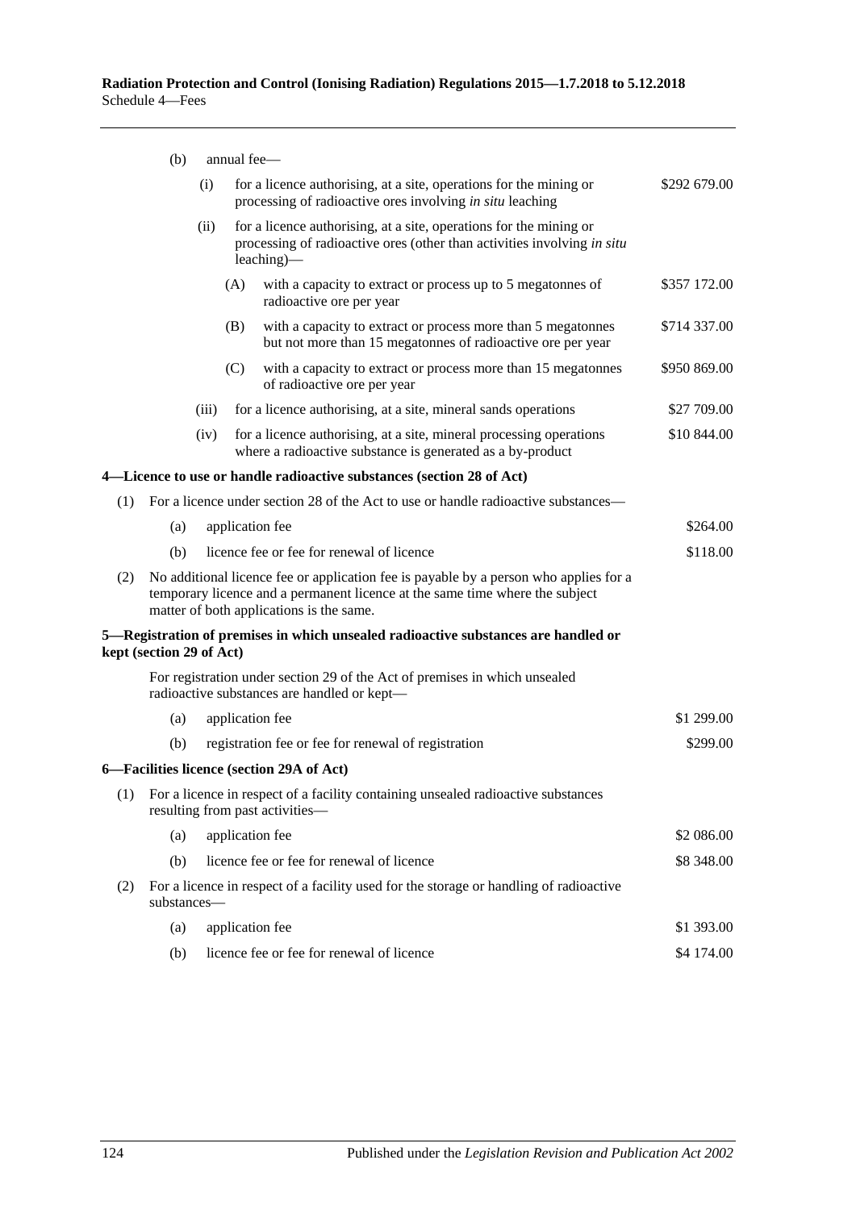(b) annual fee—

(i) for a licence authorising, at a site, operations for the mining or processing of radioactive ores involving *in situ* leaching — $292 679.00

(ii) for a licence authorising, at a site, operations for the mining or processing of radioactive ores (other than activities involving *in situ* leaching)—

(A) with a capacity to extract or process up to 5 megatonnes of radioactive ore per year — $357 172.00

(B) with a capacity to extract or process more than 5 megatonnes but not more than 15 megatonnes of radioactive ore per year — $714 337.00

(C) with a capacity to extract or process more than 15 megatonnes of radioactive ore per year — $950 869.00

(iii) for a licence authorising, at a site, mineral sands operations — $27 709.00

(iv) for a licence authorising, at a site, mineral processing operations where a radioactive substance is generated as a by-product — $10 844.00

**4—Licence to use or handle radioactive substances (section 28 of Act)**

(1) For a licence under section 28 of the Act to use or handle radioactive substances—

(a) application fee — $264.00

(b) licence fee or fee for renewal of licence — $118.00

(2) No additional licence fee or application fee is payable by a person who applies for a temporary licence and a permanent licence at the same time where the subject matter of both applications is the same.

**5—Registration of premises in which unsealed radioactive substances are handled or kept (section 29 of Act)**

For registration under section 29 of the Act of premises in which unsealed radioactive substances are handled or kept—

(a) application fee — $1 299.00

(b) registration fee or fee for renewal of registration — $299.00

**6—Facilities licence (section 29A of Act)**

(1) For a licence in respect of a facility containing unsealed radioactive substances resulting from past activities—

(a) application fee — $2 086.00

(b) licence fee or fee for renewal of licence — $8 348.00

(2) For a licence in respect of a facility used for the storage or handling of radioactive substances—

(a) application fee — $1 393.00

(b) licence fee or fee for renewal of licence — $4 174.00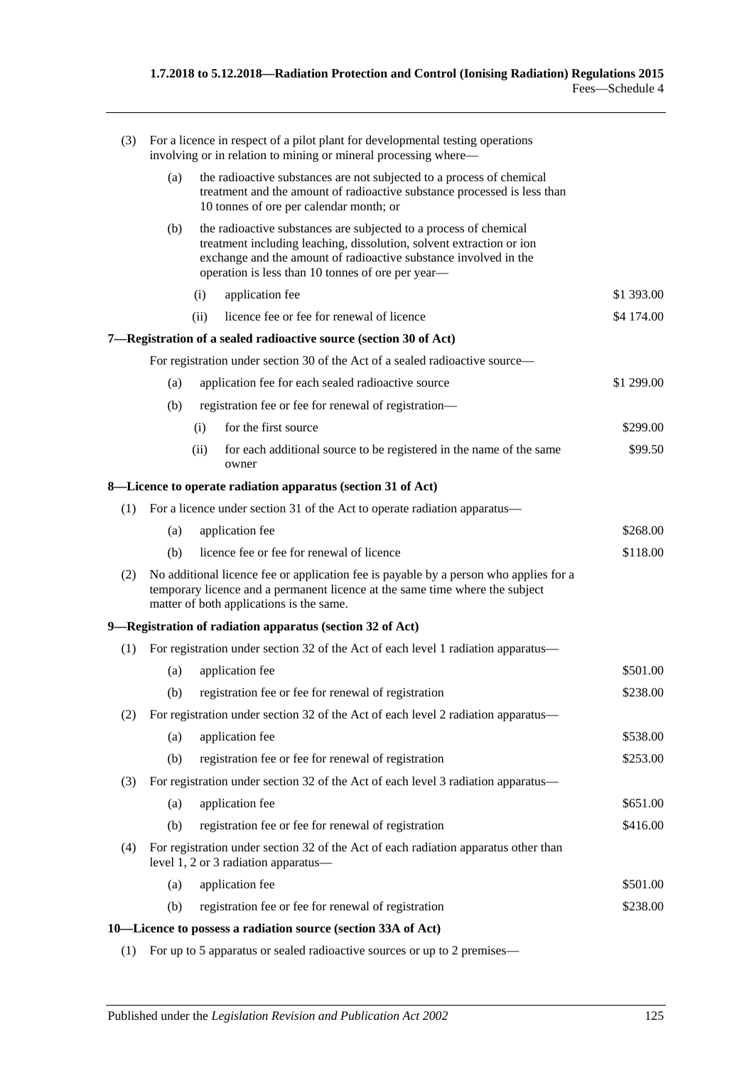(3) For a licence in respect of a pilot plant for developmental testing operations involving or in relation to mining or mineral processing where—

(a) the radioactive substances are not subjected to a process of chemical treatment and the amount of radioactive substance processed is less than 10 tonnes of ore per calendar month; or

(b) the radioactive substances are subjected to a process of chemical treatment including leaching, dissolution, solvent extraction or ion exchange and the amount of radioactive substance involved in the operation is less than 10 tonnes of ore per year—

| | | |
|---|---|---|
| (i) | application fee | \$1 393.00 |
| (ii) | licence fee or fee for renewal of licence | \$4 174.00 |

**7—Registration of a sealed radioactive source (section 30 of Act)**

For registration under section 30 of the Act of a sealed radioactive source—

| | | |
|---|---|---|
| (a) | application fee for each sealed radioactive source | \$1 299.00 |
| (b) | registration fee or fee for renewal of registration— | |
| (i) | for the first source | \$299.00 |
| (ii) | for each additional source to be registered in the name of the same owner | \$99.50 |

**8—Licence to operate radiation apparatus (section 31 of Act)**

(1) For a licence under section 31 of the Act to operate radiation apparatus—

| | | |
|---|---|---|
| (a) | application fee | \$268.00 |
| (b) | licence fee or fee for renewal of licence | \$118.00 |

(2) No additional licence fee or application fee is payable by a person who applies for a temporary licence and a permanent licence at the same time where the subject matter of both applications is the same.

**9—Registration of radiation apparatus (section 32 of Act)**

(1) For registration under section 32 of the Act of each level 1 radiation apparatus—

| | | |
|---|---|---|
| (a) | application fee | \$501.00 |
| (b) | registration fee or fee for renewal of registration | \$238.00 |

(2) For registration under section 32 of the Act of each level 2 radiation apparatus—

| | | |
|---|---|---|
| (a) | application fee | \$538.00 |
| (b) | registration fee or fee for renewal of registration | \$253.00 |

(3) For registration under section 32 of the Act of each level 3 radiation apparatus—

| | | |
|---|---|---|
| (a) | application fee | \$651.00 |
| (b) | registration fee or fee for renewal of registration | \$416.00 |

(4) For registration under section 32 of the Act of each radiation apparatus other than level 1, 2 or 3 radiation apparatus—

| | | |
|---|---|---|
| (a) | application fee | \$501.00 |
| (b) | registration fee or fee for renewal of registration | \$238.00 |

**10—Licence to possess a radiation source (section 33A of Act)**

(1) For up to 5 apparatus or sealed radioactive sources or up to 2 premises—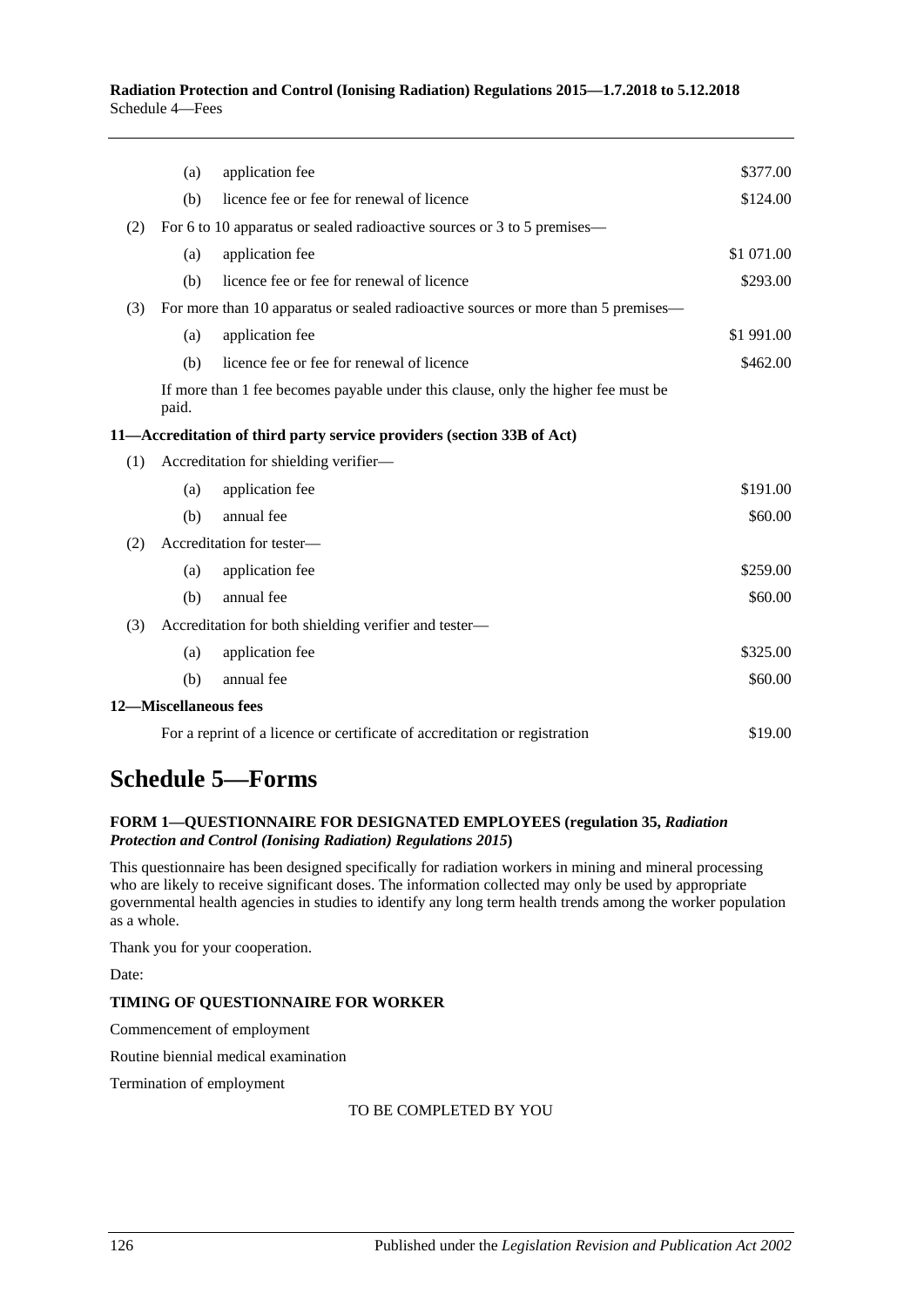| | | | |
|---|---|---|---|
| | (a) | application fee | $377.00 |
| | (b) | licence fee or fee for renewal of licence | $124.00 |
| (2) | For 6 to 10 apparatus or sealed radioactive sources or 3 to 5 premises— | | |
| | (a) | application fee | $1 071.00 |
| | (b) | licence fee or fee for renewal of licence | $293.00 |
| (3) | For more than 10 apparatus or sealed radioactive sources or more than 5 premises— | | |
| | (a) | application fee | $1 991.00 |
| | (b) | licence fee or fee for renewal of licence | $462.00 |

If more than 1 fee becomes payable under this clause, only the higher fee must be paid.

**11—Accreditation of third party service providers (section 33B of Act)**

| | | | |
|---|---|---|---|
| (1) | Accreditation for shielding verifier— | | |
| | (a) | application fee | $191.00 |
| | (b) | annual fee | $60.00 |
| (2) | Accreditation for tester— | | |
| | (a) | application fee | $259.00 |
| | (b) | annual fee | $60.00 |
| (3) | Accreditation for both shielding verifier and tester— | | |
| | (a) | application fee | $325.00 |
| | (b) | annual fee | $60.00 |

**12—Miscellaneous fees**

| | |
|---|---|
| For a reprint of a licence or certificate of accreditation or registration | $19.00 |

# Schedule 5—Forms

**FORM 1—QUESTIONNAIRE FOR DESIGNATED EMPLOYEES (regulation 35, *Radiation Protection and Control (Ionising Radiation) Regulations 2015*)**

This questionnaire has been designed specifically for radiation workers in mining and mineral processing who are likely to receive significant doses. The information collected may only be used by appropriate governmental health agencies in studies to identify any long term health trends among the worker population as a whole.

Thank you for your cooperation.

Date:

**TIMING OF QUESTIONNAIRE FOR WORKER**

Commencement of employment

Routine biennial medical examination

Termination of employment

TO BE COMPLETED BY YOU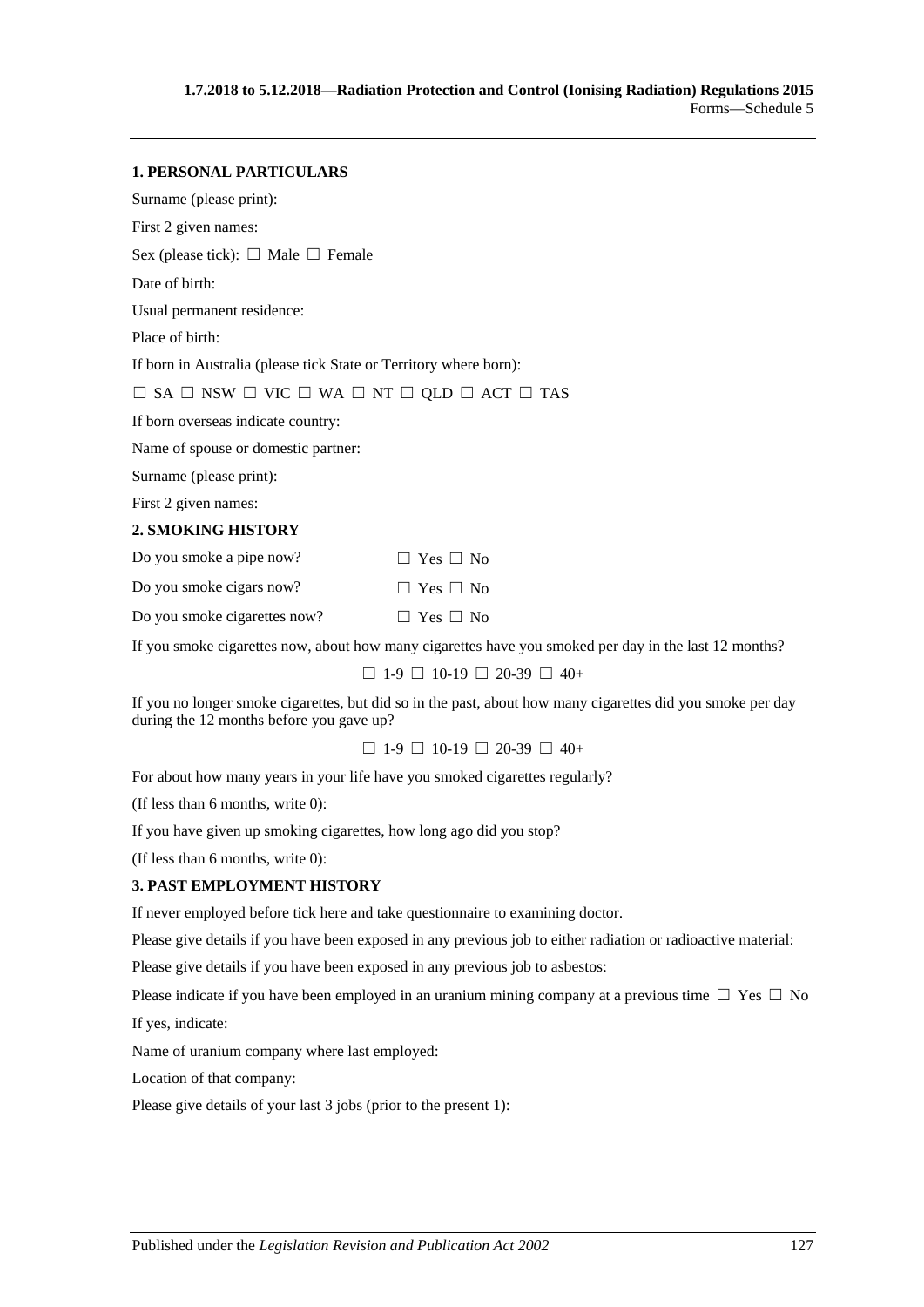## 1. PERSONAL PARTICULARS

Surname (please print):

First 2 given names:

Sex (please tick): ☐ Male ☐ Female

Date of birth:

Usual permanent residence:

Place of birth:

If born in Australia (please tick State or Territory where born):

☐ SA ☐ NSW ☐ VIC ☐ WA ☐ NT ☐ QLD ☐ ACT ☐ TAS

If born overseas indicate country:

Name of spouse or domestic partner:

Surname (please print):

First 2 given names:

## 2. SMOKING HISTORY

| | |
|---|---|
| Do you smoke a pipe now? | ☐ Yes ☐ No |
| Do you smoke cigars now? | ☐ Yes ☐ No |
| Do you smoke cigarettes now? | ☐ Yes ☐ No |

If you smoke cigarettes now, about how many cigarettes have you smoked per day in the last 12 months?

☐ 1-9 ☐ 10-19 ☐ 20-39 ☐ 40+

If you no longer smoke cigarettes, but did so in the past, about how many cigarettes did you smoke per day during the 12 months before you gave up?

☐ 1-9 ☐ 10-19 ☐ 20-39 ☐ 40+

For about how many years in your life have you smoked cigarettes regularly?

(If less than 6 months, write 0):

If you have given up smoking cigarettes, how long ago did you stop?

(If less than 6 months, write 0):

## 3. PAST EMPLOYMENT HISTORY

If never employed before tick here and take questionnaire to examining doctor.

Please give details if you have been exposed in any previous job to either radiation or radioactive material:

Please give details if you have been exposed in any previous job to asbestos:

Please indicate if you have been employed in an uranium mining company at a previous time ☐ Yes ☐ No

If yes, indicate:

Name of uranium company where last employed:

Location of that company:

Please give details of your last 3 jobs (prior to the present 1):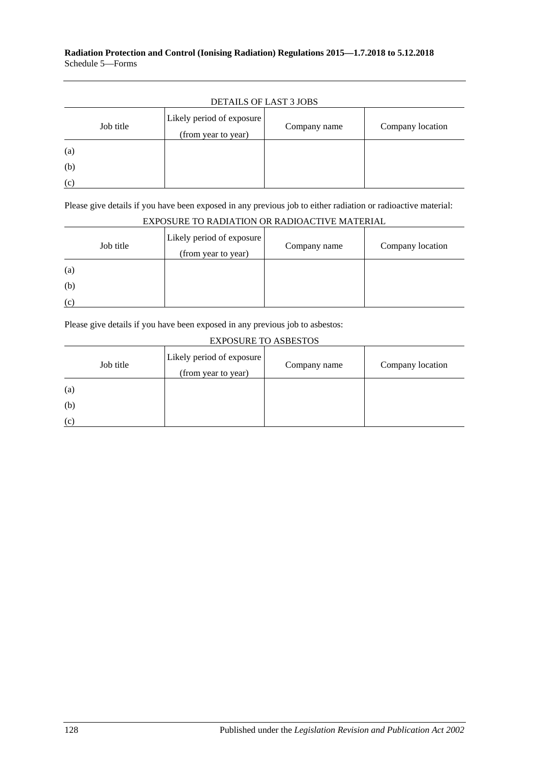DETAILS OF LAST 3 JOBS

| Job title | Likely period of exposure (from year to year) | Company name | Company location |
|---|---|---|---|
| (a) | | | |
| (b) | | | |
| (c) | | | |

Please give details if you have been exposed in any previous job to either radiation or radioactive material:

EXPOSURE TO RADIATION OR RADIOACTIVE MATERIAL

| Job title | Likely period of exposure (from year to year) | Company name | Company location |
|---|---|---|---|
| (a) | | | |
| (b) | | | |
| (c) | | | |

Please give details if you have been exposed in any previous job to asbestos:

EXPOSURE TO ASBESTOS

| Job title | Likely period of exposure (from year to year) | Company name | Company location |
|---|---|---|---|
| (a) | | | |
| (b) | | | |
| (c) | | | |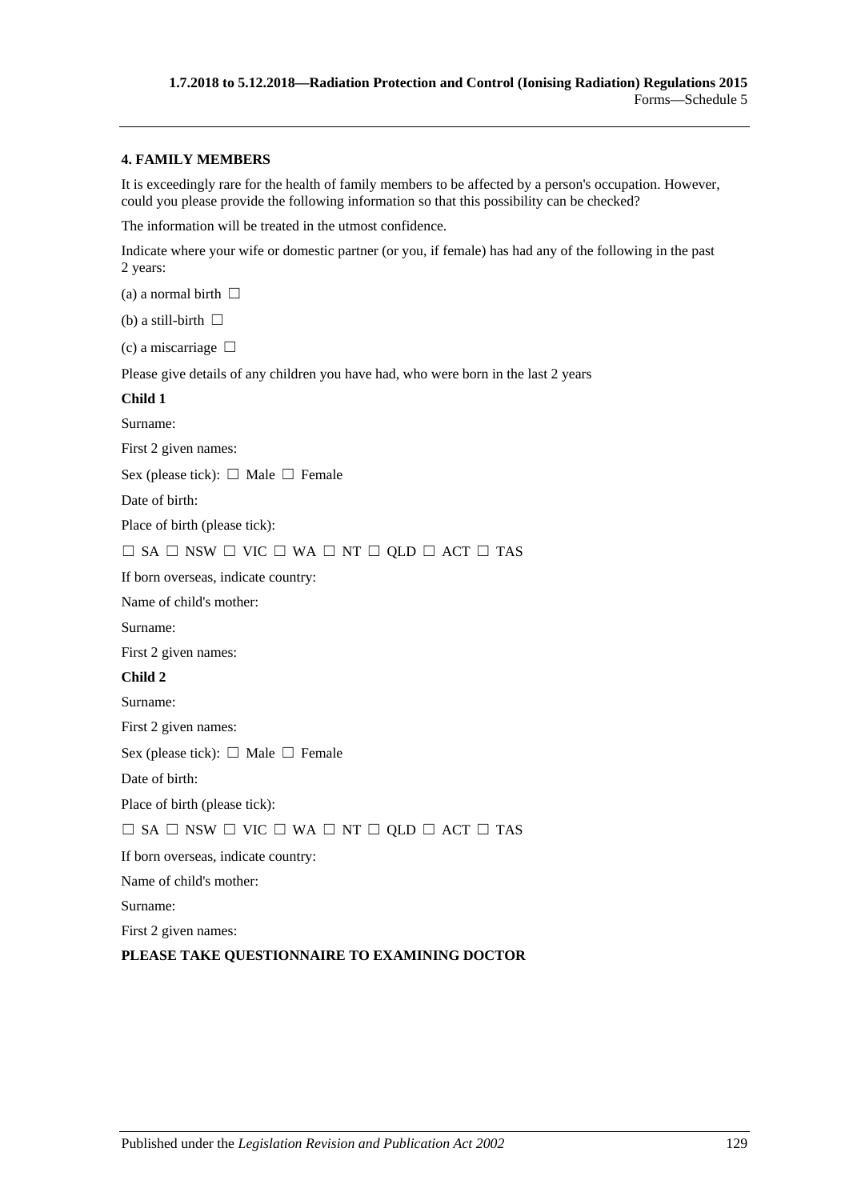**4. FAMILY MEMBERS**

It is exceedingly rare for the health of family members to be affected by a person's occupation. However, could you please provide the following information so that this possibility can be checked?

The information will be treated in the utmost confidence.

Indicate where your wife or domestic partner (or you, if female) has had any of the following in the past 2 years:

(a) a normal birth ☐

(b) a still-birth ☐

(c) a miscarriage ☐

Please give details of any children you have had, who were born in the last 2 years

**Child 1**

Surname:

First 2 given names:

Sex (please tick): ☐ Male ☐ Female

Date of birth:

Place of birth (please tick):

☐ SA ☐ NSW ☐ VIC ☐ WA ☐ NT ☐ QLD ☐ ACT ☐ TAS

If born overseas, indicate country:

Name of child's mother:

Surname:

First 2 given names:

**Child 2**

Surname:

First 2 given names:

Sex (please tick): ☐ Male ☐ Female

Date of birth:

Place of birth (please tick):

☐ SA ☐ NSW ☐ VIC ☐ WA ☐ NT ☐ QLD ☐ ACT ☐ TAS

If born overseas, indicate country:

Name of child's mother:

Surname:

First 2 given names:

**PLEASE TAKE QUESTIONNAIRE TO EXAMINING DOCTOR**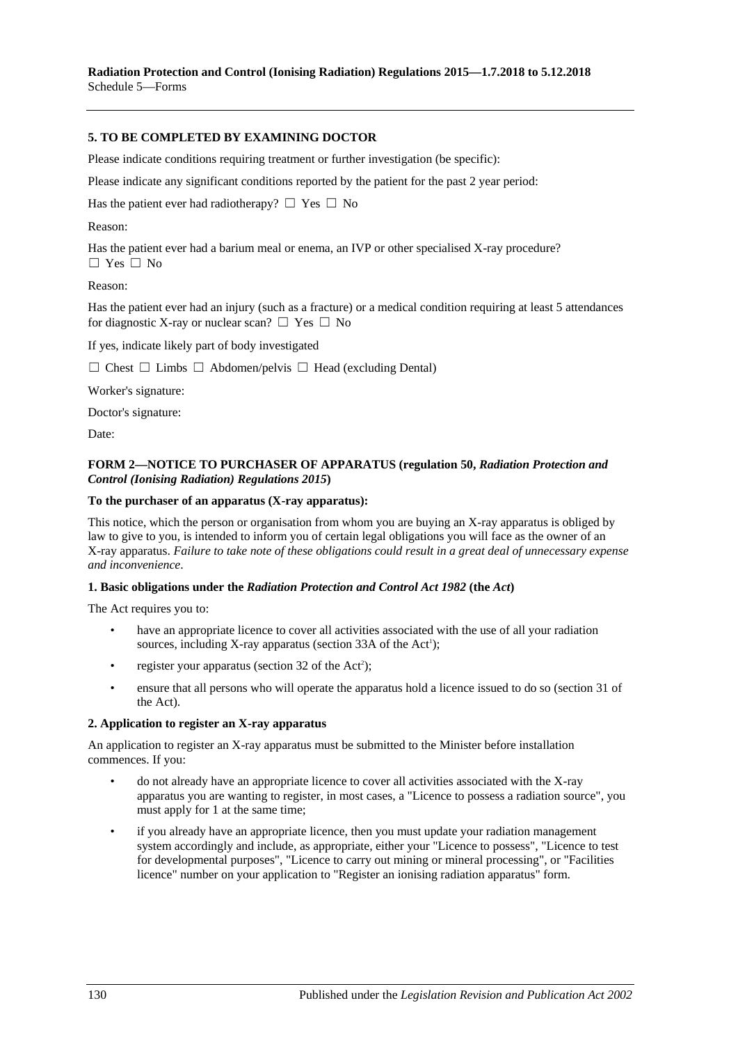**5. TO BE COMPLETED BY EXAMINING DOCTOR**

Please indicate conditions requiring treatment or further investigation (be specific):

Please indicate any significant conditions reported by the patient for the past 2 year period:

Has the patient ever had radiotherapy? ☐ Yes ☐ No

Reason:

Has the patient ever had a barium meal or enema, an IVP or other specialised X-ray procedure?
☐ Yes ☐ No

Reason:

Has the patient ever had an injury (such as a fracture) or a medical condition requiring at least 5 attendances for diagnostic X-ray or nuclear scan? ☐ Yes ☐ No

If yes, indicate likely part of body investigated

☐ Chest ☐ Limbs ☐ Abdomen/pelvis ☐ Head (excluding Dental)

Worker's signature:

Doctor's signature:

Date:

**FORM 2—NOTICE TO PURCHASER OF APPARATUS (regulation 50, *Radiation Protection and Control (Ionising Radiation) Regulations 2015*)**

**To the purchaser of an apparatus (X-ray apparatus):**

This notice, which the person or organisation from whom you are buying an X-ray apparatus is obliged by law to give to you, is intended to inform you of certain legal obligations you will face as the owner of an X-ray apparatus. *Failure to take note of these obligations could result in a great deal of unnecessary expense and inconvenience*.

**1. Basic obligations under the *Radiation Protection and Control Act 1982* (the *Act*)**

The Act requires you to:

- have an appropriate licence to cover all activities associated with the use of all your radiation sources, including X-ray apparatus (section 33A of the Act[1]);
- register your apparatus (section 32 of the Act[2]);
- ensure that all persons who will operate the apparatus hold a licence issued to do so (section 31 of the Act).

**2. Application to register an X-ray apparatus**

An application to register an X-ray apparatus must be submitted to the Minister before installation commences. If you:

- do not already have an appropriate licence to cover all activities associated with the X-ray apparatus you are wanting to register, in most cases, a "Licence to possess a radiation source", you must apply for 1 at the same time;
- if you already have an appropriate licence, then you must update your radiation management system accordingly and include, as appropriate, either your "Licence to possess", "Licence to test for developmental purposes", "Licence to carry out mining or mineral processing", or "Facilities licence" number on your application to "Register an ionising radiation apparatus" form.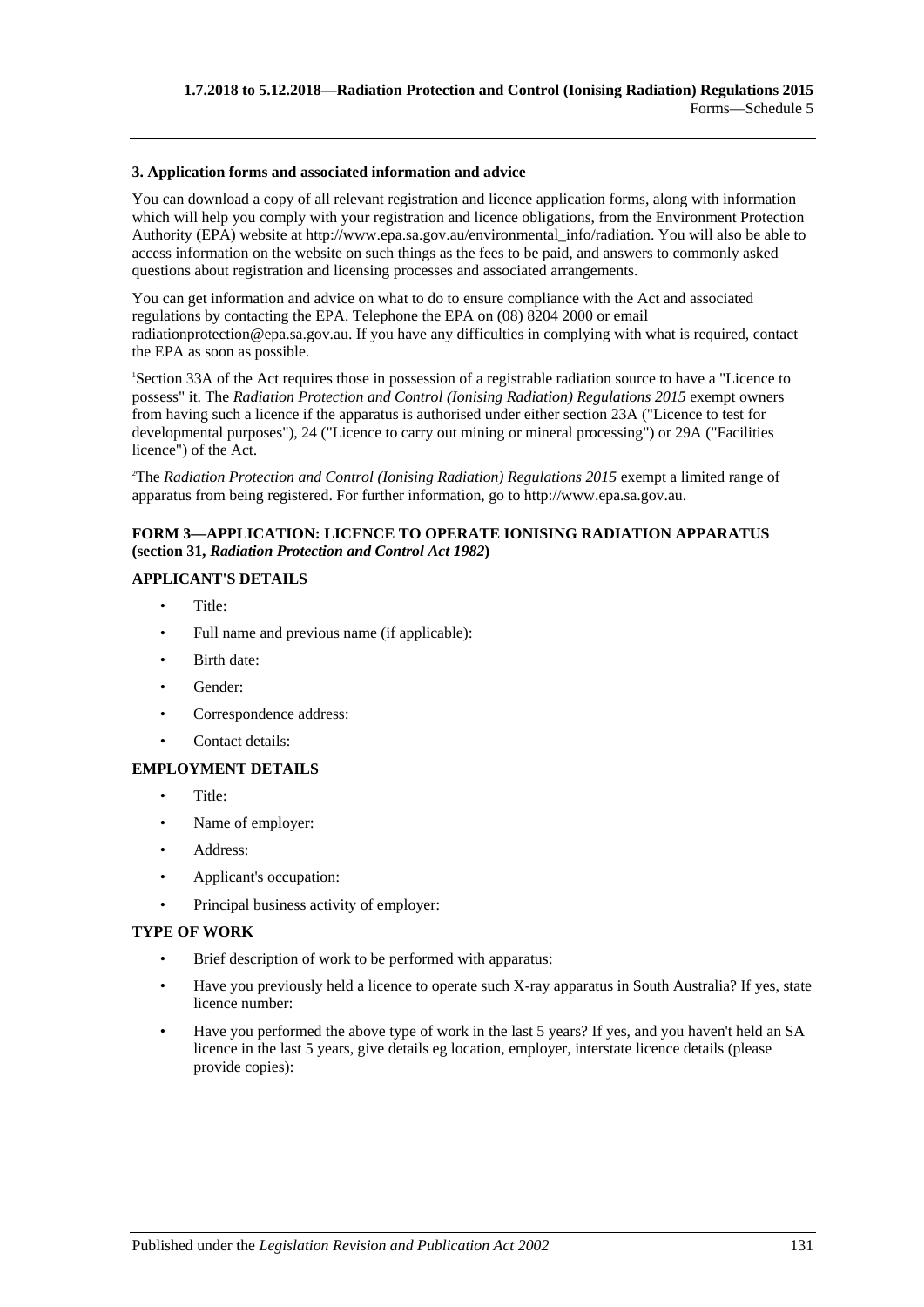**3. Application forms and associated information and advice**

You can download a copy of all relevant registration and licence application forms, along with information which will help you comply with your registration and licence obligations, from the Environment Protection Authority (EPA) website at http://www.epa.sa.gov.au/environmental_info/radiation. You will also be able to access information on the website on such things as the fees to be paid, and answers to commonly asked questions about registration and licensing processes and associated arrangements.

You can get information and advice on what to do to ensure compliance with the Act and associated regulations by contacting the EPA. Telephone the EPA on (08) 8204 2000 or email radiationprotection@epa.sa.gov.au. If you have any difficulties in complying with what is required, contact the EPA as soon as possible.

[1]Section 33A of the Act requires those in possession of a registrable radiation source to have a "Licence to possess" it. The *Radiation Protection and Control (Ionising Radiation) Regulations 2015* exempt owners from having such a licence if the apparatus is authorised under either section 23A ("Licence to test for developmental purposes"), 24 ("Licence to carry out mining or mineral processing") or 29A ("Facilities licence") of the Act.

[2]The *Radiation Protection and Control (Ionising Radiation) Regulations 2015* exempt a limited range of apparatus from being registered. For further information, go to http://www.epa.sa.gov.au.

### FORM 3—APPLICATION: LICENCE TO OPERATE IONISING RADIATION APPARATUS (section 31, *Radiation Protection and Control Act 1982*)

**APPLICANT'S DETAILS**

- Title:
- Full name and previous name (if applicable):
- Birth date:
- Gender:
- Correspondence address:
- Contact details:

**EMPLOYMENT DETAILS**

- Title:
- Name of employer:
- Address:
- Applicant's occupation:
- Principal business activity of employer:

**TYPE OF WORK**

- Brief description of work to be performed with apparatus:
- Have you previously held a licence to operate such X-ray apparatus in South Australia? If yes, state licence number:
- Have you performed the above type of work in the last 5 years? If yes, and you haven't held an SA licence in the last 5 years, give details eg location, employer, interstate licence details (please provide copies):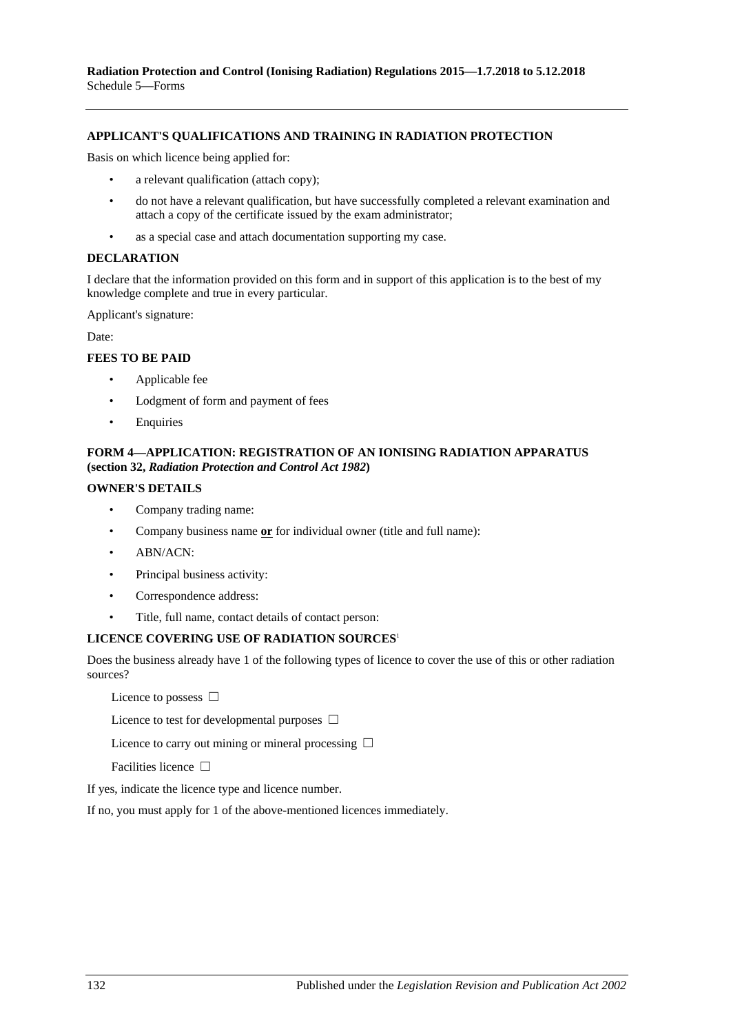**APPLICANT'S QUALIFICATIONS AND TRAINING IN RADIATION PROTECTION**

Basis on which licence being applied for:

- a relevant qualification (attach copy);
- do not have a relevant qualification, but have successfully completed a relevant examination and attach a copy of the certificate issued by the exam administrator;
- as a special case and attach documentation supporting my case.

**DECLARATION**

I declare that the information provided on this form and in support of this application is to the best of my knowledge complete and true in every particular.

Applicant's signature:

Date:

**FEES TO BE PAID**

- Applicable fee
- Lodgment of form and payment of fees
- Enquiries

**FORM 4—APPLICATION: REGISTRATION OF AN IONISING RADIATION APPARATUS (section 32, *Radiation Protection and Control Act 1982*)**

**OWNER'S DETAILS**

- Company trading name:
- Company business name **or** for individual owner (title and full name):
- ABN/ACN:
- Principal business activity:
- Correspondence address:
- Title, full name, contact details of contact person:

**LICENCE COVERING USE OF RADIATION SOURCES**[1]

Does the business already have 1 of the following types of licence to cover the use of this or other radiation sources?

Licence to possess ☐

Licence to test for developmental purposes ☐

Licence to carry out mining or mineral processing ☐

Facilities licence ☐

If yes, indicate the licence type and licence number.

If no, you must apply for 1 of the above-mentioned licences immediately.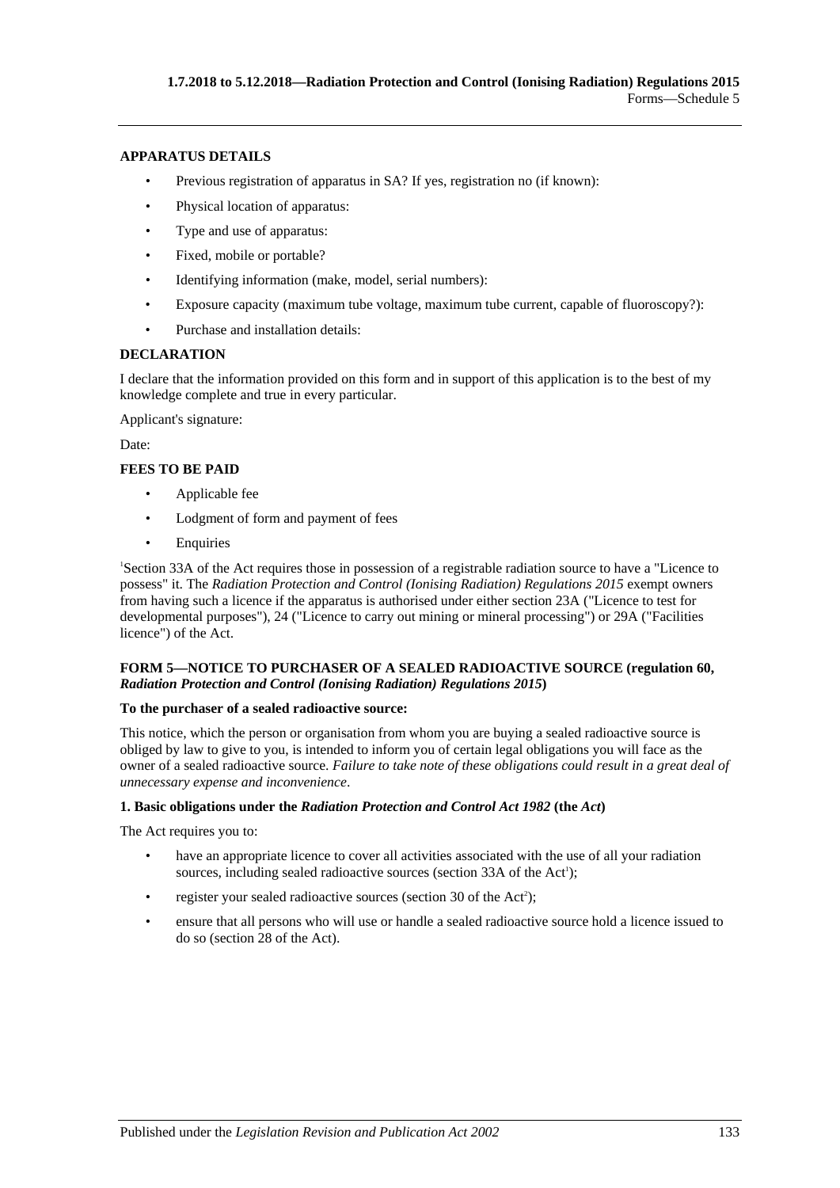**APPARATUS DETAILS**

- Previous registration of apparatus in SA? If yes, registration no (if known):
- Physical location of apparatus:
- Type and use of apparatus:
- Fixed, mobile or portable?
- Identifying information (make, model, serial numbers):
- Exposure capacity (maximum tube voltage, maximum tube current, capable of fluoroscopy?):
- Purchase and installation details:

**DECLARATION**

I declare that the information provided on this form and in support of this application is to the best of my knowledge complete and true in every particular.

Applicant's signature:

Date:

**FEES TO BE PAID**

- Applicable fee
- Lodgment of form and payment of fees
- Enquiries

[1]Section 33A of the Act requires those in possession of a registrable radiation source to have a "Licence to possess" it. The *Radiation Protection and Control (Ionising Radiation) Regulations 2015* exempt owners from having such a licence if the apparatus is authorised under either section 23A ("Licence to test for developmental purposes"), 24 ("Licence to carry out mining or mineral processing") or 29A ("Facilities licence") of the Act.

**FORM 5—NOTICE TO PURCHASER OF A SEALED RADIOACTIVE SOURCE (regulation 60, *Radiation Protection and Control (Ionising Radiation) Regulations 2015*)**

**To the purchaser of a sealed radioactive source:**

This notice, which the person or organisation from whom you are buying a sealed radioactive source is obliged by law to give to you, is intended to inform you of certain legal obligations you will face as the owner of a sealed radioactive source. *Failure to take note of these obligations could result in a great deal of unnecessary expense and inconvenience*.

**1. Basic obligations under the *Radiation Protection and Control Act 1982* (the *Act*)**

The Act requires you to:

- have an appropriate licence to cover all activities associated with the use of all your radiation sources, including sealed radioactive sources (section 33A of the Act[1]);
- register your sealed radioactive sources (section 30 of the Act[2]);
- ensure that all persons who will use or handle a sealed radioactive source hold a licence issued to do so (section 28 of the Act).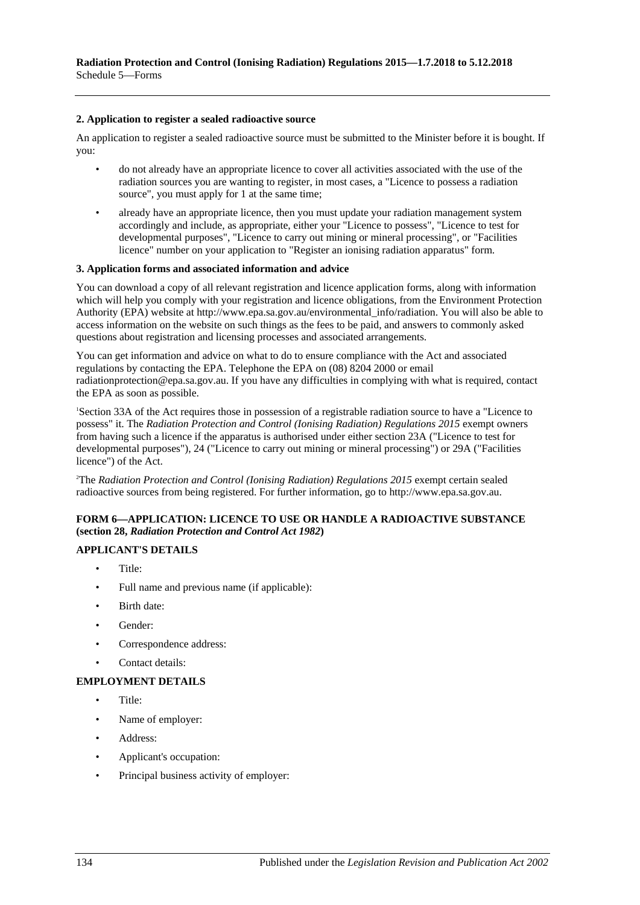**2. Application to register a sealed radioactive source**

An application to register a sealed radioactive source must be submitted to the Minister before it is bought. If you:

- do not already have an appropriate licence to cover all activities associated with the use of the radiation sources you are wanting to register, in most cases, a "Licence to possess a radiation source", you must apply for 1 at the same time;
- already have an appropriate licence, then you must update your radiation management system accordingly and include, as appropriate, either your "Licence to possess", "Licence to test for developmental purposes", "Licence to carry out mining or mineral processing", or "Facilities licence" number on your application to "Register an ionising radiation apparatus" form.

**3. Application forms and associated information and advice**

You can download a copy of all relevant registration and licence application forms, along with information which will help you comply with your registration and licence obligations, from the Environment Protection Authority (EPA) website at http://www.epa.sa.gov.au/environmental_info/radiation. You will also be able to access information on the website on such things as the fees to be paid, and answers to commonly asked questions about registration and licensing processes and associated arrangements.

You can get information and advice on what to do to ensure compliance with the Act and associated regulations by contacting the EPA. Telephone the EPA on (08) 8204 2000 or email radiationprotection@epa.sa.gov.au. If you have any difficulties in complying with what is required, contact the EPA as soon as possible.

[1]Section 33A of the Act requires those in possession of a registrable radiation source to have a "Licence to possess" it. The *Radiation Protection and Control (Ionising Radiation) Regulations 2015* exempt owners from having such a licence if the apparatus is authorised under either section 23A ("Licence to test for developmental purposes"), 24 ("Licence to carry out mining or mineral processing") or 29A ("Facilities licence") of the Act.

[2]The *Radiation Protection and Control (Ionising Radiation) Regulations 2015* exempt certain sealed radioactive sources from being registered. For further information, go to http://www.epa.sa.gov.au.

**FORM 6—APPLICATION: LICENCE TO USE OR HANDLE A RADIOACTIVE SUBSTANCE (section 28, *Radiation Protection and Control Act 1982*)**

**APPLICANT'S DETAILS**

- Title:
- Full name and previous name (if applicable):
- Birth date:
- Gender:
- Correspondence address:
- Contact details:

**EMPLOYMENT DETAILS**

- Title:
- Name of employer:
- Address:
- Applicant's occupation:
- Principal business activity of employer: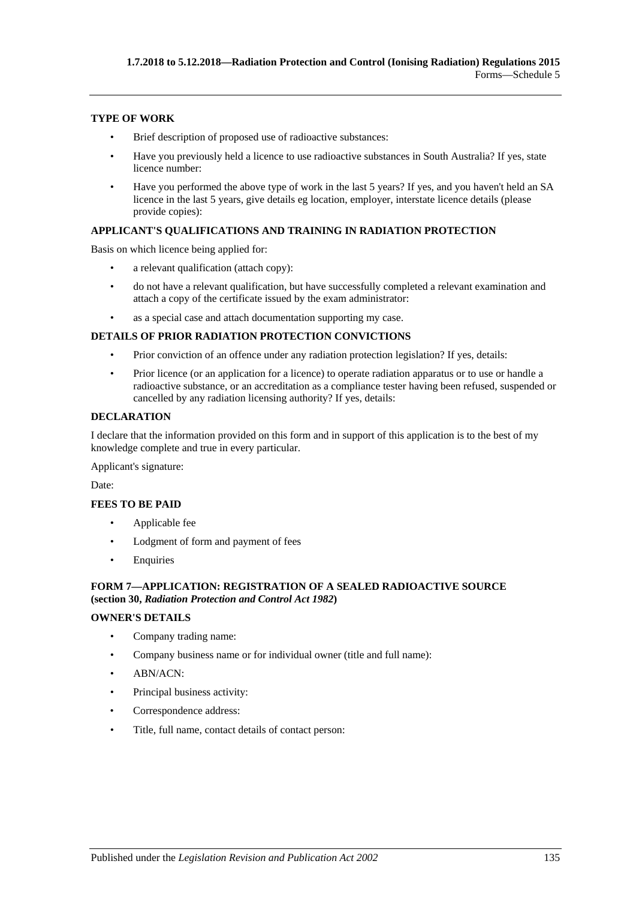**TYPE OF WORK**

- Brief description of proposed use of radioactive substances:
- Have you previously held a licence to use radioactive substances in South Australia? If yes, state licence number:
- Have you performed the above type of work in the last 5 years? If yes, and you haven't held an SA licence in the last 5 years, give details eg location, employer, interstate licence details (please provide copies):

**APPLICANT'S QUALIFICATIONS AND TRAINING IN RADIATION PROTECTION**

Basis on which licence being applied for:

- a relevant qualification (attach copy):
- do not have a relevant qualification, but have successfully completed a relevant examination and attach a copy of the certificate issued by the exam administrator:
- as a special case and attach documentation supporting my case.

**DETAILS OF PRIOR RADIATION PROTECTION CONVICTIONS**

- Prior conviction of an offence under any radiation protection legislation? If yes, details:
- Prior licence (or an application for a licence) to operate radiation apparatus or to use or handle a radioactive substance, or an accreditation as a compliance tester having been refused, suspended or cancelled by any radiation licensing authority? If yes, details:

**DECLARATION**

I declare that the information provided on this form and in support of this application is to the best of my knowledge complete and true in every particular.

Applicant's signature:

Date:

**FEES TO BE PAID**

- Applicable fee
- Lodgment of form and payment of fees
- Enquiries

**FORM 7—APPLICATION: REGISTRATION OF A SEALED RADIOACTIVE SOURCE (section 30, *Radiation Protection and Control Act 1982*)**

**OWNER'S DETAILS**

- Company trading name:
- Company business name or for individual owner (title and full name):
- ABN/ACN:
- Principal business activity:
- Correspondence address:
- Title, full name, contact details of contact person: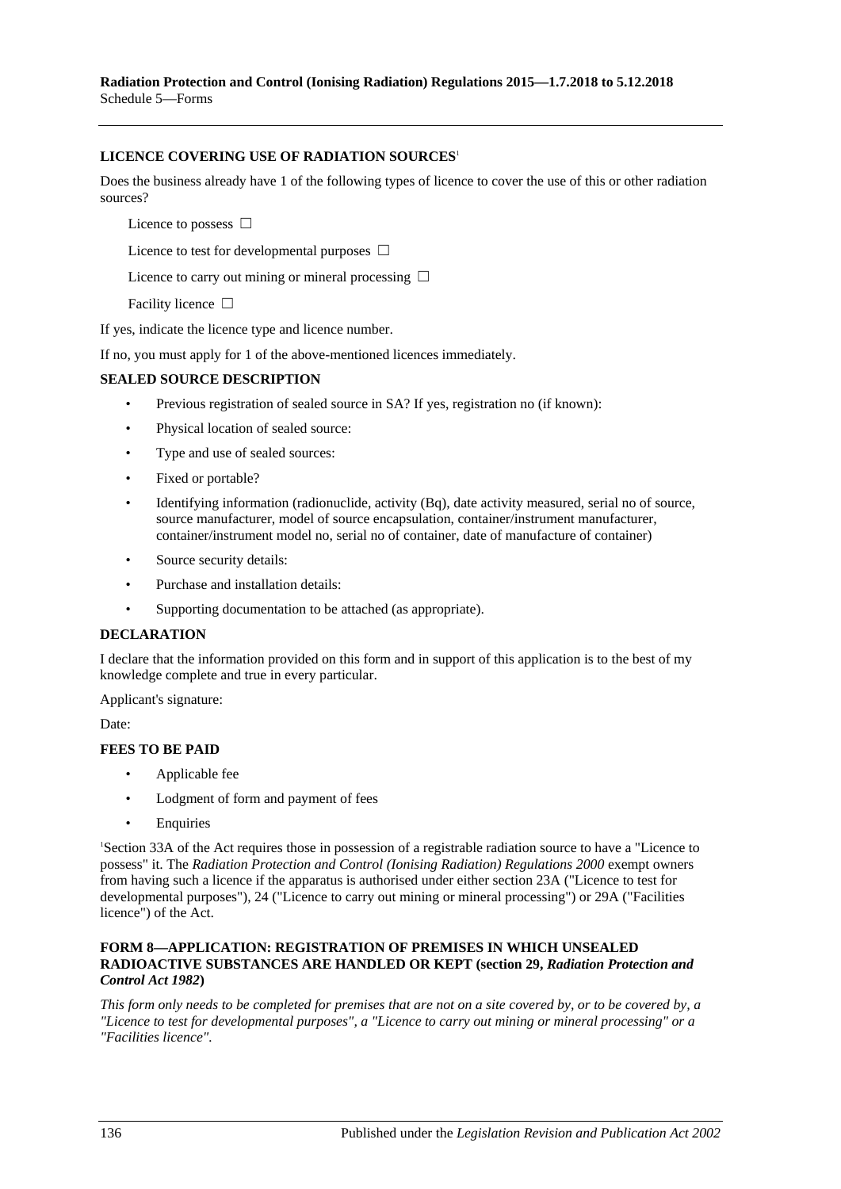**LICENCE COVERING USE OF RADIATION SOURCES**[1]

Does the business already have 1 of the following types of licence to cover the use of this or other radiation sources?

Licence to possess ☐

Licence to test for developmental purposes ☐

Licence to carry out mining or mineral processing ☐

Facility licence ☐

If yes, indicate the licence type and licence number.

If no, you must apply for 1 of the above-mentioned licences immediately.

**SEALED SOURCE DESCRIPTION**

- Previous registration of sealed source in SA? If yes, registration no (if known):
- Physical location of sealed source:
- Type and use of sealed sources:
- Fixed or portable?
- Identifying information (radionuclide, activity (Bq), date activity measured, serial no of source, source manufacturer, model of source encapsulation, container/instrument manufacturer, container/instrument model no, serial no of container, date of manufacture of container)
- Source security details:
- Purchase and installation details:
- Supporting documentation to be attached (as appropriate).

**DECLARATION**

I declare that the information provided on this form and in support of this application is to the best of my knowledge complete and true in every particular.

Applicant's signature:

Date:

**FEES TO BE PAID**

- Applicable fee
- Lodgment of form and payment of fees
- Enquiries

[1]Section 33A of the Act requires those in possession of a registrable radiation source to have a "Licence to possess" it. The *Radiation Protection and Control (Ionising Radiation) Regulations 2000* exempt owners from having such a licence if the apparatus is authorised under either section 23A ("Licence to test for developmental purposes"), 24 ("Licence to carry out mining or mineral processing") or 29A ("Facilities licence") of the Act.

**FORM 8—APPLICATION: REGISTRATION OF PREMISES IN WHICH UNSEALED RADIOACTIVE SUBSTANCES ARE HANDLED OR KEPT (section 29, *Radiation Protection and Control Act 1982*)**

*This form only needs to be completed for premises that are not on a site covered by, or to be covered by, a "Licence to test for developmental purposes", a "Licence to carry out mining or mineral processing" or a "Facilities licence".*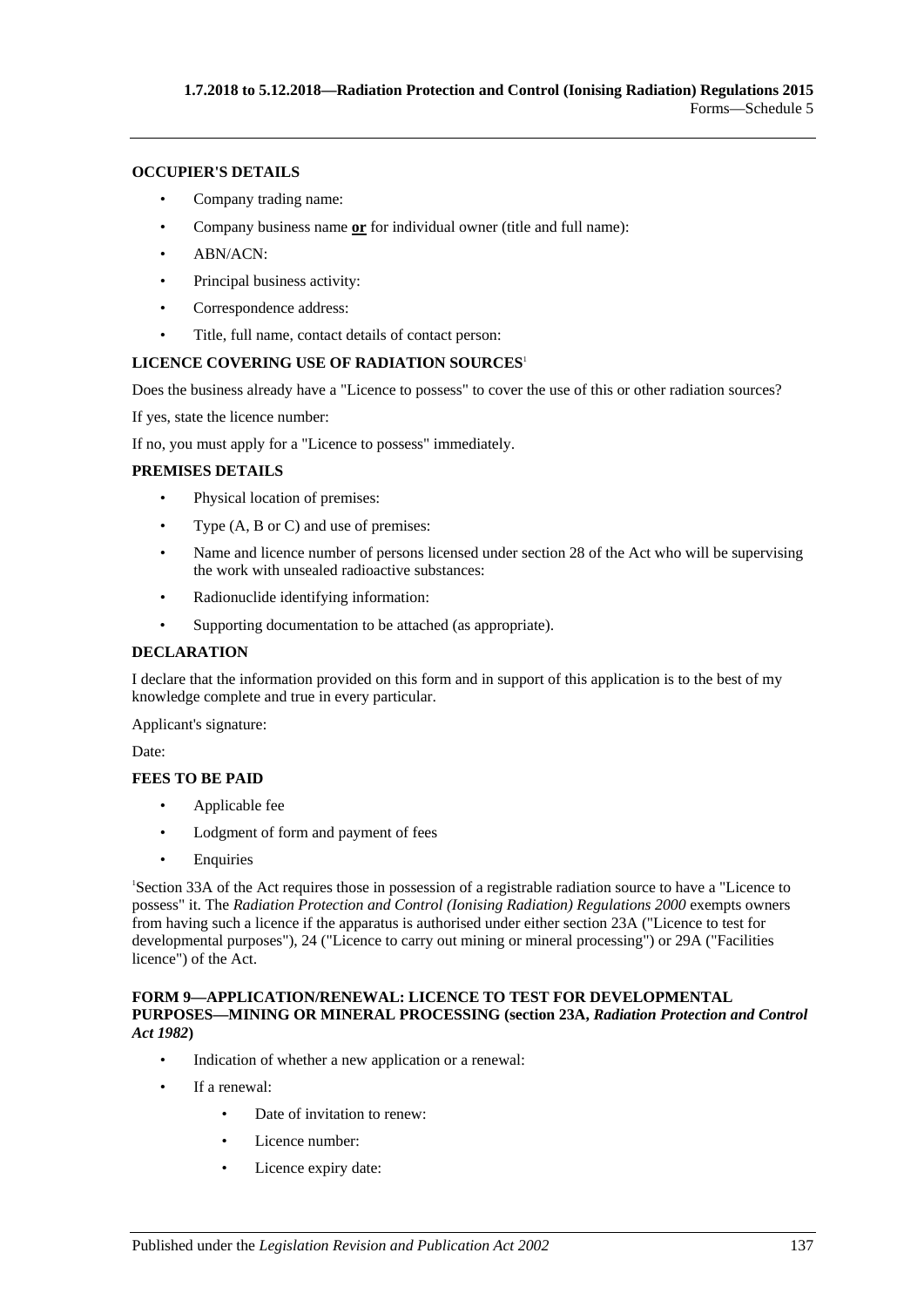#### OCCUPIER'S DETAILS

- Company trading name:
- Company business name **or** for individual owner (title and full name):
- ABN/ACN:
- Principal business activity:
- Correspondence address:
- Title, full name, contact details of contact person:

#### LICENCE COVERING USE OF RADIATION SOURCES[1]

Does the business already have a "Licence to possess" to cover the use of this or other radiation sources?

If yes, state the licence number:

If no, you must apply for a "Licence to possess" immediately.

#### PREMISES DETAILS

- Physical location of premises:
- Type (A, B or C) and use of premises:
- Name and licence number of persons licensed under section 28 of the Act who will be supervising the work with unsealed radioactive substances:
- Radionuclide identifying information:
- Supporting documentation to be attached (as appropriate).

#### DECLARATION

I declare that the information provided on this form and in support of this application is to the best of my knowledge complete and true in every particular.

Applicant's signature:

Date:

#### FEES TO BE PAID

- Applicable fee
- Lodgment of form and payment of fees
- Enquiries

[1]Section 33A of the Act requires those in possession of a registrable radiation source to have a "Licence to possess" it. The *Radiation Protection and Control (Ionising Radiation) Regulations 2000* exempts owners from having such a licence if the apparatus is authorised under either section 23A ("Licence to test for developmental purposes"), 24 ("Licence to carry out mining or mineral processing") or 29A ("Facilities licence") of the Act.

#### FORM 9—APPLICATION/RENEWAL: LICENCE TO TEST FOR DEVELOPMENTAL PURPOSES—MINING OR MINERAL PROCESSING (section 23A, *Radiation Protection and Control Act 1982*)

- Indication of whether a new application or a renewal:
- If a renewal:
    - Date of invitation to renew:
    - Licence number:
    - Licence expiry date: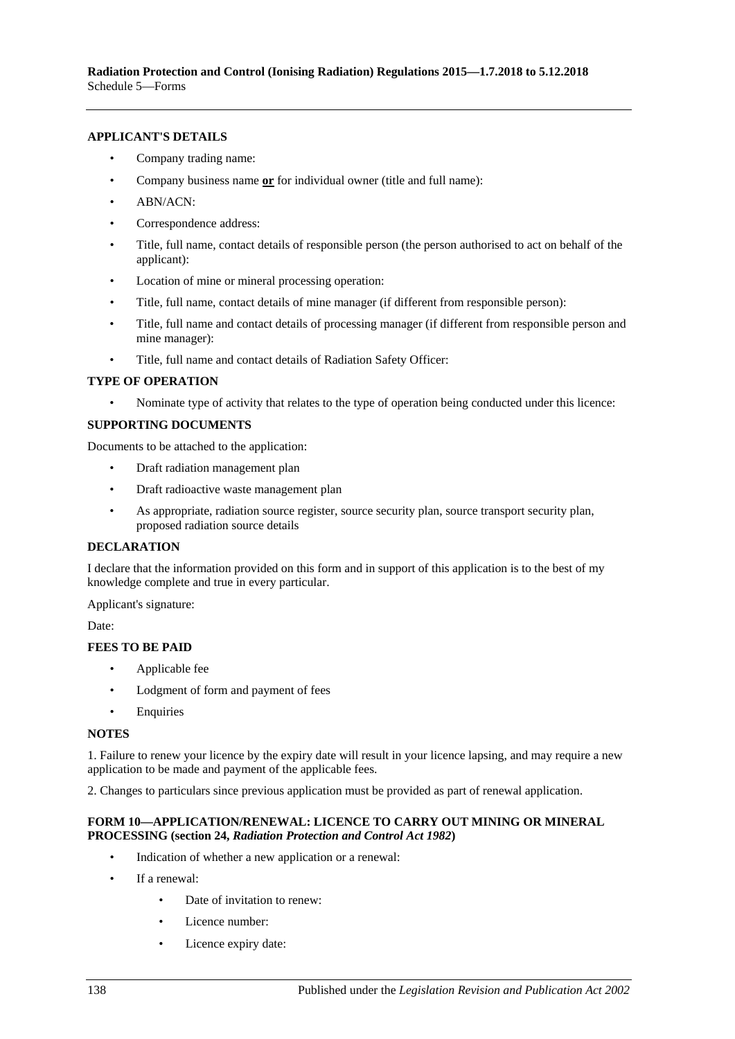**APPLICANT'S DETAILS**

- Company trading name:
- Company business name **or** for individual owner (title and full name):
- ABN/ACN:
- Correspondence address:
- Title, full name, contact details of responsible person (the person authorised to act on behalf of the applicant):
- Location of mine or mineral processing operation:
- Title, full name, contact details of mine manager (if different from responsible person):
- Title, full name and contact details of processing manager (if different from responsible person and mine manager):
- Title, full name and contact details of Radiation Safety Officer:

**TYPE OF OPERATION**

- Nominate type of activity that relates to the type of operation being conducted under this licence:

**SUPPORTING DOCUMENTS**

Documents to be attached to the application:

- Draft radiation management plan
- Draft radioactive waste management plan
- As appropriate, radiation source register, source security plan, source transport security plan, proposed radiation source details

**DECLARATION**

I declare that the information provided on this form and in support of this application is to the best of my knowledge complete and true in every particular.

Applicant's signature:

Date:

**FEES TO BE PAID**

- Applicable fee
- Lodgment of form and payment of fees
- Enquiries

**NOTES**

1. Failure to renew your licence by the expiry date will result in your licence lapsing, and may require a new application to be made and payment of the applicable fees.

2. Changes to particulars since previous application must be provided as part of renewal application.

**FORM 10—APPLICATION/RENEWAL: LICENCE TO CARRY OUT MINING OR MINERAL PROCESSING (section 24, *Radiation Protection and Control Act 1982*)**

- Indication of whether a new application or a renewal:
- If a renewal:
    - Date of invitation to renew:
    - Licence number:
    - Licence expiry date: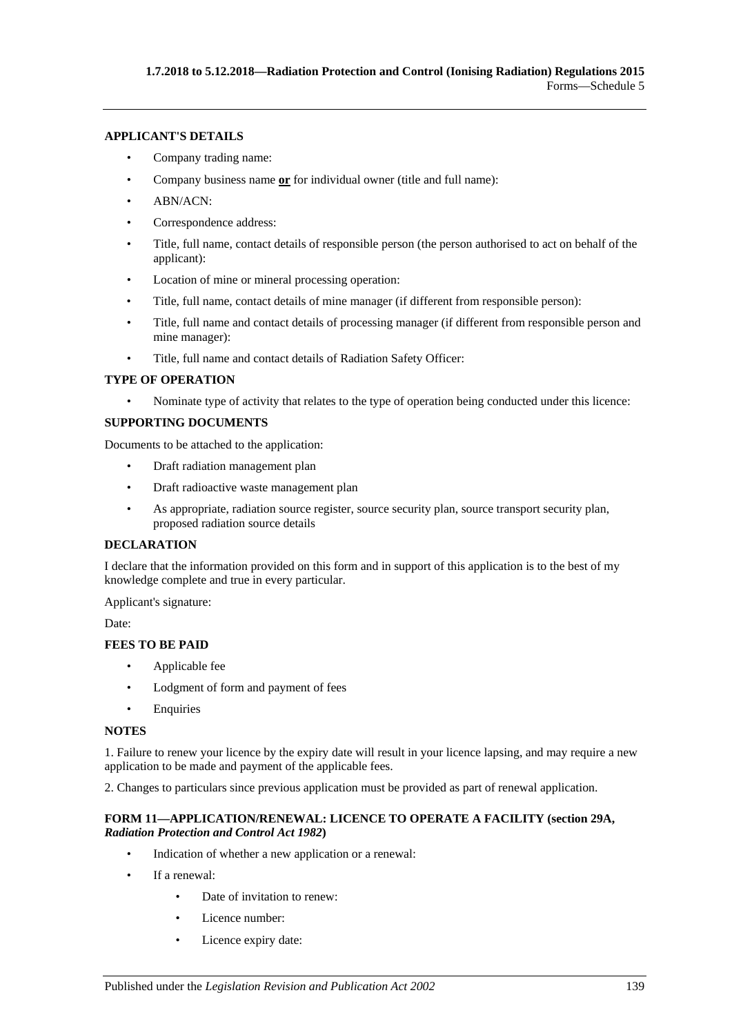**APPLICANT'S DETAILS**

- Company trading name:
- Company business name **or** for individual owner (title and full name):
- ABN/ACN:
- Correspondence address:
- Title, full name, contact details of responsible person (the person authorised to act on behalf of the applicant):
- Location of mine or mineral processing operation:
- Title, full name, contact details of mine manager (if different from responsible person):
- Title, full name and contact details of processing manager (if different from responsible person and mine manager):
- Title, full name and contact details of Radiation Safety Officer:

**TYPE OF OPERATION**

- Nominate type of activity that relates to the type of operation being conducted under this licence:

**SUPPORTING DOCUMENTS**

Documents to be attached to the application:

- Draft radiation management plan
- Draft radioactive waste management plan
- As appropriate, radiation source register, source security plan, source transport security plan, proposed radiation source details

**DECLARATION**

I declare that the information provided on this form and in support of this application is to the best of my knowledge complete and true in every particular.

Applicant's signature:

Date:

**FEES TO BE PAID**

- Applicable fee
- Lodgment of form and payment of fees
- Enquiries

**NOTES**

1. Failure to renew your licence by the expiry date will result in your licence lapsing, and may require a new application to be made and payment of the applicable fees.

2. Changes to particulars since previous application must be provided as part of renewal application.

**FORM 11—APPLICATION/RENEWAL: LICENCE TO OPERATE A FACILITY (section 29A, *Radiation Protection and Control Act 1982*)**

- Indication of whether a new application or a renewal:
- If a renewal:
    - Date of invitation to renew:
    - Licence number:
    - Licence expiry date: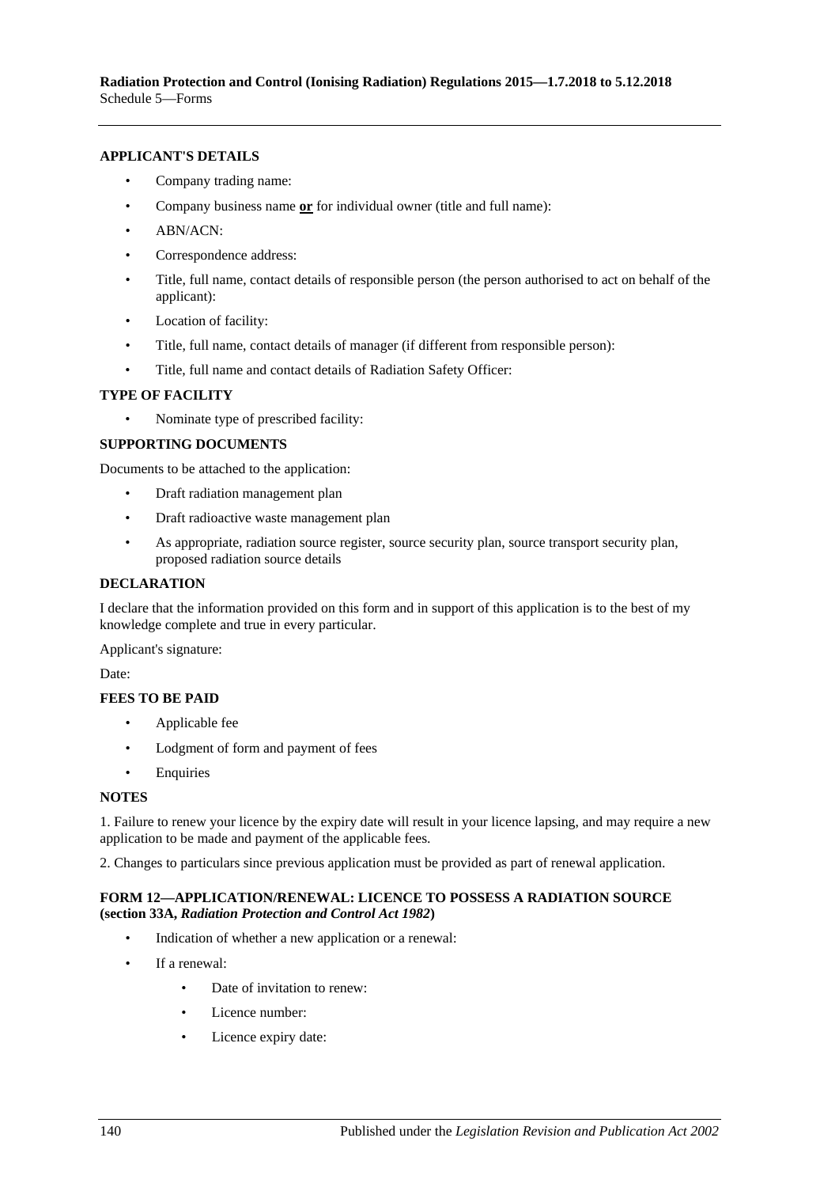**APPLICANT'S DETAILS**

- Company trading name:
- Company business name **or** for individual owner (title and full name):
- ABN/ACN:
- Correspondence address:
- Title, full name, contact details of responsible person (the person authorised to act on behalf of the applicant):
- Location of facility:
- Title, full name, contact details of manager (if different from responsible person):
- Title, full name and contact details of Radiation Safety Officer:

**TYPE OF FACILITY**

- Nominate type of prescribed facility:

**SUPPORTING DOCUMENTS**

Documents to be attached to the application:

- Draft radiation management plan
- Draft radioactive waste management plan
- As appropriate, radiation source register, source security plan, source transport security plan, proposed radiation source details

**DECLARATION**

I declare that the information provided on this form and in support of this application is to the best of my knowledge complete and true in every particular.

Applicant's signature:

Date:

**FEES TO BE PAID**

- Applicable fee
- Lodgment of form and payment of fees
- Enquiries

**NOTES**

1. Failure to renew your licence by the expiry date will result in your licence lapsing, and may require a new application to be made and payment of the applicable fees.

2. Changes to particulars since previous application must be provided as part of renewal application.

**FORM 12—APPLICATION/RENEWAL: LICENCE TO POSSESS A RADIATION SOURCE (section 33A, *Radiation Protection and Control Act 1982*)**

- Indication of whether a new application or a renewal:
- If a renewal:
  - Date of invitation to renew:
  - Licence number:
  - Licence expiry date: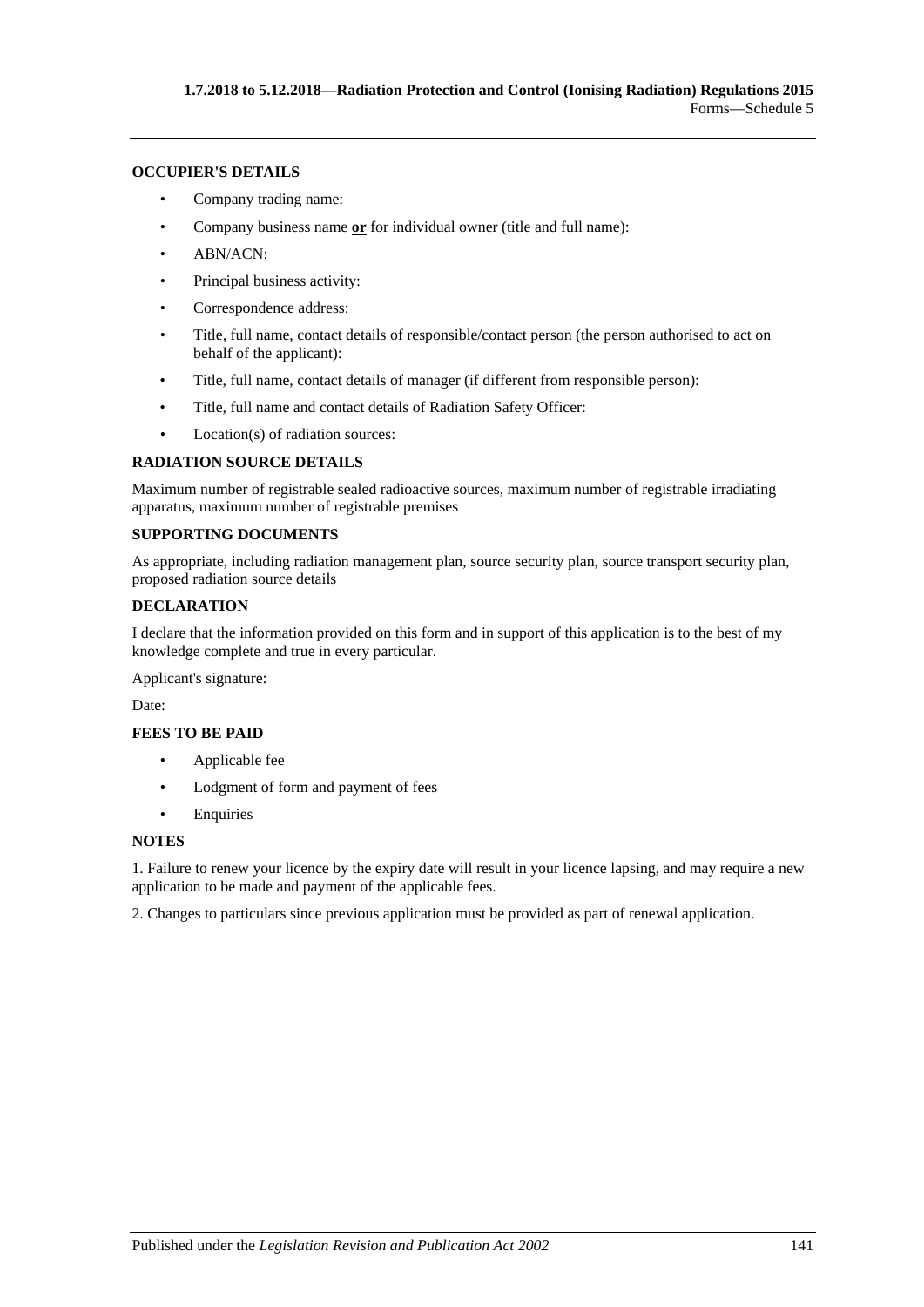**OCCUPIER'S DETAILS**

- Company trading name:
- Company business name **or** for individual owner (title and full name):
- ABN/ACN:
- Principal business activity:
- Correspondence address:
- Title, full name, contact details of responsible/contact person (the person authorised to act on behalf of the applicant):
- Title, full name, contact details of manager (if different from responsible person):
- Title, full name and contact details of Radiation Safety Officer:
- Location(s) of radiation sources:

**RADIATION SOURCE DETAILS**

Maximum number of registrable sealed radioactive sources, maximum number of registrable irradiating apparatus, maximum number of registrable premises

**SUPPORTING DOCUMENTS**

As appropriate, including radiation management plan, source security plan, source transport security plan, proposed radiation source details

**DECLARATION**

I declare that the information provided on this form and in support of this application is to the best of my knowledge complete and true in every particular.

Applicant's signature:

Date:

**FEES TO BE PAID**

- Applicable fee
- Lodgment of form and payment of fees
- Enquiries

**NOTES**

1. Failure to renew your licence by the expiry date will result in your licence lapsing, and may require a new application to be made and payment of the applicable fees.

2. Changes to particulars since previous application must be provided as part of renewal application.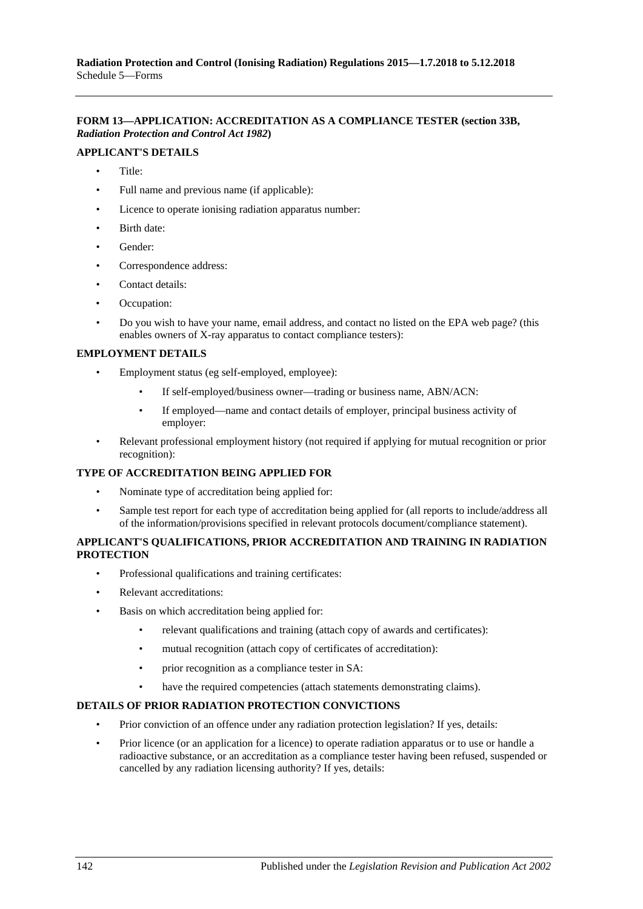**FORM 13—APPLICATION: ACCREDITATION AS A COMPLIANCE TESTER (section 33B, *Radiation Protection and Control Act 1982*)**

**APPLICANT'S DETAILS**

- Title:
- Full name and previous name (if applicable):
- Licence to operate ionising radiation apparatus number:
- Birth date:
- Gender:
- Correspondence address:
- Contact details:
- Occupation:
- Do you wish to have your name, email address, and contact no listed on the EPA web page? (this enables owners of X-ray apparatus to contact compliance testers):

**EMPLOYMENT DETAILS**

- Employment status (eg self-employed, employee):
    - If self-employed/business owner—trading or business name, ABN/ACN:
    - If employed—name and contact details of employer, principal business activity of employer:
- Relevant professional employment history (not required if applying for mutual recognition or prior recognition):

**TYPE OF ACCREDITATION BEING APPLIED FOR**

- Nominate type of accreditation being applied for:
- Sample test report for each type of accreditation being applied for (all reports to include/address all of the information/provisions specified in relevant protocols document/compliance statement).

**APPLICANT'S QUALIFICATIONS, PRIOR ACCREDITATION AND TRAINING IN RADIATION PROTECTION**

- Professional qualifications and training certificates:
- Relevant accreditations:
- Basis on which accreditation being applied for:
    - relevant qualifications and training (attach copy of awards and certificates):
    - mutual recognition (attach copy of certificates of accreditation):
    - prior recognition as a compliance tester in SA:
    - have the required competencies (attach statements demonstrating claims).

**DETAILS OF PRIOR RADIATION PROTECTION CONVICTIONS**

- Prior conviction of an offence under any radiation protection legislation? If yes, details:
- Prior licence (or an application for a licence) to operate radiation apparatus or to use or handle a radioactive substance, or an accreditation as a compliance tester having been refused, suspended or cancelled by any radiation licensing authority? If yes, details: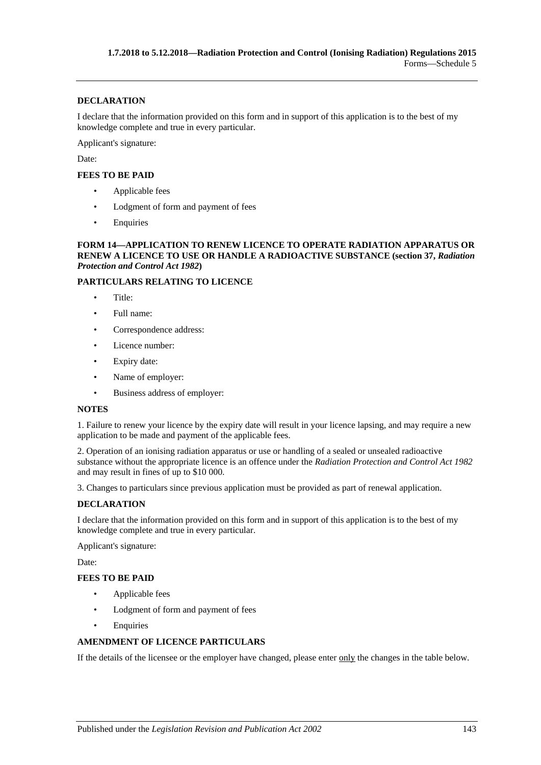**DECLARATION**

I declare that the information provided on this form and in support of this application is to the best of my knowledge complete and true in every particular.

Applicant's signature:

Date:

**FEES TO BE PAID**

- Applicable fees
- Lodgment of form and payment of fees
- Enquiries

**FORM 14—APPLICATION TO RENEW LICENCE TO OPERATE RADIATION APPARATUS OR RENEW A LICENCE TO USE OR HANDLE A RADIOACTIVE SUBSTANCE (section 37, *Radiation Protection and Control Act 1982*)**

**PARTICULARS RELATING TO LICENCE**

- Title:
- Full name:
- Correspondence address:
- Licence number:
- Expiry date:
- Name of employer:
- Business address of employer:

**NOTES**

1. Failure to renew your licence by the expiry date will result in your licence lapsing, and may require a new application to be made and payment of the applicable fees.

2. Operation of an ionising radiation apparatus or use or handling of a sealed or unsealed radioactive substance without the appropriate licence is an offence under the *Radiation Protection and Control Act 1982* and may result in fines of up to $10 000.

3. Changes to particulars since previous application must be provided as part of renewal application.

**DECLARATION**

I declare that the information provided on this form and in support of this application is to the best of my knowledge complete and true in every particular.

Applicant's signature:

Date:

**FEES TO BE PAID**

- Applicable fees
- Lodgment of form and payment of fees
- Enquiries

**AMENDMENT OF LICENCE PARTICULARS**

If the details of the licensee or the employer have changed, please enter only the changes in the table below.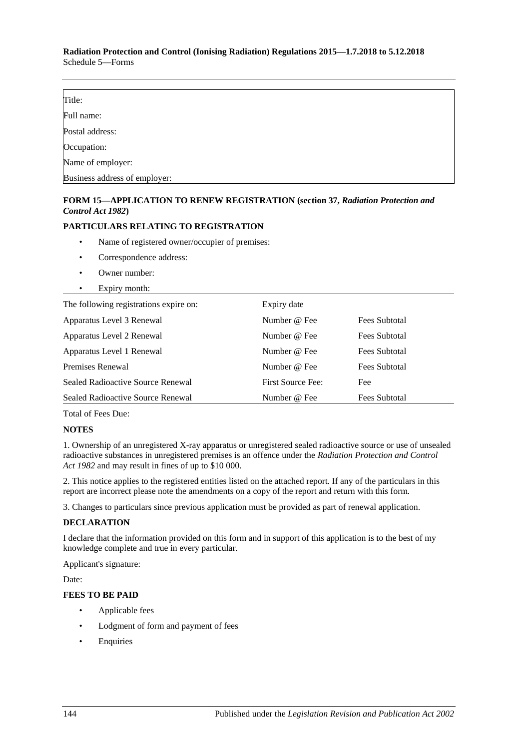| Title: |
|---|
| Full name: |
| Postal address: |
| Occupation: |
| Name of employer: |
| Business address of employer: |

**FORM 15—APPLICATION TO RENEW REGISTRATION (section 37,** ***Radiation Protection and Control Act 1982*****)**

**PARTICULARS RELATING TO REGISTRATION**

- Name of registered owner/occupier of premises:
- Correspondence address:
- Owner number:
- Expiry month:

| The following registrations expire on: | Expiry date | |
|---|---|---|
| Apparatus Level 3 Renewal | Number @ Fee | Fees Subtotal |
| Apparatus Level 2 Renewal | Number @ Fee | Fees Subtotal |
| Apparatus Level 1 Renewal | Number @ Fee | Fees Subtotal |
| Premises Renewal | Number @ Fee | Fees Subtotal |
| Sealed Radioactive Source Renewal | First Source Fee: | Fee |
| Sealed Radioactive Source Renewal | Number @ Fee | Fees Subtotal |

Total of Fees Due:

**NOTES**

1. Ownership of an unregistered X-ray apparatus or unregistered sealed radioactive source or use of unsealed radioactive substances in unregistered premises is an offence under the *Radiation Protection and Control Act 1982* and may result in fines of up to $10 000.

2. This notice applies to the registered entities listed on the attached report. If any of the particulars in this report are incorrect please note the amendments on a copy of the report and return with this form.

3. Changes to particulars since previous application must be provided as part of renewal application.

**DECLARATION**

I declare that the information provided on this form and in support of this application is to the best of my knowledge complete and true in every particular.

Applicant's signature:

Date:

**FEES TO BE PAID**

- Applicable fees
- Lodgment of form and payment of fees
- Enquiries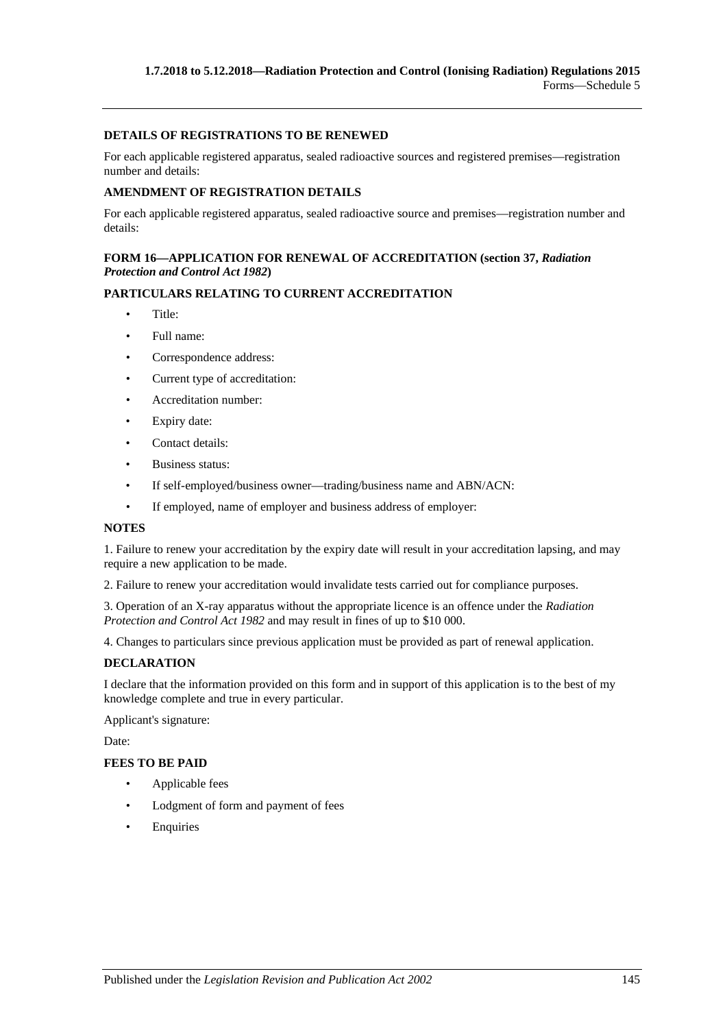**DETAILS OF REGISTRATIONS TO BE RENEWED**

For each applicable registered apparatus, sealed radioactive sources and registered premises—registration number and details:

**AMENDMENT OF REGISTRATION DETAILS**

For each applicable registered apparatus, sealed radioactive source and premises—registration number and details:

**FORM 16—APPLICATION FOR RENEWAL OF ACCREDITATION (section 37, *Radiation Protection and Control Act 1982*)**

**PARTICULARS RELATING TO CURRENT ACCREDITATION**

- Title:
- Full name:
- Correspondence address:
- Current type of accreditation:
- Accreditation number:
- Expiry date:
- Contact details:
- Business status:
- If self-employed/business owner—trading/business name and ABN/ACN:
- If employed, name of employer and business address of employer:

**NOTES**

1. Failure to renew your accreditation by the expiry date will result in your accreditation lapsing, and may require a new application to be made.

2. Failure to renew your accreditation would invalidate tests carried out for compliance purposes.

3. Operation of an X-ray apparatus without the appropriate licence is an offence under the *Radiation Protection and Control Act 1982* and may result in fines of up to $10 000.

4. Changes to particulars since previous application must be provided as part of renewal application.

**DECLARATION**

I declare that the information provided on this form and in support of this application is to the best of my knowledge complete and true in every particular.

Applicant's signature:

Date:

**FEES TO BE PAID**

- Applicable fees
- Lodgment of form and payment of fees
- Enquiries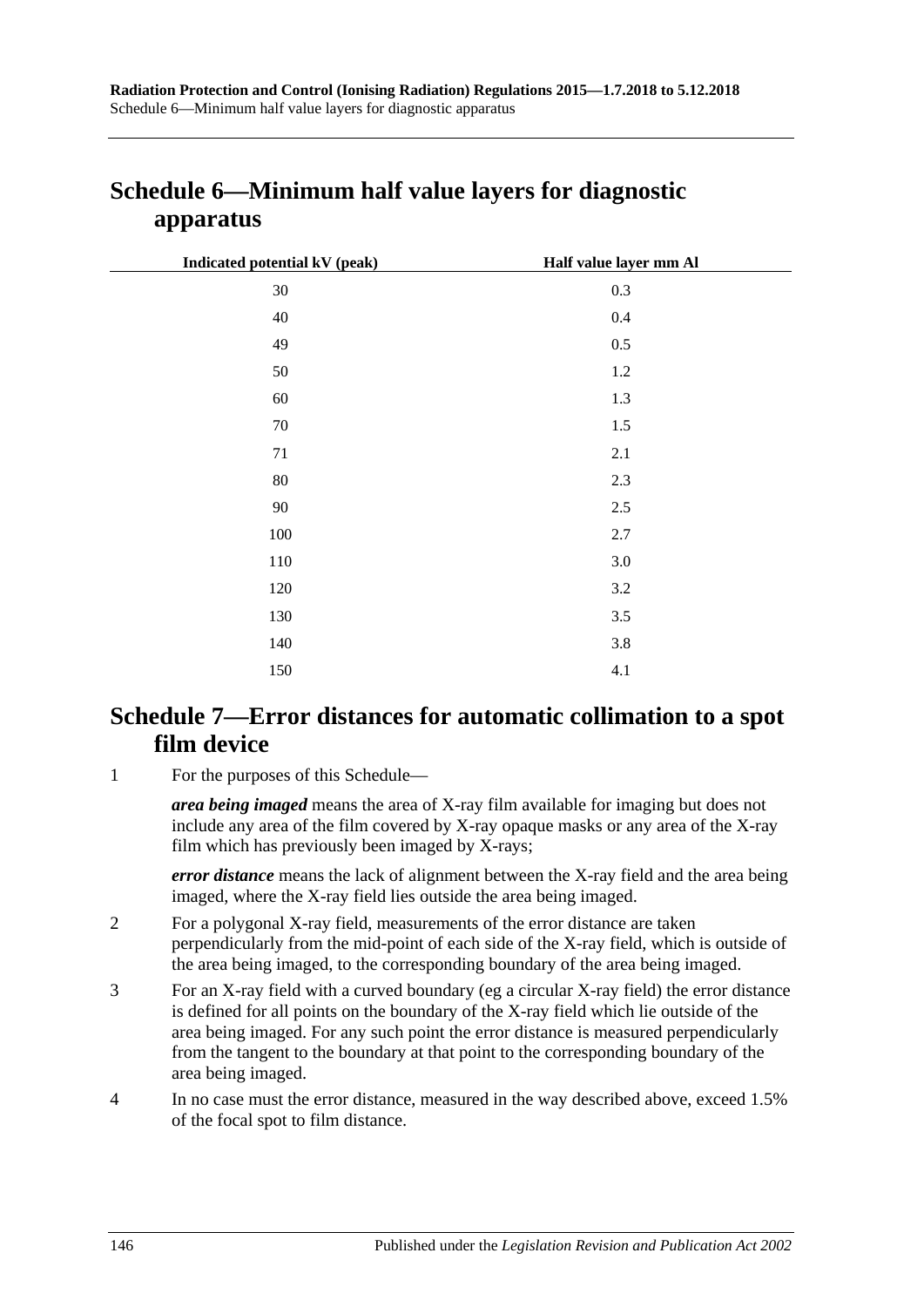# Schedule 6—Minimum half value layers for diagnostic apparatus

| Indicated potential kV (peak) | Half value layer mm Al |
|---|---|
| 30 | 0.3 |
| 40 | 0.4 |
| 49 | 0.5 |
| 50 | 1.2 |
| 60 | 1.3 |
| 70 | 1.5 |
| 71 | 2.1 |
| 80 | 2.3 |
| 90 | 2.5 |
| 100 | 2.7 |
| 110 | 3.0 |
| 120 | 3.2 |
| 130 | 3.5 |
| 140 | 3.8 |
| 150 | 4.1 |

# Schedule 7—Error distances for automatic collimation to a spot film device

1 For the purposes of this Schedule—

***area being imaged*** means the area of X-ray film available for imaging but does not include any area of the film covered by X-ray opaque masks or any area of the X-ray film which has previously been imaged by X-rays;

***error distance*** means the lack of alignment between the X-ray field and the area being imaged, where the X-ray field lies outside the area being imaged.

2 For a polygonal X-ray field, measurements of the error distance are taken perpendicularly from the mid-point of each side of the X-ray field, which is outside of the area being imaged, to the corresponding boundary of the area being imaged.

3 For an X-ray field with a curved boundary (eg a circular X-ray field) the error distance is defined for all points on the boundary of the X-ray field which lie outside of the area being imaged. For any such point the error distance is measured perpendicularly from the tangent to the boundary at that point to the corresponding boundary of the area being imaged.

4 In no case must the error distance, measured in the way described above, exceed 1.5% of the focal spot to film distance.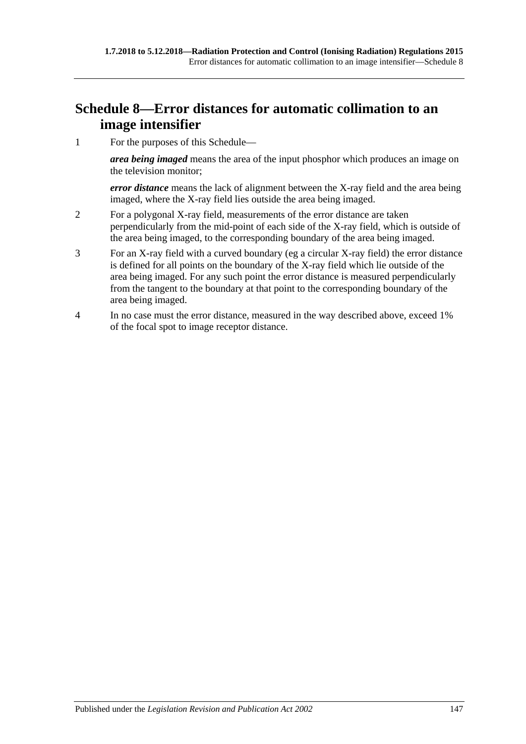## Schedule 8—Error distances for automatic collimation to an image intensifier

1 For the purposes of this Schedule—

***area being imaged*** means the area of the input phosphor which produces an image on the television monitor;

***error distance*** means the lack of alignment between the X-ray field and the area being imaged, where the X-ray field lies outside the area being imaged.

2 For a polygonal X-ray field, measurements of the error distance are taken perpendicularly from the mid-point of each side of the X-ray field, which is outside of the area being imaged, to the corresponding boundary of the area being imaged.

3 For an X-ray field with a curved boundary (eg a circular X-ray field) the error distance is defined for all points on the boundary of the X-ray field which lie outside of the area being imaged. For any such point the error distance is measured perpendicularly from the tangent to the boundary at that point to the corresponding boundary of the area being imaged.

4 In no case must the error distance, measured in the way described above, exceed 1% of the focal spot to image receptor distance.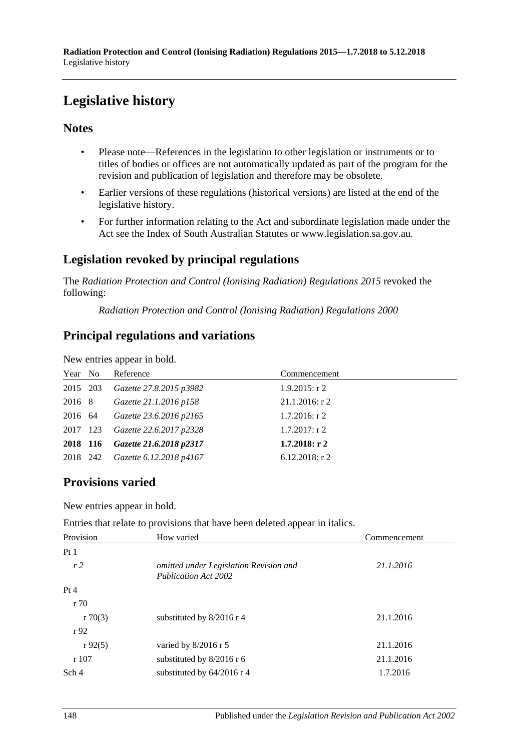# Legislative history

## Notes

- Please note—References in the legislation to other legislation or instruments or to titles of bodies or offices are not automatically updated as part of the program for the revision and publication of legislation and therefore may be obsolete.
- Earlier versions of these regulations (historical versions) are listed at the end of the legislative history.
- For further information relating to the Act and subordinate legislation made under the Act see the Index of South Australian Statutes or www.legislation.sa.gov.au.

## Legislation revoked by principal regulations

The *Radiation Protection and Control (Ionising Radiation) Regulations 2015* revoked the following:

*Radiation Protection and Control (Ionising Radiation) Regulations 2000*

## Principal regulations and variations

New entries appear in bold.

| Year | No | Reference | Commencement |
|---|---|---|---|
| 2015 | 203 | *Gazette 27.8.2015 p3982* | 1.9.2015: r 2 |
| 2016 | 8 | *Gazette 21.1.2016 p158* | 21.1.2016: r 2 |
| 2016 | 64 | *Gazette 23.6.2016 p2165* | 1.7.2016: r 2 |
| 2017 | 123 | *Gazette 22.6.2017 p2328* | 1.7.2017: r 2 |
| **2018** | **116** | ***Gazette 21.6.2018 p2317*** | **1.7.2018: r 2** |
| 2018 | 242 | *Gazette 6.12.2018 p4167* | 6.12.2018: r 2 |

## Provisions varied

New entries appear in bold.

Entries that relate to provisions that have been deleted appear in italics.

| Provision | How varied | Commencement |
|---|---|---|
| Pt 1 | | |
| *r 2* | *omitted under Legislation Revision and Publication Act 2002* | *21.1.2016* |
| Pt 4 | | |
| r 70 | | |
| r 70(3) | substituted by 8/2016 r 4 | 21.1.2016 |
| r 92 | | |
| r 92(5) | varied by 8/2016 r 5 | 21.1.2016 |
| r 107 | substituted by 8/2016 r 6 | 21.1.2016 |
| Sch 4 | substituted by 64/2016 r 4 | 1.7.2016 |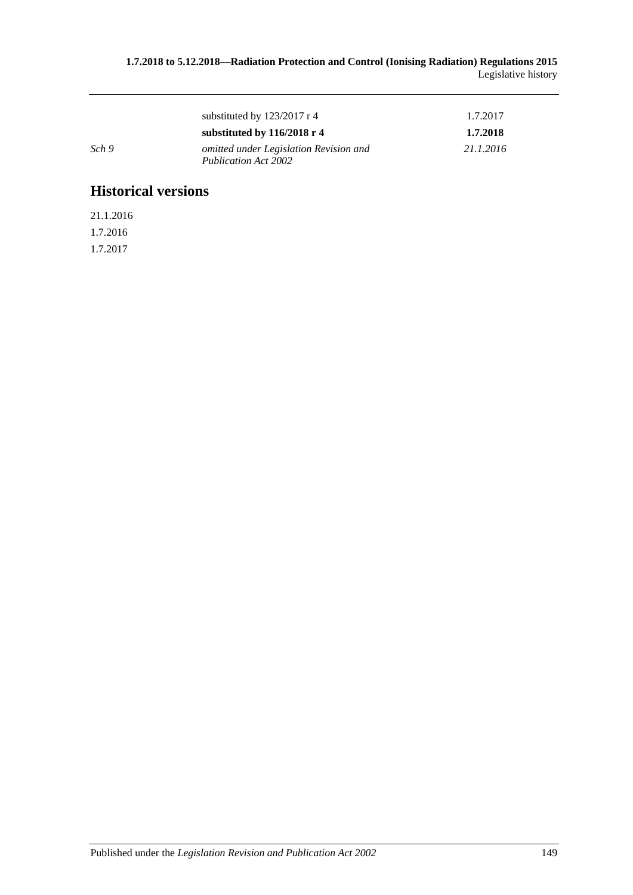| | | |
|---|---|---|
| | substituted by 123/2017 r 4 | 1.7.2017 |
| | **substituted by 116/2018 r 4** | **1.7.2018** |
| *Sch 9* | *omitted under Legislation Revision and Publication Act 2002* | *21.1.2016* |

## Historical versions

21.1.2016

1.7.2016

1.7.2017